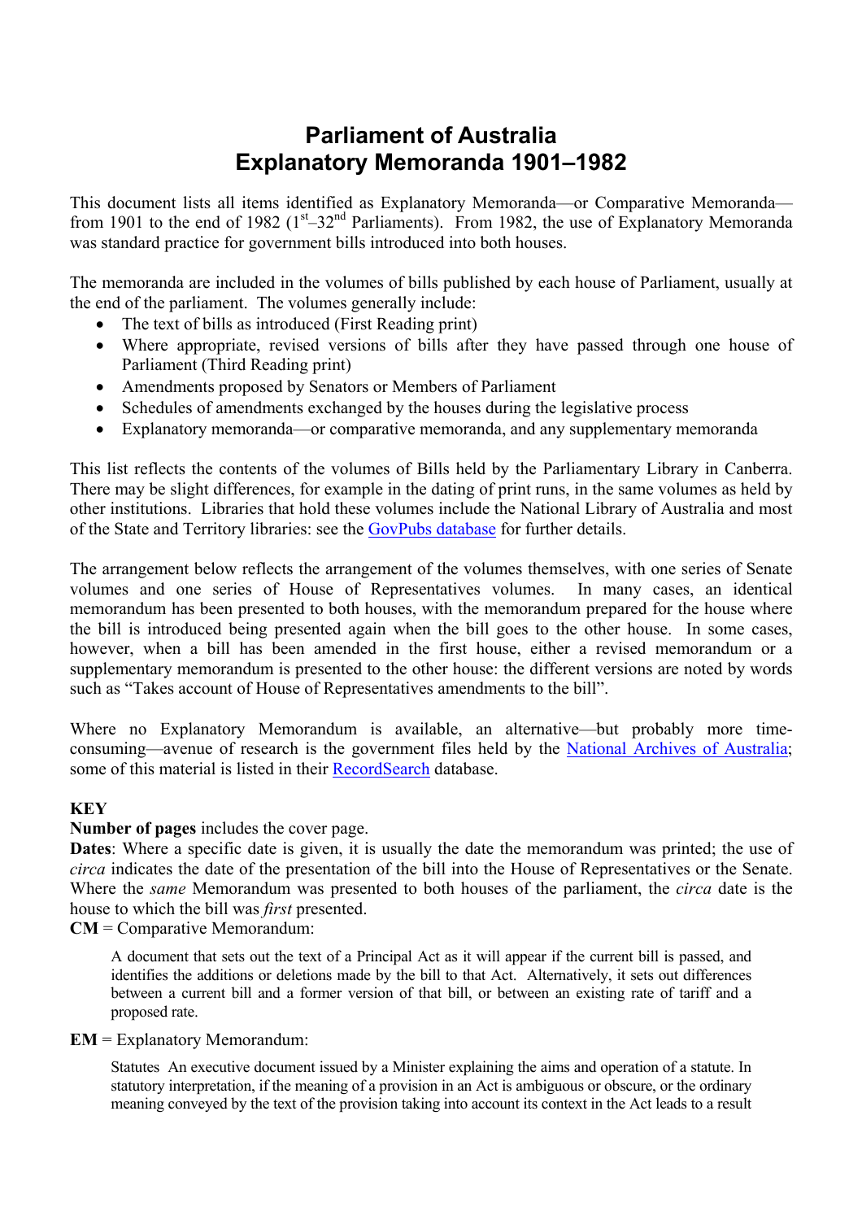# Parliament of Australia
# Explanatory Memoranda 1901–1982

This document lists all items identified as Explanatory Memoranda—or Comparative Memoranda—from 1901 to the end of 1982 (1st–32nd Parliaments). From 1982, the use of Explanatory Memoranda was standard practice for government bills introduced into both houses.

The memoranda are included in the volumes of bills published by each house of Parliament, usually at the end of the parliament. The volumes generally include:

- The text of bills as introduced (First Reading print)
- Where appropriate, revised versions of bills after they have passed through one house of Parliament (Third Reading print)
- Amendments proposed by Senators or Members of Parliament
- Schedules of amendments exchanged by the houses during the legislative process
- Explanatory memoranda—or comparative memoranda, and any supplementary memoranda

This list reflects the contents of the volumes of Bills held by the Parliamentary Library in Canberra. There may be slight differences, for example in the dating of print runs, in the same volumes as held by other institutions. Libraries that hold these volumes include the National Library of Australia and most of the State and Territory libraries: see the GovPubs database for further details.

The arrangement below reflects the arrangement of the volumes themselves, with one series of Senate volumes and one series of House of Representatives volumes. In many cases, an identical memorandum has been presented to both houses, with the memorandum prepared for the house where the bill is introduced being presented again when the bill goes to the other house. In some cases, however, when a bill has been amended in the first house, either a revised memorandum or a supplementary memorandum is presented to the other house: the different versions are noted by words such as "Takes account of House of Representatives amendments to the bill".

Where no Explanatory Memorandum is available, an alternative—but probably more time-consuming—avenue of research is the government files held by the National Archives of Australia; some of this material is listed in their RecordSearch database.

**KEY**

**Number of pages** includes the cover page.

**Dates**: Where a specific date is given, it is usually the date the memorandum was printed; the use of *circa* indicates the date of the presentation of the bill into the House of Representatives or the Senate. Where the *same* Memorandum was presented to both houses of the parliament, the *circa* date is the house to which the bill was *first* presented.

**CM** = Comparative Memorandum:

> A document that sets out the text of a Principal Act as it will appear if the current bill is passed, and identifies the additions or deletions made by the bill to that Act. Alternatively, it sets out differences between a current bill and a former version of that bill, or between an existing rate of tariff and a proposed rate.

**EM** = Explanatory Memorandum:

> Statutes An executive document issued by a Minister explaining the aims and operation of a statute. In statutory interpretation, if the meaning of a provision in an Act is ambiguous or obscure, or the ordinary meaning conveyed by the text of the provision taking into account its context in the Act leads to a result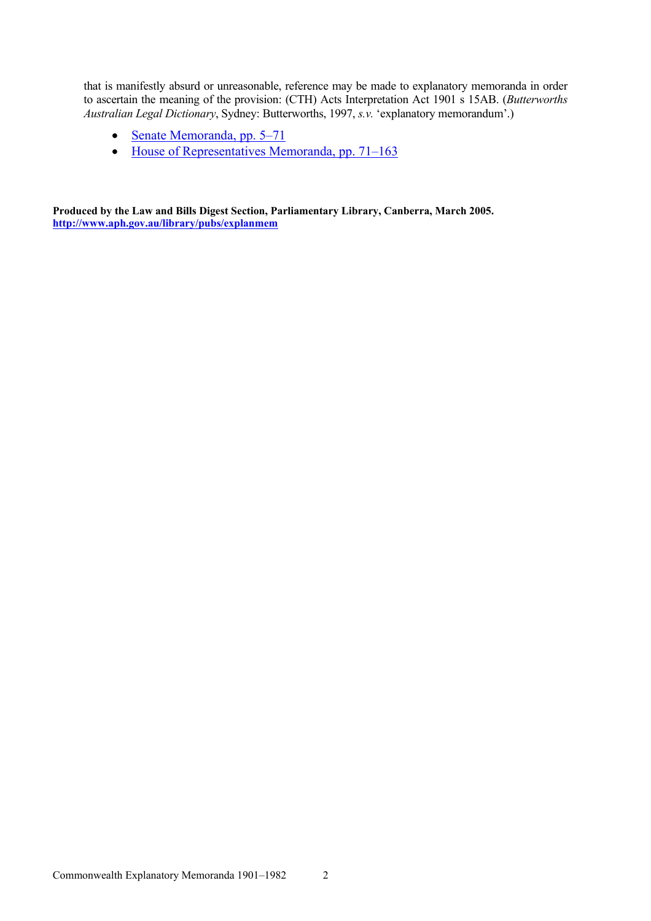that is manifestly absurd or unreasonable, reference may be made to explanatory memoranda in order to ascertain the meaning of the provision: (CTH) Acts Interpretation Act 1901 s 15AB. (*Butterworths Australian Legal Dictionary*, Sydney: Butterworths, 1997, *s.v.* 'explanatory memorandum'.)

- Senate Memoranda, pp. 5–71
- House of Representatives Memoranda, pp. 71–163

**Produced by the Law and Bills Digest Section, Parliamentary Library, Canberra, March 2005.**
**http://www.aph.gov.au/library/pubs/explanmem**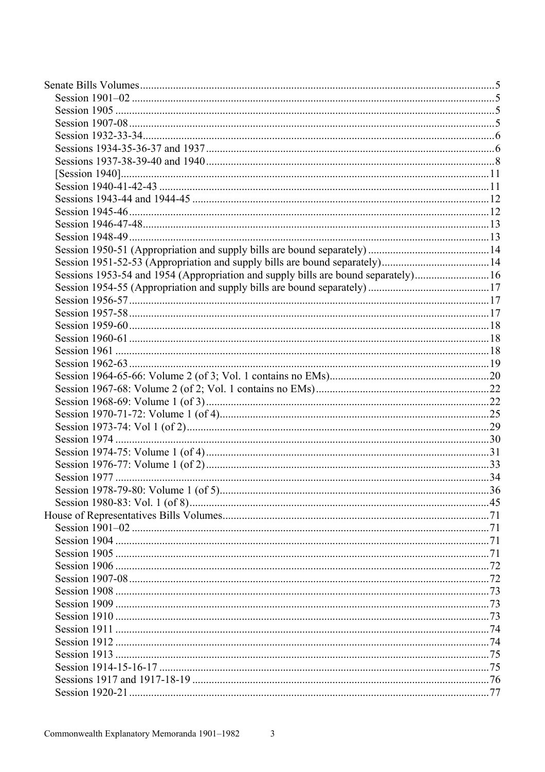Senate Bills Volumes ..... 5
- Session 1901–02 ..... 5
- Session 1905 ..... 5
- Session 1907-08 ..... 5
- Session 1932-33-34 ..... 6
- Sessions 1934-35-36-37 and 1937 ..... 6
- Sessions 1937-38-39-40 and 1940 ..... 8
- [Session 1940] ..... 11
- Session 1940-41-42-43 ..... 11
- Sessions 1943-44 and 1944-45 ..... 12
- Session 1945-46 ..... 12
- Session 1946-47-48 ..... 13
- Session 1948-49 ..... 13
- Session 1950-51 (Appropriation and supply bills are bound separately) ..... 14
- Session 1951-52-53 (Appropriation and supply bills are bound separately) ..... 14
- Sessions 1953-54 and 1954 (Appropriation and supply bills are bound separately) ..... 16
- Session 1954-55 (Appropriation and supply bills are bound separately) ..... 17
- Session 1956-57 ..... 17
- Session 1957-58 ..... 17
- Session 1959-60 ..... 18
- Session 1960-61 ..... 18
- Session 1961 ..... 18
- Session 1962-63 ..... 19
- Session 1964-65-66: Volume 2 (of 3; Vol. 1 contains no EMs) ..... 20
- Session 1967-68: Volume 2 (of 2; Vol. 1 contains no EMs) ..... 22
- Session 1968-69: Volume 1 (of 3) ..... 22
- Session 1970-71-72: Volume 1 (of 4) ..... 25
- Session 1973-74: Vol 1 (of 2) ..... 29
- Session 1974 ..... 30
- Session 1974-75: Volume 1 (of 4) ..... 31
- Session 1976-77: Volume 1 (of 2) ..... 33
- Session 1977 ..... 34
- Session 1978-79-80: Volume 1 (of 5) ..... 36
- Session 1980-83: Vol. 1 (of 8) ..... 45

House of Representatives Bills Volumes ..... 71
- Session 1901–02 ..... 71
- Session 1904 ..... 71
- Session 1905 ..... 71
- Session 1906 ..... 72
- Session 1907-08 ..... 72
- Session 1908 ..... 73
- Session 1909 ..... 73
- Session 1910 ..... 73
- Session 1911 ..... 74
- Session 1912 ..... 74
- Session 1913 ..... 75
- Session 1914-15-16-17 ..... 75
- Sessions 1917 and 1917-18-19 ..... 76
- Session 1920-21 ..... 77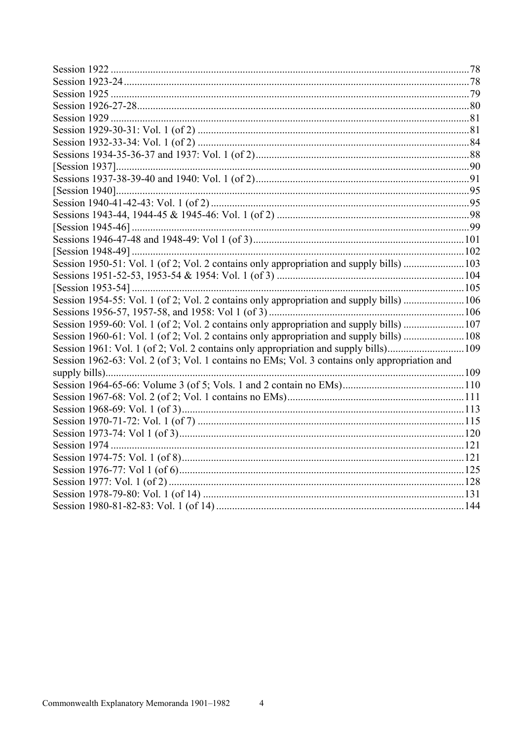Session 1922 ....................................................................................................................................78
Session 1923-24 ...............................................................................................................................78
Session 1925 ....................................................................................................................................79
Session 1926-27-28..........................................................................................................................80
Session 1929 ....................................................................................................................................81
Session 1929-30-31: Vol. 1 (of 2) ...................................................................................................81
Session 1932-33-34: Vol. 1 (of 2) ...................................................................................................84
Sessions 1934-35-36-37 and 1937: Vol. 1 (of 2)..............................................................................88
[Session 1937]..................................................................................................................................90
Sessions 1937-38-39-40 and 1940: Vol. 1 (of 2)..............................................................................91
[Session 1940]..................................................................................................................................95
Session 1940-41-42-43: Vol. 1 (of 2) ...............................................................................................95
Sessions 1943-44, 1944-45 & 1945-46: Vol. 1 (of 2) ......................................................................98
[Session 1945-46] ............................................................................................................................99
Sessions 1946-47-48 and 1948-49: Vol 1 (of 3)..............................................................................101
[Session 1948-49] ..........................................................................................................................102
Session 1950-51: Vol. 1 (of 2; Vol. 2 contains only appropriation and supply bills) .....................103
Sessions 1951-52-53, 1953-54 & 1954: Vol. 1 (of 3) .....................................................................104
[Session 1953-54] ..........................................................................................................................105
Session 1954-55: Vol. 1 (of 2; Vol. 2 contains only appropriation and supply bills) .....................106
Sessions 1956-57, 1957-58, and 1958: Vol 1 (of 3) ........................................................................106
Session 1959-60: Vol. 1 (of 2; Vol. 2 contains only appropriation and supply bills) .....................107
Session 1960-61: Vol. 1 (of 2; Vol. 2 contains only appropriation and supply bills) .....................108
Session 1961: Vol. 1 (of 2; Vol. 2 contains only appropriation and supply bills)...........................109
Session 1962-63: Vol. 2 (of 3; Vol. 1 contains no EMs; Vol. 3 contains only appropriation and supply bills).....................................................................................................................................109
Session 1964-65-66: Volume 3 (of 5; Vols. 1 and 2 contain no EMs)............................................110
Session 1967-68: Vol. 2 (of 2; Vol. 1 contains no EMs).................................................................111
Session 1968-69: Vol. 1 (of 3).........................................................................................................113
Session 1970-71-72: Vol. 1 (of 7) ...................................................................................................115
Session 1973-74: Vol 1 (of 3)..........................................................................................................120
Session 1974 ...................................................................................................................................121
Session 1974-75: Vol. 1 (of 8).........................................................................................................121
Session 1976-77: Vol 1 (of 6)..........................................................................................................125
Session 1977: Vol. 1 (of 2) .............................................................................................................128
Session 1978-79-80: Vol. 1 (of 14) .................................................................................................131
Session 1980-81-82-83: Vol. 1 (of 14) ............................................................................................144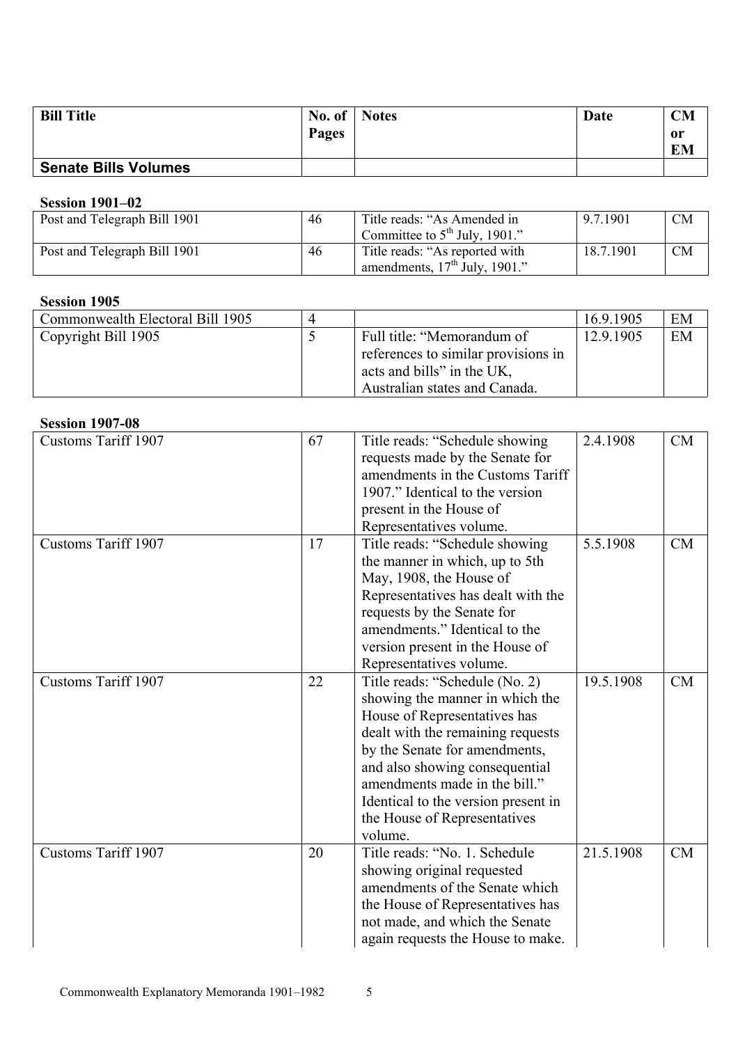| Bill Title | No. of Pages | Notes | Date | CM or EM |
|---|---|---|---|---|
| **Senate Bills Volumes** | | | | |

**Session 1901–02**

| Bill Title | No. of Pages | Notes | Date | CM or EM |
|---|---|---|---|---|
| Post and Telegraph Bill 1901 | 46 | Title reads: "As Amended in Committee to 5th July, 1901." | 9.7.1901 | CM |
| Post and Telegraph Bill 1901 | 46 | Title reads: "As reported with amendments, 17th July, 1901." | 18.7.1901 | CM |

**Session 1905**

| Bill Title | No. of Pages | Notes | Date | CM or EM |
|---|---|---|---|---|
| Commonwealth Electoral Bill 1905 | 4 | | 16.9.1905 | EM |
| Copyright Bill 1905 | 5 | Full title: "Memorandum of references to similar provisions in acts and bills" in the UK, Australian states and Canada. | 12.9.1905 | EM |

**Session 1907-08**

| Bill Title | No. of Pages | Notes | Date | CM or EM |
|---|---|---|---|---|
| Customs Tariff 1907 | 67 | Title reads: "Schedule showing requests made by the Senate for amendments in the Customs Tariff 1907." Identical to the version present in the House of Representatives volume. | 2.4.1908 | CM |
| Customs Tariff 1907 | 17 | Title reads: "Schedule showing the manner in which, up to 5th May, 1908, the House of Representatives has dealt with the requests by the Senate for amendments." Identical to the version present in the House of Representatives volume. | 5.5.1908 | CM |
| Customs Tariff 1907 | 22 | Title reads: "Schedule (No. 2) showing the manner in which the House of Representatives has dealt with the remaining requests by the Senate for amendments, and also showing consequential amendments made in the bill." Identical to the version present in the House of Representatives volume. | 19.5.1908 | CM |
| Customs Tariff 1907 | 20 | Title reads: "No. 1. Schedule showing original requested amendments of the Senate which the House of Representatives has not made, and which the Senate again requests the House to make. | 21.5.1908 | CM |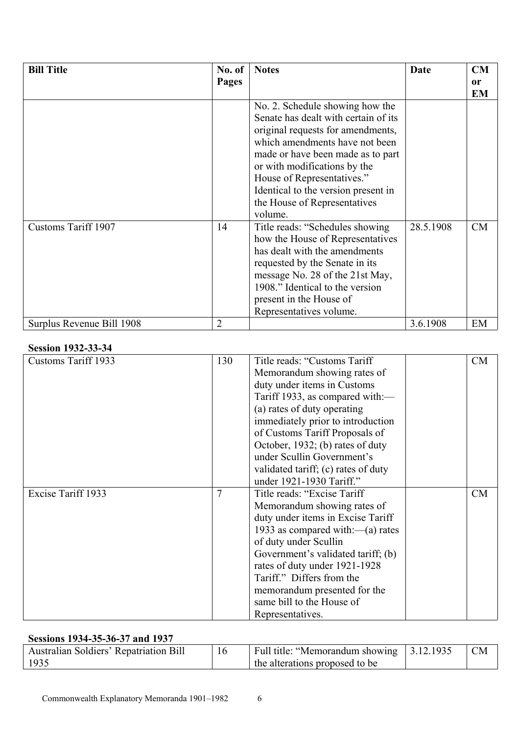| Bill Title | No. of Pages | Notes | Date | CM or EM |
|---|---|---|---|---|
| | | No. 2. Schedule showing how the Senate has dealt with certain of its original requests for amendments, which amendments have not been made or have been made as to part or with modifications by the House of Representatives." Identical to the version present in the House of Representatives volume. | | |
| Customs Tariff 1907 | 14 | Title reads: "Schedules showing how the House of Representatives has dealt with the amendments requested by the Senate in its message No. 28 of the 21st May, 1908." Identical to the version present in the House of Representatives volume. | 28.5.1908 | CM |
| Surplus Revenue Bill 1908 | 2 | | 3.6.1908 | EM |

**Session 1932-33-34**

| Bill Title | No. of Pages | Notes | Date | CM or EM |
|---|---|---|---|---|
| Customs Tariff 1933 | 130 | Title reads: "Customs Tariff Memorandum showing rates of duty under items in Customs Tariff 1933, as compared with:—(a) rates of duty operating immediately prior to introduction of Customs Tariff Proposals of October, 1932; (b) rates of duty under Scullin Government's validated tariff; (c) rates of duty under 1921-1930 Tariff." | | CM |
| Excise Tariff 1933 | 7 | Title reads: "Excise Tariff Memorandum showing rates of duty under items in Excise Tariff 1933 as compared with:—(a) rates of duty under Scullin Government's validated tariff; (b) rates of duty under 1921-1928 Tariff." Differs from the memorandum presented for the same bill to the House of Representatives. | | CM |

**Sessions 1934-35-36-37 and 1937**

| Bill Title | No. of Pages | Notes | Date | CM or EM |
|---|---|---|---|---|
| Australian Soldiers' Repatriation Bill 1935 | 16 | Full title: "Memorandum showing the alterations proposed to be | 3.12.1935 | CM |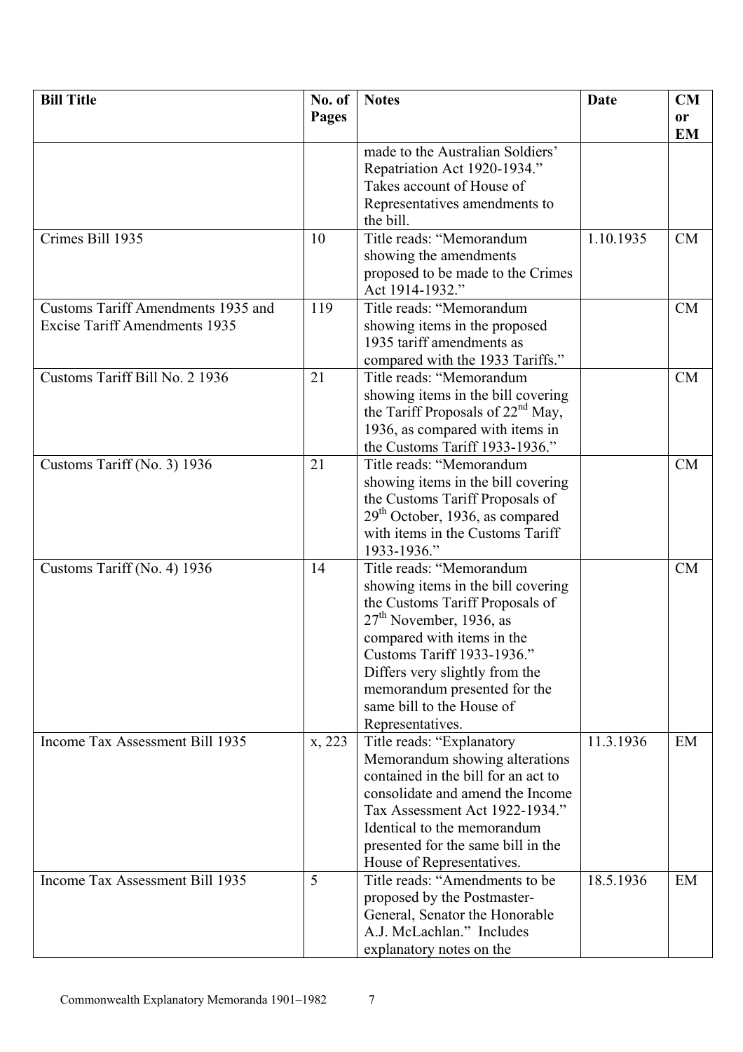| Bill Title | No. of Pages | Notes | Date | CM or EM |
|---|---|---|---|---|
| | | made to the Australian Soldiers' Repatriation Act 1920-1934." Takes account of House of Representatives amendments to the bill. | | |
| Crimes Bill 1935 | 10 | Title reads: "Memorandum showing the amendments proposed to be made to the Crimes Act 1914-1932." | 1.10.1935 | CM |
| Customs Tariff Amendments 1935 and Excise Tariff Amendments 1935 | 119 | Title reads: "Memorandum showing items in the proposed 1935 tariff amendments as compared with the 1933 Tariffs." | | CM |
| Customs Tariff Bill No. 2 1936 | 21 | Title reads: "Memorandum showing items in the bill covering the Tariff Proposals of 22nd May, 1936, as compared with items in the Customs Tariff 1933-1936." | | CM |
| Customs Tariff (No. 3) 1936 | 21 | Title reads: "Memorandum showing items in the bill covering the Customs Tariff Proposals of 29th October, 1936, as compared with items in the Customs Tariff 1933-1936." | | CM |
| Customs Tariff (No. 4) 1936 | 14 | Title reads: "Memorandum showing items in the bill covering the Customs Tariff Proposals of 27th November, 1936, as compared with items in the Customs Tariff 1933-1936." Differs very slightly from the memorandum presented for the same bill to the House of Representatives. | | CM |
| Income Tax Assessment Bill 1935 | x, 223 | Title reads: "Explanatory Memorandum showing alterations contained in the bill for an act to consolidate and amend the Income Tax Assessment Act 1922-1934." Identical to the memorandum presented for the same bill in the House of Representatives. | 11.3.1936 | EM |
| Income Tax Assessment Bill 1935 | 5 | Title reads: "Amendments to be proposed by the Postmaster-General, Senator the Honorable A.J. McLachlan." Includes explanatory notes on the | 18.5.1936 | EM |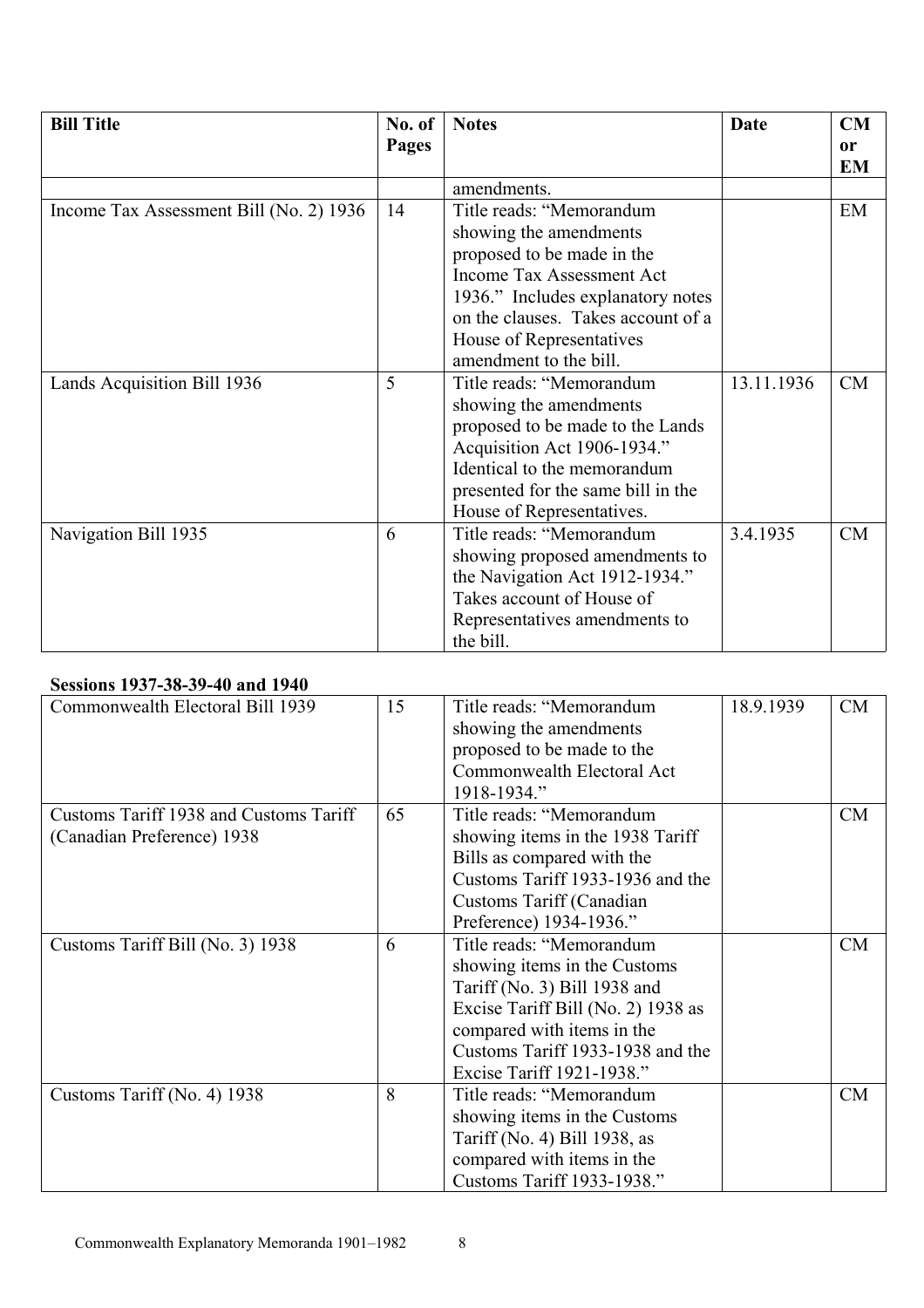| Bill Title | No. of Pages | Notes | Date | CM or EM |
|---|---|---|---|---|
| | | amendments. | | |
| Income Tax Assessment Bill (No. 2) 1936 | 14 | Title reads: "Memorandum showing the amendments proposed to be made in the Income Tax Assessment Act 1936." Includes explanatory notes on the clauses. Takes account of a House of Representatives amendment to the bill. | | EM |
| Lands Acquisition Bill 1936 | 5 | Title reads: "Memorandum showing the amendments proposed to be made to the Lands Acquisition Act 1906-1934." Identical to the memorandum presented for the same bill in the House of Representatives. | 13.11.1936 | CM |
| Navigation Bill 1935 | 6 | Title reads: "Memorandum showing proposed amendments to the Navigation Act 1912-1934." Takes account of House of Representatives amendments to the bill. | 3.4.1935 | CM |

**Sessions 1937-38-39-40 and 1940**

| Bill Title | No. of Pages | Notes | Date | CM or EM |
|---|---|---|---|---|
| Commonwealth Electoral Bill 1939 | 15 | Title reads: "Memorandum showing the amendments proposed to be made to the Commonwealth Electoral Act 1918-1934." | 18.9.1939 | CM |
| Customs Tariff 1938 and Customs Tariff (Canadian Preference) 1938 | 65 | Title reads: "Memorandum showing items in the 1938 Tariff Bills as compared with the Customs Tariff 1933-1936 and the Customs Tariff (Canadian Preference) 1934-1936." | | CM |
| Customs Tariff Bill (No. 3) 1938 | 6 | Title reads: "Memorandum showing items in the Customs Tariff (No. 3) Bill 1938 and Excise Tariff Bill (No. 2) 1938 as compared with items in the Customs Tariff 1933-1938 and the Excise Tariff 1921-1938." | | CM |
| Customs Tariff (No. 4) 1938 | 8 | Title reads: "Memorandum showing items in the Customs Tariff (No. 4) Bill 1938, as compared with items in the Customs Tariff 1933-1938." | | CM |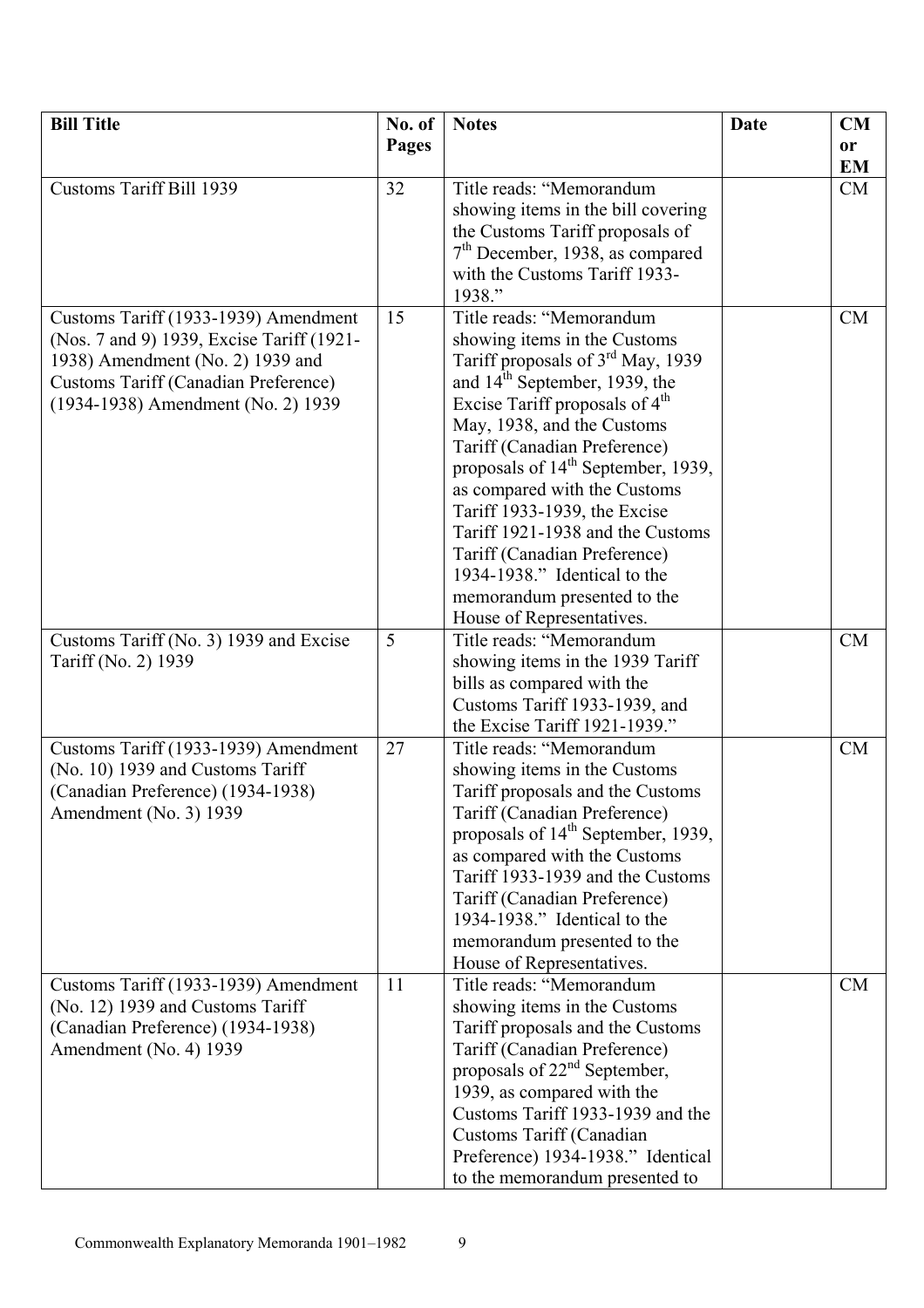| Bill Title | No. of Pages | Notes | Date | CM or EM |
|---|---|---|---|---|
| Customs Tariff Bill 1939 | 32 | Title reads: "Memorandum showing items in the bill covering the Customs Tariff proposals of 7th December, 1938, as compared with the Customs Tariff 1933-1938." | | CM |
| Customs Tariff (1933-1939) Amendment (Nos. 7 and 9) 1939, Excise Tariff (1921-1938) Amendment (No. 2) 1939 and Customs Tariff (Canadian Preference) (1934-1938) Amendment (No. 2) 1939 | 15 | Title reads: "Memorandum showing items in the Customs Tariff proposals of 3rd May, 1939 and 14th September, 1939, the Excise Tariff proposals of 4th May, 1938, and the Customs Tariff (Canadian Preference) proposals of 14th September, 1939, as compared with the Customs Tariff 1933-1939, the Excise Tariff 1921-1938 and the Customs Tariff (Canadian Preference) 1934-1938." Identical to the memorandum presented to the House of Representatives. | | CM |
| Customs Tariff (No. 3) 1939 and Excise Tariff (No. 2) 1939 | 5 | Title reads: "Memorandum showing items in the 1939 Tariff bills as compared with the Customs Tariff 1933-1939, and the Excise Tariff 1921-1939." | | CM |
| Customs Tariff (1933-1939) Amendment (No. 10) 1939 and Customs Tariff (Canadian Preference) (1934-1938) Amendment (No. 3) 1939 | 27 | Title reads: "Memorandum showing items in the Customs Tariff proposals and the Customs Tariff (Canadian Preference) proposals of 14th September, 1939, as compared with the Customs Tariff 1933-1939 and the Customs Tariff (Canadian Preference) 1934-1938." Identical to the memorandum presented to the House of Representatives. | | CM |
| Customs Tariff (1933-1939) Amendment (No. 12) 1939 and Customs Tariff (Canadian Preference) (1934-1938) Amendment (No. 4) 1939 | 11 | Title reads: "Memorandum showing items in the Customs Tariff proposals and the Customs Tariff (Canadian Preference) proposals of 22nd September, 1939, as compared with the Customs Tariff 1933-1939 and the Customs Tariff (Canadian Preference) 1934-1938." Identical to the memorandum presented to | | CM |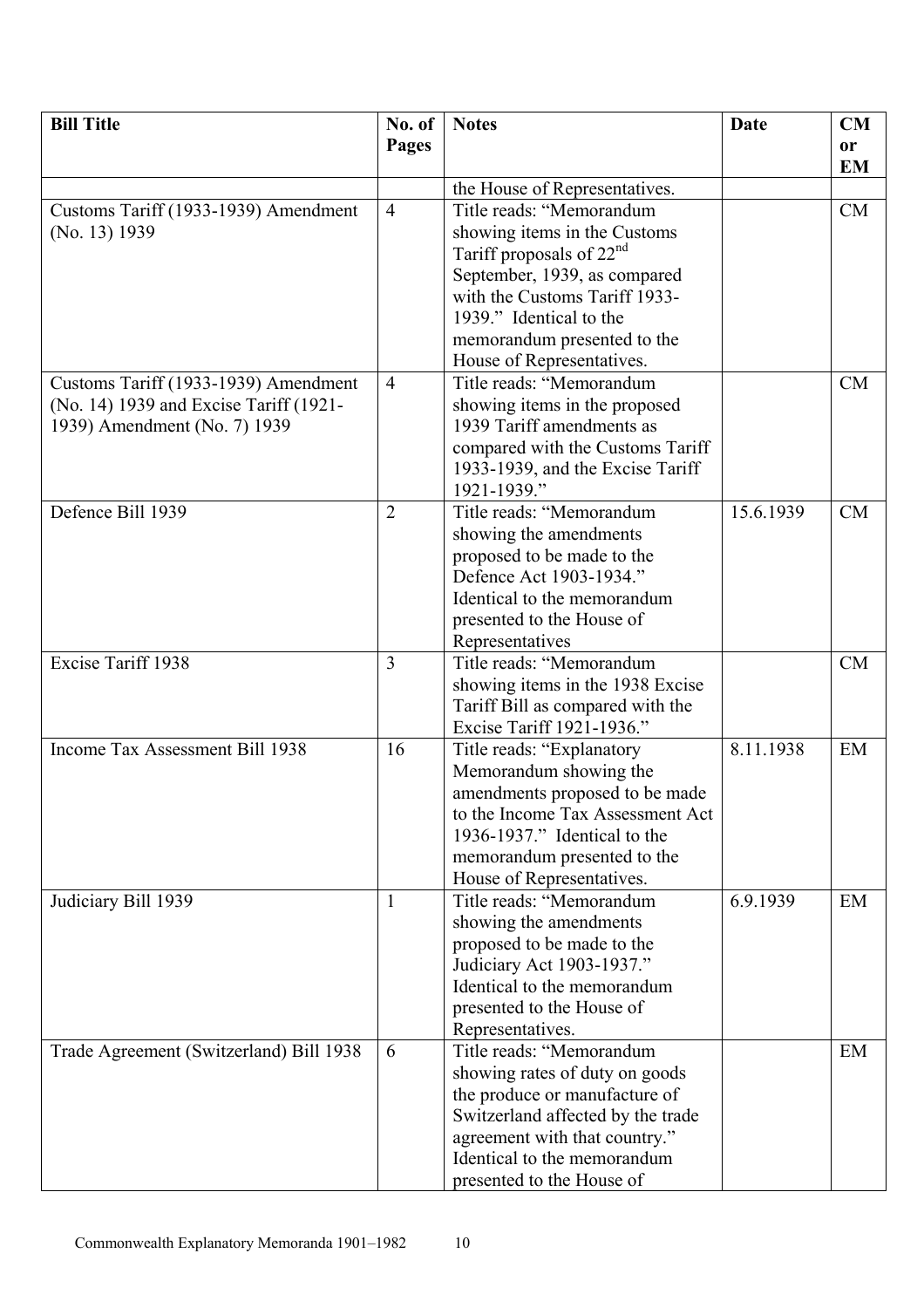| Bill Title | No. of Pages | Notes | Date | CM or EM |
|---|---|---|---|---|
| | | the House of Representatives. | | |
| Customs Tariff (1933-1939) Amendment (No. 13) 1939 | 4 | Title reads: "Memorandum showing items in the Customs Tariff proposals of 22nd September, 1939, as compared with the Customs Tariff 1933-1939." Identical to the memorandum presented to the House of Representatives. | | CM |
| Customs Tariff (1933-1939) Amendment (No. 14) 1939 and Excise Tariff (1921-1939) Amendment (No. 7) 1939 | 4 | Title reads: "Memorandum showing items in the proposed 1939 Tariff amendments as compared with the Customs Tariff 1933-1939, and the Excise Tariff 1921-1939." | | CM |
| Defence Bill 1939 | 2 | Title reads: "Memorandum showing the amendments proposed to be made to the Defence Act 1903-1934." Identical to the memorandum presented to the House of Representatives | 15.6.1939 | CM |
| Excise Tariff 1938 | 3 | Title reads: "Memorandum showing items in the 1938 Excise Tariff Bill as compared with the Excise Tariff 1921-1936." | | CM |
| Income Tax Assessment Bill 1938 | 16 | Title reads: "Explanatory Memorandum showing the amendments proposed to be made to the Income Tax Assessment Act 1936-1937." Identical to the memorandum presented to the House of Representatives. | 8.11.1938 | EM |
| Judiciary Bill 1939 | 1 | Title reads: "Memorandum showing the amendments proposed to be made to the Judiciary Act 1903-1937." Identical to the memorandum presented to the House of Representatives. | 6.9.1939 | EM |
| Trade Agreement (Switzerland) Bill 1938 | 6 | Title reads: "Memorandum showing rates of duty on goods the produce or manufacture of Switzerland affected by the trade agreement with that country." Identical to the memorandum presented to the House of | | EM |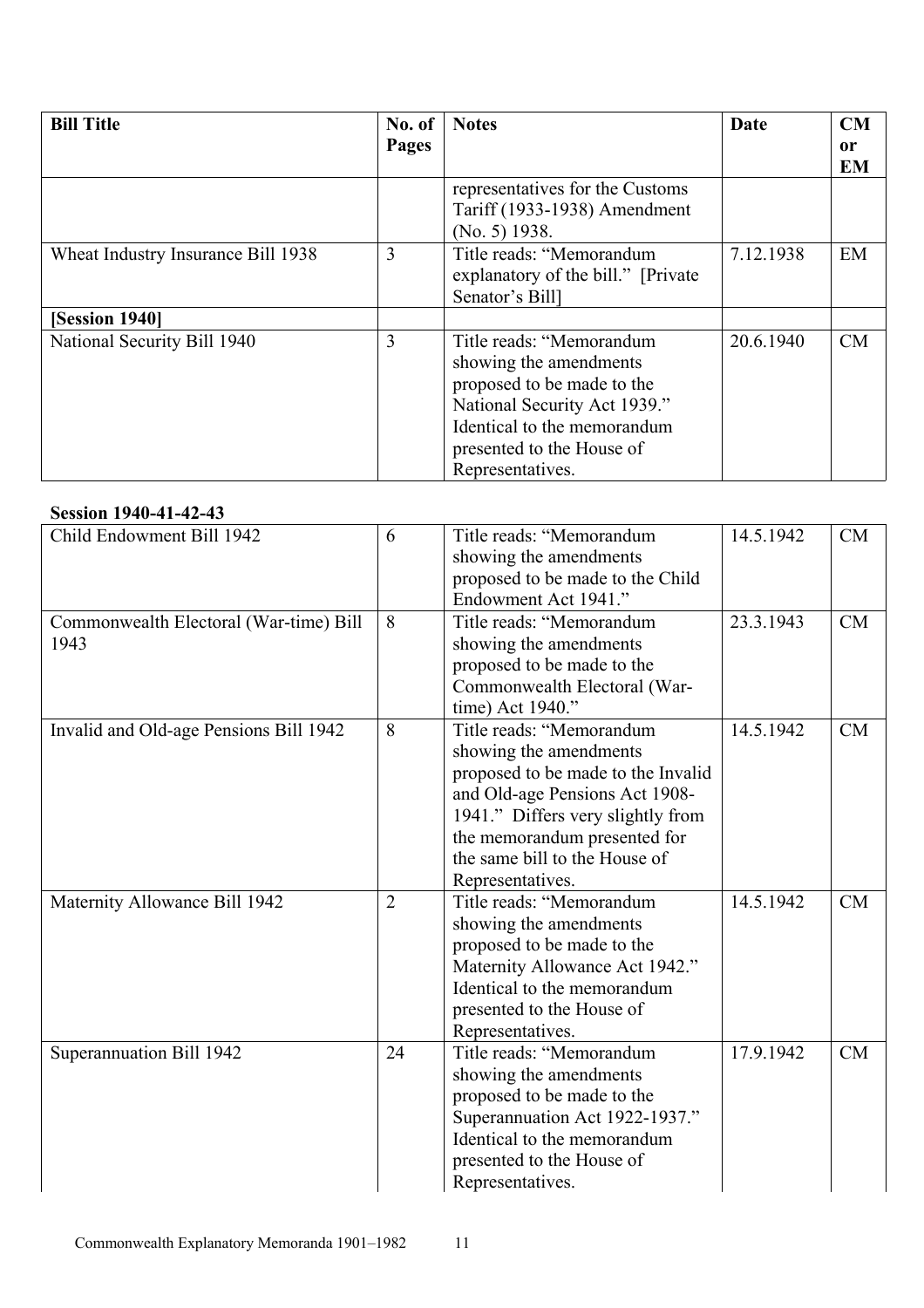| Bill Title | No. of Pages | Notes | Date | CM or EM |
|---|---|---|---|---|
| | | representatives for the Customs Tariff (1933-1938) Amendment (No. 5) 1938. | | |
| Wheat Industry Insurance Bill 1938 | 3 | Title reads: "Memorandum explanatory of the bill." [Private Senator's Bill] | 7.12.1938 | EM |
| **[Session 1940]** | | | | |
| National Security Bill 1940 | 3 | Title reads: "Memorandum showing the amendments proposed to be made to the National Security Act 1939." Identical to the memorandum presented to the House of Representatives. | 20.6.1940 | CM |

**Session 1940-41-42-43**

| Bill Title | No. of Pages | Notes | Date | CM or EM |
|---|---|---|---|---|
| Child Endowment Bill 1942 | 6 | Title reads: "Memorandum showing the amendments proposed to be made to the Child Endowment Act 1941." | 14.5.1942 | CM |
| Commonwealth Electoral (War-time) Bill 1943 | 8 | Title reads: "Memorandum showing the amendments proposed to be made to the Commonwealth Electoral (War-time) Act 1940." | 23.3.1943 | CM |
| Invalid and Old-age Pensions Bill 1942 | 8 | Title reads: "Memorandum showing the amendments proposed to be made to the Invalid and Old-age Pensions Act 1908-1941." Differs very slightly from the memorandum presented for the same bill to the House of Representatives. | 14.5.1942 | CM |
| Maternity Allowance Bill 1942 | 2 | Title reads: "Memorandum showing the amendments proposed to be made to the Maternity Allowance Act 1942." Identical to the memorandum presented to the House of Representatives. | 14.5.1942 | CM |
| Superannuation Bill 1942 | 24 | Title reads: "Memorandum showing the amendments proposed to be made to the Superannuation Act 1922-1937." Identical to the memorandum presented to the House of Representatives. | 17.9.1942 | CM |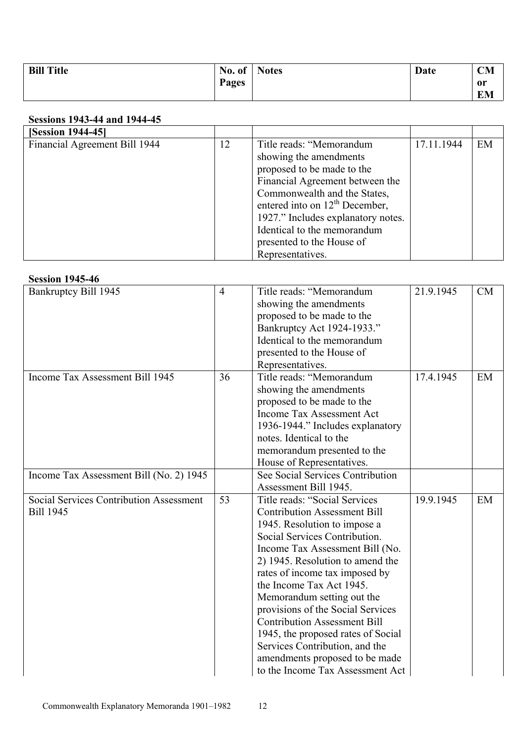| Bill Title | No. of Pages | Notes | Date | CM or EM |
|---|---|---|---|---|

**Sessions 1943-44 and 1944-45**

| Bill Title | No. of Pages | Notes | Date | CM or EM |
|---|---|---|---|---|
| **[Session 1944-45]** | | | | |
| Financial Agreement Bill 1944 | 12 | Title reads: "Memorandum showing the amendments proposed to be made to the Financial Agreement between the Commonwealth and the States, entered into on 12th December, 1927." Includes explanatory notes. Identical to the memorandum presented to the House of Representatives. | 17.11.1944 | EM |

**Session 1945-46**

| Bill Title | No. of Pages | Notes | Date | CM or EM |
|---|---|---|---|---|
| Bankruptcy Bill 1945 | 4 | Title reads: "Memorandum showing the amendments proposed to be made to the Bankruptcy Act 1924-1933." Identical to the memorandum presented to the House of Representatives. | 21.9.1945 | CM |
| Income Tax Assessment Bill 1945 | 36 | Title reads: "Memorandum showing the amendments proposed to be made to the Income Tax Assessment Act 1936-1944." Includes explanatory notes. Identical to the memorandum presented to the House of Representatives. | 17.4.1945 | EM |
| Income Tax Assessment Bill (No. 2) 1945 | | See Social Services Contribution Assessment Bill 1945. | | |
| Social Services Contribution Assessment Bill 1945 | 53 | Title reads: "Social Services Contribution Assessment Bill 1945. Resolution to impose a Social Services Contribution. Income Tax Assessment Bill (No. 2) 1945. Resolution to amend the rates of income tax imposed by the Income Tax Act 1945. Memorandum setting out the provisions of the Social Services Contribution Assessment Bill 1945, the proposed rates of Social Services Contribution, and the amendments proposed to be made to the Income Tax Assessment Act | 19.9.1945 | EM |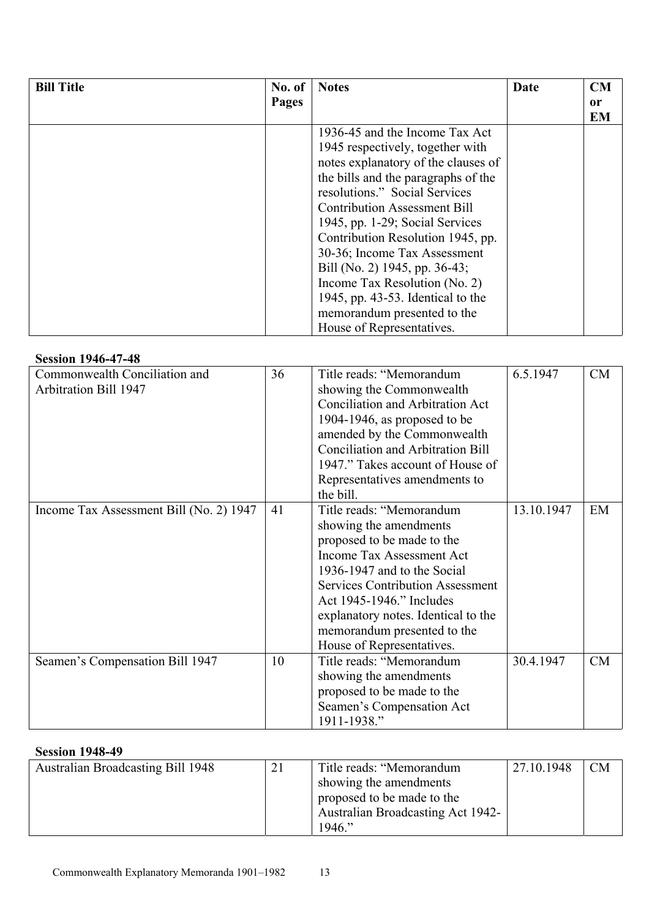| Bill Title | No. of Pages | Notes | Date | CM or EM |
|---|---|---|---|---|
| | | 1936-45 and the Income Tax Act 1945 respectively, together with notes explanatory of the clauses of the bills and the paragraphs of the resolutions." Social Services Contribution Assessment Bill 1945, pp. 1-29; Social Services Contribution Resolution 1945, pp. 30-36; Income Tax Assessment Bill (No. 2) 1945, pp. 36-43; Income Tax Resolution (No. 2) 1945, pp. 43-53. Identical to the memorandum presented to the House of Representatives. | | |

**Session 1946-47-48**

| Bill Title | No. of Pages | Notes | Date | CM or EM |
|---|---|---|---|---|
| Commonwealth Conciliation and Arbitration Bill 1947 | 36 | Title reads: "Memorandum showing the Commonwealth Conciliation and Arbitration Act 1904-1946, as proposed to be amended by the Commonwealth Conciliation and Arbitration Bill 1947." Takes account of House of Representatives amendments to the bill. | 6.5.1947 | CM |
| Income Tax Assessment Bill (No. 2) 1947 | 41 | Title reads: "Memorandum showing the amendments proposed to be made to the Income Tax Assessment Act 1936-1947 and to the Social Services Contribution Assessment Act 1945-1946." Includes explanatory notes. Identical to the memorandum presented to the House of Representatives. | 13.10.1947 | EM |
| Seamen's Compensation Bill 1947 | 10 | Title reads: "Memorandum showing the amendments proposed to be made to the Seamen's Compensation Act 1911-1938." | 30.4.1947 | CM |

**Session 1948-49**

| Bill Title | No. of Pages | Notes | Date | CM or EM |
|---|---|---|---|---|
| Australian Broadcasting Bill 1948 | 21 | Title reads: "Memorandum showing the amendments proposed to be made to the Australian Broadcasting Act 1942-1946." | 27.10.1948 | CM |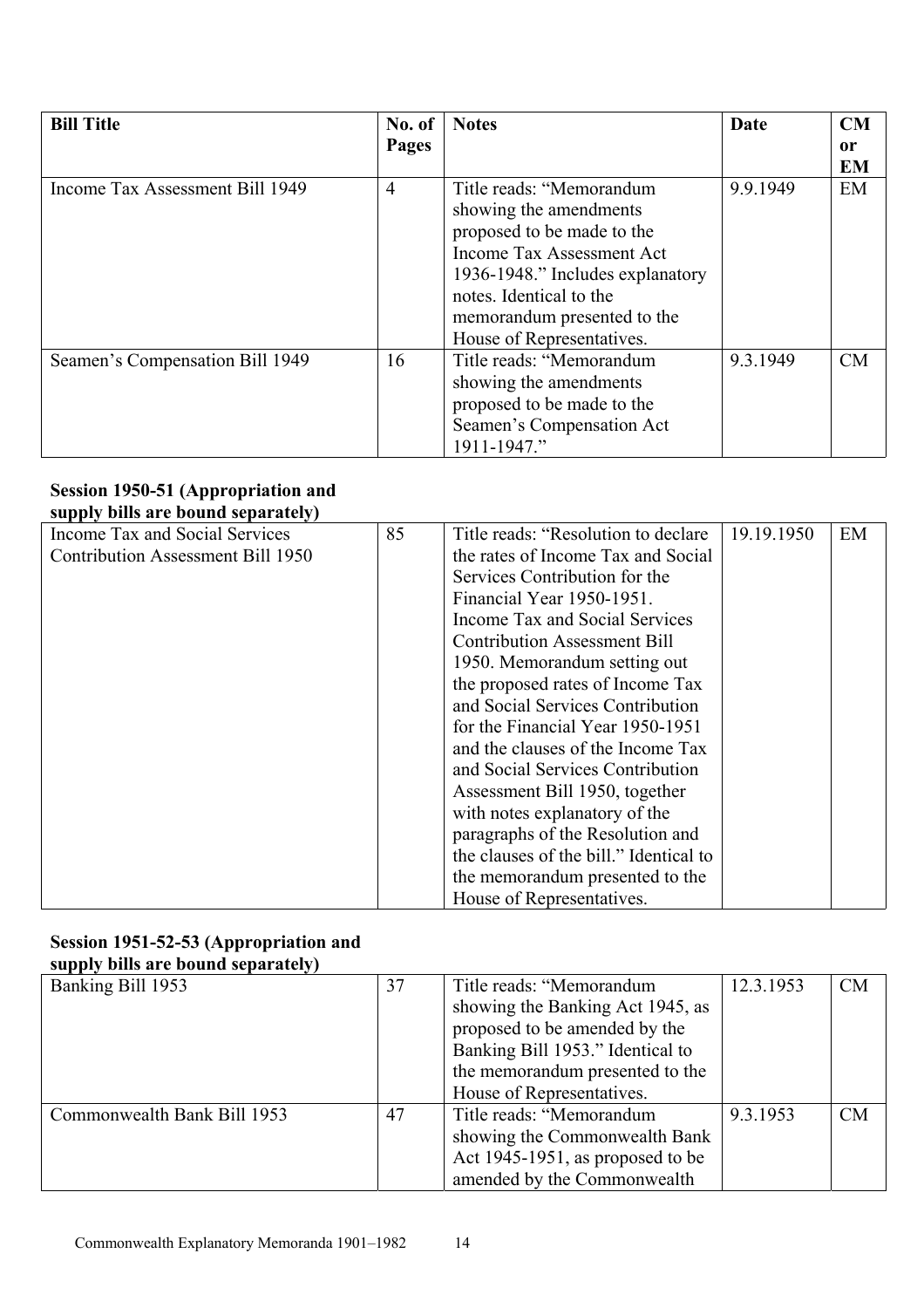| Bill Title | No. of Pages | Notes | Date | CM or EM |
|---|---|---|---|---|
| Income Tax Assessment Bill 1949 | 4 | Title reads: "Memorandum showing the amendments proposed to be made to the Income Tax Assessment Act 1936-1948." Includes explanatory notes. Identical to the memorandum presented to the House of Representatives. | 9.9.1949 | EM |
| Seamen's Compensation Bill 1949 | 16 | Title reads: "Memorandum showing the amendments proposed to be made to the Seamen's Compensation Act 1911-1947." | 9.3.1949 | CM |

**Session 1950-51 (Appropriation and supply bills are bound separately)**

| Bill Title | No. of Pages | Notes | Date | CM or EM |
|---|---|---|---|---|
| Income Tax and Social Services Contribution Assessment Bill 1950 | 85 | Title reads: "Resolution to declare the rates of Income Tax and Social Services Contribution for the Financial Year 1950-1951. Income Tax and Social Services Contribution Assessment Bill 1950. Memorandum setting out the proposed rates of Income Tax and Social Services Contribution for the Financial Year 1950-1951 and the clauses of the Income Tax and Social Services Contribution Assessment Bill 1950, together with notes explanatory of the paragraphs of the Resolution and the clauses of the bill." Identical to the memorandum presented to the House of Representatives. | 19.19.1950 | EM |

**Session 1951-52-53 (Appropriation and supply bills are bound separately)**

| Bill Title | No. of Pages | Notes | Date | CM or EM |
|---|---|---|---|---|
| Banking Bill 1953 | 37 | Title reads: "Memorandum showing the Banking Act 1945, as proposed to be amended by the Banking Bill 1953." Identical to the memorandum presented to the House of Representatives. | 12.3.1953 | CM |
| Commonwealth Bank Bill 1953 | 47 | Title reads: "Memorandum showing the Commonwealth Bank Act 1945-1951, as proposed to be amended by the Commonwealth | 9.3.1953 | CM |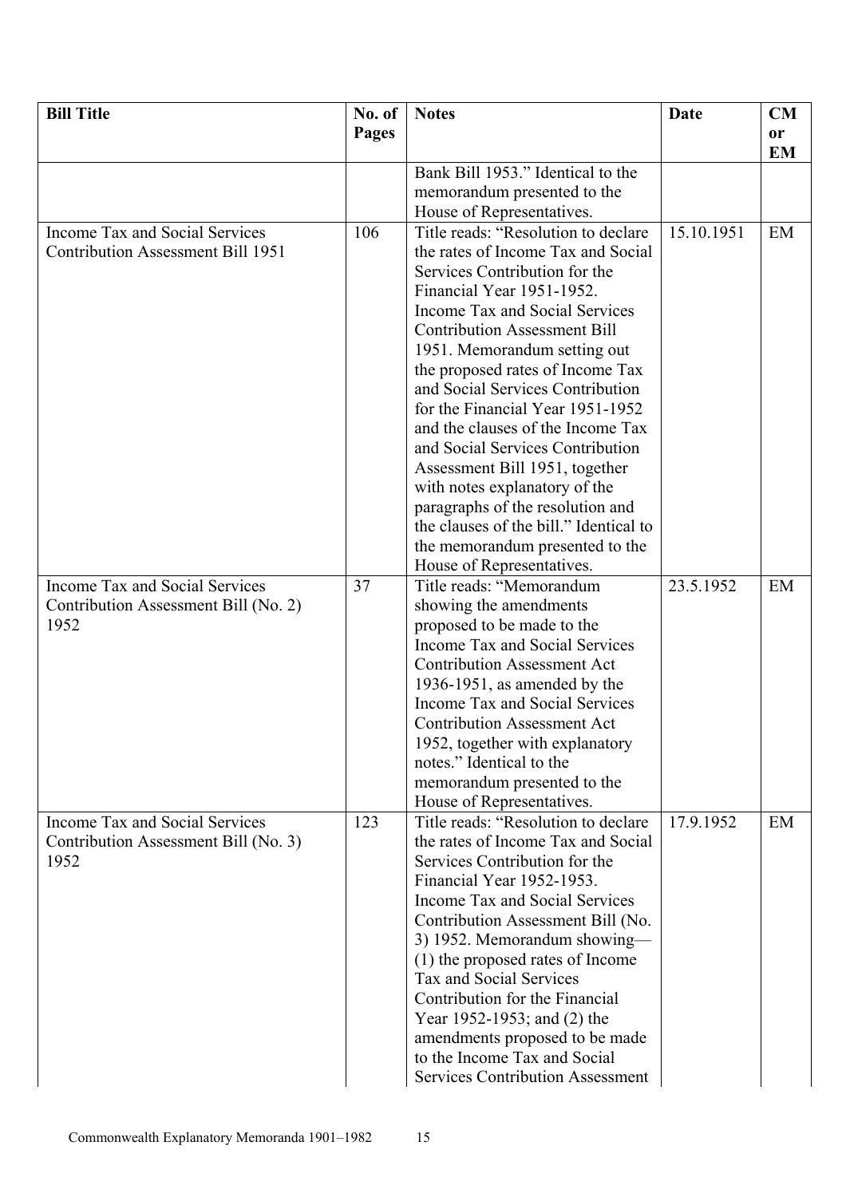| Bill Title | No. of Pages | Notes | Date | CM or EM |
|---|---|---|---|---|
| | | Bank Bill 1953." Identical to the memorandum presented to the House of Representatives. | | |
| Income Tax and Social Services Contribution Assessment Bill 1951 | 106 | Title reads: "Resolution to declare the rates of Income Tax and Social Services Contribution for the Financial Year 1951-1952. Income Tax and Social Services Contribution Assessment Bill 1951. Memorandum setting out the proposed rates of Income Tax and Social Services Contribution for the Financial Year 1951-1952 and the clauses of the Income Tax and Social Services Contribution Assessment Bill 1951, together with notes explanatory of the paragraphs of the resolution and the clauses of the bill." Identical to the memorandum presented to the House of Representatives. | 15.10.1951 | EM |
| Income Tax and Social Services Contribution Assessment Bill (No. 2) 1952 | 37 | Title reads: "Memorandum showing the amendments proposed to be made to the Income Tax and Social Services Contribution Assessment Act 1936-1951, as amended by the Income Tax and Social Services Contribution Assessment Act 1952, together with explanatory notes." Identical to the memorandum presented to the House of Representatives. | 23.5.1952 | EM |
| Income Tax and Social Services Contribution Assessment Bill (No. 3) 1952 | 123 | Title reads: "Resolution to declare the rates of Income Tax and Social Services Contribution for the Financial Year 1952-1953. Income Tax and Social Services Contribution Assessment Bill (No. 3) 1952. Memorandum showing— (1) the proposed rates of Income Tax and Social Services Contribution for the Financial Year 1952-1953; and (2) the amendments proposed to be made to the Income Tax and Social Services Contribution Assessment | 17.9.1952 | EM |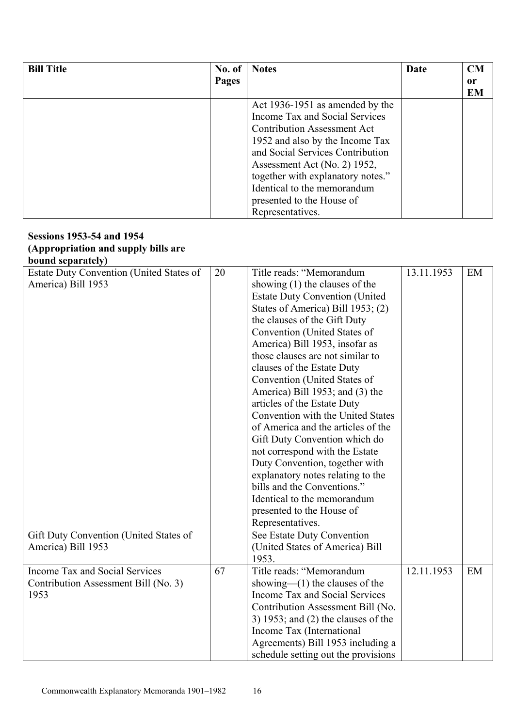| Bill Title | No. of Pages | Notes | Date | CM or EM |
|---|---|---|---|---|
| | | Act 1936-1951 as amended by the Income Tax and Social Services Contribution Assessment Act 1952 and also by the Income Tax and Social Services Contribution Assessment Act (No. 2) 1952, together with explanatory notes." Identical to the memorandum presented to the House of Representatives. | | |

**Sessions 1953-54 and 1954**
**(Appropriation and supply bills are bound separately)**

| Bill Title | No. of Pages | Notes | Date | CM or EM |
|---|---|---|---|---|
| Estate Duty Convention (United States of America) Bill 1953 | 20 | Title reads: "Memorandum showing (1) the clauses of the Estate Duty Convention (United States of America) Bill 1953; (2) the clauses of the Gift Duty Convention (United States of America) Bill 1953, insofar as those clauses are not similar to clauses of the Estate Duty Convention (United States of America) Bill 1953; and (3) the articles of the Estate Duty Convention with the United States of America and the articles of the Gift Duty Convention which do not correspond with the Estate Duty Convention, together with explanatory notes relating to the bills and the Conventions." Identical to the memorandum presented to the House of Representatives. | 13.11.1953 | EM |
| Gift Duty Convention (United States of America) Bill 1953 | | See Estate Duty Convention (United States of America) Bill 1953. | | |
| Income Tax and Social Services Contribution Assessment Bill (No. 3) 1953 | 67 | Title reads: "Memorandum showing—(1) the clauses of the Income Tax and Social Services Contribution Assessment Bill (No. 3) 1953; and (2) the clauses of the Income Tax (International Agreements) Bill 1953 including a schedule setting out the provisions | 12.11.1953 | EM |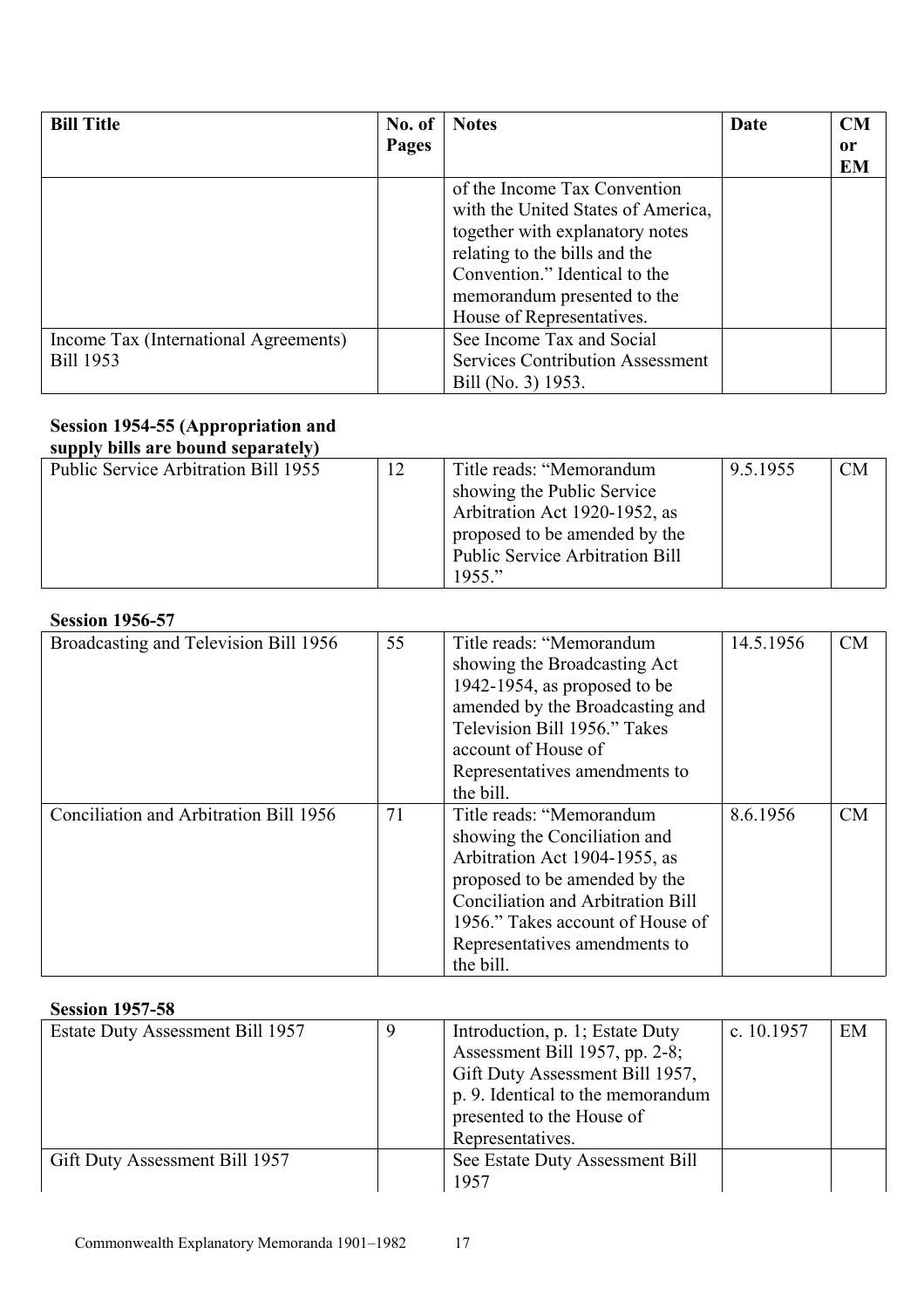| Bill Title | No. of Pages | Notes | Date | CM or EM |
|---|---|---|---|---|
| | | of the Income Tax Convention with the United States of America, together with explanatory notes relating to the bills and the Convention." Identical to the memorandum presented to the House of Representatives. | | |
| Income Tax (International Agreements) Bill 1953 | | See Income Tax and Social Services Contribution Assessment Bill (No. 3) 1953. | | |

**Session 1954-55 (Appropriation and supply bills are bound separately)**

| Bill Title | No. of Pages | Notes | Date | CM or EM |
|---|---|---|---|---|
| Public Service Arbitration Bill 1955 | 12 | Title reads: "Memorandum showing the Public Service Arbitration Act 1920-1952, as proposed to be amended by the Public Service Arbitration Bill 1955." | 9.5.1955 | CM |

**Session 1956-57**

| Bill Title | No. of Pages | Notes | Date | CM or EM |
|---|---|---|---|---|
| Broadcasting and Television Bill 1956 | 55 | Title reads: "Memorandum showing the Broadcasting Act 1942-1954, as proposed to be amended by the Broadcasting and Television Bill 1956." Takes account of House of Representatives amendments to the bill. | 14.5.1956 | CM |
| Conciliation and Arbitration Bill 1956 | 71 | Title reads: "Memorandum showing the Conciliation and Arbitration Act 1904-1955, as proposed to be amended by the Conciliation and Arbitration Bill 1956." Takes account of House of Representatives amendments to the bill. | 8.6.1956 | CM |

**Session 1957-58**

| Bill Title | No. of Pages | Notes | Date | CM or EM |
|---|---|---|---|---|
| Estate Duty Assessment Bill 1957 | 9 | Introduction, p. 1; Estate Duty Assessment Bill 1957, pp. 2-8; Gift Duty Assessment Bill 1957, p. 9. Identical to the memorandum presented to the House of Representatives. | c. 10.1957 | EM |
| Gift Duty Assessment Bill 1957 | | See Estate Duty Assessment Bill 1957 | | |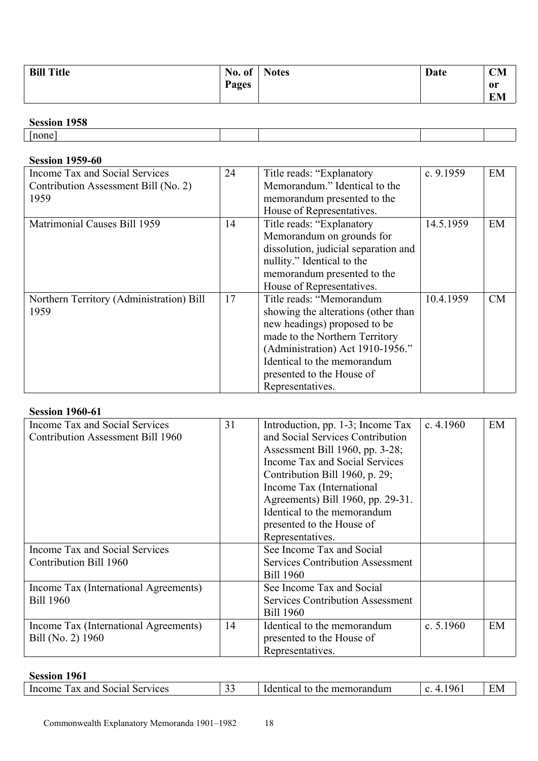| Bill Title | No. of Pages | Notes | Date | CM or EM |
|---|---|---|---|---|

**Session 1958**

| Bill Title | No. of Pages | Notes | Date | CM or EM |
|---|---|---|---|---|
| [none] | | | | |

**Session 1959-60**

| Bill Title | No. of Pages | Notes | Date | CM or EM |
|---|---|---|---|---|
| Income Tax and Social Services Contribution Assessment Bill (No. 2) 1959 | 24 | Title reads: "Explanatory Memorandum." Identical to the memorandum presented to the House of Representatives. | c. 9.1959 | EM |
| Matrimonial Causes Bill 1959 | 14 | Title reads: "Explanatory Memorandum on grounds for dissolution, judicial separation and nullity." Identical to the memorandum presented to the House of Representatives. | 14.5.1959 | EM |
| Northern Territory (Administration) Bill 1959 | 17 | Title reads: "Memorandum showing the alterations (other than new headings) proposed to be made to the Northern Territory (Administration) Act 1910-1956." Identical to the memorandum presented to the House of Representatives. | 10.4.1959 | CM |

**Session 1960-61**

| Bill Title | No. of Pages | Notes | Date | CM or EM |
|---|---|---|---|---|
| Income Tax and Social Services Contribution Assessment Bill 1960 | 31 | Introduction, pp. 1-3; Income Tax and Social Services Contribution Assessment Bill 1960, pp. 3-28; Income Tax and Social Services Contribution Bill 1960, p. 29; Income Tax (International Agreements) Bill 1960, pp. 29-31. Identical to the memorandum presented to the House of Representatives. | c. 4.1960 | EM |
| Income Tax and Social Services Contribution Bill 1960 | | See Income Tax and Social Services Contribution Assessment Bill 1960 | | |
| Income Tax (International Agreements) Bill 1960 | | See Income Tax and Social Services Contribution Assessment Bill 1960 | | |
| Income Tax (International Agreements) Bill (No. 2) 1960 | 14 | Identical to the memorandum presented to the House of Representatives. | c. 5.1960 | EM |

**Session 1961**

| Bill Title | No. of Pages | Notes | Date | CM or EM |
|---|---|---|---|---|
| Income Tax and Social Services | 33 | Identical to the memorandum | c. 4.1961 | EM |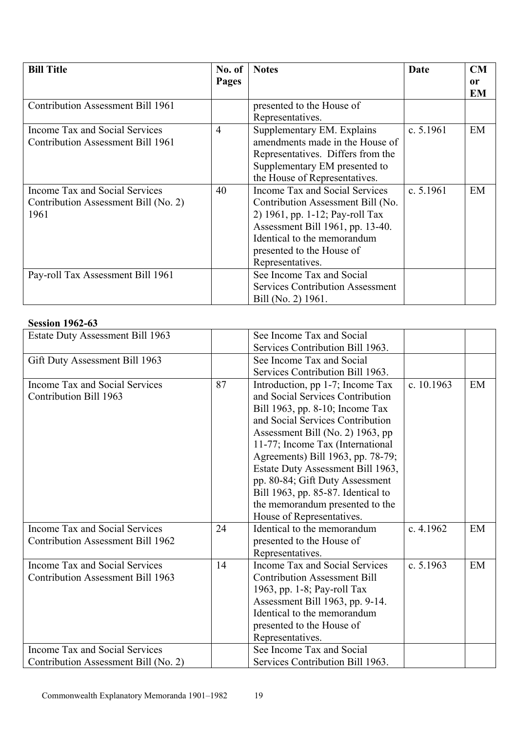| Bill Title | No. of Pages | Notes | Date | CM or EM |
|---|---|---|---|---|
| Contribution Assessment Bill 1961 | | presented to the House of Representatives. | | |
| Income Tax and Social Services Contribution Assessment Bill 1961 | 4 | Supplementary EM. Explains amendments made in the House of Representatives. Differs from the Supplementary EM presented to the House of Representatives. | c. 5.1961 | EM |
| Income Tax and Social Services Contribution Assessment Bill (No. 2) 1961 | 40 | Income Tax and Social Services Contribution Assessment Bill (No. 2) 1961, pp. 1-12; Pay-roll Tax Assessment Bill 1961, pp. 13-40. Identical to the memorandum presented to the House of Representatives. | c. 5.1961 | EM |
| Pay-roll Tax Assessment Bill 1961 | | See Income Tax and Social Services Contribution Assessment Bill (No. 2) 1961. | | |

**Session 1962-63**

| Bill Title | No. of Pages | Notes | Date | CM or EM |
|---|---|---|---|---|
| Estate Duty Assessment Bill 1963 | | See Income Tax and Social Services Contribution Bill 1963. | | |
| Gift Duty Assessment Bill 1963 | | See Income Tax and Social Services Contribution Bill 1963. | | |
| Income Tax and Social Services Contribution Bill 1963 | 87 | Introduction, pp 1-7; Income Tax and Social Services Contribution Bill 1963, pp. 8-10; Income Tax and Social Services Contribution Assessment Bill (No. 2) 1963, pp 11-77; Income Tax (International Agreements) Bill 1963, pp. 78-79; Estate Duty Assessment Bill 1963, pp. 80-84; Gift Duty Assessment Bill 1963, pp. 85-87. Identical to the memorandum presented to the House of Representatives. | c. 10.1963 | EM |
| Income Tax and Social Services Contribution Assessment Bill 1962 | 24 | Identical to the memorandum presented to the House of Representatives. | c. 4.1962 | EM |
| Income Tax and Social Services Contribution Assessment Bill 1963 | 14 | Income Tax and Social Services Contribution Assessment Bill 1963, pp. 1-8; Pay-roll Tax Assessment Bill 1963, pp. 9-14. Identical to the memorandum presented to the House of Representatives. | c. 5.1963 | EM |
| Income Tax and Social Services Contribution Assessment Bill (No. 2) | | See Income Tax and Social Services Contribution Bill 1963. | | |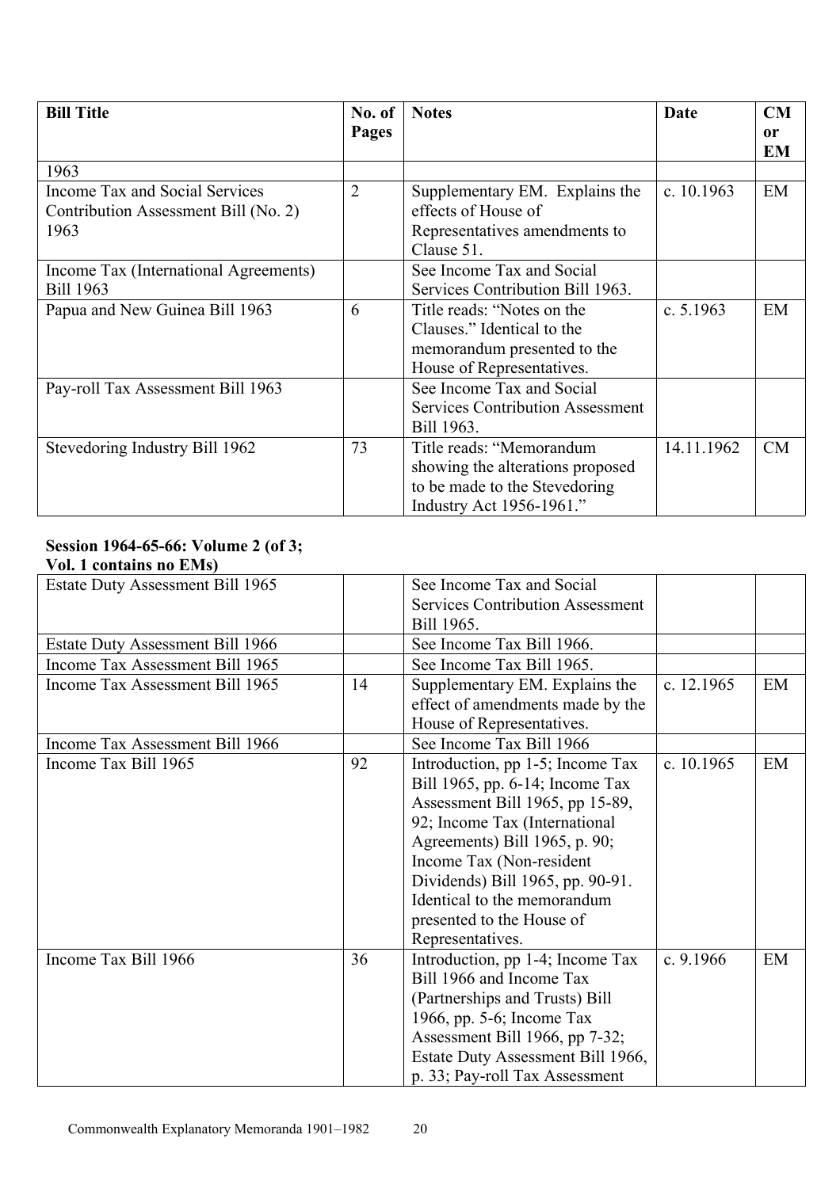| Bill Title | No. of Pages | Notes | Date | CM or EM |
|---|---|---|---|---|
| 1963 | | | | |
| Income Tax and Social Services Contribution Assessment Bill (No. 2) 1963 | 2 | Supplementary EM. Explains the effects of House of Representatives amendments to Clause 51. | c. 10.1963 | EM |
| Income Tax (International Agreements) Bill 1963 | | See Income Tax and Social Services Contribution Bill 1963. | | |
| Papua and New Guinea Bill 1963 | 6 | Title reads: "Notes on the Clauses." Identical to the memorandum presented to the House of Representatives. | c. 5.1963 | EM |
| Pay-roll Tax Assessment Bill 1963 | | See Income Tax and Social Services Contribution Assessment Bill 1963. | | |
| Stevedoring Industry Bill 1962 | 73 | Title reads: "Memorandum showing the alterations proposed to be made to the Stevedoring Industry Act 1956-1961." | 14.11.1962 | CM |

**Session 1964-65-66: Volume 2 (of 3; Vol. 1 contains no EMs)**

| Bill Title | No. of Pages | Notes | Date | CM or EM |
|---|---|---|---|---|
| Estate Duty Assessment Bill 1965 | | See Income Tax and Social Services Contribution Assessment Bill 1965. | | |
| Estate Duty Assessment Bill 1966 | | See Income Tax Bill 1966. | | |
| Income Tax Assessment Bill 1965 | | See Income Tax Bill 1965. | | |
| Income Tax Assessment Bill 1965 | 14 | Supplementary EM. Explains the effect of amendments made by the House of Representatives. | c. 12.1965 | EM |
| Income Tax Assessment Bill 1966 | | See Income Tax Bill 1966 | | |
| Income Tax Bill 1965 | 92 | Introduction, pp 1-5; Income Tax Bill 1965, pp. 6-14; Income Tax Assessment Bill 1965, pp 15-89, 92; Income Tax (International Agreements) Bill 1965, p. 90; Income Tax (Non-resident Dividends) Bill 1965, pp. 90-91. Identical to the memorandum presented to the House of Representatives. | c. 10.1965 | EM |
| Income Tax Bill 1966 | 36 | Introduction, pp 1-4; Income Tax Bill 1966 and Income Tax (Partnerships and Trusts) Bill 1966, pp. 5-6; Income Tax Assessment Bill 1966, pp 7-32; Estate Duty Assessment Bill 1966, p. 33; Pay-roll Tax Assessment | c. 9.1966 | EM |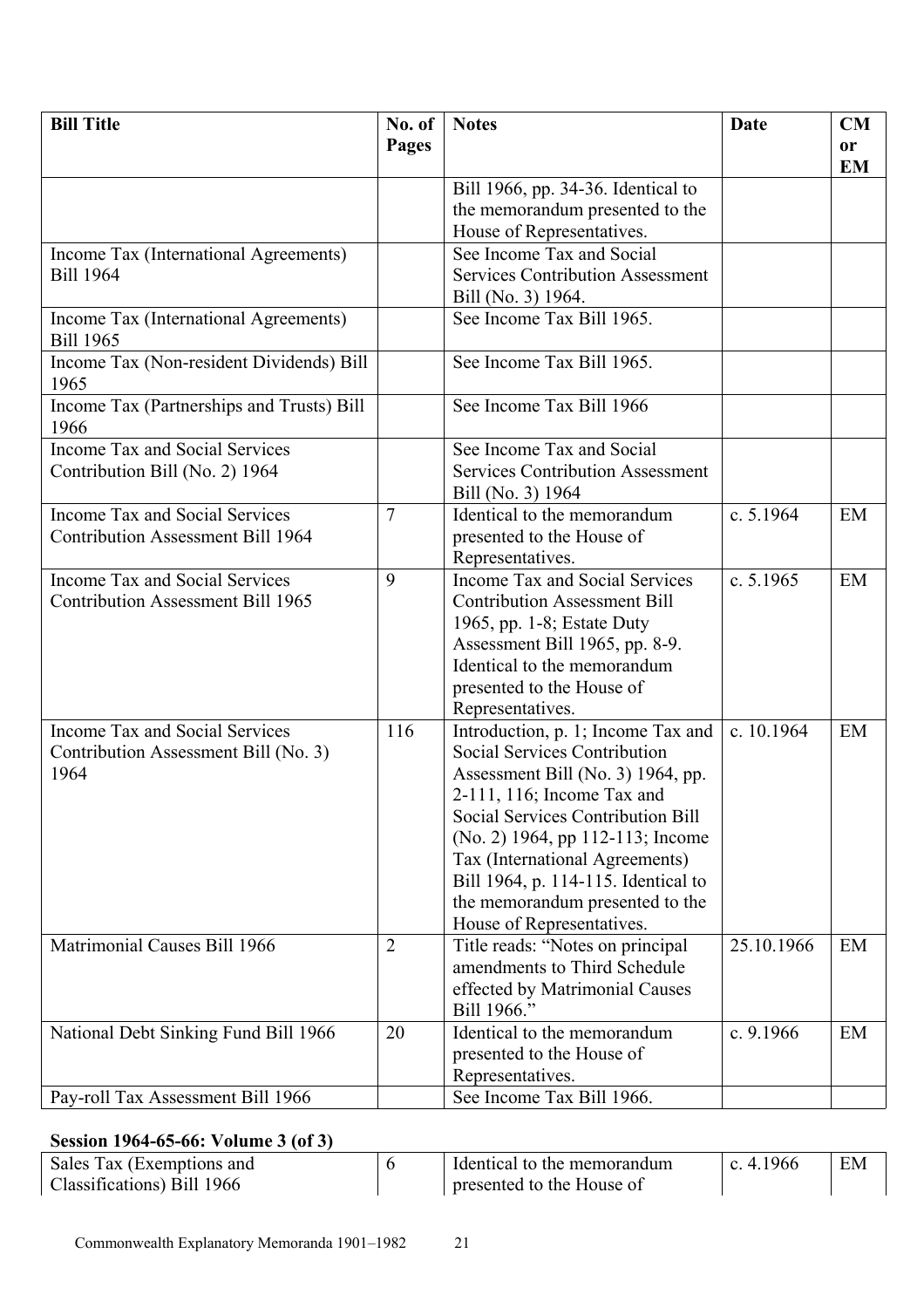| Bill Title | No. of Pages | Notes | Date | CM or EM |
|---|---|---|---|---|
| | | Bill 1966, pp. 34-36. Identical to the memorandum presented to the House of Representatives. | | |
| Income Tax (International Agreements) Bill 1964 | | See Income Tax and Social Services Contribution Assessment Bill (No. 3) 1964. | | |
| Income Tax (International Agreements) Bill 1965 | | See Income Tax Bill 1965. | | |
| Income Tax (Non-resident Dividends) Bill 1965 | | See Income Tax Bill 1965. | | |
| Income Tax (Partnerships and Trusts) Bill 1966 | | See Income Tax Bill 1966 | | |
| Income Tax and Social Services Contribution Bill (No. 2) 1964 | | See Income Tax and Social Services Contribution Assessment Bill (No. 3) 1964 | | |
| Income Tax and Social Services Contribution Assessment Bill 1964 | 7 | Identical to the memorandum presented to the House of Representatives. | c. 5.1964 | EM |
| Income Tax and Social Services Contribution Assessment Bill 1965 | 9 | Income Tax and Social Services Contribution Assessment Bill 1965, pp. 1-8; Estate Duty Assessment Bill 1965, pp. 8-9. Identical to the memorandum presented to the House of Representatives. | c. 5.1965 | EM |
| Income Tax and Social Services Contribution Assessment Bill (No. 3) 1964 | 116 | Introduction, p. 1; Income Tax and Social Services Contribution Assessment Bill (No. 3) 1964, pp. 2-111, 116; Income Tax and Social Services Contribution Bill (No. 2) 1964, pp 112-113; Income Tax (International Agreements) Bill 1964, p. 114-115. Identical to the memorandum presented to the House of Representatives. | c. 10.1964 | EM |
| Matrimonial Causes Bill 1966 | 2 | Title reads: "Notes on principal amendments to Third Schedule effected by Matrimonial Causes Bill 1966." | 25.10.1966 | EM |
| National Debt Sinking Fund Bill 1966 | 20 | Identical to the memorandum presented to the House of Representatives. | c. 9.1966 | EM |
| Pay-roll Tax Assessment Bill 1966 | | See Income Tax Bill 1966. | | |

**Session 1964-65-66: Volume 3 (of 3)**

| Bill Title | No. of Pages | Notes | Date | CM or EM |
|---|---|---|---|---|
| Sales Tax (Exemptions and Classifications) Bill 1966 | 6 | Identical to the memorandum presented to the House of | c. 4.1966 | EM |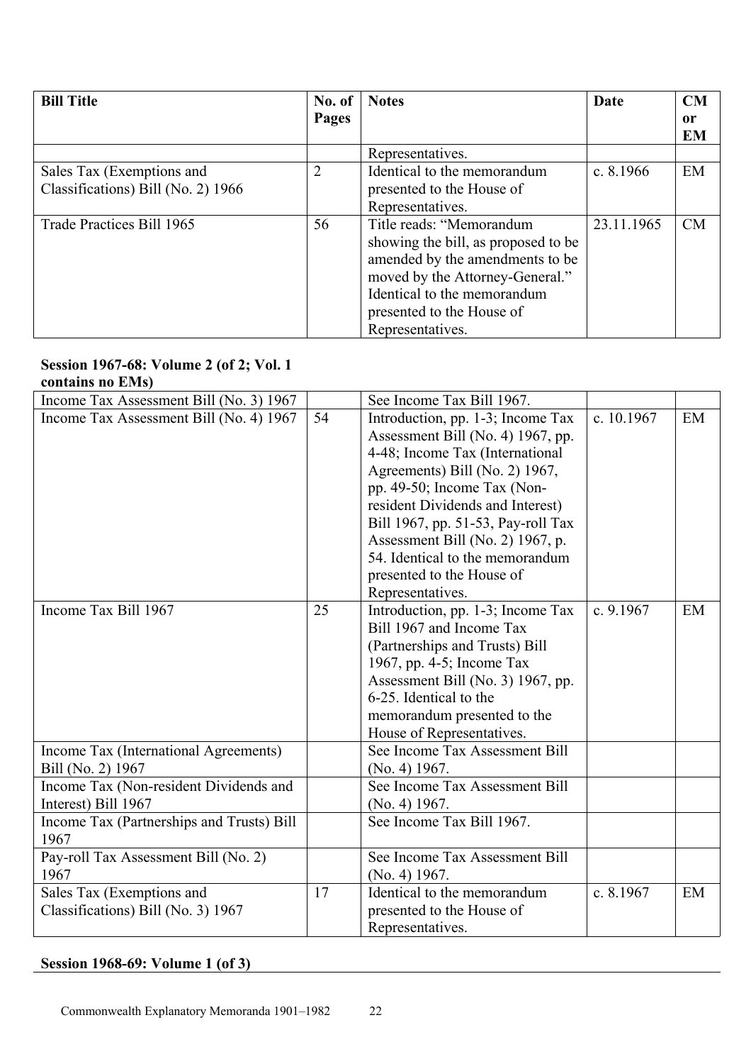| Bill Title | No. of Pages | Notes | Date | CM or EM |
|---|---|---|---|---|
| | | Representatives. | | |
| Sales Tax (Exemptions and Classifications) Bill (No. 2) 1966 | 2 | Identical to the memorandum presented to the House of Representatives. | c. 8.1966 | EM |
| Trade Practices Bill 1965 | 56 | Title reads: "Memorandum showing the bill, as proposed to be amended by the amendments to be moved by the Attorney-General." Identical to the memorandum presented to the House of Representatives. | 23.11.1965 | CM |

**Session 1967-68: Volume 2 (of 2; Vol. 1 contains no EMs)**

| Bill Title | No. of Pages | Notes | Date | CM or EM |
|---|---|---|---|---|
| Income Tax Assessment Bill (No. 3) 1967 | | See Income Tax Bill 1967. | | |
| Income Tax Assessment Bill (No. 4) 1967 | 54 | Introduction, pp. 1-3; Income Tax Assessment Bill (No. 4) 1967, pp. 4-48; Income Tax (International Agreements) Bill (No. 2) 1967, pp. 49-50; Income Tax (Non-resident Dividends and Interest) Bill 1967, pp. 51-53, Pay-roll Tax Assessment Bill (No. 2) 1967, p. 54. Identical to the memorandum presented to the House of Representatives. | c. 10.1967 | EM |
| Income Tax Bill 1967 | 25 | Introduction, pp. 1-3; Income Tax Bill 1967 and Income Tax (Partnerships and Trusts) Bill 1967, pp. 4-5; Income Tax Assessment Bill (No. 3) 1967, pp. 6-25. Identical to the memorandum presented to the House of Representatives. | c. 9.1967 | EM |
| Income Tax (International Agreements) Bill (No. 2) 1967 | | See Income Tax Assessment Bill (No. 4) 1967. | | |
| Income Tax (Non-resident Dividends and Interest) Bill 1967 | | See Income Tax Assessment Bill (No. 4) 1967. | | |
| Income Tax (Partnerships and Trusts) Bill 1967 | | See Income Tax Bill 1967. | | |
| Pay-roll Tax Assessment Bill (No. 2) 1967 | | See Income Tax Assessment Bill (No. 4) 1967. | | |
| Sales Tax (Exemptions and Classifications) Bill (No. 3) 1967 | 17 | Identical to the memorandum presented to the House of Representatives. | c. 8.1967 | EM |

**Session 1968-69: Volume 1 (of 3)**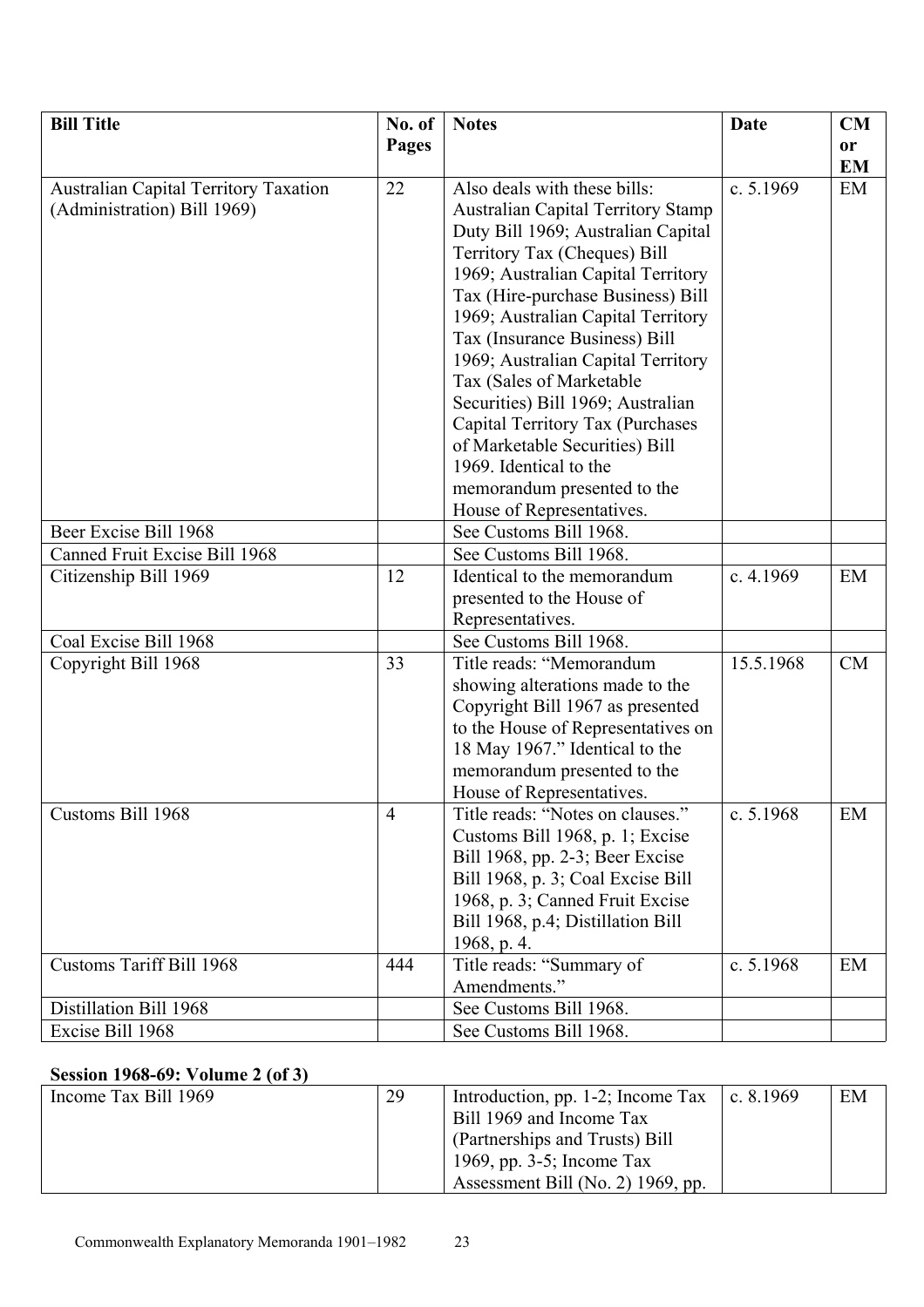| Bill Title | No. of Pages | Notes | Date | CM or EM |
|---|---|---|---|---|
| Australian Capital Territory Taxation (Administration) Bill 1969) | 22 | Also deals with these bills: Australian Capital Territory Stamp Duty Bill 1969; Australian Capital Territory Tax (Cheques) Bill 1969; Australian Capital Territory Tax (Hire-purchase Business) Bill 1969; Australian Capital Territory Tax (Insurance Business) Bill 1969; Australian Capital Territory Tax (Sales of Marketable Securities) Bill 1969; Australian Capital Territory Tax (Purchases of Marketable Securities) Bill 1969. Identical to the memorandum presented to the House of Representatives. | c. 5.1969 | EM |
| Beer Excise Bill 1968 | | See Customs Bill 1968. | | |
| Canned Fruit Excise Bill 1968 | | See Customs Bill 1968. | | |
| Citizenship Bill 1969 | 12 | Identical to the memorandum presented to the House of Representatives. | c. 4.1969 | EM |
| Coal Excise Bill 1968 | | See Customs Bill 1968. | | |
| Copyright Bill 1968 | 33 | Title reads: "Memorandum showing alterations made to the Copyright Bill 1967 as presented to the House of Representatives on 18 May 1967." Identical to the memorandum presented to the House of Representatives. | 15.5.1968 | CM |
| Customs Bill 1968 | 4 | Title reads: "Notes on clauses." Customs Bill 1968, p. 1; Excise Bill 1968, pp. 2-3; Beer Excise Bill 1968, p. 3; Coal Excise Bill 1968, p. 3; Canned Fruit Excise Bill 1968, p.4; Distillation Bill 1968, p. 4. | c. 5.1968 | EM |
| Customs Tariff Bill 1968 | 444 | Title reads: "Summary of Amendments." | c. 5.1968 | EM |
| Distillation Bill 1968 | | See Customs Bill 1968. | | |
| Excise Bill 1968 | | See Customs Bill 1968. | | |

**Session 1968-69: Volume 2 (of 3)**

| Bill Title | No. of Pages | Notes | Date | CM or EM |
|---|---|---|---|---|
| Income Tax Bill 1969 | 29 | Introduction, pp. 1-2; Income Tax Bill 1969 and Income Tax (Partnerships and Trusts) Bill 1969, pp. 3-5; Income Tax Assessment Bill (No. 2) 1969, pp. | c. 8.1969 | EM |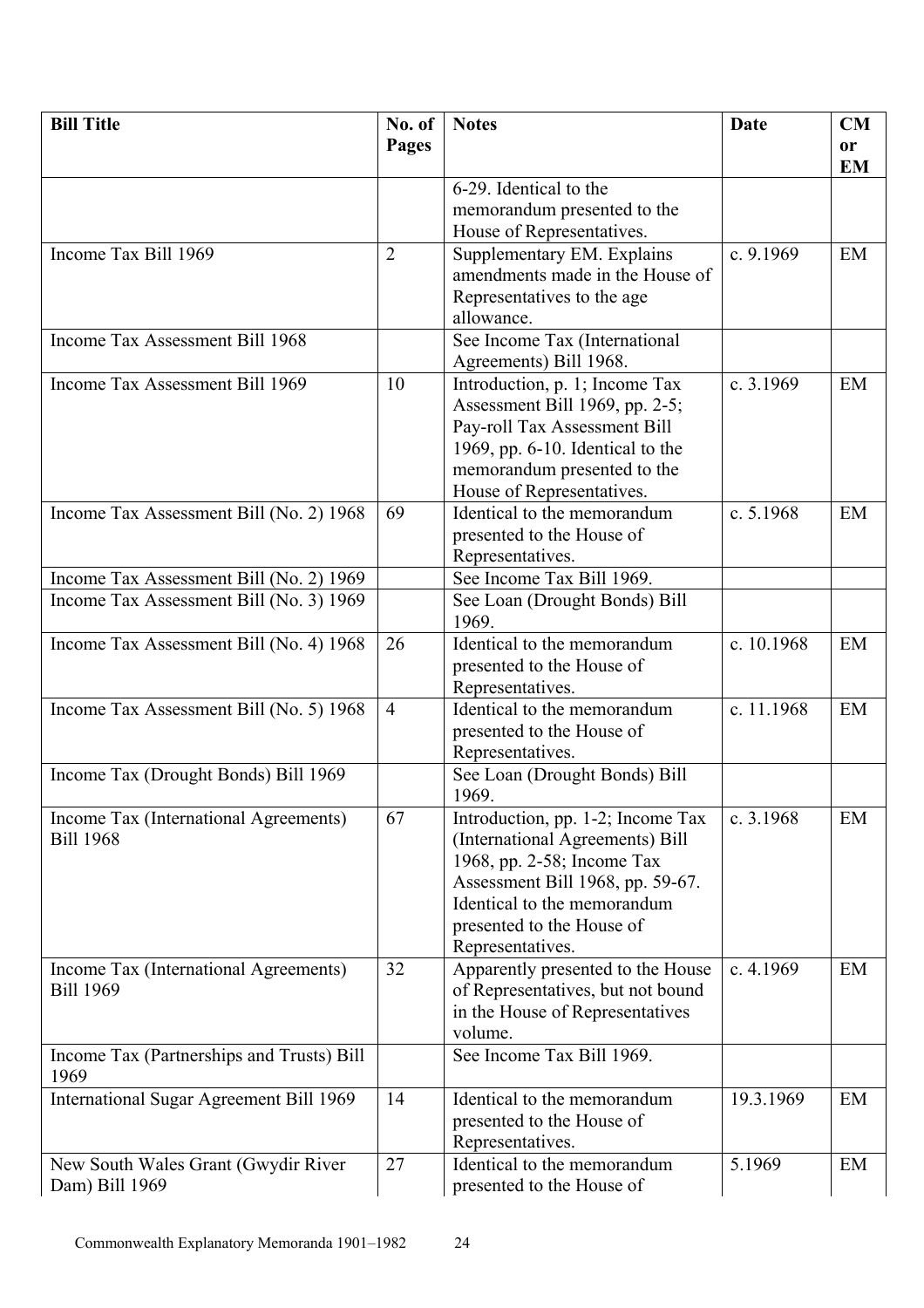| Bill Title | No. of Pages | Notes | Date | CM or EM |
|---|---|---|---|---|
| | | 6-29. Identical to the memorandum presented to the House of Representatives. | | |
| Income Tax Bill 1969 | 2 | Supplementary EM. Explains amendments made in the House of Representatives to the age allowance. | c. 9.1969 | EM |
| Income Tax Assessment Bill 1968 | | See Income Tax (International Agreements) Bill 1968. | | |
| Income Tax Assessment Bill 1969 | 10 | Introduction, p. 1; Income Tax Assessment Bill 1969, pp. 2-5; Pay-roll Tax Assessment Bill 1969, pp. 6-10. Identical to the memorandum presented to the House of Representatives. | c. 3.1969 | EM |
| Income Tax Assessment Bill (No. 2) 1968 | 69 | Identical to the memorandum presented to the House of Representatives. | c. 5.1968 | EM |
| Income Tax Assessment Bill (No. 2) 1969 | | See Income Tax Bill 1969. | | |
| Income Tax Assessment Bill (No. 3) 1969 | | See Loan (Drought Bonds) Bill 1969. | | |
| Income Tax Assessment Bill (No. 4) 1968 | 26 | Identical to the memorandum presented to the House of Representatives. | c. 10.1968 | EM |
| Income Tax Assessment Bill (No. 5) 1968 | 4 | Identical to the memorandum presented to the House of Representatives. | c. 11.1968 | EM |
| Income Tax (Drought Bonds) Bill 1969 | | See Loan (Drought Bonds) Bill 1969. | | |
| Income Tax (International Agreements) Bill 1968 | 67 | Introduction, pp. 1-2; Income Tax (International Agreements) Bill 1968, pp. 2-58; Income Tax Assessment Bill 1968, pp. 59-67. Identical to the memorandum presented to the House of Representatives. | c. 3.1968 | EM |
| Income Tax (International Agreements) Bill 1969 | 32 | Apparently presented to the House of Representatives, but not bound in the House of Representatives volume. | c. 4.1969 | EM |
| Income Tax (Partnerships and Trusts) Bill 1969 | | See Income Tax Bill 1969. | | |
| International Sugar Agreement Bill 1969 | 14 | Identical to the memorandum presented to the House of Representatives. | 19.3.1969 | EM |
| New South Wales Grant (Gwydir River Dam) Bill 1969 | 27 | Identical to the memorandum presented to the House of | 5.1969 | EM |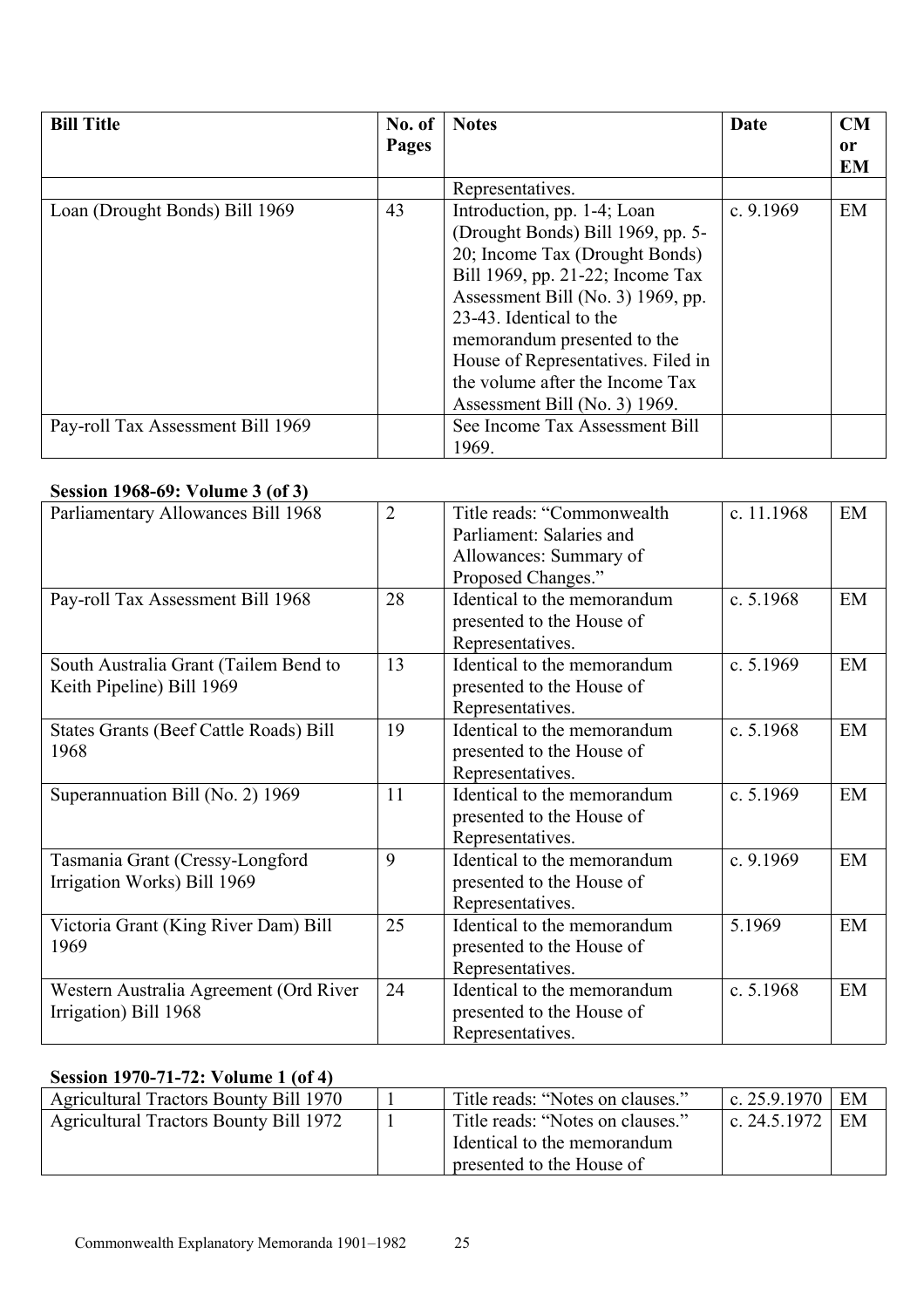| Bill Title | No. of Pages | Notes | Date | CM or EM |
|---|---|---|---|---|
| | | Representatives. | | |
| Loan (Drought Bonds) Bill 1969 | 43 | Introduction, pp. 1-4; Loan (Drought Bonds) Bill 1969, pp. 5-20; Income Tax (Drought Bonds) Bill 1969, pp. 21-22; Income Tax Assessment Bill (No. 3) 1969, pp. 23-43. Identical to the memorandum presented to the House of Representatives. Filed in the volume after the Income Tax Assessment Bill (No. 3) 1969. | c. 9.1969 | EM |
| Pay-roll Tax Assessment Bill 1969 | | See Income Tax Assessment Bill 1969. | | |

### Session 1968-69: Volume 3 (of 3)

| Bill Title | No. of Pages | Notes | Date | CM or EM |
|---|---|---|---|---|
| Parliamentary Allowances Bill 1968 | 2 | Title reads: "Commonwealth Parliament: Salaries and Allowances: Summary of Proposed Changes." | c. 11.1968 | EM |
| Pay-roll Tax Assessment Bill 1968 | 28 | Identical to the memorandum presented to the House of Representatives. | c. 5.1968 | EM |
| South Australia Grant (Tailem Bend to Keith Pipeline) Bill 1969 | 13 | Identical to the memorandum presented to the House of Representatives. | c. 5.1969 | EM |
| States Grants (Beef Cattle Roads) Bill 1968 | 19 | Identical to the memorandum presented to the House of Representatives. | c. 5.1968 | EM |
| Superannuation Bill (No. 2) 1969 | 11 | Identical to the memorandum presented to the House of Representatives. | c. 5.1969 | EM |
| Tasmania Grant (Cressy-Longford Irrigation Works) Bill 1969 | 9 | Identical to the memorandum presented to the House of Representatives. | c. 9.1969 | EM |
| Victoria Grant (King River Dam) Bill 1969 | 25 | Identical to the memorandum presented to the House of Representatives. | 5.1969 | EM |
| Western Australia Agreement (Ord River Irrigation) Bill 1968 | 24 | Identical to the memorandum presented to the House of Representatives. | c. 5.1968 | EM |

### Session 1970-71-72: Volume 1 (of 4)

| Bill Title | No. of Pages | Notes | Date | CM or EM |
|---|---|---|---|---|
| Agricultural Tractors Bounty Bill 1970 | 1 | Title reads: "Notes on clauses." | c. 25.9.1970 | EM |
| Agricultural Tractors Bounty Bill 1972 | 1 | Title reads: "Notes on clauses." Identical to the memorandum presented to the House of | c. 24.5.1972 | EM |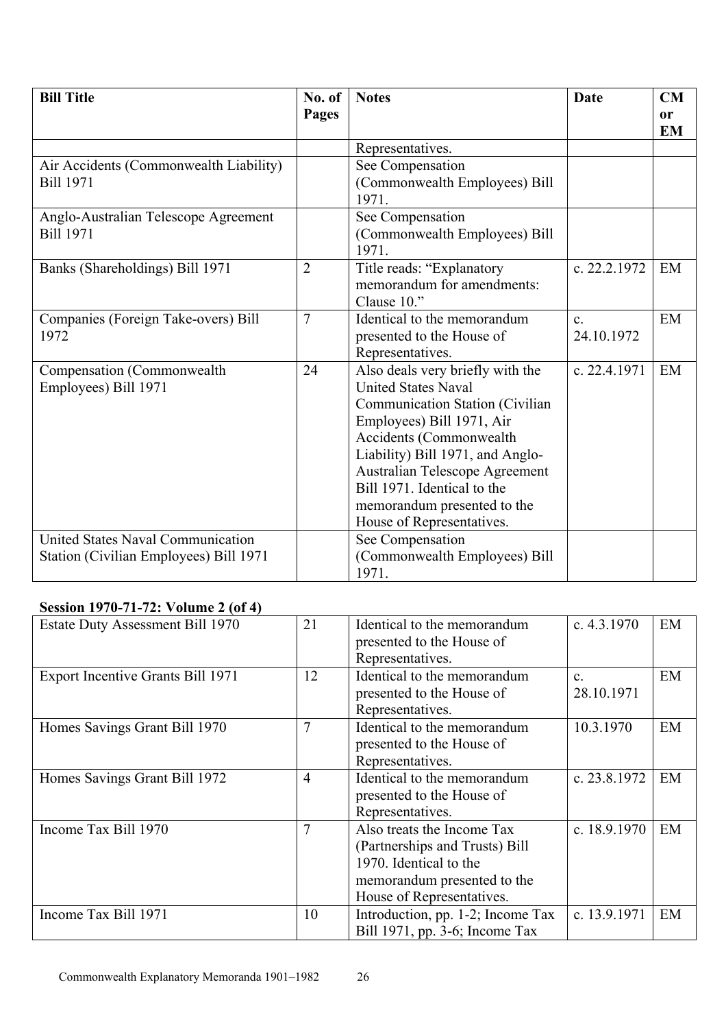| Bill Title | No. of Pages | Notes | Date | CM or EM |
|---|---|---|---|---|
| | | Representatives. | | |
| Air Accidents (Commonwealth Liability) Bill 1971 | | See Compensation (Commonwealth Employees) Bill 1971. | | |
| Anglo-Australian Telescope Agreement Bill 1971 | | See Compensation (Commonwealth Employees) Bill 1971. | | |
| Banks (Shareholdings) Bill 1971 | 2 | Title reads: "Explanatory memorandum for amendments: Clause 10." | c. 22.2.1972 | EM |
| Companies (Foreign Take-overs) Bill 1972 | 7 | Identical to the memorandum presented to the House of Representatives. | c. 24.10.1972 | EM |
| Compensation (Commonwealth Employees) Bill 1971 | 24 | Also deals very briefly with the United States Naval Communication Station (Civilian Employees) Bill 1971, Air Accidents (Commonwealth Liability) Bill 1971, and Anglo-Australian Telescope Agreement Bill 1971. Identical to the memorandum presented to the House of Representatives. | c. 22.4.1971 | EM |
| United States Naval Communication Station (Civilian Employees) Bill 1971 | | See Compensation (Commonwealth Employees) Bill 1971. | | |

### Session 1970-71-72: Volume 2 (of 4)

| Bill Title | No. of Pages | Notes | Date | CM or EM |
|---|---|---|---|---|
| Estate Duty Assessment Bill 1970 | 21 | Identical to the memorandum presented to the House of Representatives. | c. 4.3.1970 | EM |
| Export Incentive Grants Bill 1971 | 12 | Identical to the memorandum presented to the House of Representatives. | c. 28.10.1971 | EM |
| Homes Savings Grant Bill 1970 | 7 | Identical to the memorandum presented to the House of Representatives. | 10.3.1970 | EM |
| Homes Savings Grant Bill 1972 | 4 | Identical to the memorandum presented to the House of Representatives. | c. 23.8.1972 | EM |
| Income Tax Bill 1970 | 7 | Also treats the Income Tax (Partnerships and Trusts) Bill 1970. Identical to the memorandum presented to the House of Representatives. | c. 18.9.1970 | EM |
| Income Tax Bill 1971 | 10 | Introduction, pp. 1-2; Income Tax Bill 1971, pp. 3-6; Income Tax | c. 13.9.1971 | EM |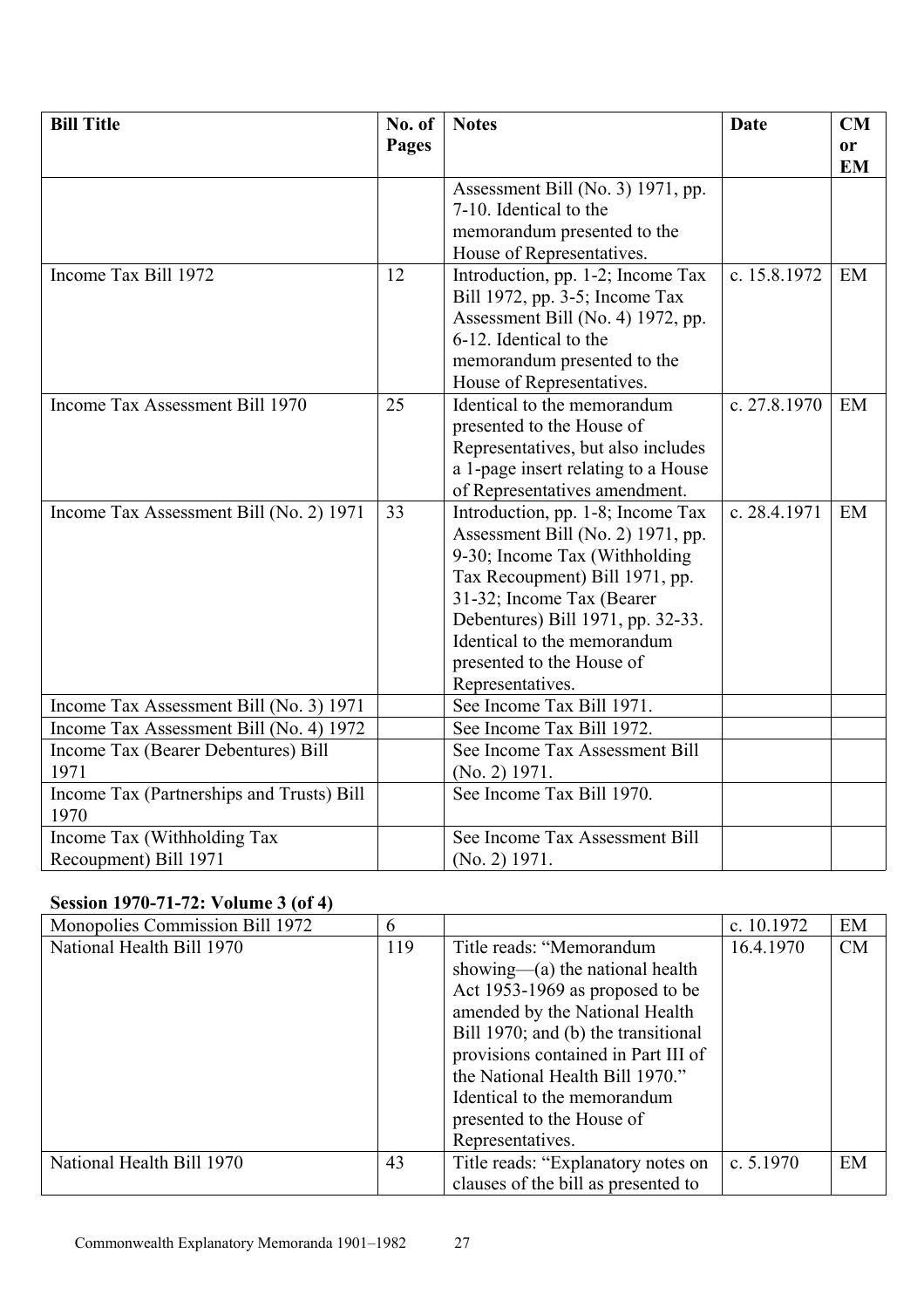| Bill Title | No. of Pages | Notes | Date | CM or EM |
|---|---|---|---|---|
| | | Assessment Bill (No. 3) 1971, pp. 7-10. Identical to the memorandum presented to the House of Representatives. | | |
| Income Tax Bill 1972 | 12 | Introduction, pp. 1-2; Income Tax Bill 1972, pp. 3-5; Income Tax Assessment Bill (No. 4) 1972, pp. 6-12. Identical to the memorandum presented to the House of Representatives. | c. 15.8.1972 | EM |
| Income Tax Assessment Bill 1970 | 25 | Identical to the memorandum presented to the House of Representatives, but also includes a 1-page insert relating to a House of Representatives amendment. | c. 27.8.1970 | EM |
| Income Tax Assessment Bill (No. 2) 1971 | 33 | Introduction, pp. 1-8; Income Tax Assessment Bill (No. 2) 1971, pp. 9-30; Income Tax (Withholding Tax Recoupment) Bill 1971, pp. 31-32; Income Tax (Bearer Debentures) Bill 1971, pp. 32-33. Identical to the memorandum presented to the House of Representatives. | c. 28.4.1971 | EM |
| Income Tax Assessment Bill (No. 3) 1971 | | See Income Tax Bill 1971. | | |
| Income Tax Assessment Bill (No. 4) 1972 | | See Income Tax Bill 1972. | | |
| Income Tax (Bearer Debentures) Bill 1971 | | See Income Tax Assessment Bill (No. 2) 1971. | | |
| Income Tax (Partnerships and Trusts) Bill 1970 | | See Income Tax Bill 1970. | | |
| Income Tax (Withholding Tax Recoupment) Bill 1971 | | See Income Tax Assessment Bill (No. 2) 1971. | | |

**Session 1970-71-72: Volume 3 (of 4)**

| Bill Title | No. of Pages | Notes | Date | CM or EM |
|---|---|---|---|---|
| Monopolies Commission Bill 1972 | 6 | | c. 10.1972 | EM |
| National Health Bill 1970 | 119 | Title reads: "Memorandum showing—(a) the national health Act 1953-1969 as proposed to be amended by the National Health Bill 1970; and (b) the transitional provisions contained in Part III of the National Health Bill 1970." Identical to the memorandum presented to the House of Representatives. | 16.4.1970 | CM |
| National Health Bill 1970 | 43 | Title reads: "Explanatory notes on clauses of the bill as presented to | c. 5.1970 | EM |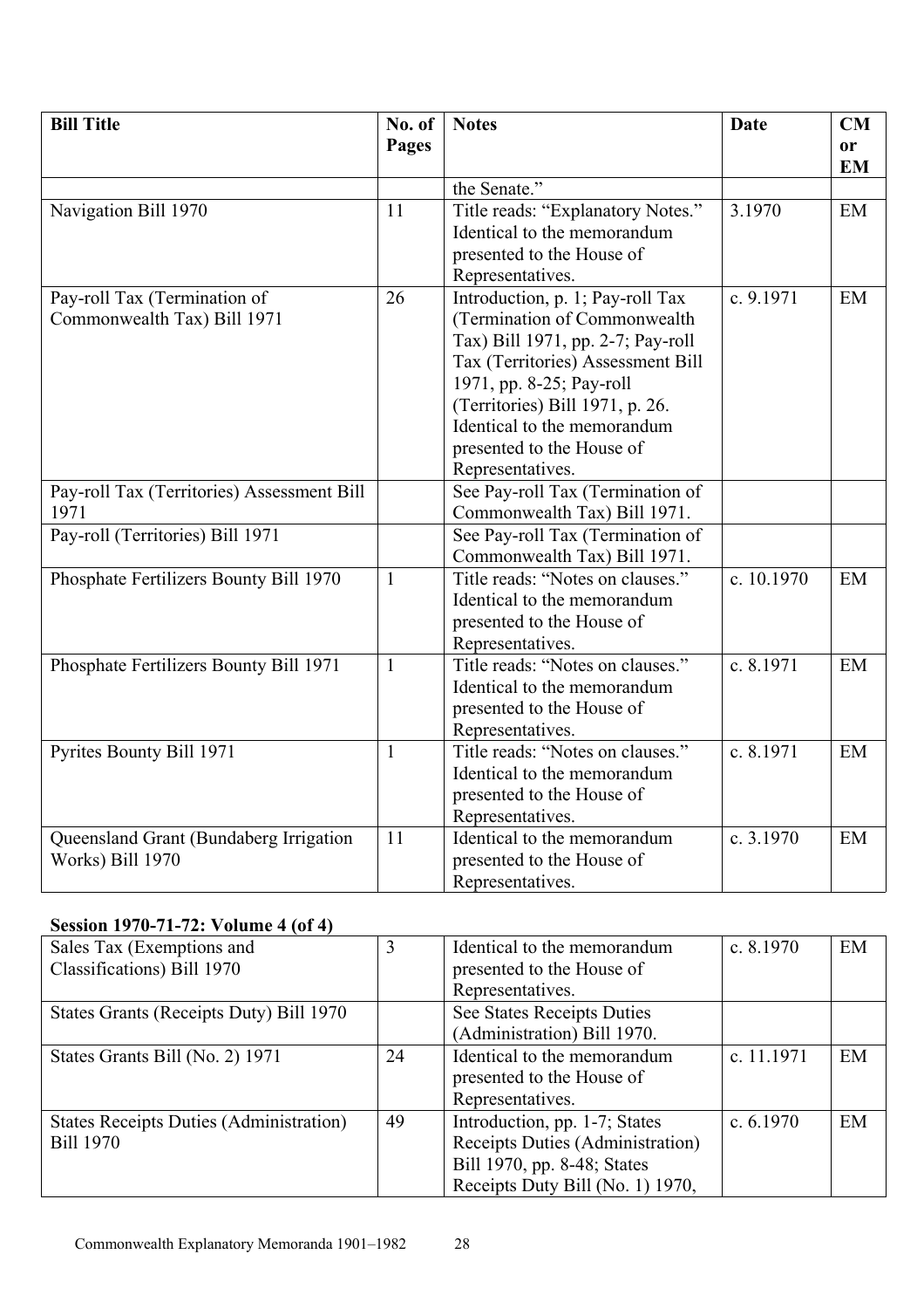| Bill Title | No. of Pages | Notes | Date | CM or EM |
|---|---|---|---|---|
| | | the Senate." | | |
| Navigation Bill 1970 | 11 | Title reads: "Explanatory Notes." Identical to the memorandum presented to the House of Representatives. | 3.1970 | EM |
| Pay-roll Tax (Termination of Commonwealth Tax) Bill 1971 | 26 | Introduction, p. 1; Pay-roll Tax (Termination of Commonwealth Tax) Bill 1971, pp. 2-7; Pay-roll Tax (Territories) Assessment Bill 1971, pp. 8-25; Pay-roll (Territories) Bill 1971, p. 26. Identical to the memorandum presented to the House of Representatives. | c. 9.1971 | EM |
| Pay-roll Tax (Territories) Assessment Bill 1971 | | See Pay-roll Tax (Termination of Commonwealth Tax) Bill 1971. | | |
| Pay-roll (Territories) Bill 1971 | | See Pay-roll Tax (Termination of Commonwealth Tax) Bill 1971. | | |
| Phosphate Fertilizers Bounty Bill 1970 | 1 | Title reads: "Notes on clauses." Identical to the memorandum presented to the House of Representatives. | c. 10.1970 | EM |
| Phosphate Fertilizers Bounty Bill 1971 | 1 | Title reads: "Notes on clauses." Identical to the memorandum presented to the House of Representatives. | c. 8.1971 | EM |
| Pyrites Bounty Bill 1971 | 1 | Title reads: "Notes on clauses." Identical to the memorandum presented to the House of Representatives. | c. 8.1971 | EM |
| Queensland Grant (Bundaberg Irrigation Works) Bill 1970 | 11 | Identical to the memorandum presented to the House of Representatives. | c. 3.1970 | EM |

**Session 1970-71-72: Volume 4 (of 4)**

| Bill Title | No. of Pages | Notes | Date | CM or EM |
|---|---|---|---|---|
| Sales Tax (Exemptions and Classifications) Bill 1970 | 3 | Identical to the memorandum presented to the House of Representatives. | c. 8.1970 | EM |
| States Grants (Receipts Duty) Bill 1970 | | See States Receipts Duties (Administration) Bill 1970. | | |
| States Grants Bill (No. 2) 1971 | 24 | Identical to the memorandum presented to the House of Representatives. | c. 11.1971 | EM |
| States Receipts Duties (Administration) Bill 1970 | 49 | Introduction, pp. 1-7; States Receipts Duties (Administration) Bill 1970, pp. 8-48; States Receipts Duty Bill (No. 1) 1970, | c. 6.1970 | EM |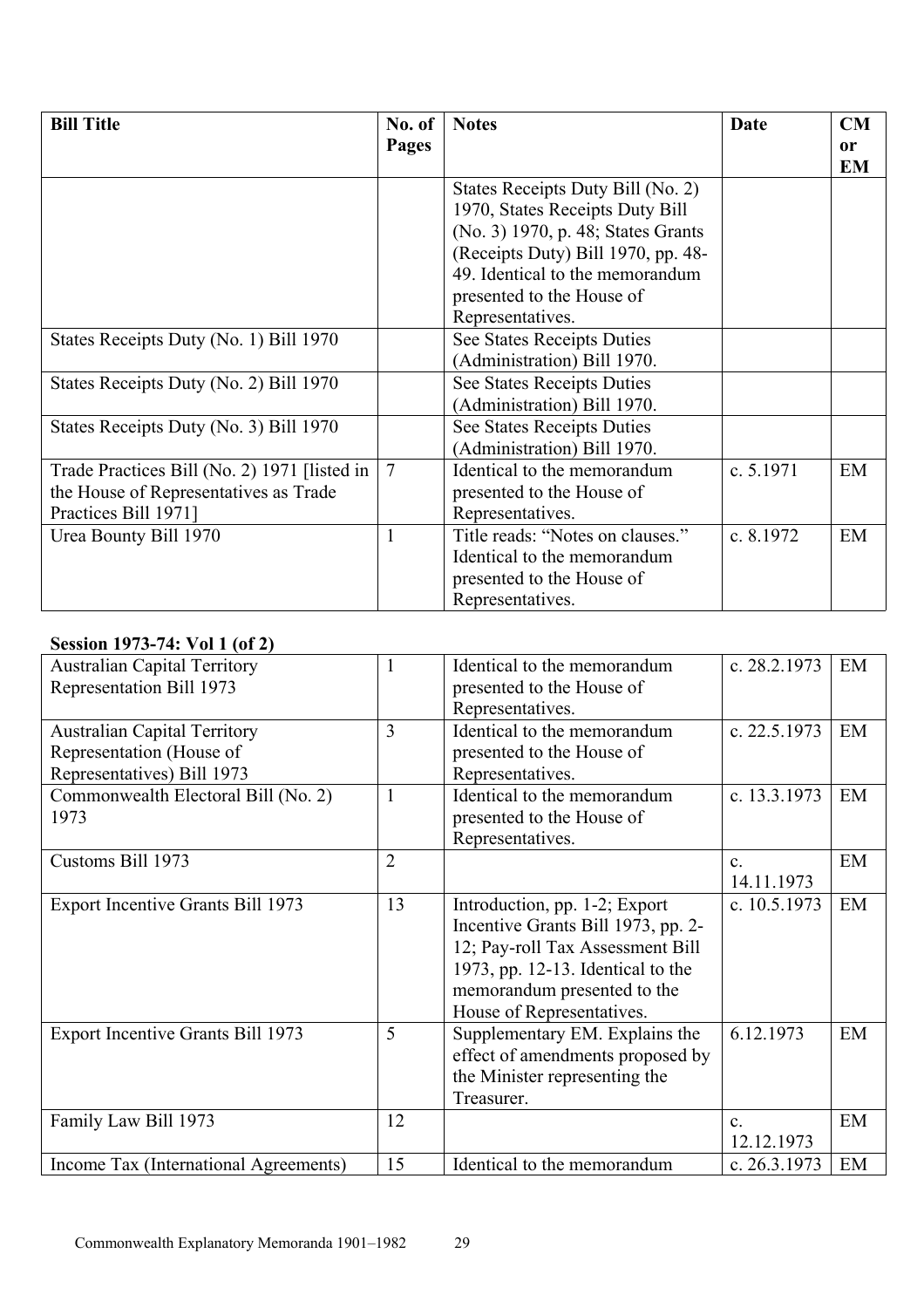| Bill Title | No. of Pages | Notes | Date | CM or EM |
|---|---|---|---|---|
| | | States Receipts Duty Bill (No. 2) 1970, States Receipts Duty Bill (No. 3) 1970, p. 48; States Grants (Receipts Duty) Bill 1970, pp. 48-49. Identical to the memorandum presented to the House of Representatives. | | |
| States Receipts Duty (No. 1) Bill 1970 | | See States Receipts Duties (Administration) Bill 1970. | | |
| States Receipts Duty (No. 2) Bill 1970 | | See States Receipts Duties (Administration) Bill 1970. | | |
| States Receipts Duty (No. 3) Bill 1970 | | See States Receipts Duties (Administration) Bill 1970. | | |
| Trade Practices Bill (No. 2) 1971 [listed in the House of Representatives as Trade Practices Bill 1971] | 7 | Identical to the memorandum presented to the House of Representatives. | c. 5.1971 | EM |
| Urea Bounty Bill 1970 | 1 | Title reads: "Notes on clauses." Identical to the memorandum presented to the House of Representatives. | c. 8.1972 | EM |

**Session 1973-74: Vol 1 (of 2)**

| Bill Title | No. of Pages | Notes | Date | CM or EM |
|---|---|---|---|---|
| Australian Capital Territory Representation Bill 1973 | 1 | Identical to the memorandum presented to the House of Representatives. | c. 28.2.1973 | EM |
| Australian Capital Territory Representation (House of Representatives) Bill 1973 | 3 | Identical to the memorandum presented to the House of Representatives. | c. 22.5.1973 | EM |
| Commonwealth Electoral Bill (No. 2) 1973 | 1 | Identical to the memorandum presented to the House of Representatives. | c. 13.3.1973 | EM |
| Customs Bill 1973 | 2 | | c. 14.11.1973 | EM |
| Export Incentive Grants Bill 1973 | 13 | Introduction, pp. 1-2; Export Incentive Grants Bill 1973, pp. 2-12; Pay-roll Tax Assessment Bill 1973, pp. 12-13. Identical to the memorandum presented to the House of Representatives. | c. 10.5.1973 | EM |
| Export Incentive Grants Bill 1973 | 5 | Supplementary EM. Explains the effect of amendments proposed by the Minister representing the Treasurer. | 6.12.1973 | EM |
| Family Law Bill 1973 | 12 | | c. 12.12.1973 | EM |
| Income Tax (International Agreements) | 15 | Identical to the memorandum | c. 26.3.1973 | EM |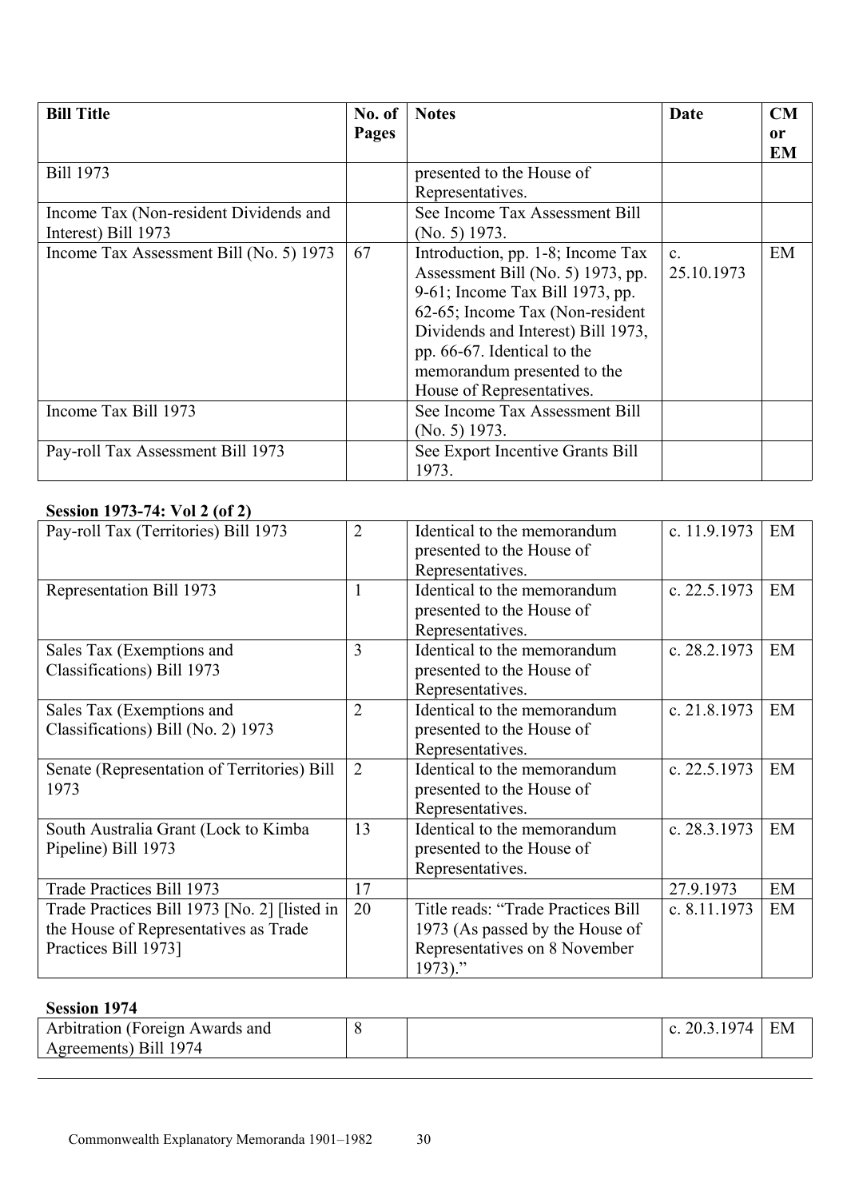| Bill Title | No. of Pages | Notes | Date | CM or EM |
|---|---|---|---|---|
| Bill 1973 | | presented to the House of Representatives. | | |
| Income Tax (Non-resident Dividends and Interest) Bill 1973 | | See Income Tax Assessment Bill (No. 5) 1973. | | |
| Income Tax Assessment Bill (No. 5) 1973 | 67 | Introduction, pp. 1-8; Income Tax Assessment Bill (No. 5) 1973, pp. 9-61; Income Tax Bill 1973, pp. 62-65; Income Tax (Non-resident Dividends and Interest) Bill 1973, pp. 66-67. Identical to the memorandum presented to the House of Representatives. | c. 25.10.1973 | EM |
| Income Tax Bill 1973 | | See Income Tax Assessment Bill (No. 5) 1973. | | |
| Pay-roll Tax Assessment Bill 1973 | | See Export Incentive Grants Bill 1973. | | |

**Session 1973-74: Vol 2 (of 2)**

| Bill Title | No. of Pages | Notes | Date | CM or EM |
|---|---|---|---|---|
| Pay-roll Tax (Territories) Bill 1973 | 2 | Identical to the memorandum presented to the House of Representatives. | c. 11.9.1973 | EM |
| Representation Bill 1973 | 1 | Identical to the memorandum presented to the House of Representatives. | c. 22.5.1973 | EM |
| Sales Tax (Exemptions and Classifications) Bill 1973 | 3 | Identical to the memorandum presented to the House of Representatives. | c. 28.2.1973 | EM |
| Sales Tax (Exemptions and Classifications) Bill (No. 2) 1973 | 2 | Identical to the memorandum presented to the House of Representatives. | c. 21.8.1973 | EM |
| Senate (Representation of Territories) Bill 1973 | 2 | Identical to the memorandum presented to the House of Representatives. | c. 22.5.1973 | EM |
| South Australia Grant (Lock to Kimba Pipeline) Bill 1973 | 13 | Identical to the memorandum presented to the House of Representatives. | c. 28.3.1973 | EM |
| Trade Practices Bill 1973 | 17 | | 27.9.1973 | EM |
| Trade Practices Bill 1973 [No. 2] [listed in the House of Representatives as Trade Practices Bill 1973] | 20 | Title reads: "Trade Practices Bill 1973 (As passed by the House of Representatives on 8 November 1973)." | c. 8.11.1973 | EM |

**Session 1974**

| Bill Title | No. of Pages | Notes | Date | CM or EM |
|---|---|---|---|---|
| Arbitration (Foreign Awards and Agreements) Bill 1974 | 8 | | c. 20.3.1974 | EM |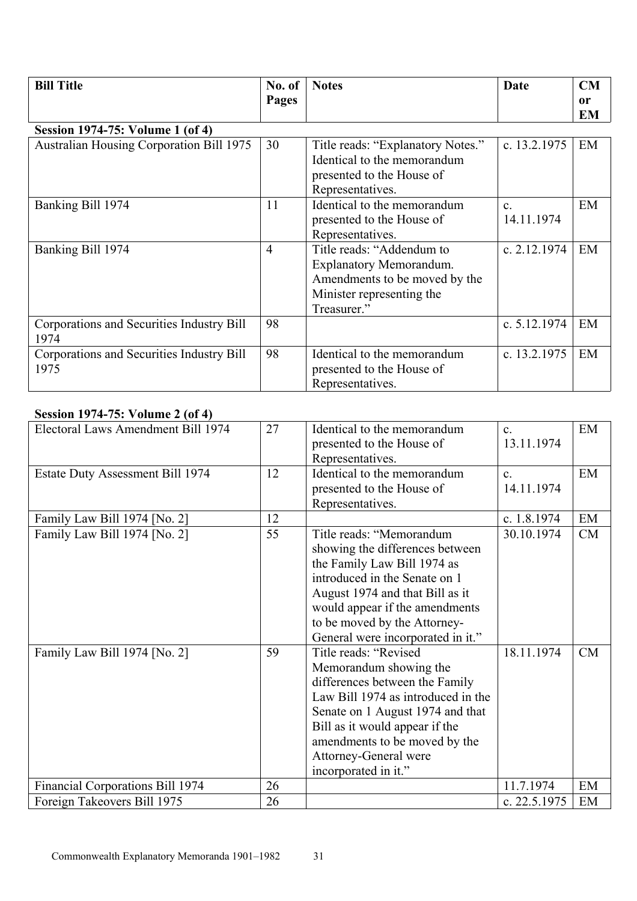| Bill Title | No. of Pages | Notes | Date | CM or EM |
|---|---|---|---|---|

**Session 1974-75: Volume 1 (of 4)**

| Bill Title | No. of Pages | Notes | Date | CM or EM |
|---|---|---|---|---|
| Australian Housing Corporation Bill 1975 | 30 | Title reads: "Explanatory Notes." Identical to the memorandum presented to the House of Representatives. | c. 13.2.1975 | EM |
| Banking Bill 1974 | 11 | Identical to the memorandum presented to the House of Representatives. | c. 14.11.1974 | EM |
| Banking Bill 1974 | 4 | Title reads: "Addendum to Explanatory Memorandum. Amendments to be moved by the Minister representing the Treasurer." | c. 2.12.1974 | EM |
| Corporations and Securities Industry Bill 1974 | 98 | | c. 5.12.1974 | EM |
| Corporations and Securities Industry Bill 1975 | 98 | Identical to the memorandum presented to the House of Representatives. | c. 13.2.1975 | EM |

**Session 1974-75: Volume 2 (of 4)**

| Bill Title | No. of Pages | Notes | Date | CM or EM |
|---|---|---|---|---|
| Electoral Laws Amendment Bill 1974 | 27 | Identical to the memorandum presented to the House of Representatives. | c. 13.11.1974 | EM |
| Estate Duty Assessment Bill 1974 | 12 | Identical to the memorandum presented to the House of Representatives. | c. 14.11.1974 | EM |
| Family Law Bill 1974 [No. 2] | 12 | | c. 1.8.1974 | EM |
| Family Law Bill 1974 [No. 2] | 55 | Title reads: "Memorandum showing the differences between the Family Law Bill 1974 as introduced in the Senate on 1 August 1974 and that Bill as it would appear if the amendments to be moved by the Attorney-General were incorporated in it." | 30.10.1974 | CM |
| Family Law Bill 1974 [No. 2] | 59 | Title reads: "Revised Memorandum showing the differences between the Family Law Bill 1974 as introduced in the Senate on 1 August 1974 and that Bill as it would appear if the amendments to be moved by the Attorney-General were incorporated in it." | 18.11.1974 | CM |
| Financial Corporations Bill 1974 | 26 | | 11.7.1974 | EM |
| Foreign Takeovers Bill 1975 | 26 | | c. 22.5.1975 | EM |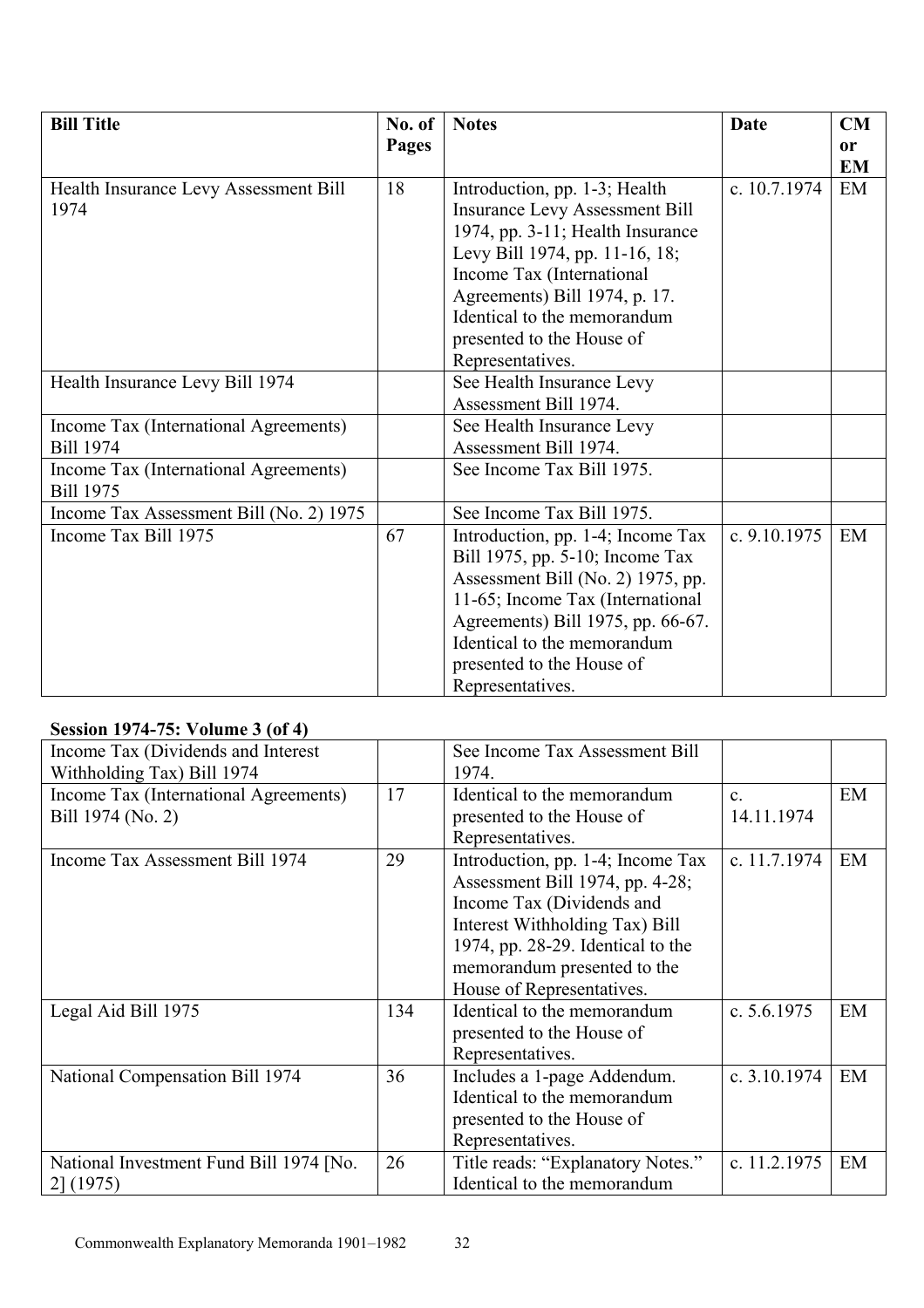| Bill Title | No. of Pages | Notes | Date | CM or EM |
|---|---|---|---|---|
| Health Insurance Levy Assessment Bill 1974 | 18 | Introduction, pp. 1-3; Health Insurance Levy Assessment Bill 1974, pp. 3-11; Health Insurance Levy Bill 1974, pp. 11-16, 18; Income Tax (International Agreements) Bill 1974, p. 17. Identical to the memorandum presented to the House of Representatives. | c. 10.7.1974 | EM |
| Health Insurance Levy Bill 1974 | | See Health Insurance Levy Assessment Bill 1974. | | |
| Income Tax (International Agreements) Bill 1974 | | See Health Insurance Levy Assessment Bill 1974. | | |
| Income Tax (International Agreements) Bill 1975 | | See Income Tax Bill 1975. | | |
| Income Tax Assessment Bill (No. 2) 1975 | | See Income Tax Bill 1975. | | |
| Income Tax Bill 1975 | 67 | Introduction, pp. 1-4; Income Tax Bill 1975, pp. 5-10; Income Tax Assessment Bill (No. 2) 1975, pp. 11-65; Income Tax (International Agreements) Bill 1975, pp. 66-67. Identical to the memorandum presented to the House of Representatives. | c. 9.10.1975 | EM |

**Session 1974-75: Volume 3 (of 4)**

| Bill Title | No. of Pages | Notes | Date | CM or EM |
|---|---|---|---|---|
| Income Tax (Dividends and Interest Withholding Tax) Bill 1974 | | See Income Tax Assessment Bill 1974. | | |
| Income Tax (International Agreements) Bill 1974 (No. 2) | 17 | Identical to the memorandum presented to the House of Representatives. | c. 14.11.1974 | EM |
| Income Tax Assessment Bill 1974 | 29 | Introduction, pp. 1-4; Income Tax Assessment Bill 1974, pp. 4-28; Income Tax (Dividends and Interest Withholding Tax) Bill 1974, pp. 28-29. Identical to the memorandum presented to the House of Representatives. | c. 11.7.1974 | EM |
| Legal Aid Bill 1975 | 134 | Identical to the memorandum presented to the House of Representatives. | c. 5.6.1975 | EM |
| National Compensation Bill 1974 | 36 | Includes a 1-page Addendum. Identical to the memorandum presented to the House of Representatives. | c. 3.10.1974 | EM |
| National Investment Fund Bill 1974 [No. 2] (1975) | 26 | Title reads: "Explanatory Notes." Identical to the memorandum | c. 11.2.1975 | EM |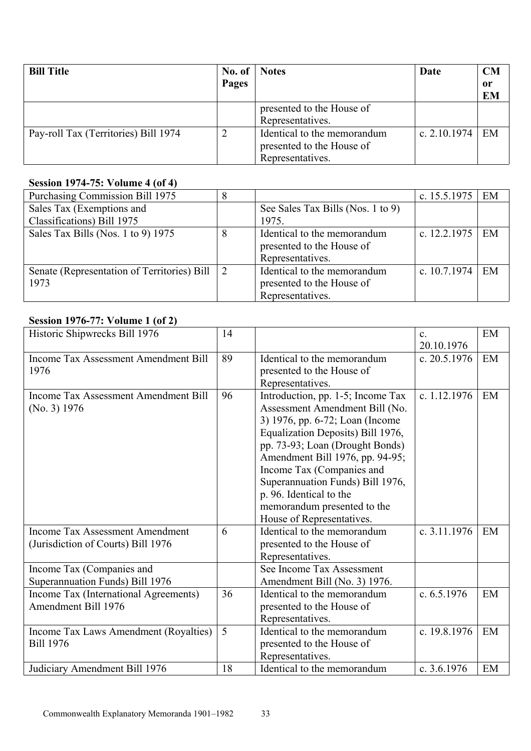| Bill Title | No. of Pages | Notes | Date | CM or EM |
|---|---|---|---|---|
| | | presented to the House of Representatives. | | |
| Pay-roll Tax (Territories) Bill 1974 | 2 | Identical to the memorandum presented to the House of Representatives. | c. 2.10.1974 | EM |

### Session 1974-75: Volume 4 (of 4)

| Bill Title | No. of Pages | Notes | Date | CM or EM |
|---|---|---|---|---|
| Purchasing Commission Bill 1975 | 8 | | c. 15.5.1975 | EM |
| Sales Tax (Exemptions and Classifications) Bill 1975 | | See Sales Tax Bills (Nos. 1 to 9) 1975. | | |
| Sales Tax Bills (Nos. 1 to 9) 1975 | 8 | Identical to the memorandum presented to the House of Representatives. | c. 12.2.1975 | EM |
| Senate (Representation of Territories) Bill 1973 | 2 | Identical to the memorandum presented to the House of Representatives. | c. 10.7.1974 | EM |

### Session 1976-77: Volume 1 (of 2)

| Bill Title | No. of Pages | Notes | Date | CM or EM |
|---|---|---|---|---|
| Historic Shipwrecks Bill 1976 | 14 | | c. 20.10.1976 | EM |
| Income Tax Assessment Amendment Bill 1976 | 89 | Identical to the memorandum presented to the House of Representatives. | c. 20.5.1976 | EM |
| Income Tax Assessment Amendment Bill (No. 3) 1976 | 96 | Introduction, pp. 1-5; Income Tax Assessment Amendment Bill (No. 3) 1976, pp. 6-72; Loan (Income Equalization Deposits) Bill 1976, pp. 73-93; Loan (Drought Bonds) Amendment Bill 1976, pp. 94-95; Income Tax (Companies and Superannuation Funds) Bill 1976, p. 96. Identical to the memorandum presented to the House of Representatives. | c. 1.12.1976 | EM |
| Income Tax Assessment Amendment (Jurisdiction of Courts) Bill 1976 | 6 | Identical to the memorandum presented to the House of Representatives. | c. 3.11.1976 | EM |
| Income Tax (Companies and Superannuation Funds) Bill 1976 | | See Income Tax Assessment Amendment Bill (No. 3) 1976. | | |
| Income Tax (International Agreements) Amendment Bill 1976 | 36 | Identical to the memorandum presented to the House of Representatives. | c. 6.5.1976 | EM |
| Income Tax Laws Amendment (Royalties) Bill 1976 | 5 | Identical to the memorandum presented to the House of Representatives. | c. 19.8.1976 | EM |
| Judiciary Amendment Bill 1976 | 18 | Identical to the memorandum | c. 3.6.1976 | EM |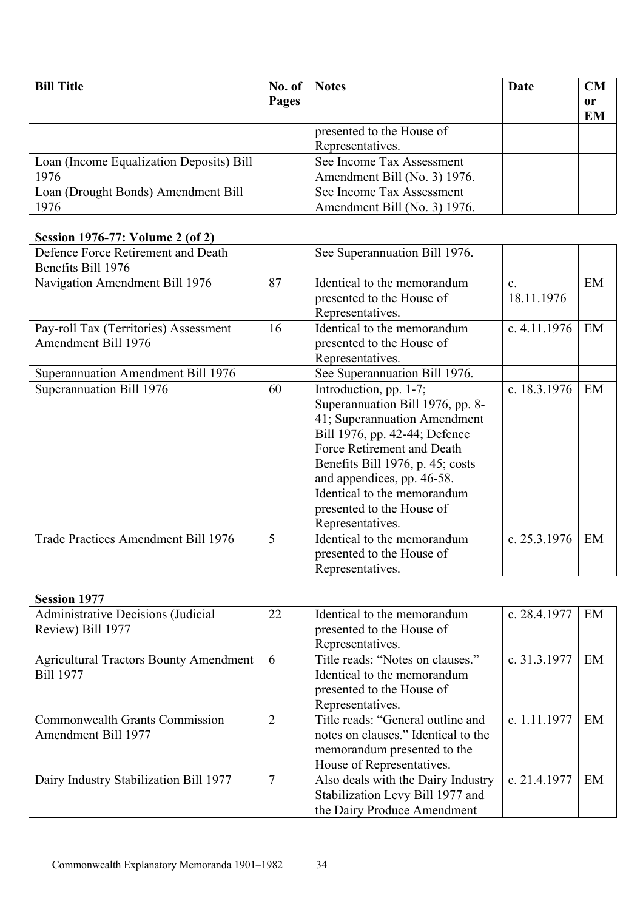| Bill Title | No. of Pages | Notes | Date | CM or EM |
|---|---|---|---|---|
| | | presented to the House of Representatives. | | |
| Loan (Income Equalization Deposits) Bill 1976 | | See Income Tax Assessment Amendment Bill (No. 3) 1976. | | |
| Loan (Drought Bonds) Amendment Bill 1976 | | See Income Tax Assessment Amendment Bill (No. 3) 1976. | | |

**Session 1976-77: Volume 2 (of 2)**

| Bill Title | No. of Pages | Notes | Date | CM or EM |
|---|---|---|---|---|
| Defence Force Retirement and Death Benefits Bill 1976 | | See Superannuation Bill 1976. | | |
| Navigation Amendment Bill 1976 | 87 | Identical to the memorandum presented to the House of Representatives. | c. 18.11.1976 | EM |
| Pay-roll Tax (Territories) Assessment Amendment Bill 1976 | 16 | Identical to the memorandum presented to the House of Representatives. | c. 4.11.1976 | EM |
| Superannuation Amendment Bill 1976 | | See Superannuation Bill 1976. | | |
| Superannuation Bill 1976 | 60 | Introduction, pp. 1-7; Superannuation Bill 1976, pp. 8-41; Superannuation Amendment Bill 1976, pp. 42-44; Defence Force Retirement and Death Benefits Bill 1976, p. 45; costs and appendices, pp. 46-58. Identical to the memorandum presented to the House of Representatives. | c. 18.3.1976 | EM |
| Trade Practices Amendment Bill 1976 | 5 | Identical to the memorandum presented to the House of Representatives. | c. 25.3.1976 | EM |

**Session 1977**

| Bill Title | No. of Pages | Notes | Date | CM or EM |
|---|---|---|---|---|
| Administrative Decisions (Judicial Review) Bill 1977 | 22 | Identical to the memorandum presented to the House of Representatives. | c. 28.4.1977 | EM |
| Agricultural Tractors Bounty Amendment Bill 1977 | 6 | Title reads: "Notes on clauses." Identical to the memorandum presented to the House of Representatives. | c. 31.3.1977 | EM |
| Commonwealth Grants Commission Amendment Bill 1977 | 2 | Title reads: "General outline and notes on clauses." Identical to the memorandum presented to the House of Representatives. | c. 1.11.1977 | EM |
| Dairy Industry Stabilization Bill 1977 | 7 | Also deals with the Dairy Industry Stabilization Levy Bill 1977 and the Dairy Produce Amendment | c. 21.4.1977 | EM |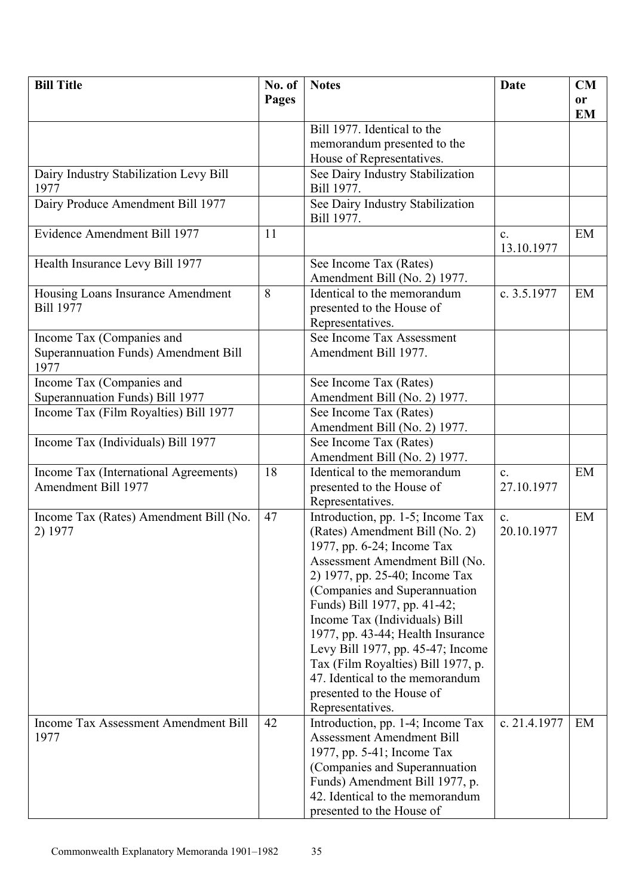| Bill Title | No. of Pages | Notes | Date | CM or EM |
|---|---|---|---|---|
| | | Bill 1977. Identical to the memorandum presented to the House of Representatives. | | |
| Dairy Industry Stabilization Levy Bill 1977 | | See Dairy Industry Stabilization Bill 1977. | | |
| Dairy Produce Amendment Bill 1977 | | See Dairy Industry Stabilization Bill 1977. | | |
| Evidence Amendment Bill 1977 | 11 | | c. 13.10.1977 | EM |
| Health Insurance Levy Bill 1977 | | See Income Tax (Rates) Amendment Bill (No. 2) 1977. | | |
| Housing Loans Insurance Amendment Bill 1977 | 8 | Identical to the memorandum presented to the House of Representatives. | c. 3.5.1977 | EM |
| Income Tax (Companies and Superannuation Funds) Amendment Bill 1977 | | See Income Tax Assessment Amendment Bill 1977. | | |
| Income Tax (Companies and Superannuation Funds) Bill 1977 | | See Income Tax (Rates) Amendment Bill (No. 2) 1977. | | |
| Income Tax (Film Royalties) Bill 1977 | | See Income Tax (Rates) Amendment Bill (No. 2) 1977. | | |
| Income Tax (Individuals) Bill 1977 | | See Income Tax (Rates) Amendment Bill (No. 2) 1977. | | |
| Income Tax (International Agreements) Amendment Bill 1977 | 18 | Identical to the memorandum presented to the House of Representatives. | c. 27.10.1977 | EM |
| Income Tax (Rates) Amendment Bill (No. 2) 1977 | 47 | Introduction, pp. 1-5; Income Tax (Rates) Amendment Bill (No. 2) 1977, pp. 6-24; Income Tax Assessment Amendment Bill (No. 2) 1977, pp. 25-40; Income Tax (Companies and Superannuation Funds) Bill 1977, pp. 41-42; Income Tax (Individuals) Bill 1977, pp. 43-44; Health Insurance Levy Bill 1977, pp. 45-47; Income Tax (Film Royalties) Bill 1977, p. 47. Identical to the memorandum presented to the House of Representatives. | c. 20.10.1977 | EM |
| Income Tax Assessment Amendment Bill 1977 | 42 | Introduction, pp. 1-4; Income Tax Assessment Amendment Bill 1977, pp. 5-41; Income Tax (Companies and Superannuation Funds) Amendment Bill 1977, p. 42. Identical to the memorandum presented to the House of | c. 21.4.1977 | EM |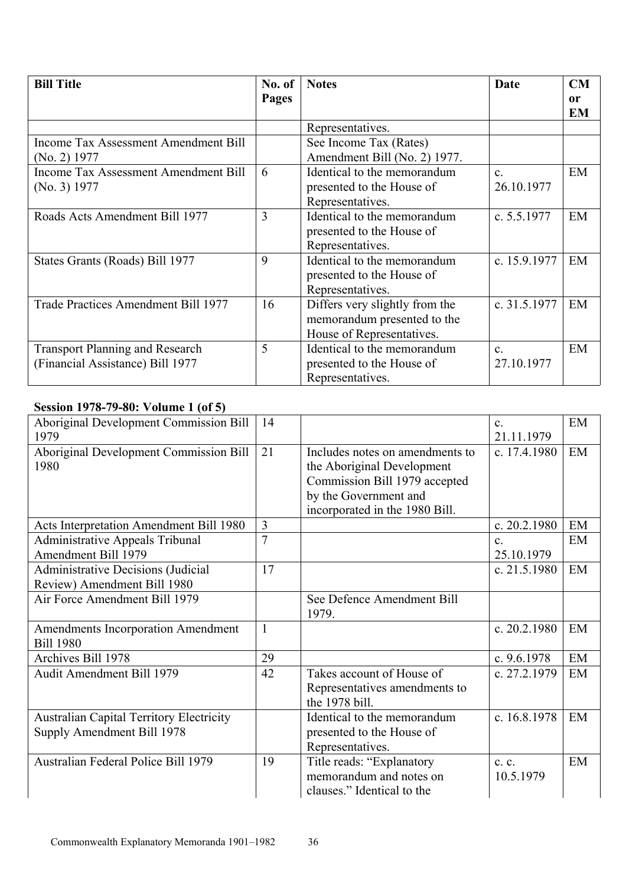| Bill Title | No. of Pages | Notes | Date | CM or EM |
|---|---|---|---|---|
| | | Representatives. | | |
| Income Tax Assessment Amendment Bill (No. 2) 1977 | | See Income Tax (Rates) Amendment Bill (No. 2) 1977. | | |
| Income Tax Assessment Amendment Bill (No. 3) 1977 | 6 | Identical to the memorandum presented to the House of Representatives. | c. 26.10.1977 | EM |
| Roads Acts Amendment Bill 1977 | 3 | Identical to the memorandum presented to the House of Representatives. | c. 5.5.1977 | EM |
| States Grants (Roads) Bill 1977 | 9 | Identical to the memorandum presented to the House of Representatives. | c. 15.9.1977 | EM |
| Trade Practices Amendment Bill 1977 | 16 | Differs very slightly from the memorandum presented to the House of Representatives. | c. 31.5.1977 | EM |
| Transport Planning and Research (Financial Assistance) Bill 1977 | 5 | Identical to the memorandum presented to the House of Representatives. | c. 27.10.1977 | EM |

**Session 1978-79-80: Volume 1 (of 5)**

| Bill Title | No. of Pages | Notes | Date | CM or EM |
|---|---|---|---|---|
| Aboriginal Development Commission Bill 1979 | 14 | | c. 21.11.1979 | EM |
| Aboriginal Development Commission Bill 1980 | 21 | Includes notes on amendments to the Aboriginal Development Commission Bill 1979 accepted by the Government and incorporated in the 1980 Bill. | c. 17.4.1980 | EM |
| Acts Interpretation Amendment Bill 1980 | 3 | | c. 20.2.1980 | EM |
| Administrative Appeals Tribunal Amendment Bill 1979 | 7 | | c. 25.10.1979 | EM |
| Administrative Decisions (Judicial Review) Amendment Bill 1980 | 17 | | c. 21.5.1980 | EM |
| Air Force Amendment Bill 1979 | | See Defence Amendment Bill 1979. | | |
| Amendments Incorporation Amendment Bill 1980 | 1 | | c. 20.2.1980 | EM |
| Archives Bill 1978 | 29 | | c. 9.6.1978 | EM |
| Audit Amendment Bill 1979 | 42 | Takes account of House of Representatives amendments to the 1978 bill. | c. 27.2.1979 | EM |
| Australian Capital Territory Electricity Supply Amendment Bill 1978 | | Identical to the memorandum presented to the House of Representatives. | c. 16.8.1978 | EM |
| Australian Federal Police Bill 1979 | 19 | Title reads: "Explanatory memorandum and notes on clauses." Identical to the | c. c. 10.5.1979 | EM |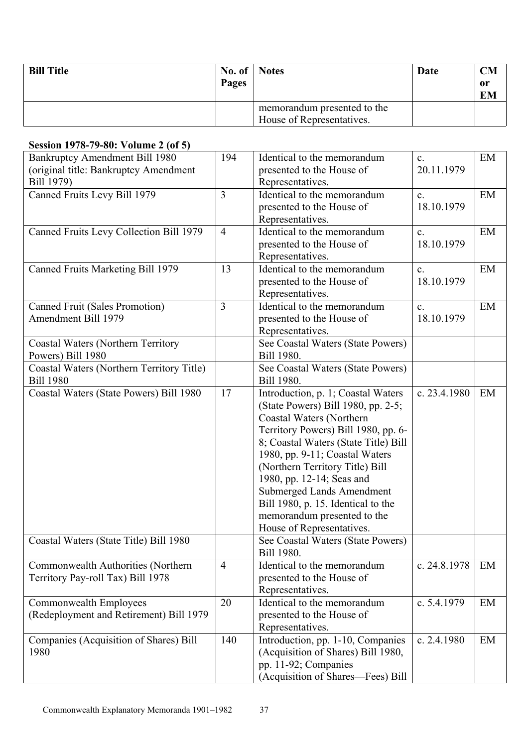| Bill Title | No. of Pages | Notes | Date | CM or EM |
|---|---|---|---|---|
| | | memorandum presented to the House of Representatives. | | |

**Session 1978-79-80: Volume 2 (of 5)**

| Bill Title | No. of Pages | Notes | Date | CM or EM |
|---|---|---|---|---|
| Bankruptcy Amendment Bill 1980 (original title: Bankruptcy Amendment Bill 1979) | 194 | Identical to the memorandum presented to the House of Representatives. | c. 20.11.1979 | EM |
| Canned Fruits Levy Bill 1979 | 3 | Identical to the memorandum presented to the House of Representatives. | c. 18.10.1979 | EM |
| Canned Fruits Levy Collection Bill 1979 | 4 | Identical to the memorandum presented to the House of Representatives. | c. 18.10.1979 | EM |
| Canned Fruits Marketing Bill 1979 | 13 | Identical to the memorandum presented to the House of Representatives. | c. 18.10.1979 | EM |
| Canned Fruit (Sales Promotion) Amendment Bill 1979 | 3 | Identical to the memorandum presented to the House of Representatives. | c. 18.10.1979 | EM |
| Coastal Waters (Northern Territory Powers) Bill 1980 | | See Coastal Waters (State Powers) Bill 1980. | | |
| Coastal Waters (Northern Territory Title) Bill 1980 | | See Coastal Waters (State Powers) Bill 1980. | | |
| Coastal Waters (State Powers) Bill 1980 | 17 | Introduction, p. 1; Coastal Waters (State Powers) Bill 1980, pp. 2-5; Coastal Waters (Northern Territory Powers) Bill 1980, pp. 6-8; Coastal Waters (State Title) Bill 1980, pp. 9-11; Coastal Waters (Northern Territory Title) Bill 1980, pp. 12-14; Seas and Submerged Lands Amendment Bill 1980, p. 15. Identical to the memorandum presented to the House of Representatives. | c. 23.4.1980 | EM |
| Coastal Waters (State Title) Bill 1980 | | See Coastal Waters (State Powers) Bill 1980. | | |
| Commonwealth Authorities (Northern Territory Pay-roll Tax) Bill 1978 | 4 | Identical to the memorandum presented to the House of Representatives. | c. 24.8.1978 | EM |
| Commonwealth Employees (Redeployment and Retirement) Bill 1979 | 20 | Identical to the memorandum presented to the House of Representatives. | c. 5.4.1979 | EM |
| Companies (Acquisition of Shares) Bill 1980 | 140 | Introduction, pp. 1-10, Companies (Acquisition of Shares) Bill 1980, pp. 11-92; Companies (Acquisition of Shares—Fees) Bill | c. 2.4.1980 | EM |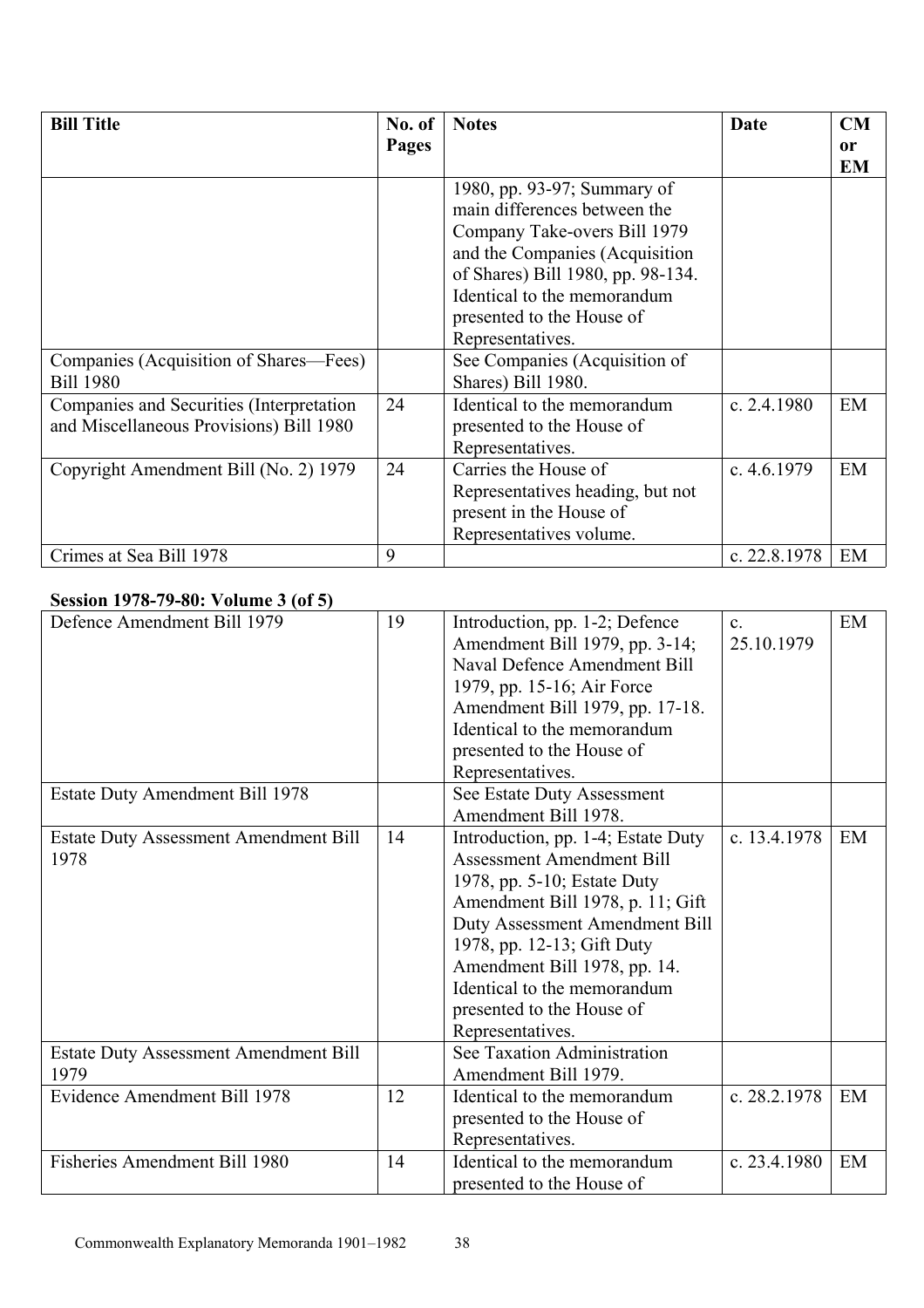| Bill Title | No. of Pages | Notes | Date | CM or EM |
|---|---|---|---|---|
| | | 1980, pp. 93-97; Summary of main differences between the Company Take-overs Bill 1979 and the Companies (Acquisition of Shares) Bill 1980, pp. 98-134. Identical to the memorandum presented to the House of Representatives. | | |
| Companies (Acquisition of Shares—Fees) Bill 1980 | | See Companies (Acquisition of Shares) Bill 1980. | | |
| Companies and Securities (Interpretation and Miscellaneous Provisions) Bill 1980 | 24 | Identical to the memorandum presented to the House of Representatives. | c. 2.4.1980 | EM |
| Copyright Amendment Bill (No. 2) 1979 | 24 | Carries the House of Representatives heading, but not present in the House of Representatives volume. | c. 4.6.1979 | EM |
| Crimes at Sea Bill 1978 | 9 | | c. 22.8.1978 | EM |

**Session 1978-79-80: Volume 3 (of 5)**

| Bill Title | No. of Pages | Notes | Date | CM or EM |
|---|---|---|---|---|
| Defence Amendment Bill 1979 | 19 | Introduction, pp. 1-2; Defence Amendment Bill 1979, pp. 3-14; Naval Defence Amendment Bill 1979, pp. 15-16; Air Force Amendment Bill 1979, pp. 17-18. Identical to the memorandum presented to the House of Representatives. | c. 25.10.1979 | EM |
| Estate Duty Amendment Bill 1978 | | See Estate Duty Assessment Amendment Bill 1978. | | |
| Estate Duty Assessment Amendment Bill 1978 | 14 | Introduction, pp. 1-4; Estate Duty Assessment Amendment Bill 1978, pp. 5-10; Estate Duty Amendment Bill 1978, p. 11; Gift Duty Assessment Amendment Bill 1978, pp. 12-13; Gift Duty Amendment Bill 1978, pp. 14. Identical to the memorandum presented to the House of Representatives. | c. 13.4.1978 | EM |
| Estate Duty Assessment Amendment Bill 1979 | | See Taxation Administration Amendment Bill 1979. | | |
| Evidence Amendment Bill 1978 | 12 | Identical to the memorandum presented to the House of Representatives. | c. 28.2.1978 | EM |
| Fisheries Amendment Bill 1980 | 14 | Identical to the memorandum presented to the House of | c. 23.4.1980 | EM |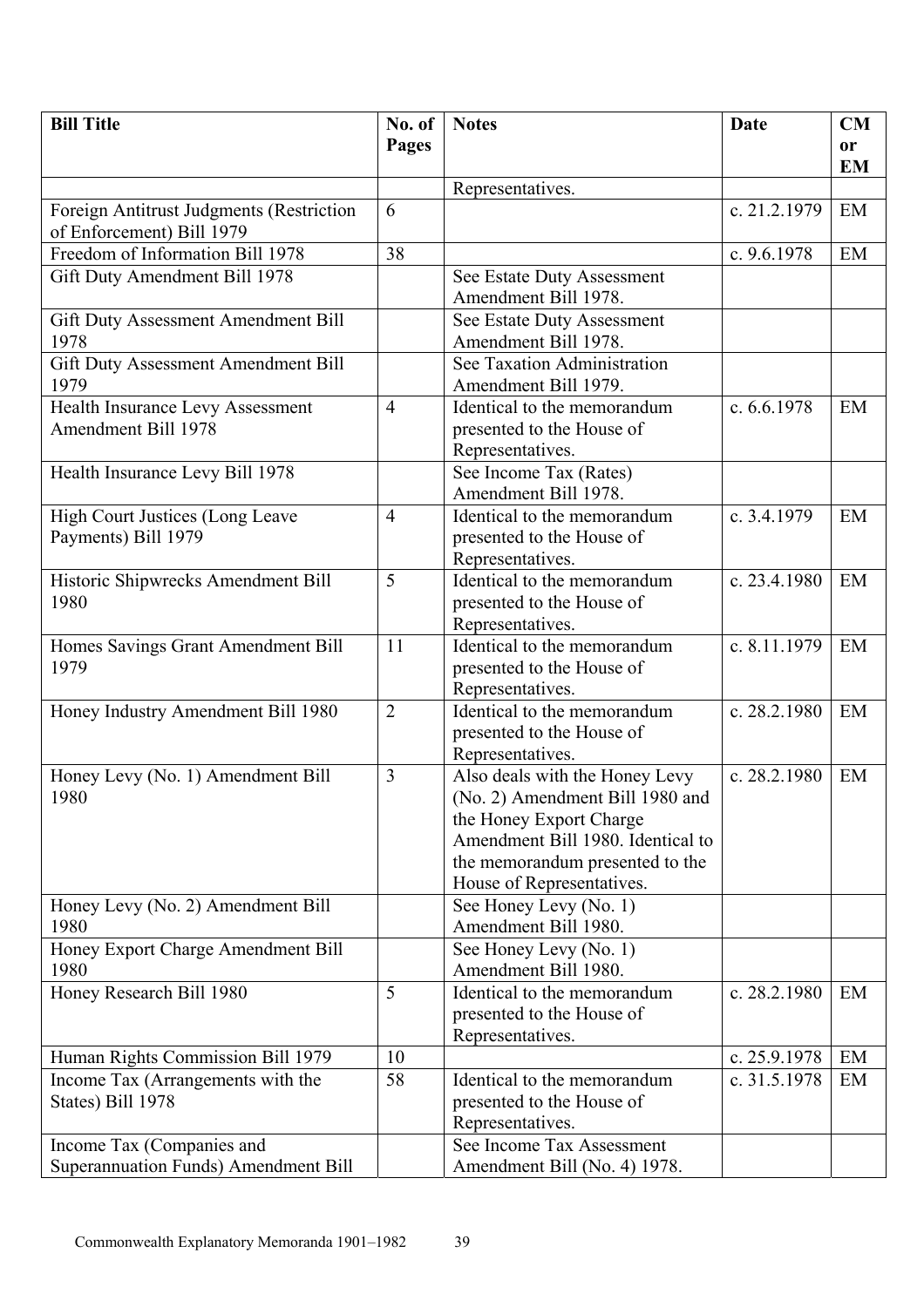| Bill Title | No. of Pages | Notes | Date | CM or EM |
|---|---|---|---|---|
| | | Representatives. | | |
| Foreign Antitrust Judgments (Restriction of Enforcement) Bill 1979 | 6 | | c. 21.2.1979 | EM |
| Freedom of Information Bill 1978 | 38 | | c. 9.6.1978 | EM |
| Gift Duty Amendment Bill 1978 | | See Estate Duty Assessment Amendment Bill 1978. | | |
| Gift Duty Assessment Amendment Bill 1978 | | See Estate Duty Assessment Amendment Bill 1978. | | |
| Gift Duty Assessment Amendment Bill 1979 | | See Taxation Administration Amendment Bill 1979. | | |
| Health Insurance Levy Assessment Amendment Bill 1978 | 4 | Identical to the memorandum presented to the House of Representatives. | c. 6.6.1978 | EM |
| Health Insurance Levy Bill 1978 | | See Income Tax (Rates) Amendment Bill 1978. | | |
| High Court Justices (Long Leave Payments) Bill 1979 | 4 | Identical to the memorandum presented to the House of Representatives. | c. 3.4.1979 | EM |
| Historic Shipwrecks Amendment Bill 1980 | 5 | Identical to the memorandum presented to the House of Representatives. | c. 23.4.1980 | EM |
| Homes Savings Grant Amendment Bill 1979 | 11 | Identical to the memorandum presented to the House of Representatives. | c. 8.11.1979 | EM |
| Honey Industry Amendment Bill 1980 | 2 | Identical to the memorandum presented to the House of Representatives. | c. 28.2.1980 | EM |
| Honey Levy (No. 1) Amendment Bill 1980 | 3 | Also deals with the Honey Levy (No. 2) Amendment Bill 1980 and the Honey Export Charge Amendment Bill 1980. Identical to the memorandum presented to the House of Representatives. | c. 28.2.1980 | EM |
| Honey Levy (No. 2) Amendment Bill 1980 | | See Honey Levy (No. 1) Amendment Bill 1980. | | |
| Honey Export Charge Amendment Bill 1980 | | See Honey Levy (No. 1) Amendment Bill 1980. | | |
| Honey Research Bill 1980 | 5 | Identical to the memorandum presented to the House of Representatives. | c. 28.2.1980 | EM |
| Human Rights Commission Bill 1979 | 10 | | c. 25.9.1978 | EM |
| Income Tax (Arrangements with the States) Bill 1978 | 58 | Identical to the memorandum presented to the House of Representatives. | c. 31.5.1978 | EM |
| Income Tax (Companies and Superannuation Funds) Amendment Bill | | See Income Tax Assessment Amendment Bill (No. 4) 1978. | | |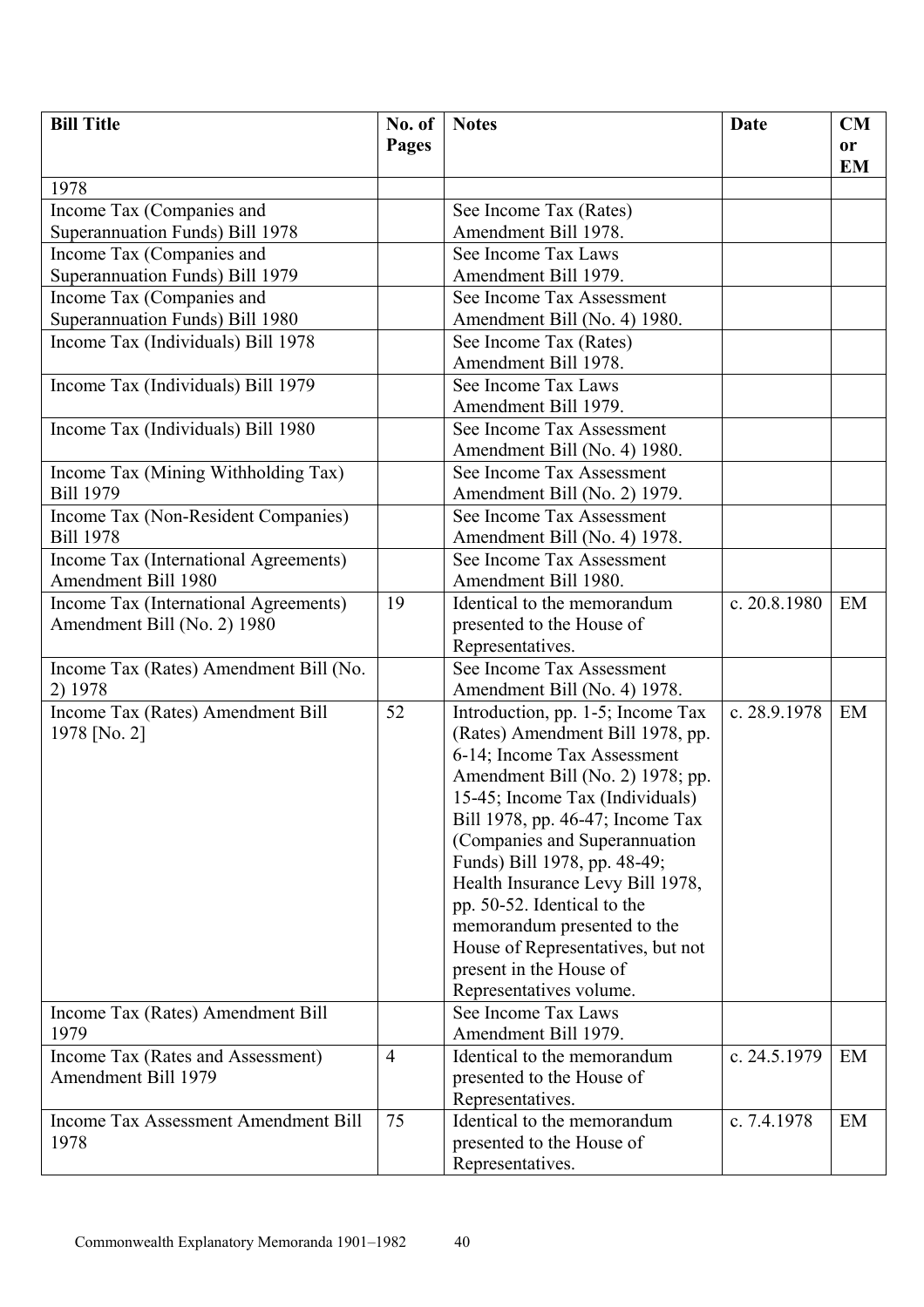| Bill Title | No. of Pages | Notes | Date | CM or EM |
|---|---|---|---|---|
| 1978 | | | | |
| Income Tax (Companies and Superannuation Funds) Bill 1978 | | See Income Tax (Rates) Amendment Bill 1978. | | |
| Income Tax (Companies and Superannuation Funds) Bill 1979 | | See Income Tax Laws Amendment Bill 1979. | | |
| Income Tax (Companies and Superannuation Funds) Bill 1980 | | See Income Tax Assessment Amendment Bill (No. 4) 1980. | | |
| Income Tax (Individuals) Bill 1978 | | See Income Tax (Rates) Amendment Bill 1978. | | |
| Income Tax (Individuals) Bill 1979 | | See Income Tax Laws Amendment Bill 1979. | | |
| Income Tax (Individuals) Bill 1980 | | See Income Tax Assessment Amendment Bill (No. 4) 1980. | | |
| Income Tax (Mining Withholding Tax) Bill 1979 | | See Income Tax Assessment Amendment Bill (No. 2) 1979. | | |
| Income Tax (Non-Resident Companies) Bill 1978 | | See Income Tax Assessment Amendment Bill (No. 4) 1978. | | |
| Income Tax (International Agreements) Amendment Bill 1980 | | See Income Tax Assessment Amendment Bill 1980. | | |
| Income Tax (International Agreements) Amendment Bill (No. 2) 1980 | 19 | Identical to the memorandum presented to the House of Representatives. | c. 20.8.1980 | EM |
| Income Tax (Rates) Amendment Bill (No. 2) 1978 | | See Income Tax Assessment Amendment Bill (No. 4) 1978. | | |
| Income Tax (Rates) Amendment Bill 1978 [No. 2] | 52 | Introduction, pp. 1-5; Income Tax (Rates) Amendment Bill 1978, pp. 6-14; Income Tax Assessment Amendment Bill (No. 2) 1978; pp. 15-45; Income Tax (Individuals) Bill 1978, pp. 46-47; Income Tax (Companies and Superannuation Funds) Bill 1978, pp. 48-49; Health Insurance Levy Bill 1978, pp. 50-52. Identical to the memorandum presented to the House of Representatives, but not present in the House of Representatives volume. | c. 28.9.1978 | EM |
| Income Tax (Rates) Amendment Bill 1979 | | See Income Tax Laws Amendment Bill 1979. | | |
| Income Tax (Rates and Assessment) Amendment Bill 1979 | 4 | Identical to the memorandum presented to the House of Representatives. | c. 24.5.1979 | EM |
| Income Tax Assessment Amendment Bill 1978 | 75 | Identical to the memorandum presented to the House of Representatives. | c. 7.4.1978 | EM |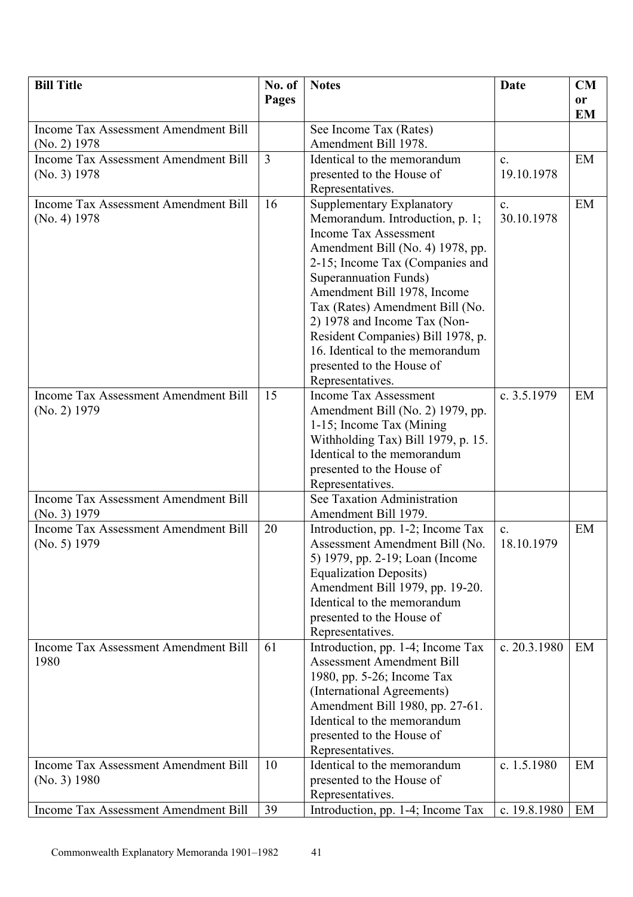| Bill Title | No. of Pages | Notes | Date | CM or EM |
| --- | --- | --- | --- | --- |
| Income Tax Assessment Amendment Bill (No. 2) 1978 | | See Income Tax (Rates) Amendment Bill 1978. | | |
| Income Tax Assessment Amendment Bill (No. 3) 1978 | 3 | Identical to the memorandum presented to the House of Representatives. | c. 19.10.1978 | EM |
| Income Tax Assessment Amendment Bill (No. 4) 1978 | 16 | Supplementary Explanatory Memorandum. Introduction, p. 1; Income Tax Assessment Amendment Bill (No. 4) 1978, pp. 2-15; Income Tax (Companies and Superannuation Funds) Amendment Bill 1978, Income Tax (Rates) Amendment Bill (No. 2) 1978 and Income Tax (Non-Resident Companies) Bill 1978, p. 16. Identical to the memorandum presented to the House of Representatives. | c. 30.10.1978 | EM |
| Income Tax Assessment Amendment Bill (No. 2) 1979 | 15 | Income Tax Assessment Amendment Bill (No. 2) 1979, pp. 1-15; Income Tax (Mining Withholding Tax) Bill 1979, p. 15. Identical to the memorandum presented to the House of Representatives. | c. 3.5.1979 | EM |
| Income Tax Assessment Amendment Bill (No. 3) 1979 | | See Taxation Administration Amendment Bill 1979. | | |
| Income Tax Assessment Amendment Bill (No. 5) 1979 | 20 | Introduction, pp. 1-2; Income Tax Assessment Amendment Bill (No. 5) 1979, pp. 2-19; Loan (Income Equalization Deposits) Amendment Bill 1979, pp. 19-20. Identical to the memorandum presented to the House of Representatives. | c. 18.10.1979 | EM |
| Income Tax Assessment Amendment Bill 1980 | 61 | Introduction, pp. 1-4; Income Tax Assessment Amendment Bill 1980, pp. 5-26; Income Tax (International Agreements) Amendment Bill 1980, pp. 27-61. Identical to the memorandum presented to the House of Representatives. | c. 20.3.1980 | EM |
| Income Tax Assessment Amendment Bill (No. 3) 1980 | 10 | Identical to the memorandum presented to the House of Representatives. | c. 1.5.1980 | EM |
| Income Tax Assessment Amendment Bill | 39 | Introduction, pp. 1-4; Income Tax | c. 19.8.1980 | EM |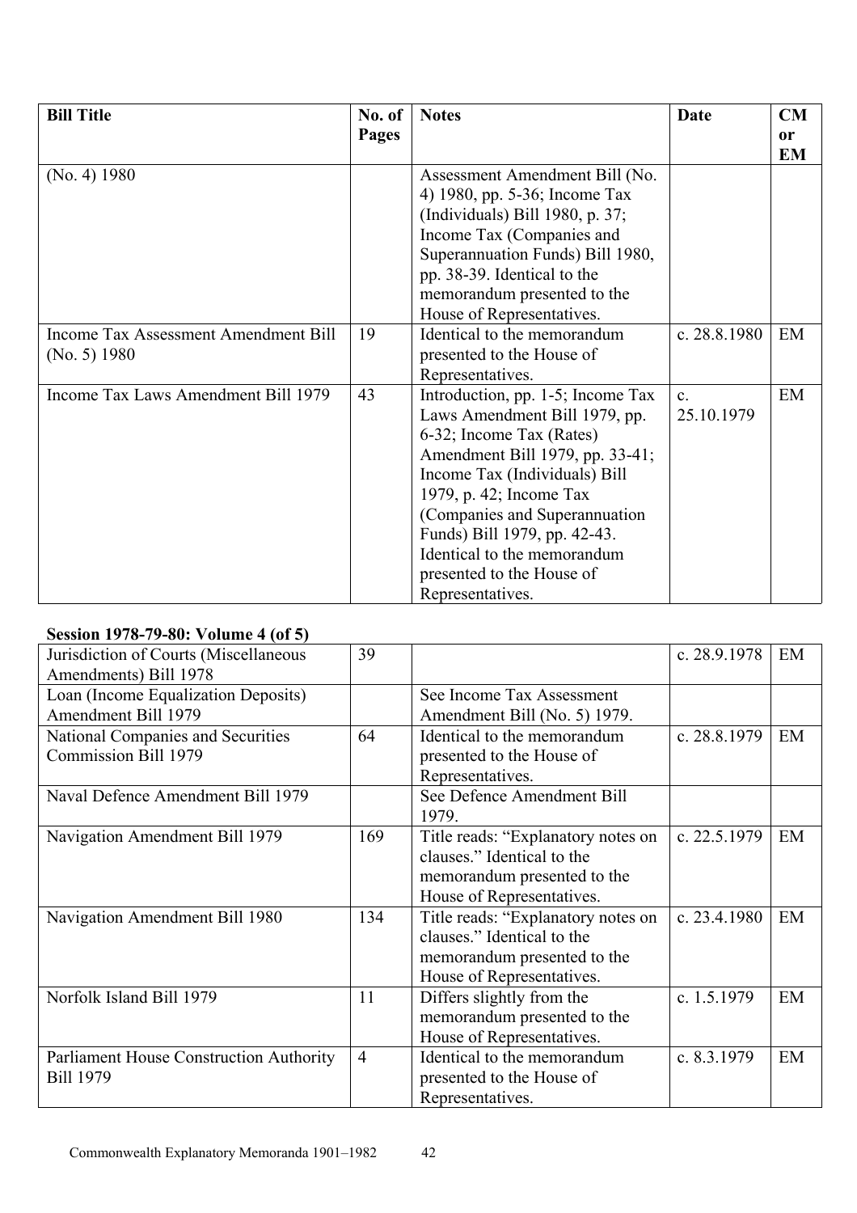| Bill Title | No. of Pages | Notes | Date | CM or EM |
|---|---|---|---|---|
| (No. 4) 1980 | | Assessment Amendment Bill (No. 4) 1980, pp. 5-36; Income Tax (Individuals) Bill 1980, p. 37; Income Tax (Companies and Superannuation Funds) Bill 1980, pp. 38-39. Identical to the memorandum presented to the House of Representatives. | | |
| Income Tax Assessment Amendment Bill (No. 5) 1980 | 19 | Identical to the memorandum presented to the House of Representatives. | c. 28.8.1980 | EM |
| Income Tax Laws Amendment Bill 1979 | 43 | Introduction, pp. 1-5; Income Tax Laws Amendment Bill 1979, pp. 6-32; Income Tax (Rates) Amendment Bill 1979, pp. 33-41; Income Tax (Individuals) Bill 1979, p. 42; Income Tax (Companies and Superannuation Funds) Bill 1979, pp. 42-43. Identical to the memorandum presented to the House of Representatives. | c. 25.10.1979 | EM |

**Session 1978-79-80: Volume 4 (of 5)**

| Bill Title | No. of Pages | Notes | Date | CM or EM |
|---|---|---|---|---|
| Jurisdiction of Courts (Miscellaneous Amendments) Bill 1978 | 39 | | c. 28.9.1978 | EM |
| Loan (Income Equalization Deposits) Amendment Bill 1979 | | See Income Tax Assessment Amendment Bill (No. 5) 1979. | | |
| National Companies and Securities Commission Bill 1979 | 64 | Identical to the memorandum presented to the House of Representatives. | c. 28.8.1979 | EM |
| Naval Defence Amendment Bill 1979 | | See Defence Amendment Bill 1979. | | |
| Navigation Amendment Bill 1979 | 169 | Title reads: "Explanatory notes on clauses." Identical to the memorandum presented to the House of Representatives. | c. 22.5.1979 | EM |
| Navigation Amendment Bill 1980 | 134 | Title reads: "Explanatory notes on clauses." Identical to the memorandum presented to the House of Representatives. | c. 23.4.1980 | EM |
| Norfolk Island Bill 1979 | 11 | Differs slightly from the memorandum presented to the House of Representatives. | c. 1.5.1979 | EM |
| Parliament House Construction Authority Bill 1979 | 4 | Identical to the memorandum presented to the House of Representatives. | c. 8.3.1979 | EM |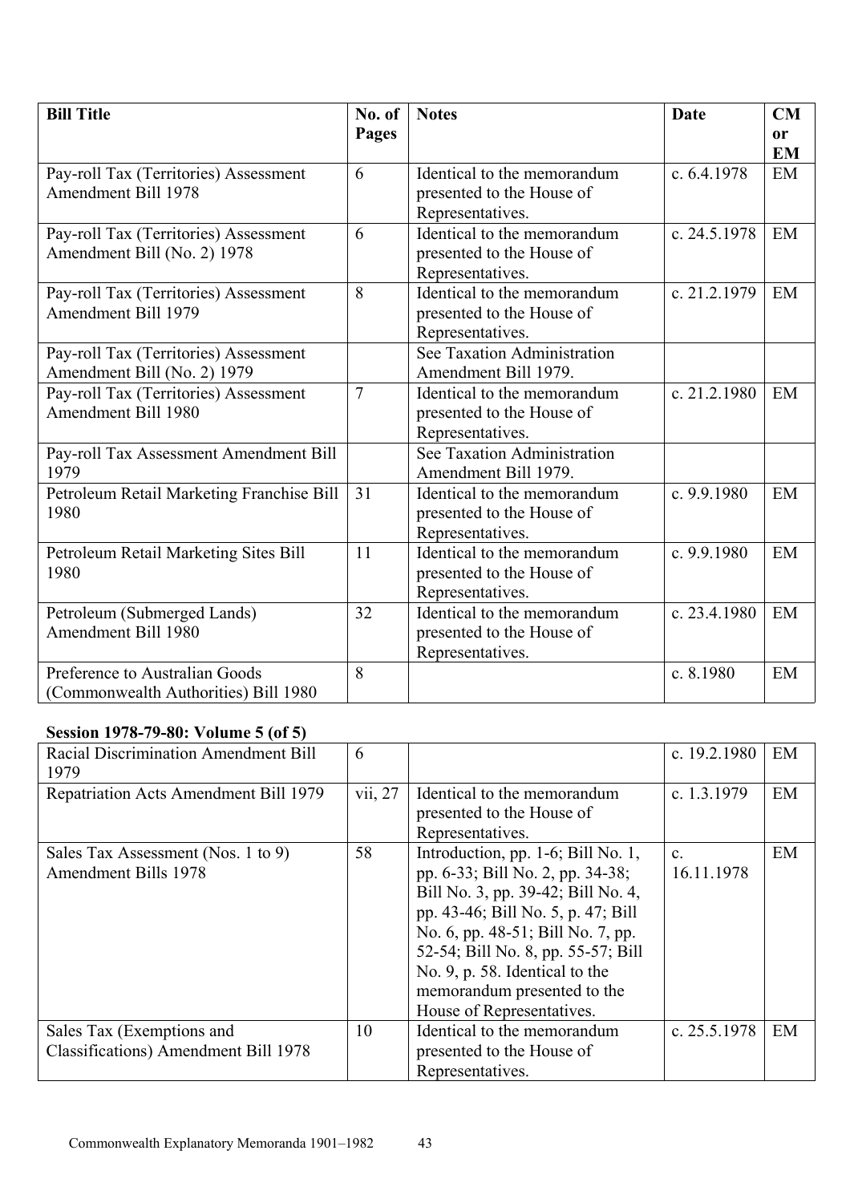| Bill Title | No. of Pages | Notes | Date | CM or EM |
|---|---|---|---|---|
| Pay-roll Tax (Territories) Assessment Amendment Bill 1978 | 6 | Identical to the memorandum presented to the House of Representatives. | c. 6.4.1978 | EM |
| Pay-roll Tax (Territories) Assessment Amendment Bill (No. 2) 1978 | 6 | Identical to the memorandum presented to the House of Representatives. | c. 24.5.1978 | EM |
| Pay-roll Tax (Territories) Assessment Amendment Bill 1979 | 8 | Identical to the memorandum presented to the House of Representatives. | c. 21.2.1979 | EM |
| Pay-roll Tax (Territories) Assessment Amendment Bill (No. 2) 1979 | | See Taxation Administration Amendment Bill 1979. | | |
| Pay-roll Tax (Territories) Assessment Amendment Bill 1980 | 7 | Identical to the memorandum presented to the House of Representatives. | c. 21.2.1980 | EM |
| Pay-roll Tax Assessment Amendment Bill 1979 | | See Taxation Administration Amendment Bill 1979. | | |
| Petroleum Retail Marketing Franchise Bill 1980 | 31 | Identical to the memorandum presented to the House of Representatives. | c. 9.9.1980 | EM |
| Petroleum Retail Marketing Sites Bill 1980 | 11 | Identical to the memorandum presented to the House of Representatives. | c. 9.9.1980 | EM |
| Petroleum (Submerged Lands) Amendment Bill 1980 | 32 | Identical to the memorandum presented to the House of Representatives. | c. 23.4.1980 | EM |
| Preference to Australian Goods (Commonwealth Authorities) Bill 1980 | 8 | | c. 8.1980 | EM |

**Session 1978-79-80: Volume 5 (of 5)**

| Bill Title | No. of Pages | Notes | Date | CM or EM |
|---|---|---|---|---|
| Racial Discrimination Amendment Bill 1979 | 6 | | c. 19.2.1980 | EM |
| Repatriation Acts Amendment Bill 1979 | vii, 27 | Identical to the memorandum presented to the House of Representatives. | c. 1.3.1979 | EM |
| Sales Tax Assessment (Nos. 1 to 9) Amendment Bills 1978 | 58 | Introduction, pp. 1-6; Bill No. 1, pp. 6-33; Bill No. 2, pp. 34-38; Bill No. 3, pp. 39-42; Bill No. 4, pp. 43-46; Bill No. 5, p. 47; Bill No. 6, pp. 48-51; Bill No. 7, pp. 52-54; Bill No. 8, pp. 55-57; Bill No. 9, p. 58. Identical to the memorandum presented to the House of Representatives. | c. 16.11.1978 | EM |
| Sales Tax (Exemptions and Classifications) Amendment Bill 1978 | 10 | Identical to the memorandum presented to the House of Representatives. | c. 25.5.1978 | EM |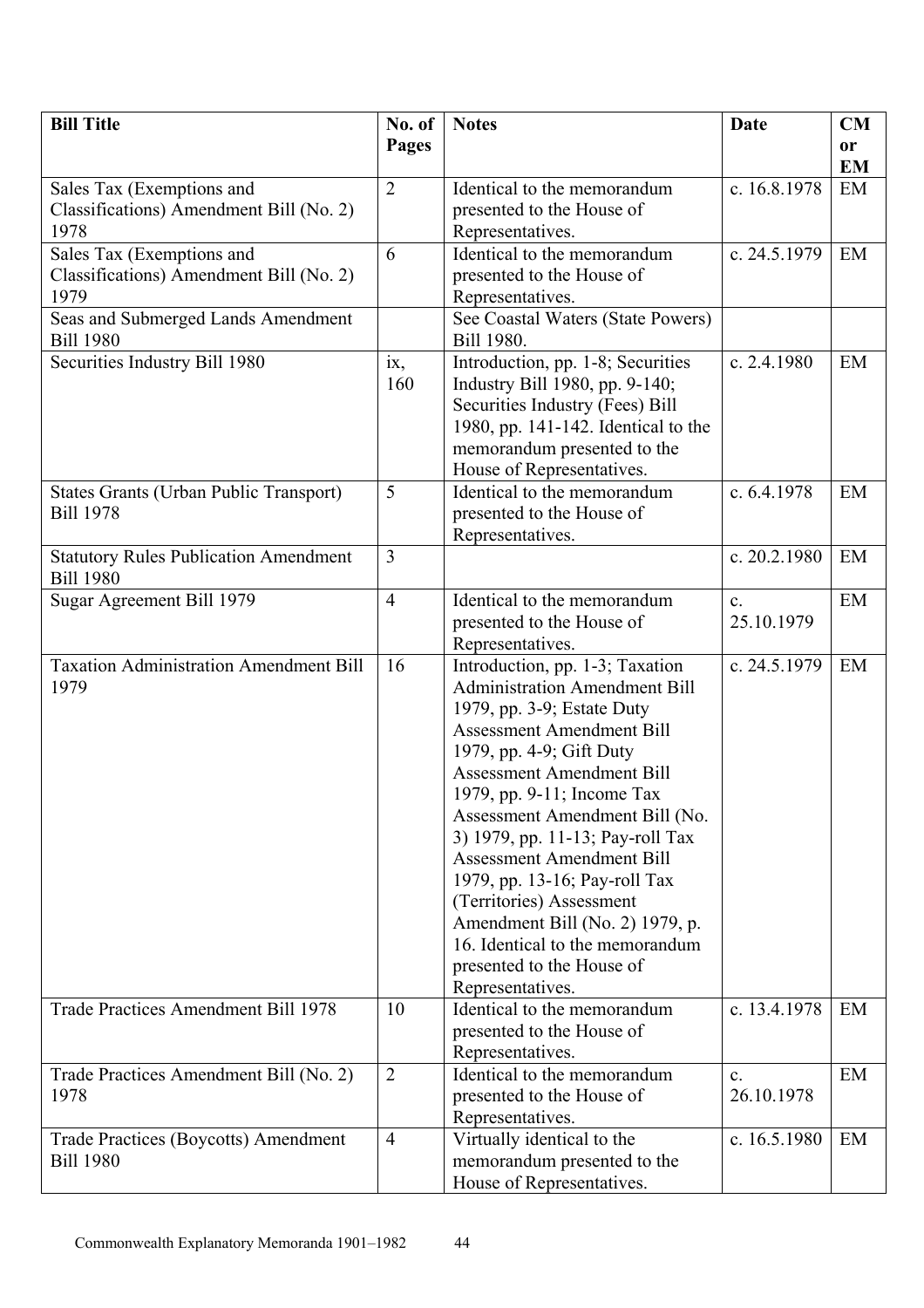| Bill Title | No. of Pages | Notes | Date | CM or EM |
|---|---|---|---|---|
| Sales Tax (Exemptions and Classifications) Amendment Bill (No. 2) 1978 | 2 | Identical to the memorandum presented to the House of Representatives. | c. 16.8.1978 | EM |
| Sales Tax (Exemptions and Classifications) Amendment Bill (No. 2) 1979 | 6 | Identical to the memorandum presented to the House of Representatives. | c. 24.5.1979 | EM |
| Seas and Submerged Lands Amendment Bill 1980 | | See Coastal Waters (State Powers) Bill 1980. | | |
| Securities Industry Bill 1980 | ix, 160 | Introduction, pp. 1-8; Securities Industry Bill 1980, pp. 9-140; Securities Industry (Fees) Bill 1980, pp. 141-142. Identical to the memorandum presented to the House of Representatives. | c. 2.4.1980 | EM |
| States Grants (Urban Public Transport) Bill 1978 | 5 | Identical to the memorandum presented to the House of Representatives. | c. 6.4.1978 | EM |
| Statutory Rules Publication Amendment Bill 1980 | 3 | | c. 20.2.1980 | EM |
| Sugar Agreement Bill 1979 | 4 | Identical to the memorandum presented to the House of Representatives. | c. 25.10.1979 | EM |
| Taxation Administration Amendment Bill 1979 | 16 | Introduction, pp. 1-3; Taxation Administration Amendment Bill 1979, pp. 3-9; Estate Duty Assessment Amendment Bill 1979, pp. 4-9; Gift Duty Assessment Amendment Bill 1979, pp. 9-11; Income Tax Assessment Amendment Bill (No. 3) 1979, pp. 11-13; Pay-roll Tax Assessment Amendment Bill 1979, pp. 13-16; Pay-roll Tax (Territories) Assessment Amendment Bill (No. 2) 1979, p. 16. Identical to the memorandum presented to the House of Representatives. | c. 24.5.1979 | EM |
| Trade Practices Amendment Bill 1978 | 10 | Identical to the memorandum presented to the House of Representatives. | c. 13.4.1978 | EM |
| Trade Practices Amendment Bill (No. 2) 1978 | 2 | Identical to the memorandum presented to the House of Representatives. | c. 26.10.1978 | EM |
| Trade Practices (Boycotts) Amendment Bill 1980 | 4 | Virtually identical to the memorandum presented to the House of Representatives. | c. 16.5.1980 | EM |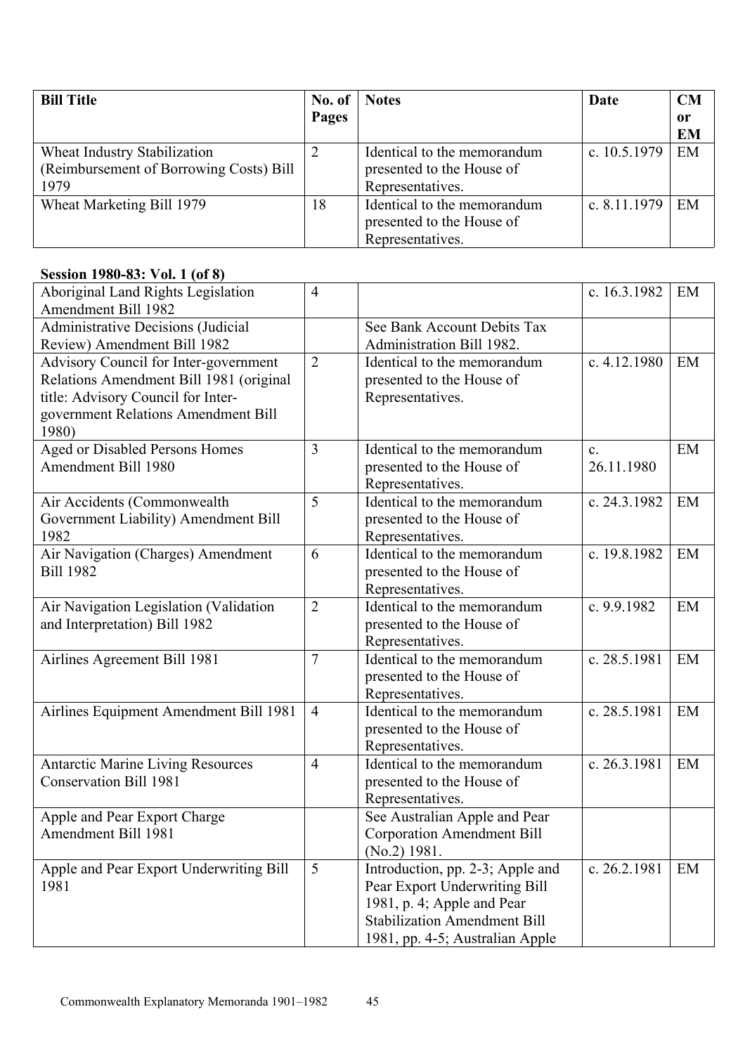| Bill Title | No. of Pages | Notes | Date | CM or EM |
| --- | --- | --- | --- | --- |
| Wheat Industry Stabilization (Reimbursement of Borrowing Costs) Bill 1979 | 2 | Identical to the memorandum presented to the House of Representatives. | c. 10.5.1979 | EM |
| Wheat Marketing Bill 1979 | 18 | Identical to the memorandum presented to the House of Representatives. | c. 8.11.1979 | EM |

**Session 1980-83: Vol. 1 (of 8)**

| Bill Title | No. of Pages | Notes | Date | CM or EM |
| --- | --- | --- | --- | --- |
| Aboriginal Land Rights Legislation Amendment Bill 1982 | 4 | | c. 16.3.1982 | EM |
| Administrative Decisions (Judicial Review) Amendment Bill 1982 | | See Bank Account Debits Tax Administration Bill 1982. | | |
| Advisory Council for Inter-government Relations Amendment Bill 1981 (original title: Advisory Council for Inter-government Relations Amendment Bill 1980) | 2 | Identical to the memorandum presented to the House of Representatives. | c. 4.12.1980 | EM |
| Aged or Disabled Persons Homes Amendment Bill 1980 | 3 | Identical to the memorandum presented to the House of Representatives. | c. 26.11.1980 | EM |
| Air Accidents (Commonwealth Government Liability) Amendment Bill 1982 | 5 | Identical to the memorandum presented to the House of Representatives. | c. 24.3.1982 | EM |
| Air Navigation (Charges) Amendment Bill 1982 | 6 | Identical to the memorandum presented to the House of Representatives. | c. 19.8.1982 | EM |
| Air Navigation Legislation (Validation and Interpretation) Bill 1982 | 2 | Identical to the memorandum presented to the House of Representatives. | c. 9.9.1982 | EM |
| Airlines Agreement Bill 1981 | 7 | Identical to the memorandum presented to the House of Representatives. | c. 28.5.1981 | EM |
| Airlines Equipment Amendment Bill 1981 | 4 | Identical to the memorandum presented to the House of Representatives. | c. 28.5.1981 | EM |
| Antarctic Marine Living Resources Conservation Bill 1981 | 4 | Identical to the memorandum presented to the House of Representatives. | c. 26.3.1981 | EM |
| Apple and Pear Export Charge Amendment Bill 1981 | | See Australian Apple and Pear Corporation Amendment Bill (No.2) 1981. | | |
| Apple and Pear Export Underwriting Bill 1981 | 5 | Introduction, pp. 2-3; Apple and Pear Export Underwriting Bill 1981, p. 4; Apple and Pear Stabilization Amendment Bill 1981, pp. 4-5; Australian Apple | c. 26.2.1981 | EM |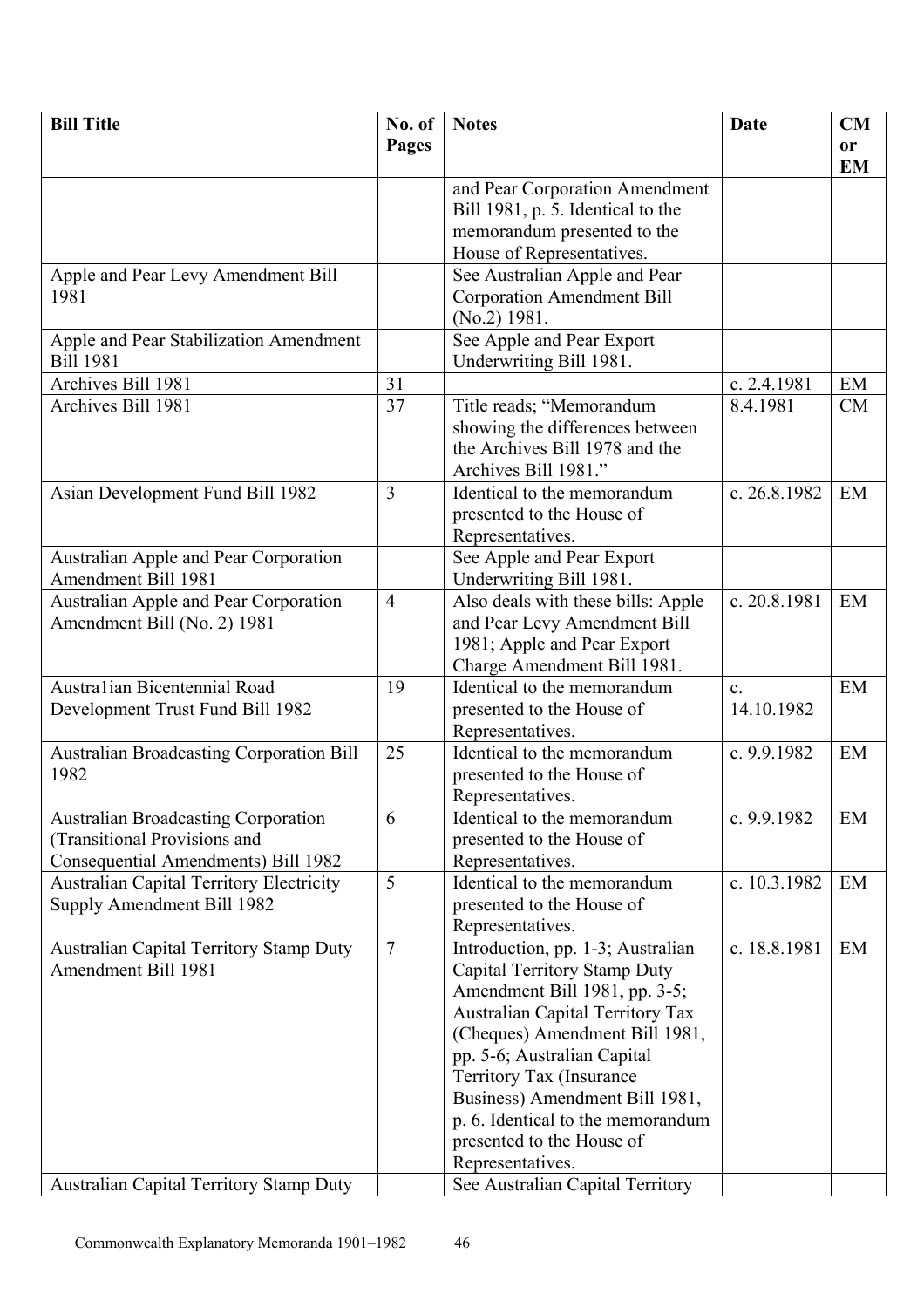| Bill Title | No. of Pages | Notes | Date | CM or EM |
|---|---|---|---|---|
| | | and Pear Corporation Amendment Bill 1981, p. 5. Identical to the memorandum presented to the House of Representatives. | | |
| Apple and Pear Levy Amendment Bill 1981 | | See Australian Apple and Pear Corporation Amendment Bill (No.2) 1981. | | |
| Apple and Pear Stabilization Amendment Bill 1981 | | See Apple and Pear Export Underwriting Bill 1981. | | |
| Archives Bill 1981 | 31 | | c. 2.4.1981 | EM |
| Archives Bill 1981 | 37 | Title reads; "Memorandum showing the differences between the Archives Bill 1978 and the Archives Bill 1981." | 8.4.1981 | CM |
| Asian Development Fund Bill 1982 | 3 | Identical to the memorandum presented to the House of Representatives. | c. 26.8.1982 | EM |
| Australian Apple and Pear Corporation Amendment Bill 1981 | | See Apple and Pear Export Underwriting Bill 1981. | | |
| Australian Apple and Pear Corporation Amendment Bill (No. 2) 1981 | 4 | Also deals with these bills: Apple and Pear Levy Amendment Bill 1981; Apple and Pear Export Charge Amendment Bill 1981. | c. 20.8.1981 | EM |
| Austra1ian Bicentennial Road Development Trust Fund Bill 1982 | 19 | Identical to the memorandum presented to the House of Representatives. | c. 14.10.1982 | EM |
| Australian Broadcasting Corporation Bill 1982 | 25 | Identical to the memorandum presented to the House of Representatives. | c. 9.9.1982 | EM |
| Australian Broadcasting Corporation (Transitional Provisions and Consequential Amendments) Bill 1982 | 6 | Identical to the memorandum presented to the House of Representatives. | c. 9.9.1982 | EM |
| Australian Capital Territory Electricity Supply Amendment Bill 1982 | 5 | Identical to the memorandum presented to the House of Representatives. | c. 10.3.1982 | EM |
| Australian Capital Territory Stamp Duty Amendment Bill 1981 | 7 | Introduction, pp. 1-3; Australian Capital Territory Stamp Duty Amendment Bill 1981, pp. 3-5; Australian Capital Territory Tax (Cheques) Amendment Bill 1981, pp. 5-6; Australian Capital Territory Tax (Insurance Business) Amendment Bill 1981, p. 6. Identical to the memorandum presented to the House of Representatives. | c. 18.8.1981 | EM |
| Australian Capital Territory Stamp Duty | | See Australian Capital Territory | | |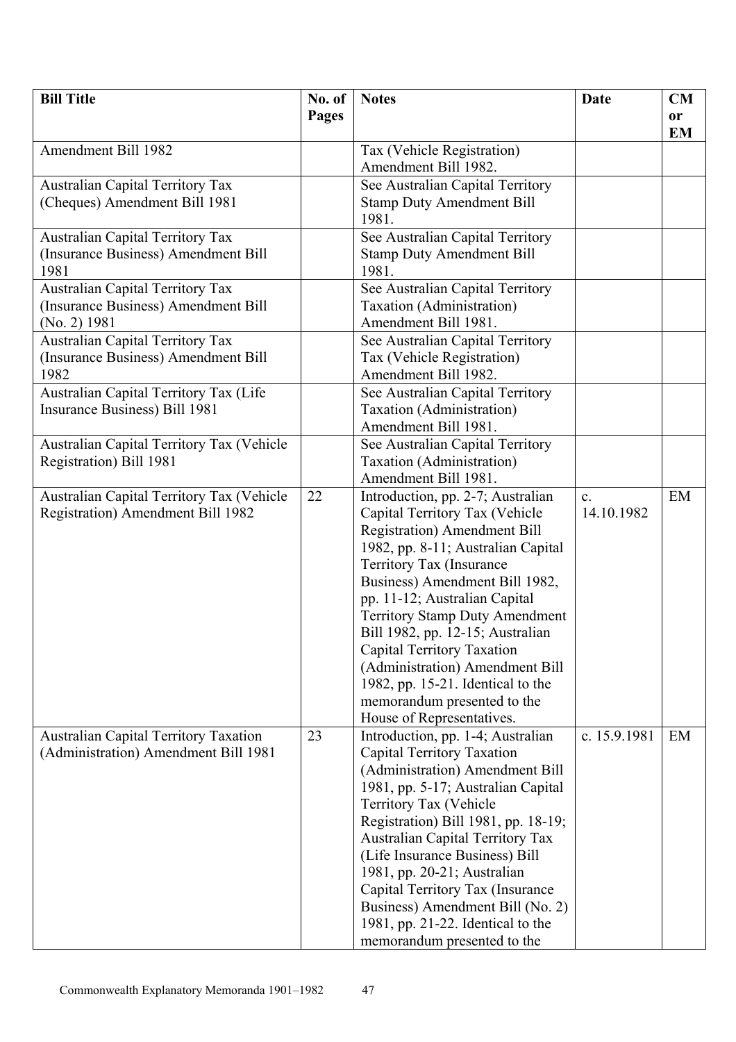| Bill Title | No. of Pages | Notes | Date | CM or EM |
|---|---|---|---|---|
| Amendment Bill 1982 | | Tax (Vehicle Registration) Amendment Bill 1982. | | |
| Australian Capital Territory Tax (Cheques) Amendment Bill 1981 | | See Australian Capital Territory Stamp Duty Amendment Bill 1981. | | |
| Australian Capital Territory Tax (Insurance Business) Amendment Bill 1981 | | See Australian Capital Territory Stamp Duty Amendment Bill 1981. | | |
| Australian Capital Territory Tax (Insurance Business) Amendment Bill (No. 2) 1981 | | See Australian Capital Territory Taxation (Administration) Amendment Bill 1981. | | |
| Australian Capital Territory Tax (Insurance Business) Amendment Bill 1982 | | See Australian Capital Territory Tax (Vehicle Registration) Amendment Bill 1982. | | |
| Australian Capital Territory Tax (Life Insurance Business) Bill 1981 | | See Australian Capital Territory Taxation (Administration) Amendment Bill 1981. | | |
| Australian Capital Territory Tax (Vehicle Registration) Bill 1981 | | See Australian Capital Territory Taxation (Administration) Amendment Bill 1981. | | |
| Australian Capital Territory Tax (Vehicle Registration) Amendment Bill 1982 | 22 | Introduction, pp. 2-7; Australian Capital Territory Tax (Vehicle Registration) Amendment Bill 1982, pp. 8-11; Australian Capital Territory Tax (Insurance Business) Amendment Bill 1982, pp. 11-12; Australian Capital Territory Stamp Duty Amendment Bill 1982, pp. 12-15; Australian Capital Territory Taxation (Administration) Amendment Bill 1982, pp. 15-21. Identical to the memorandum presented to the House of Representatives. | c. 14.10.1982 | EM |
| Australian Capital Territory Taxation (Administration) Amendment Bill 1981 | 23 | Introduction, pp. 1-4; Australian Capital Territory Taxation (Administration) Amendment Bill 1981, pp. 5-17; Australian Capital Territory Tax (Vehicle Registration) Bill 1981, pp. 18-19; Australian Capital Territory Tax (Life Insurance Business) Bill 1981, pp. 20-21; Australian Capital Territory Tax (Insurance Business) Amendment Bill (No. 2) 1981, pp. 21-22. Identical to the memorandum presented to the | c. 15.9.1981 | EM |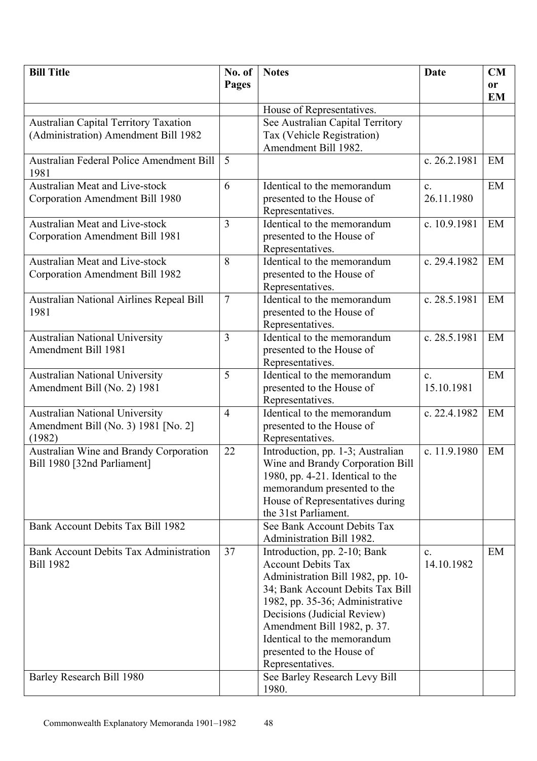| Bill Title | No. of Pages | Notes | Date | CM or EM |
|---|---|---|---|---|
| | | House of Representatives. | | |
| Australian Capital Territory Taxation (Administration) Amendment Bill 1982 | | See Australian Capital Territory Tax (Vehicle Registration) Amendment Bill 1982. | | |
| Australian Federal Police Amendment Bill 1981 | 5 | | c. 26.2.1981 | EM |
| Australian Meat and Live-stock Corporation Amendment Bill 1980 | 6 | Identical to the memorandum presented to the House of Representatives. | c. 26.11.1980 | EM |
| Australian Meat and Live-stock Corporation Amendment Bill 1981 | 3 | Identical to the memorandum presented to the House of Representatives. | c. 10.9.1981 | EM |
| Australian Meat and Live-stock Corporation Amendment Bill 1982 | 8 | Identical to the memorandum presented to the House of Representatives. | c. 29.4.1982 | EM |
| Australian National Airlines Repeal Bill 1981 | 7 | Identical to the memorandum presented to the House of Representatives. | c. 28.5.1981 | EM |
| Australian National University Amendment Bill 1981 | 3 | Identical to the memorandum presented to the House of Representatives. | c. 28.5.1981 | EM |
| Australian National University Amendment Bill (No. 2) 1981 | 5 | Identical to the memorandum presented to the House of Representatives. | c. 15.10.1981 | EM |
| Australian National University Amendment Bill (No. 3) 1981 [No. 2] (1982) | 4 | Identical to the memorandum presented to the House of Representatives. | c. 22.4.1982 | EM |
| Australian Wine and Brandy Corporation Bill 1980 [32nd Parliament] | 22 | Introduction, pp. 1-3; Australian Wine and Brandy Corporation Bill 1980, pp. 4-21. Identical to the memorandum presented to the House of Representatives during the 31st Parliament. | c. 11.9.1980 | EM |
| Bank Account Debits Tax Bill 1982 | | See Bank Account Debits Tax Administration Bill 1982. | | |
| Bank Account Debits Tax Administration Bill 1982 | 37 | Introduction, pp. 2-10; Bank Account Debits Tax Administration Bill 1982, pp. 10-34; Bank Account Debits Tax Bill 1982, pp. 35-36; Administrative Decisions (Judicial Review) Amendment Bill 1982, p. 37. Identical to the memorandum presented to the House of Representatives. | c. 14.10.1982 | EM |
| Barley Research Bill 1980 | | See Barley Research Levy Bill 1980. | | |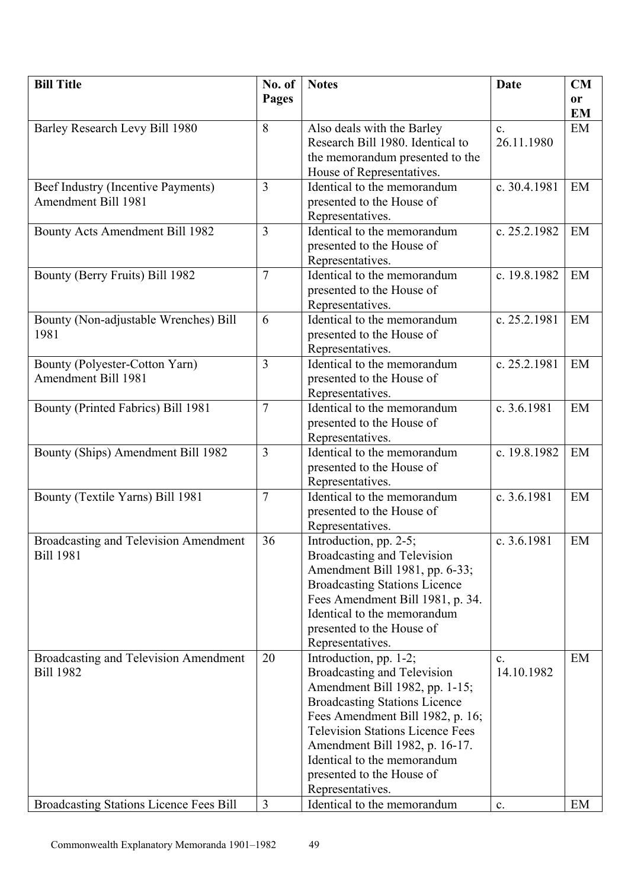| Bill Title | No. of Pages | Notes | Date | CM or EM |
|---|---|---|---|---|
| Barley Research Levy Bill 1980 | 8 | Also deals with the Barley Research Bill 1980. Identical to the memorandum presented to the House of Representatives. | c. 26.11.1980 | EM |
| Beef Industry (Incentive Payments) Amendment Bill 1981 | 3 | Identical to the memorandum presented to the House of Representatives. | c. 30.4.1981 | EM |
| Bounty Acts Amendment Bill 1982 | 3 | Identical to the memorandum presented to the House of Representatives. | c. 25.2.1982 | EM |
| Bounty (Berry Fruits) Bill 1982 | 7 | Identical to the memorandum presented to the House of Representatives. | c. 19.8.1982 | EM |
| Bounty (Non-adjustable Wrenches) Bill 1981 | 6 | Identical to the memorandum presented to the House of Representatives. | c. 25.2.1981 | EM |
| Bounty (Polyester-Cotton Yarn) Amendment Bill 1981 | 3 | Identical to the memorandum presented to the House of Representatives. | c. 25.2.1981 | EM |
| Bounty (Printed Fabrics) Bill 1981 | 7 | Identical to the memorandum presented to the House of Representatives. | c. 3.6.1981 | EM |
| Bounty (Ships) Amendment Bill 1982 | 3 | Identical to the memorandum presented to the House of Representatives. | c. 19.8.1982 | EM |
| Bounty (Textile Yarns) Bill 1981 | 7 | Identical to the memorandum presented to the House of Representatives. | c. 3.6.1981 | EM |
| Broadcasting and Television Amendment Bill 1981 | 36 | Introduction, pp. 2-5; Broadcasting and Television Amendment Bill 1981, pp. 6-33; Broadcasting Stations Licence Fees Amendment Bill 1981, p. 34. Identical to the memorandum presented to the House of Representatives. | c. 3.6.1981 | EM |
| Broadcasting and Television Amendment Bill 1982 | 20 | Introduction, pp. 1-2; Broadcasting and Television Amendment Bill 1982, pp. 1-15; Broadcasting Stations Licence Fees Amendment Bill 1982, p. 16; Television Stations Licence Fees Amendment Bill 1982, p. 16-17. Identical to the memorandum presented to the House of Representatives. | c. 14.10.1982 | EM |
| Broadcasting Stations Licence Fees Bill | 3 | Identical to the memorandum | c. | EM |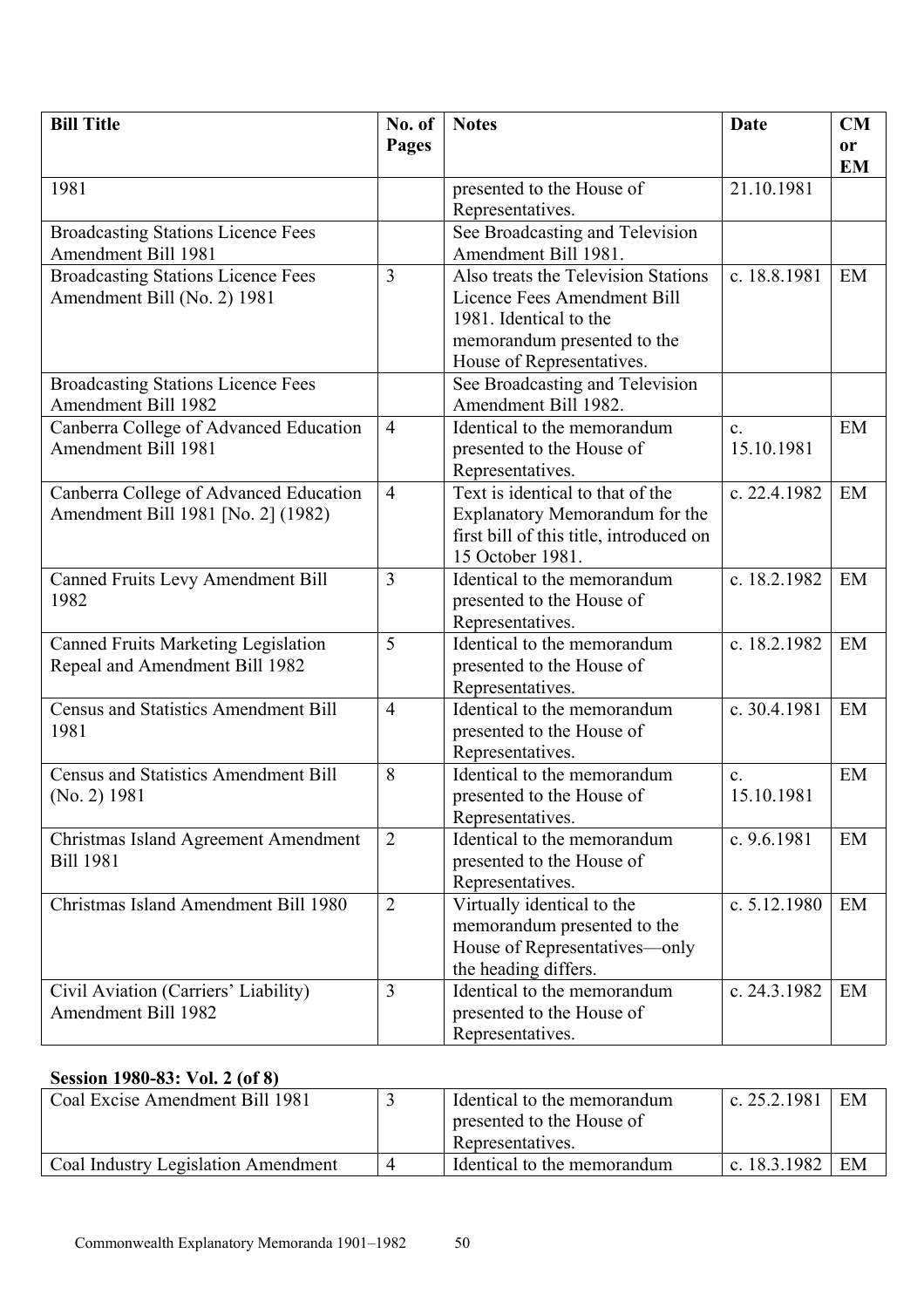| Bill Title | No. of Pages | Notes | Date | CM or EM |
|---|---|---|---|---|
| 1981 | | presented to the House of Representatives. | 21.10.1981 | |
| Broadcasting Stations Licence Fees Amendment Bill 1981 | | See Broadcasting and Television Amendment Bill 1981. | | |
| Broadcasting Stations Licence Fees Amendment Bill (No. 2) 1981 | 3 | Also treats the Television Stations Licence Fees Amendment Bill 1981. Identical to the memorandum presented to the House of Representatives. | c. 18.8.1981 | EM |
| Broadcasting Stations Licence Fees Amendment Bill 1982 | | See Broadcasting and Television Amendment Bill 1982. | | |
| Canberra College of Advanced Education Amendment Bill 1981 | 4 | Identical to the memorandum presented to the House of Representatives. | c. 15.10.1981 | EM |
| Canberra College of Advanced Education Amendment Bill 1981 [No. 2] (1982) | 4 | Text is identical to that of the Explanatory Memorandum for the first bill of this title, introduced on 15 October 1981. | c. 22.4.1982 | EM |
| Canned Fruits Levy Amendment Bill 1982 | 3 | Identical to the memorandum presented to the House of Representatives. | c. 18.2.1982 | EM |
| Canned Fruits Marketing Legislation Repeal and Amendment Bill 1982 | 5 | Identical to the memorandum presented to the House of Representatives. | c. 18.2.1982 | EM |
| Census and Statistics Amendment Bill 1981 | 4 | Identical to the memorandum presented to the House of Representatives. | c. 30.4.1981 | EM |
| Census and Statistics Amendment Bill (No. 2) 1981 | 8 | Identical to the memorandum presented to the House of Representatives. | c. 15.10.1981 | EM |
| Christmas Island Agreement Amendment Bill 1981 | 2 | Identical to the memorandum presented to the House of Representatives. | c. 9.6.1981 | EM |
| Christmas Island Amendment Bill 1980 | 2 | Virtually identical to the memorandum presented to the House of Representatives—only the heading differs. | c. 5.12.1980 | EM |
| Civil Aviation (Carriers' Liability) Amendment Bill 1982 | 3 | Identical to the memorandum presented to the House of Representatives. | c. 24.3.1982 | EM |

**Session 1980-83: Vol. 2 (of 8)**

| Bill Title | No. of Pages | Notes | Date | CM or EM |
|---|---|---|---|---|
| Coal Excise Amendment Bill 1981 | 3 | Identical to the memorandum presented to the House of Representatives. | c. 25.2.1981 | EM |
| Coal Industry Legislation Amendment | 4 | Identical to the memorandum | c. 18.3.1982 | EM |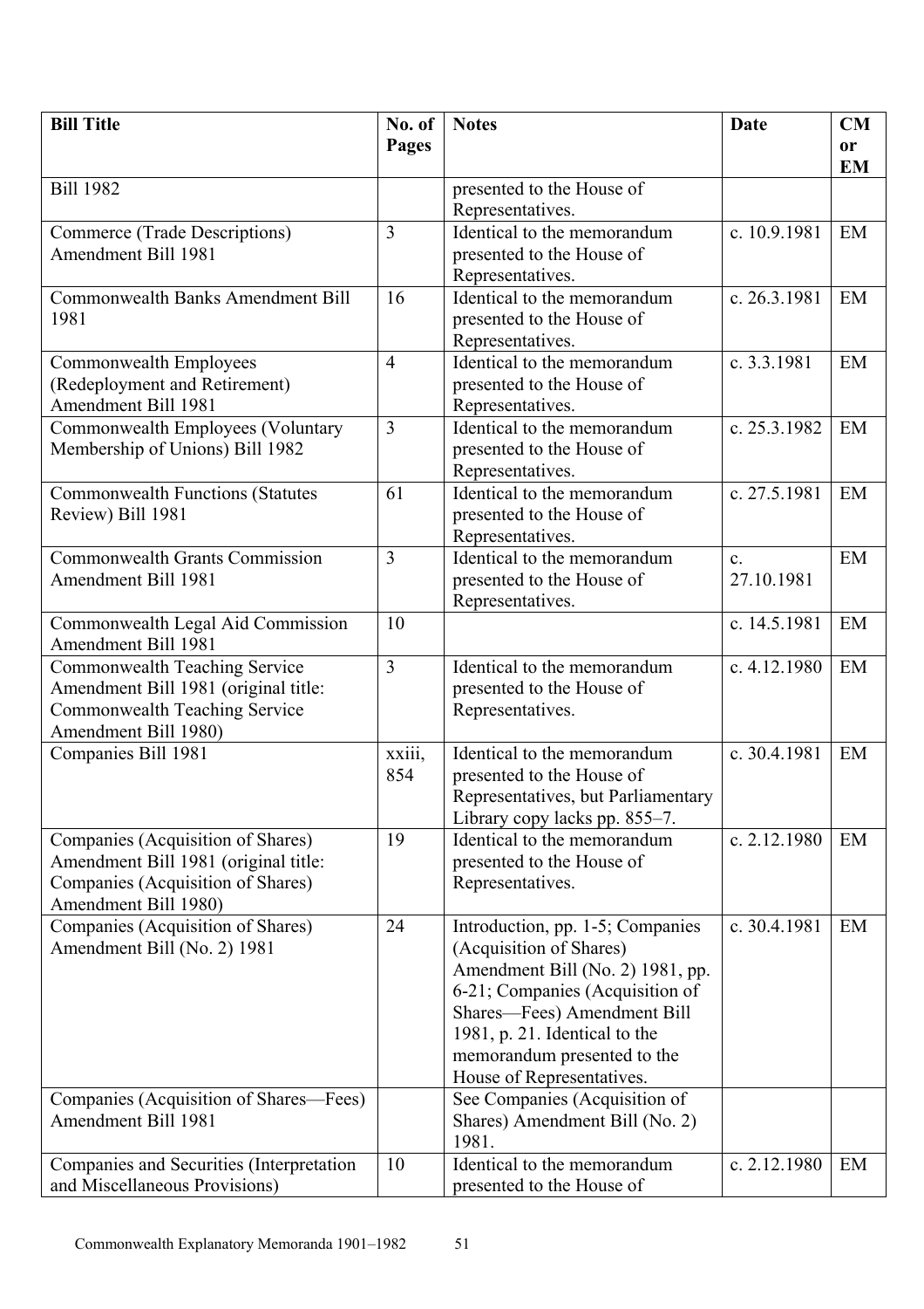| Bill Title | No. of Pages | Notes | Date | CM or EM |
|---|---|---|---|---|
| Bill 1982 | | presented to the House of Representatives. | | |
| Commerce (Trade Descriptions) Amendment Bill 1981 | 3 | Identical to the memorandum presented to the House of Representatives. | c. 10.9.1981 | EM |
| Commonwealth Banks Amendment Bill 1981 | 16 | Identical to the memorandum presented to the House of Representatives. | c. 26.3.1981 | EM |
| Commonwealth Employees (Redeployment and Retirement) Amendment Bill 1981 | 4 | Identical to the memorandum presented to the House of Representatives. | c. 3.3.1981 | EM |
| Commonwealth Employees (Voluntary Membership of Unions) Bill 1982 | 3 | Identical to the memorandum presented to the House of Representatives. | c. 25.3.1982 | EM |
| Commonwealth Functions (Statutes Review) Bill 1981 | 61 | Identical to the memorandum presented to the House of Representatives. | c. 27.5.1981 | EM |
| Commonwealth Grants Commission Amendment Bill 1981 | 3 | Identical to the memorandum presented to the House of Representatives. | c. 27.10.1981 | EM |
| Commonwealth Legal Aid Commission Amendment Bill 1981 | 10 | | c. 14.5.1981 | EM |
| Commonwealth Teaching Service Amendment Bill 1981 (original title: Commonwealth Teaching Service Amendment Bill 1980) | 3 | Identical to the memorandum presented to the House of Representatives. | c. 4.12.1980 | EM |
| Companies Bill 1981 | xxiii, 854 | Identical to the memorandum presented to the House of Representatives, but Parliamentary Library copy lacks pp. 855–7. | c. 30.4.1981 | EM |
| Companies (Acquisition of Shares) Amendment Bill 1981 (original title: Companies (Acquisition of Shares) Amendment Bill 1980) | 19 | Identical to the memorandum presented to the House of Representatives. | c. 2.12.1980 | EM |
| Companies (Acquisition of Shares) Amendment Bill (No. 2) 1981 | 24 | Introduction, pp. 1-5; Companies (Acquisition of Shares) Amendment Bill (No. 2) 1981, pp. 6-21; Companies (Acquisition of Shares—Fees) Amendment Bill 1981, p. 21. Identical to the memorandum presented to the House of Representatives. | c. 30.4.1981 | EM |
| Companies (Acquisition of Shares—Fees) Amendment Bill 1981 | | See Companies (Acquisition of Shares) Amendment Bill (No. 2) 1981. | | |
| Companies and Securities (Interpretation and Miscellaneous Provisions) | 10 | Identical to the memorandum presented to the House of | c. 2.12.1980 | EM |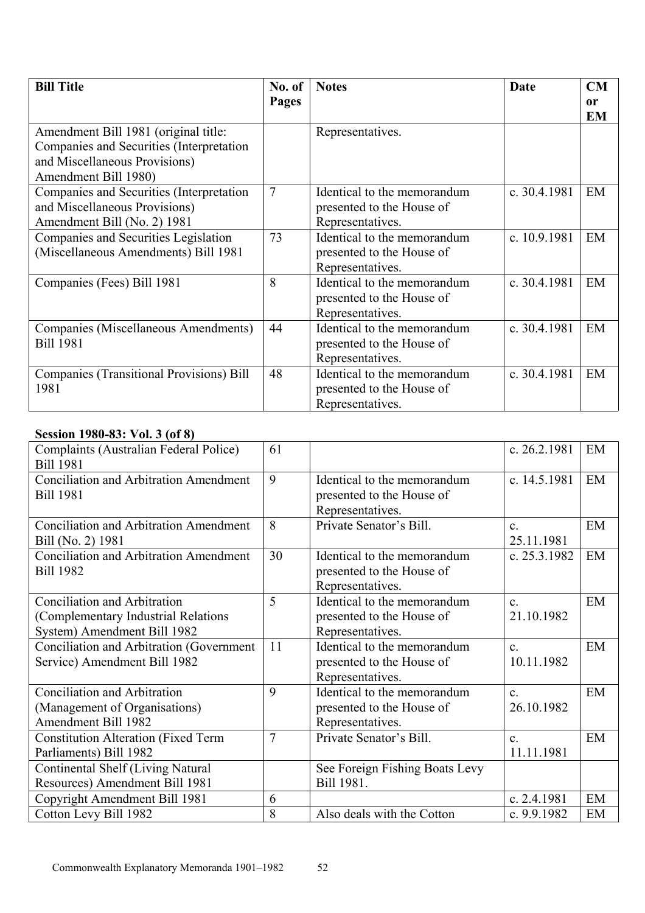| Bill Title | No. of Pages | Notes | Date | CM or EM |
| --- | --- | --- | --- | --- |
| Amendment Bill 1981 (original title: Companies and Securities (Interpretation and Miscellaneous Provisions) Amendment Bill 1980) | | Representatives. | | |
| Companies and Securities (Interpretation and Miscellaneous Provisions) Amendment Bill (No. 2) 1981 | 7 | Identical to the memorandum presented to the House of Representatives. | c. 30.4.1981 | EM |
| Companies and Securities Legislation (Miscellaneous Amendments) Bill 1981 | 73 | Identical to the memorandum presented to the House of Representatives. | c. 10.9.1981 | EM |
| Companies (Fees) Bill 1981 | 8 | Identical to the memorandum presented to the House of Representatives. | c. 30.4.1981 | EM |
| Companies (Miscellaneous Amendments) Bill 1981 | 44 | Identical to the memorandum presented to the House of Representatives. | c. 30.4.1981 | EM |
| Companies (Transitional Provisions) Bill 1981 | 48 | Identical to the memorandum presented to the House of Representatives. | c. 30.4.1981 | EM |

**Session 1980-83: Vol. 3 (of 8)**

| Bill Title | No. of Pages | Notes | Date | CM or EM |
| --- | --- | --- | --- | --- |
| Complaints (Australian Federal Police) Bill 1981 | 61 | | c. 26.2.1981 | EM |
| Conciliation and Arbitration Amendment Bill 1981 | 9 | Identical to the memorandum presented to the House of Representatives. | c. 14.5.1981 | EM |
| Conciliation and Arbitration Amendment Bill (No. 2) 1981 | 8 | Private Senator's Bill. | c. 25.11.1981 | EM |
| Conciliation and Arbitration Amendment Bill 1982 | 30 | Identical to the memorandum presented to the House of Representatives. | c. 25.3.1982 | EM |
| Conciliation and Arbitration (Complementary Industrial Relations System) Amendment Bill 1982 | 5 | Identical to the memorandum presented to the House of Representatives. | c. 21.10.1982 | EM |
| Conciliation and Arbitration (Government Service) Amendment Bill 1982 | 11 | Identical to the memorandum presented to the House of Representatives. | c. 10.11.1982 | EM |
| Conciliation and Arbitration (Management of Organisations) Amendment Bill 1982 | 9 | Identical to the memorandum presented to the House of Representatives. | c. 26.10.1982 | EM |
| Constitution Alteration (Fixed Term Parliaments) Bill 1982 | 7 | Private Senator's Bill. | c. 11.11.1981 | EM |
| Continental Shelf (Living Natural Resources) Amendment Bill 1981 | | See Foreign Fishing Boats Levy Bill 1981. | | |
| Copyright Amendment Bill 1981 | 6 | | c. 2.4.1981 | EM |
| Cotton Levy Bill 1982 | 8 | Also deals with the Cotton | c. 9.9.1982 | EM |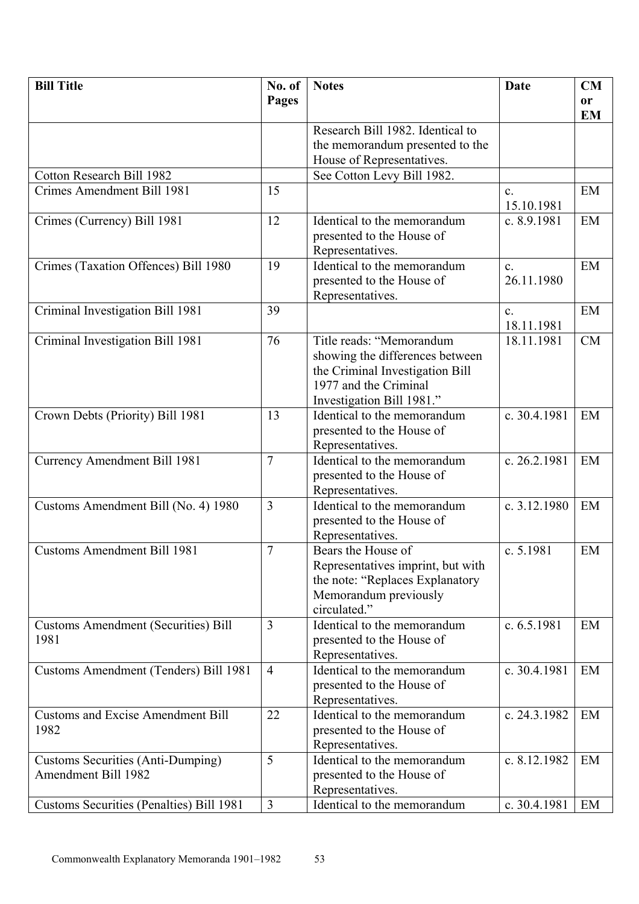| Bill Title | No. of Pages | Notes | Date | CM or EM |
| --- | --- | --- | --- | --- |
| | | Research Bill 1982. Identical to the memorandum presented to the House of Representatives. | | |
| Cotton Research Bill 1982 | | See Cotton Levy Bill 1982. | | |
| Crimes Amendment Bill 1981 | 15 | | c. 15.10.1981 | EM |
| Crimes (Currency) Bill 1981 | 12 | Identical to the memorandum presented to the House of Representatives. | c. 8.9.1981 | EM |
| Crimes (Taxation Offences) Bill 1980 | 19 | Identical to the memorandum presented to the House of Representatives. | c. 26.11.1980 | EM |
| Criminal Investigation Bill 1981 | 39 | | c. 18.11.1981 | EM |
| Criminal Investigation Bill 1981 | 76 | Title reads: "Memorandum showing the differences between the Criminal Investigation Bill 1977 and the Criminal Investigation Bill 1981." | 18.11.1981 | CM |
| Crown Debts (Priority) Bill 1981 | 13 | Identical to the memorandum presented to the House of Representatives. | c. 30.4.1981 | EM |
| Currency Amendment Bill 1981 | 7 | Identical to the memorandum presented to the House of Representatives. | c. 26.2.1981 | EM |
| Customs Amendment Bill (No. 4) 1980 | 3 | Identical to the memorandum presented to the House of Representatives. | c. 3.12.1980 | EM |
| Customs Amendment Bill 1981 | 7 | Bears the House of Representatives imprint, but with the note: "Replaces Explanatory Memorandum previously circulated." | c. 5.1981 | EM |
| Customs Amendment (Securities) Bill 1981 | 3 | Identical to the memorandum presented to the House of Representatives. | c. 6.5.1981 | EM |
| Customs Amendment (Tenders) Bill 1981 | 4 | Identical to the memorandum presented to the House of Representatives. | c. 30.4.1981 | EM |
| Customs and Excise Amendment Bill 1982 | 22 | Identical to the memorandum presented to the House of Representatives. | c. 24.3.1982 | EM |
| Customs Securities (Anti-Dumping) Amendment Bill 1982 | 5 | Identical to the memorandum presented to the House of Representatives. | c. 8.12.1982 | EM |
| Customs Securities (Penalties) Bill 1981 | 3 | Identical to the memorandum | c. 30.4.1981 | EM |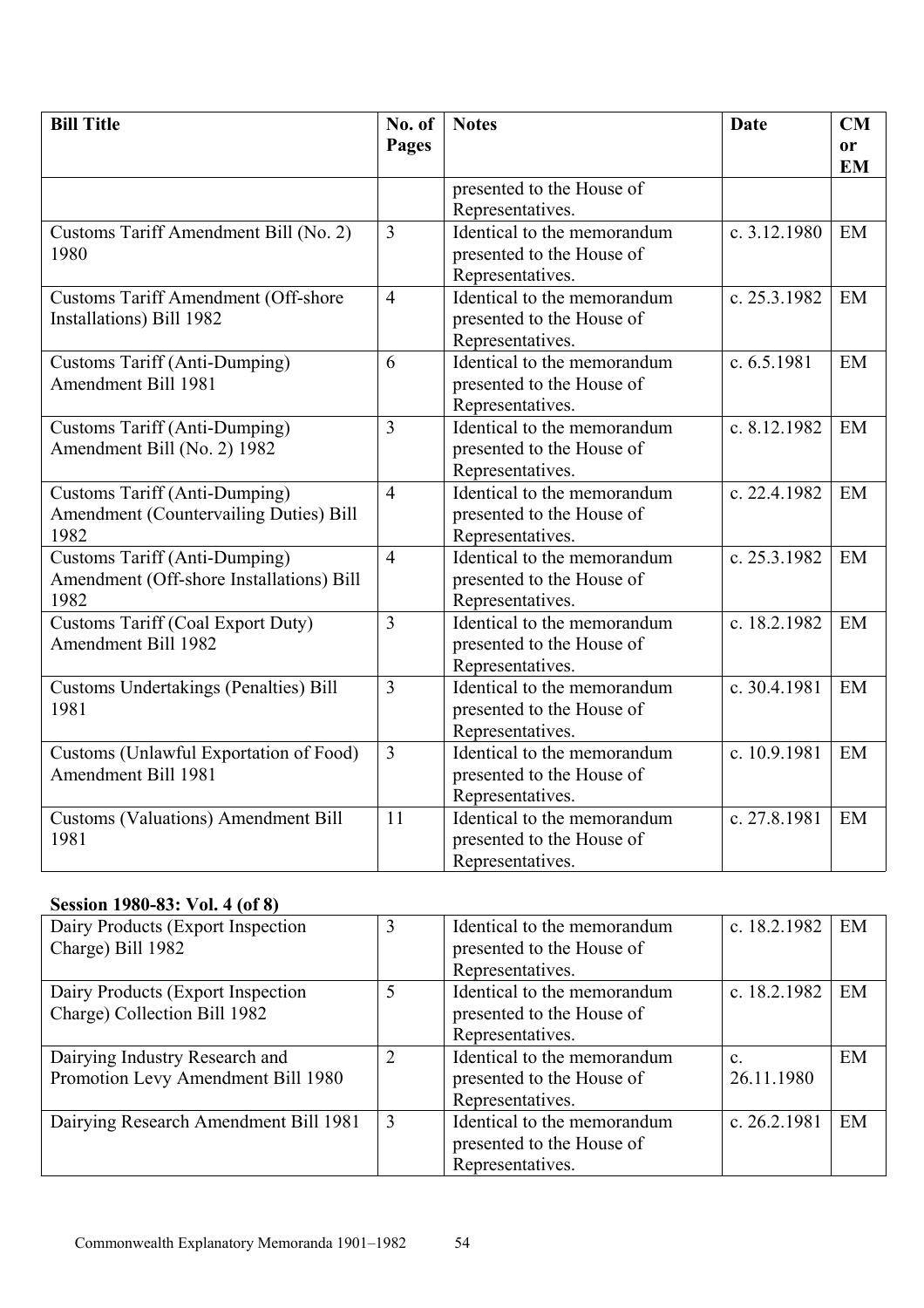| Bill Title | No. of Pages | Notes | Date | CM or EM |
|---|---|---|---|---|
| | | presented to the House of Representatives. | | |
| Customs Tariff Amendment Bill (No. 2) 1980 | 3 | Identical to the memorandum presented to the House of Representatives. | c. 3.12.1980 | EM |
| Customs Tariff Amendment (Off-shore Installations) Bill 1982 | 4 | Identical to the memorandum presented to the House of Representatives. | c. 25.3.1982 | EM |
| Customs Tariff (Anti-Dumping) Amendment Bill 1981 | 6 | Identical to the memorandum presented to the House of Representatives. | c. 6.5.1981 | EM |
| Customs Tariff (Anti-Dumping) Amendment Bill (No. 2) 1982 | 3 | Identical to the memorandum presented to the House of Representatives. | c. 8.12.1982 | EM |
| Customs Tariff (Anti-Dumping) Amendment (Countervailing Duties) Bill 1982 | 4 | Identical to the memorandum presented to the House of Representatives. | c. 22.4.1982 | EM |
| Customs Tariff (Anti-Dumping) Amendment (Off-shore Installations) Bill 1982 | 4 | Identical to the memorandum presented to the House of Representatives. | c. 25.3.1982 | EM |
| Customs Tariff (Coal Export Duty) Amendment Bill 1982 | 3 | Identical to the memorandum presented to the House of Representatives. | c. 18.2.1982 | EM |
| Customs Undertakings (Penalties) Bill 1981 | 3 | Identical to the memorandum presented to the House of Representatives. | c. 30.4.1981 | EM |
| Customs (Unlawful Exportation of Food) Amendment Bill 1981 | 3 | Identical to the memorandum presented to the House of Representatives. | c. 10.9.1981 | EM |
| Customs (Valuations) Amendment Bill 1981 | 11 | Identical to the memorandum presented to the House of Representatives. | c. 27.8.1981 | EM |

**Session 1980-83: Vol. 4 (of 8)**

| Bill Title | No. of Pages | Notes | Date | CM or EM |
|---|---|---|---|---|
| Dairy Products (Export Inspection Charge) Bill 1982 | 3 | Identical to the memorandum presented to the House of Representatives. | c. 18.2.1982 | EM |
| Dairy Products (Export Inspection Charge) Collection Bill 1982 | 5 | Identical to the memorandum presented to the House of Representatives. | c. 18.2.1982 | EM |
| Dairying Industry Research and Promotion Levy Amendment Bill 1980 | 2 | Identical to the memorandum presented to the House of Representatives. | c. 26.11.1980 | EM |
| Dairying Research Amendment Bill 1981 | 3 | Identical to the memorandum presented to the House of Representatives. | c. 26.2.1981 | EM |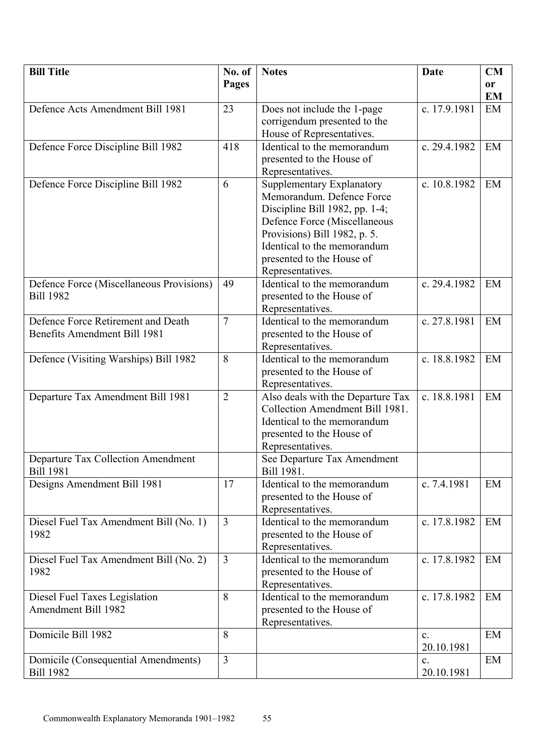| Bill Title | No. of Pages | Notes | Date | CM or EM |
|---|---|---|---|---|
| Defence Acts Amendment Bill 1981 | 23 | Does not include the 1-page corrigendum presented to the House of Representatives. | c. 17.9.1981 | EM |
| Defence Force Discipline Bill 1982 | 418 | Identical to the memorandum presented to the House of Representatives. | c. 29.4.1982 | EM |
| Defence Force Discipline Bill 1982 | 6 | Supplementary Explanatory Memorandum. Defence Force Discipline Bill 1982, pp. 1-4; Defence Force (Miscellaneous Provisions) Bill 1982, p. 5. Identical to the memorandum presented to the House of Representatives. | c. 10.8.1982 | EM |
| Defence Force (Miscellaneous Provisions) Bill 1982 | 49 | Identical to the memorandum presented to the House of Representatives. | c. 29.4.1982 | EM |
| Defence Force Retirement and Death Benefits Amendment Bill 1981 | 7 | Identical to the memorandum presented to the House of Representatives. | c. 27.8.1981 | EM |
| Defence (Visiting Warships) Bill 1982 | 8 | Identical to the memorandum presented to the House of Representatives. | c. 18.8.1982 | EM |
| Departure Tax Amendment Bill 1981 | 2 | Also deals with the Departure Tax Collection Amendment Bill 1981. Identical to the memorandum presented to the House of Representatives. | c. 18.8.1981 | EM |
| Departure Tax Collection Amendment Bill 1981 | | See Departure Tax Amendment Bill 1981. | | |
| Designs Amendment Bill 1981 | 17 | Identical to the memorandum presented to the House of Representatives. | c. 7.4.1981 | EM |
| Diesel Fuel Tax Amendment Bill (No. 1) 1982 | 3 | Identical to the memorandum presented to the House of Representatives. | c. 17.8.1982 | EM |
| Diesel Fuel Tax Amendment Bill (No. 2) 1982 | 3 | Identical to the memorandum presented to the House of Representatives. | c. 17.8.1982 | EM |
| Diesel Fuel Taxes Legislation Amendment Bill 1982 | 8 | Identical to the memorandum presented to the House of Representatives. | c. 17.8.1982 | EM |
| Domicile Bill 1982 | 8 | | c. 20.10.1981 | EM |
| Domicile (Consequential Amendments) Bill 1982 | 3 | | c. 20.10.1981 | EM |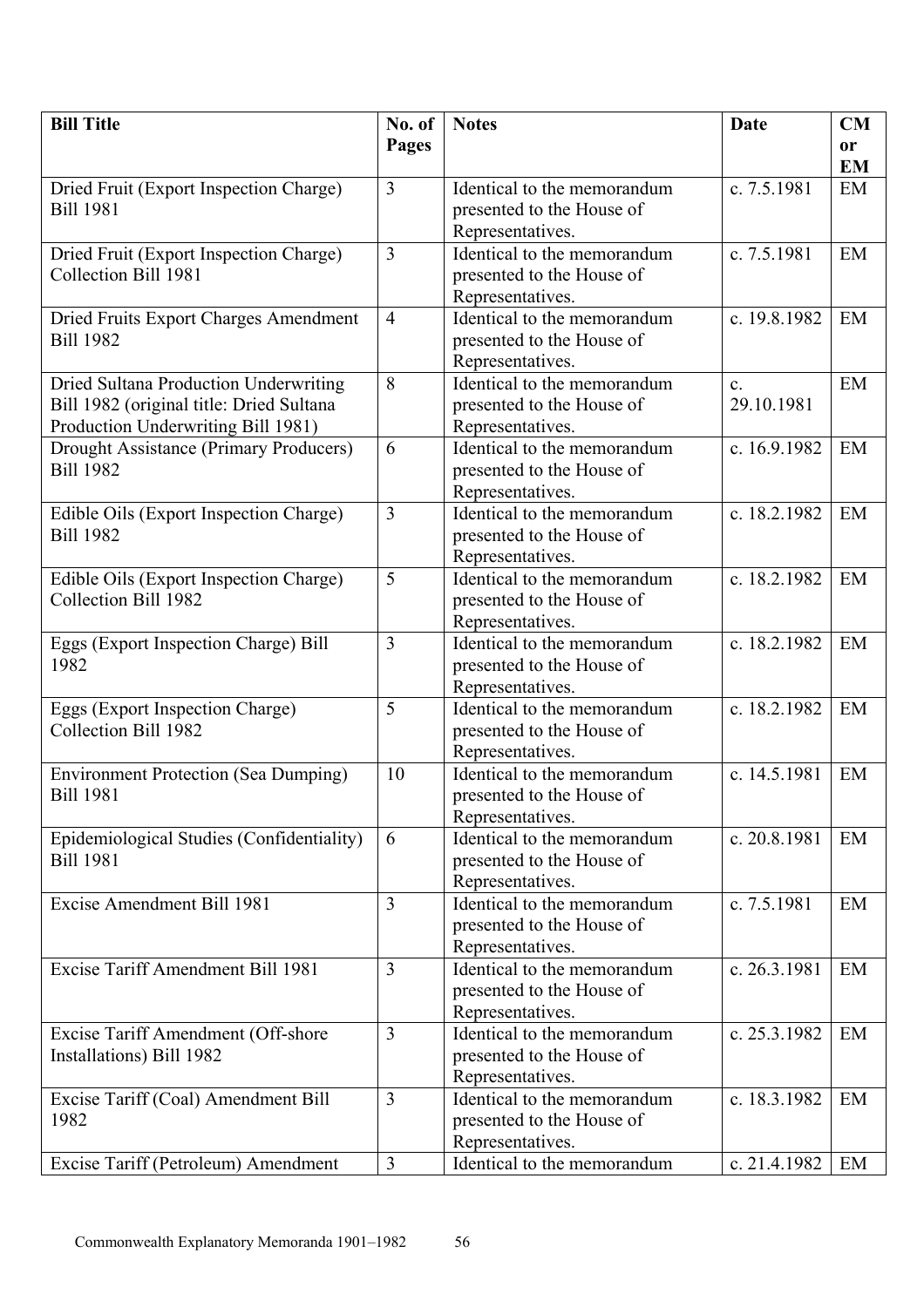| Bill Title | No. of Pages | Notes | Date | CM or EM |
| --- | --- | --- | --- | --- |
| Dried Fruit (Export Inspection Charge) Bill 1981 | 3 | Identical to the memorandum presented to the House of Representatives. | c. 7.5.1981 | EM |
| Dried Fruit (Export Inspection Charge) Collection Bill 1981 | 3 | Identical to the memorandum presented to the House of Representatives. | c. 7.5.1981 | EM |
| Dried Fruits Export Charges Amendment Bill 1982 | 4 | Identical to the memorandum presented to the House of Representatives. | c. 19.8.1982 | EM |
| Dried Sultana Production Underwriting Bill 1982 (original title: Dried Sultana Production Underwriting Bill 1981) | 8 | Identical to the memorandum presented to the House of Representatives. | c. 29.10.1981 | EM |
| Drought Assistance (Primary Producers) Bill 1982 | 6 | Identical to the memorandum presented to the House of Representatives. | c. 16.9.1982 | EM |
| Edible Oils (Export Inspection Charge) Bill 1982 | 3 | Identical to the memorandum presented to the House of Representatives. | c. 18.2.1982 | EM |
| Edible Oils (Export Inspection Charge) Collection Bill 1982 | 5 | Identical to the memorandum presented to the House of Representatives. | c. 18.2.1982 | EM |
| Eggs (Export Inspection Charge) Bill 1982 | 3 | Identical to the memorandum presented to the House of Representatives. | c. 18.2.1982 | EM |
| Eggs (Export Inspection Charge) Collection Bill 1982 | 5 | Identical to the memorandum presented to the House of Representatives. | c. 18.2.1982 | EM |
| Environment Protection (Sea Dumping) Bill 1981 | 10 | Identical to the memorandum presented to the House of Representatives. | c. 14.5.1981 | EM |
| Epidemiological Studies (Confidentiality) Bill 1981 | 6 | Identical to the memorandum presented to the House of Representatives. | c. 20.8.1981 | EM |
| Excise Amendment Bill 1981 | 3 | Identical to the memorandum presented to the House of Representatives. | c. 7.5.1981 | EM |
| Excise Tariff Amendment Bill 1981 | 3 | Identical to the memorandum presented to the House of Representatives. | c. 26.3.1981 | EM |
| Excise Tariff Amendment (Off-shore Installations) Bill 1982 | 3 | Identical to the memorandum presented to the House of Representatives. | c. 25.3.1982 | EM |
| Excise Tariff (Coal) Amendment Bill 1982 | 3 | Identical to the memorandum presented to the House of Representatives. | c. 18.3.1982 | EM |
| Excise Tariff (Petroleum) Amendment | 3 | Identical to the memorandum | c. 21.4.1982 | EM |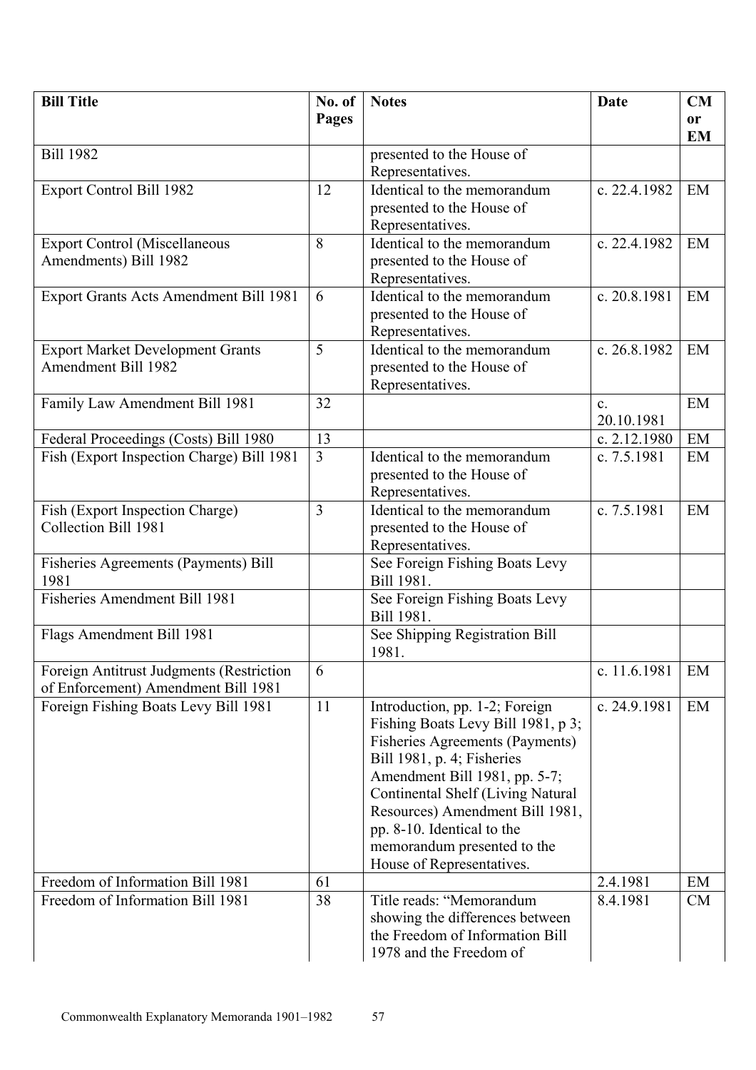| Bill Title | No. of Pages | Notes | Date | CM or EM |
|---|---|---|---|---|
| Bill 1982 | | presented to the House of Representatives. | | |
| Export Control Bill 1982 | 12 | Identical to the memorandum presented to the House of Representatives. | c. 22.4.1982 | EM |
| Export Control (Miscellaneous Amendments) Bill 1982 | 8 | Identical to the memorandum presented to the House of Representatives. | c. 22.4.1982 | EM |
| Export Grants Acts Amendment Bill 1981 | 6 | Identical to the memorandum presented to the House of Representatives. | c. 20.8.1981 | EM |
| Export Market Development Grants Amendment Bill 1982 | 5 | Identical to the memorandum presented to the House of Representatives. | c. 26.8.1982 | EM |
| Family Law Amendment Bill 1981 | 32 | | c. 20.10.1981 | EM |
| Federal Proceedings (Costs) Bill 1980 | 13 | | c. 2.12.1980 | EM |
| Fish (Export Inspection Charge) Bill 1981 | 3 | Identical to the memorandum presented to the House of Representatives. | c. 7.5.1981 | EM |
| Fish (Export Inspection Charge) Collection Bill 1981 | 3 | Identical to the memorandum presented to the House of Representatives. | c. 7.5.1981 | EM |
| Fisheries Agreements (Payments) Bill 1981 | | See Foreign Fishing Boats Levy Bill 1981. | | |
| Fisheries Amendment Bill 1981 | | See Foreign Fishing Boats Levy Bill 1981. | | |
| Flags Amendment Bill 1981 | | See Shipping Registration Bill 1981. | | |
| Foreign Antitrust Judgments (Restriction of Enforcement) Amendment Bill 1981 | 6 | | c. 11.6.1981 | EM |
| Foreign Fishing Boats Levy Bill 1981 | 11 | Introduction, pp. 1-2; Foreign Fishing Boats Levy Bill 1981, p 3; Fisheries Agreements (Payments) Bill 1981, p. 4; Fisheries Amendment Bill 1981, pp. 5-7; Continental Shelf (Living Natural Resources) Amendment Bill 1981, pp. 8-10. Identical to the memorandum presented to the House of Representatives. | c. 24.9.1981 | EM |
| Freedom of Information Bill 1981 | 61 | | 2.4.1981 | EM |
| Freedom of Information Bill 1981 | 38 | Title reads: "Memorandum showing the differences between the Freedom of Information Bill 1978 and the Freedom of | 8.4.1981 | CM |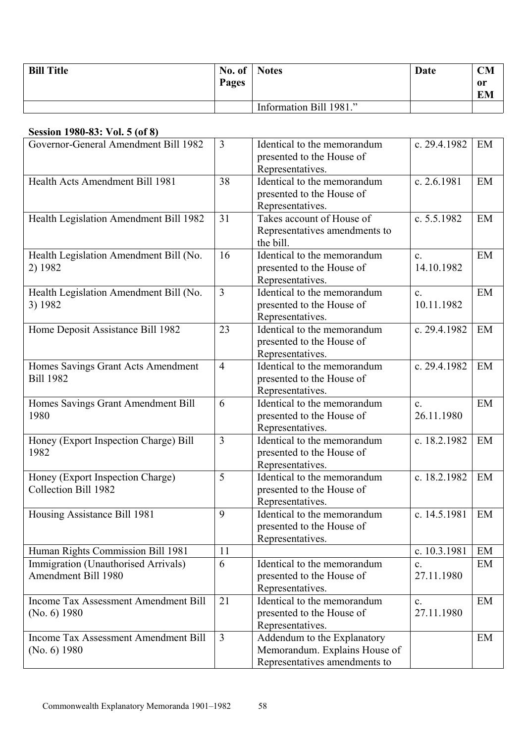| Bill Title | No. of Pages | Notes | Date | CM or EM |
|---|---|---|---|---|
| | | Information Bill 1981." | | |

**Session 1980-83: Vol. 5 (of 8)**

| Bill Title | No. of Pages | Notes | Date | CM or EM |
|---|---|---|---|---|
| Governor-General Amendment Bill 1982 | 3 | Identical to the memorandum presented to the House of Representatives. | c. 29.4.1982 | EM |
| Health Acts Amendment Bill 1981 | 38 | Identical to the memorandum presented to the House of Representatives. | c. 2.6.1981 | EM |
| Health Legislation Amendment Bill 1982 | 31 | Takes account of House of Representatives amendments to the bill. | c. 5.5.1982 | EM |
| Health Legislation Amendment Bill (No. 2) 1982 | 16 | Identical to the memorandum presented to the House of Representatives. | c. 14.10.1982 | EM |
| Health Legislation Amendment Bill (No. 3) 1982 | 3 | Identical to the memorandum presented to the House of Representatives. | c. 10.11.1982 | EM |
| Home Deposit Assistance Bill 1982 | 23 | Identical to the memorandum presented to the House of Representatives. | c. 29.4.1982 | EM |
| Homes Savings Grant Acts Amendment Bill 1982 | 4 | Identical to the memorandum presented to the House of Representatives. | c. 29.4.1982 | EM |
| Homes Savings Grant Amendment Bill 1980 | 6 | Identical to the memorandum presented to the House of Representatives. | c. 26.11.1980 | EM |
| Honey (Export Inspection Charge) Bill 1982 | 3 | Identical to the memorandum presented to the House of Representatives. | c. 18.2.1982 | EM |
| Honey (Export Inspection Charge) Collection Bill 1982 | 5 | Identical to the memorandum presented to the House of Representatives. | c. 18.2.1982 | EM |
| Housing Assistance Bill 1981 | 9 | Identical to the memorandum presented to the House of Representatives. | c. 14.5.1981 | EM |
| Human Rights Commission Bill 1981 | 11 | | c. 10.3.1981 | EM |
| Immigration (Unauthorised Arrivals) Amendment Bill 1980 | 6 | Identical to the memorandum presented to the House of Representatives. | c. 27.11.1980 | EM |
| Income Tax Assessment Amendment Bill (No. 6) 1980 | 21 | Identical to the memorandum presented to the House of Representatives. | c. 27.11.1980 | EM |
| Income Tax Assessment Amendment Bill (No. 6) 1980 | 3 | Addendum to the Explanatory Memorandum. Explains House of Representatives amendments to | | EM |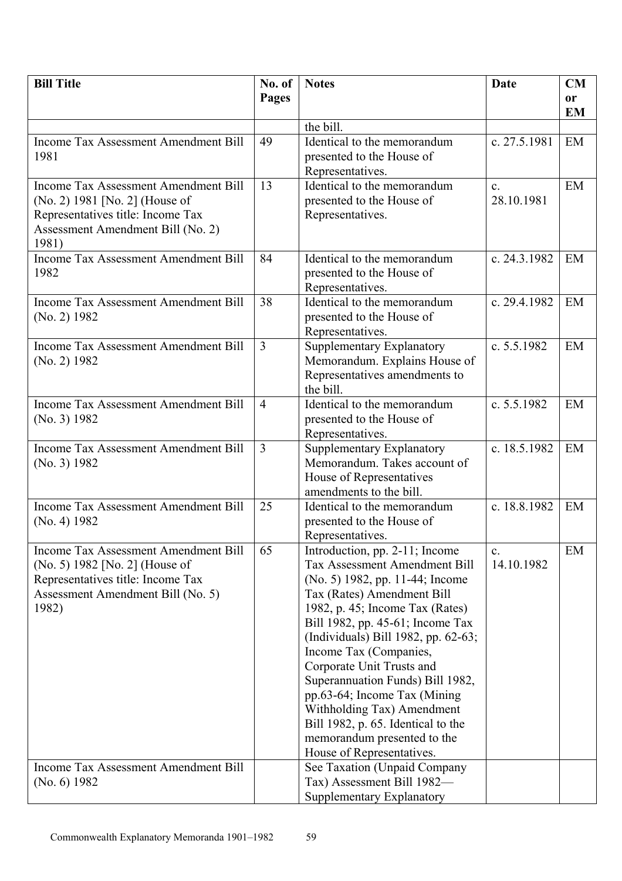| Bill Title | No. of Pages | Notes | Date | CM or EM |
|---|---|---|---|---|
| | | the bill. | | |
| Income Tax Assessment Amendment Bill 1981 | 49 | Identical to the memorandum presented to the House of Representatives. | c. 27.5.1981 | EM |
| Income Tax Assessment Amendment Bill (No. 2) 1981 [No. 2] (House of Representatives title: Income Tax Assessment Amendment Bill (No. 2) 1981) | 13 | Identical to the memorandum presented to the House of Representatives. | c. 28.10.1981 | EM |
| Income Tax Assessment Amendment Bill 1982 | 84 | Identical to the memorandum presented to the House of Representatives. | c. 24.3.1982 | EM |
| Income Tax Assessment Amendment Bill (No. 2) 1982 | 38 | Identical to the memorandum presented to the House of Representatives. | c. 29.4.1982 | EM |
| Income Tax Assessment Amendment Bill (No. 2) 1982 | 3 | Supplementary Explanatory Memorandum. Explains House of Representatives amendments to the bill. | c. 5.5.1982 | EM |
| Income Tax Assessment Amendment Bill (No. 3) 1982 | 4 | Identical to the memorandum presented to the House of Representatives. | c. 5.5.1982 | EM |
| Income Tax Assessment Amendment Bill (No. 3) 1982 | 3 | Supplementary Explanatory Memorandum. Takes account of House of Representatives amendments to the bill. | c. 18.5.1982 | EM |
| Income Tax Assessment Amendment Bill (No. 4) 1982 | 25 | Identical to the memorandum presented to the House of Representatives. | c. 18.8.1982 | EM |
| Income Tax Assessment Amendment Bill (No. 5) 1982 [No. 2] (House of Representatives title: Income Tax Assessment Amendment Bill (No. 5) 1982) | 65 | Introduction, pp. 2-11; Income Tax Assessment Amendment Bill (No. 5) 1982, pp. 11-44; Income Tax (Rates) Amendment Bill 1982, p. 45; Income Tax (Rates) Bill 1982, pp. 45-61; Income Tax (Individuals) Bill 1982, pp. 62-63; Income Tax (Companies, Corporate Unit Trusts and Superannuation Funds) Bill 1982, pp.63-64; Income Tax (Mining Withholding Tax) Amendment Bill 1982, p. 65. Identical to the memorandum presented to the House of Representatives. | c. 14.10.1982 | EM |
| Income Tax Assessment Amendment Bill (No. 6) 1982 | | See Taxation (Unpaid Company Tax) Assessment Bill 1982—Supplementary Explanatory | | |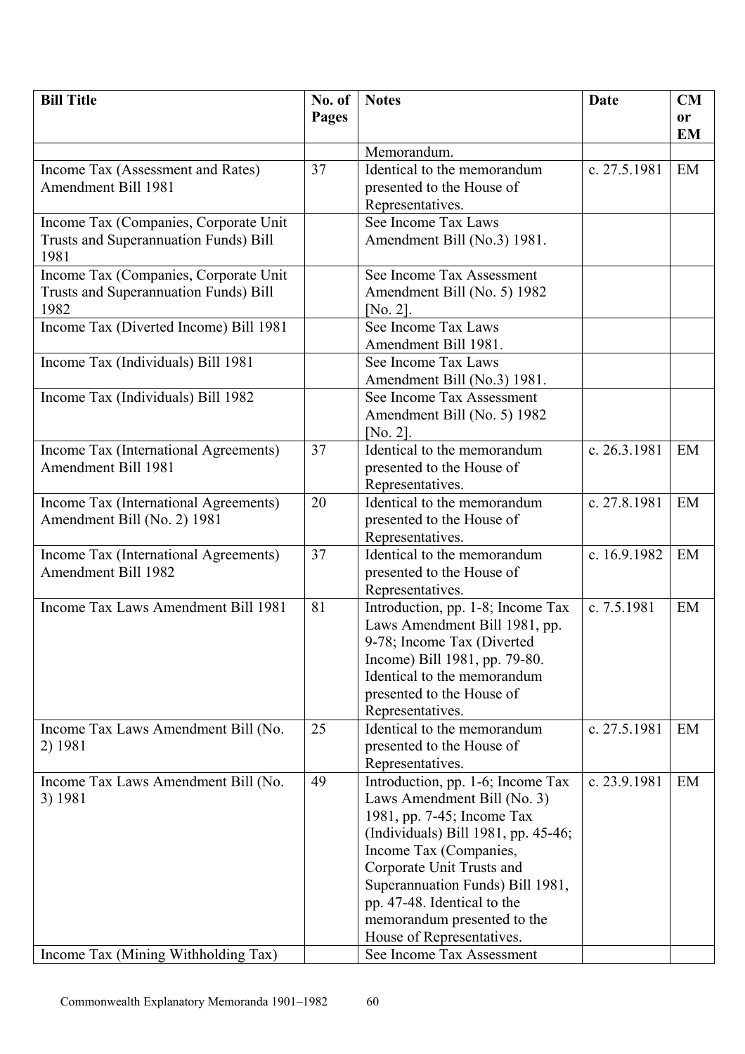| Bill Title | No. of Pages | Notes | Date | CM or EM |
|---|---|---|---|---|
| | | Memorandum. | | |
| Income Tax (Assessment and Rates) Amendment Bill 1981 | 37 | Identical to the memorandum presented to the House of Representatives. | c. 27.5.1981 | EM |
| Income Tax (Companies, Corporate Unit Trusts and Superannuation Funds) Bill 1981 | | See Income Tax Laws Amendment Bill (No.3) 1981. | | |
| Income Tax (Companies, Corporate Unit Trusts and Superannuation Funds) Bill 1982 | | See Income Tax Assessment Amendment Bill (No. 5) 1982 [No. 2]. | | |
| Income Tax (Diverted Income) Bill 1981 | | See Income Tax Laws Amendment Bill 1981. | | |
| Income Tax (Individuals) Bill 1981 | | See Income Tax Laws Amendment Bill (No.3) 1981. | | |
| Income Tax (Individuals) Bill 1982 | | See Income Tax Assessment Amendment Bill (No. 5) 1982 [No. 2]. | | |
| Income Tax (International Agreements) Amendment Bill 1981 | 37 | Identical to the memorandum presented to the House of Representatives. | c. 26.3.1981 | EM |
| Income Tax (International Agreements) Amendment Bill (No. 2) 1981 | 20 | Identical to the memorandum presented to the House of Representatives. | c. 27.8.1981 | EM |
| Income Tax (International Agreements) Amendment Bill 1982 | 37 | Identical to the memorandum presented to the House of Representatives. | c. 16.9.1982 | EM |
| Income Tax Laws Amendment Bill 1981 | 81 | Introduction, pp. 1-8; Income Tax Laws Amendment Bill 1981, pp. 9-78; Income Tax (Diverted Income) Bill 1981, pp. 79-80. Identical to the memorandum presented to the House of Representatives. | c. 7.5.1981 | EM |
| Income Tax Laws Amendment Bill (No. 2) 1981 | 25 | Identical to the memorandum presented to the House of Representatives. | c. 27.5.1981 | EM |
| Income Tax Laws Amendment Bill (No. 3) 1981 | 49 | Introduction, pp. 1-6; Income Tax Laws Amendment Bill (No. 3) 1981, pp. 7-45; Income Tax (Individuals) Bill 1981, pp. 45-46; Income Tax (Companies, Corporate Unit Trusts and Superannuation Funds) Bill 1981, pp. 47-48. Identical to the memorandum presented to the House of Representatives. | c. 23.9.1981 | EM |
| Income Tax (Mining Withholding Tax) | | See Income Tax Assessment | | |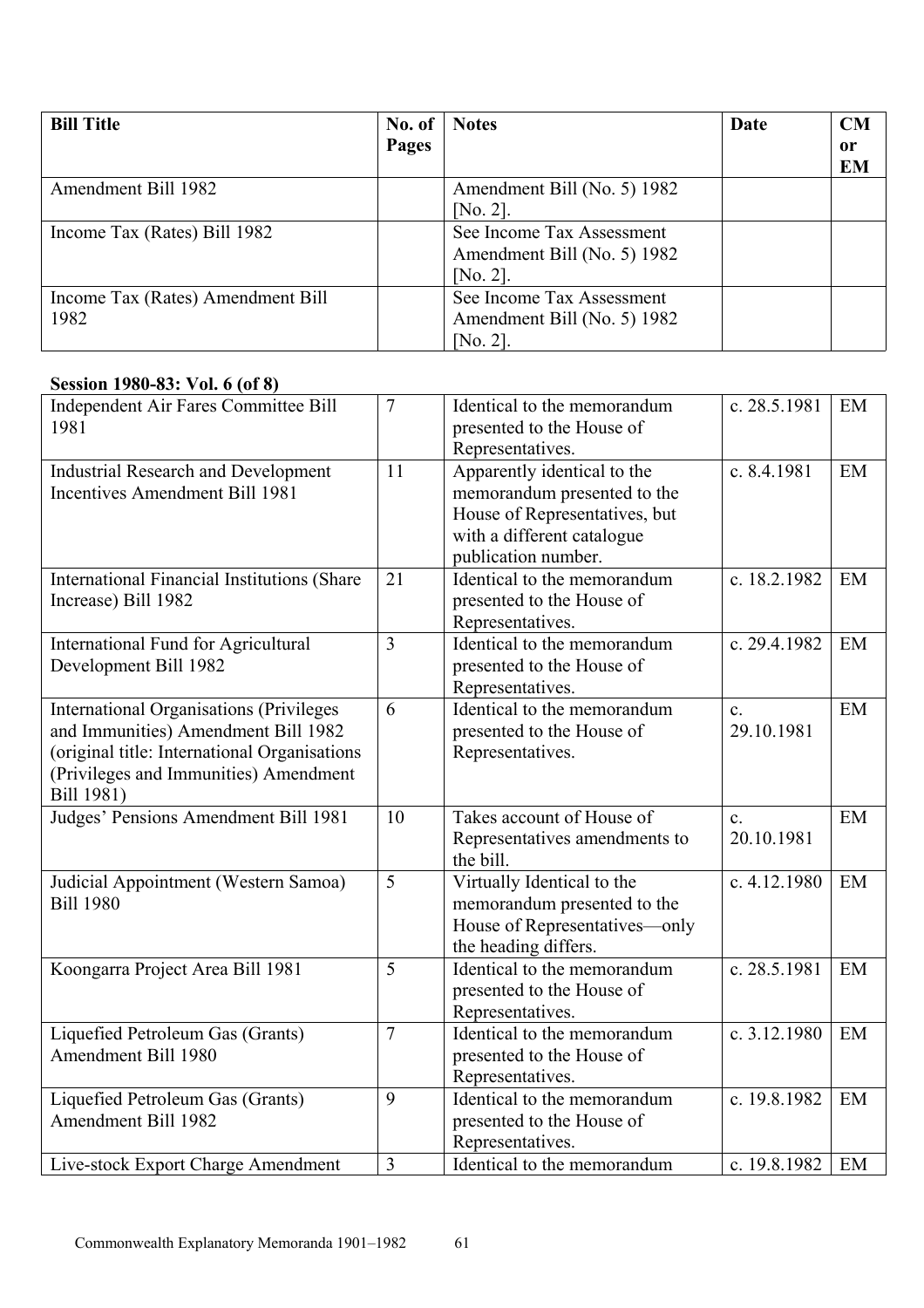| Bill Title | No. of Pages | Notes | Date | CM or EM |
|---|---|---|---|---|
| Amendment Bill 1982 | | Amendment Bill (No. 5) 1982 [No. 2]. | | |
| Income Tax (Rates) Bill 1982 | | See Income Tax Assessment Amendment Bill (No. 5) 1982 [No. 2]. | | |
| Income Tax (Rates) Amendment Bill 1982 | | See Income Tax Assessment Amendment Bill (No. 5) 1982 [No. 2]. | | |

**Session 1980-83: Vol. 6 (of 8)**

| Bill Title | No. of Pages | Notes | Date | CM or EM |
|---|---|---|---|---|
| Independent Air Fares Committee Bill 1981 | 7 | Identical to the memorandum presented to the House of Representatives. | c. 28.5.1981 | EM |
| Industrial Research and Development Incentives Amendment Bill 1981 | 11 | Apparently identical to the memorandum presented to the House of Representatives, but with a different catalogue publication number. | c. 8.4.1981 | EM |
| International Financial Institutions (Share Increase) Bill 1982 | 21 | Identical to the memorandum presented to the House of Representatives. | c. 18.2.1982 | EM |
| International Fund for Agricultural Development Bill 1982 | 3 | Identical to the memorandum presented to the House of Representatives. | c. 29.4.1982 | EM |
| International Organisations (Privileges and Immunities) Amendment Bill 1982 (original title: International Organisations (Privileges and Immunities) Amendment Bill 1981) | 6 | Identical to the memorandum presented to the House of Representatives. | c. 29.10.1981 | EM |
| Judges' Pensions Amendment Bill 1981 | 10 | Takes account of House of Representatives amendments to the bill. | c. 20.10.1981 | EM |
| Judicial Appointment (Western Samoa) Bill 1980 | 5 | Virtually Identical to the memorandum presented to the House of Representatives—only the heading differs. | c. 4.12.1980 | EM |
| Koongarra Project Area Bill 1981 | 5 | Identical to the memorandum presented to the House of Representatives. | c. 28.5.1981 | EM |
| Liquefied Petroleum Gas (Grants) Amendment Bill 1980 | 7 | Identical to the memorandum presented to the House of Representatives. | c. 3.12.1980 | EM |
| Liquefied Petroleum Gas (Grants) Amendment Bill 1982 | 9 | Identical to the memorandum presented to the House of Representatives. | c. 19.8.1982 | EM |
| Live-stock Export Charge Amendment | 3 | Identical to the memorandum | c. 19.8.1982 | EM |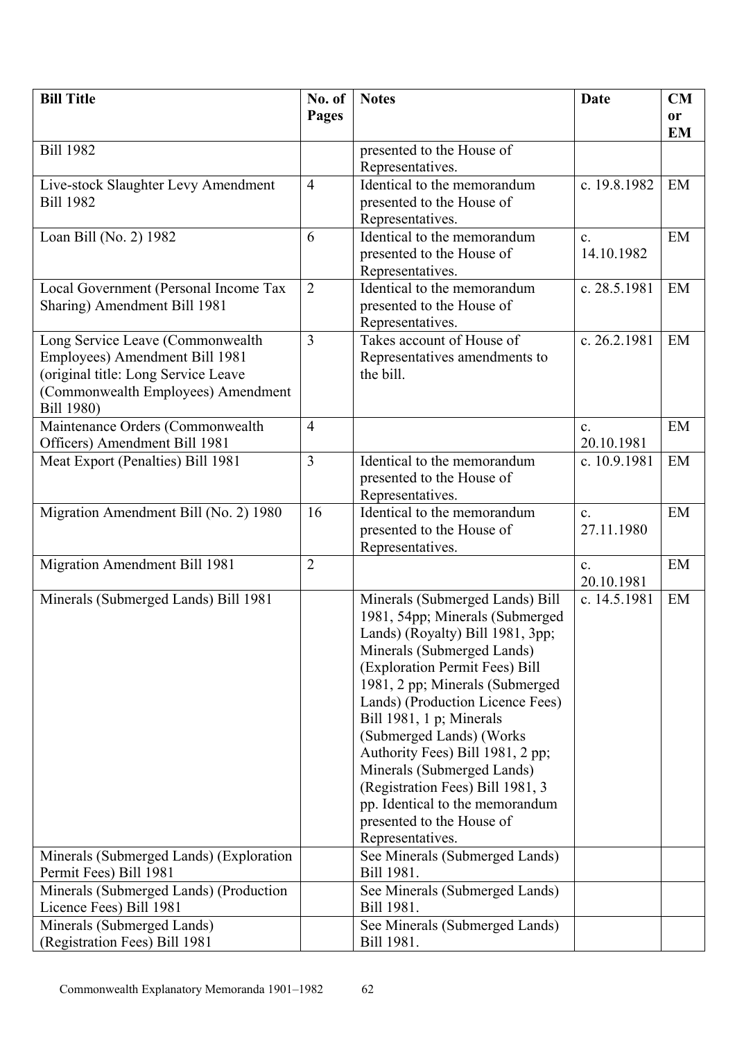| Bill Title | No. of Pages | Notes | Date | CM or EM |
|---|---|---|---|---|
| Bill 1982 | | presented to the House of Representatives. | | |
| Live-stock Slaughter Levy Amendment Bill 1982 | 4 | Identical to the memorandum presented to the House of Representatives. | c. 19.8.1982 | EM |
| Loan Bill (No. 2) 1982 | 6 | Identical to the memorandum presented to the House of Representatives. | c. 14.10.1982 | EM |
| Local Government (Personal Income Tax Sharing) Amendment Bill 1981 | 2 | Identical to the memorandum presented to the House of Representatives. | c. 28.5.1981 | EM |
| Long Service Leave (Commonwealth Employees) Amendment Bill 1981 (original title: Long Service Leave (Commonwealth Employees) Amendment Bill 1980) | 3 | Takes account of House of Representatives amendments to the bill. | c. 26.2.1981 | EM |
| Maintenance Orders (Commonwealth Officers) Amendment Bill 1981 | 4 | | c. 20.10.1981 | EM |
| Meat Export (Penalties) Bill 1981 | 3 | Identical to the memorandum presented to the House of Representatives. | c. 10.9.1981 | EM |
| Migration Amendment Bill (No. 2) 1980 | 16 | Identical to the memorandum presented to the House of Representatives. | c. 27.11.1980 | EM |
| Migration Amendment Bill 1981 | 2 | | c. 20.10.1981 | EM |
| Minerals (Submerged Lands) Bill 1981 | | Minerals (Submerged Lands) Bill 1981, 54pp; Minerals (Submerged Lands) (Royalty) Bill 1981, 3pp; Minerals (Submerged Lands) (Exploration Permit Fees) Bill 1981, 2 pp; Minerals (Submerged Lands) (Production Licence Fees) Bill 1981, 1 p; Minerals (Submerged Lands) (Works Authority Fees) Bill 1981, 2 pp; Minerals (Submerged Lands) (Registration Fees) Bill 1981, 3 pp. Identical to the memorandum presented to the House of Representatives. | c. 14.5.1981 | EM |
| Minerals (Submerged Lands) (Exploration Permit Fees) Bill 1981 | | See Minerals (Submerged Lands) Bill 1981. | | |
| Minerals (Submerged Lands) (Production Licence Fees) Bill 1981 | | See Minerals (Submerged Lands) Bill 1981. | | |
| Minerals (Submerged Lands) (Registration Fees) Bill 1981 | | See Minerals (Submerged Lands) Bill 1981. | | |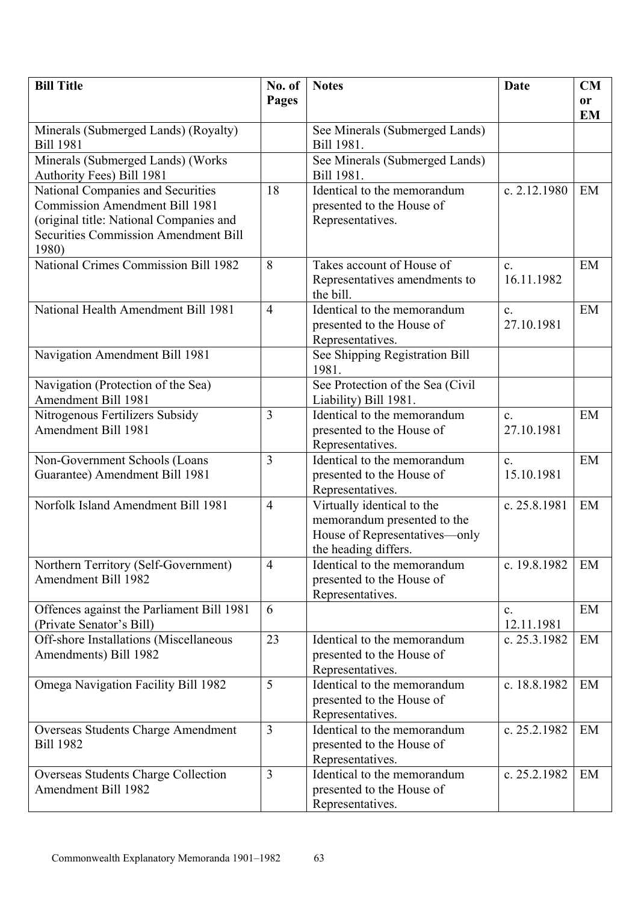| Bill Title | No. of Pages | Notes | Date | CM or EM |
|---|---|---|---|---|
| Minerals (Submerged Lands) (Royalty) Bill 1981 | | See Minerals (Submerged Lands) Bill 1981. | | |
| Minerals (Submerged Lands) (Works Authority Fees) Bill 1981 | | See Minerals (Submerged Lands) Bill 1981. | | |
| National Companies and Securities Commission Amendment Bill 1981 (original title: National Companies and Securities Commission Amendment Bill 1980) | 18 | Identical to the memorandum presented to the House of Representatives. | c. 2.12.1980 | EM |
| National Crimes Commission Bill 1982 | 8 | Takes account of House of Representatives amendments to the bill. | c. 16.11.1982 | EM |
| National Health Amendment Bill 1981 | 4 | Identical to the memorandum presented to the House of Representatives. | c. 27.10.1981 | EM |
| Navigation Amendment Bill 1981 | | See Shipping Registration Bill 1981. | | |
| Navigation (Protection of the Sea) Amendment Bill 1981 | | See Protection of the Sea (Civil Liability) Bill 1981. | | |
| Nitrogenous Fertilizers Subsidy Amendment Bill 1981 | 3 | Identical to the memorandum presented to the House of Representatives. | c. 27.10.1981 | EM |
| Non-Government Schools (Loans Guarantee) Amendment Bill 1981 | 3 | Identical to the memorandum presented to the House of Representatives. | c. 15.10.1981 | EM |
| Norfolk Island Amendment Bill 1981 | 4 | Virtually identical to the memorandum presented to the House of Representatives—only the heading differs. | c. 25.8.1981 | EM |
| Northern Territory (Self-Government) Amendment Bill 1982 | 4 | Identical to the memorandum presented to the House of Representatives. | c. 19.8.1982 | EM |
| Offences against the Parliament Bill 1981 (Private Senator's Bill) | 6 | | c. 12.11.1981 | EM |
| Off-shore Installations (Miscellaneous Amendments) Bill 1982 | 23 | Identical to the memorandum presented to the House of Representatives. | c. 25.3.1982 | EM |
| Omega Navigation Facility Bill 1982 | 5 | Identical to the memorandum presented to the House of Representatives. | c. 18.8.1982 | EM |
| Overseas Students Charge Amendment Bill 1982 | 3 | Identical to the memorandum presented to the House of Representatives. | c. 25.2.1982 | EM |
| Overseas Students Charge Collection Amendment Bill 1982 | 3 | Identical to the memorandum presented to the House of Representatives. | c. 25.2.1982 | EM |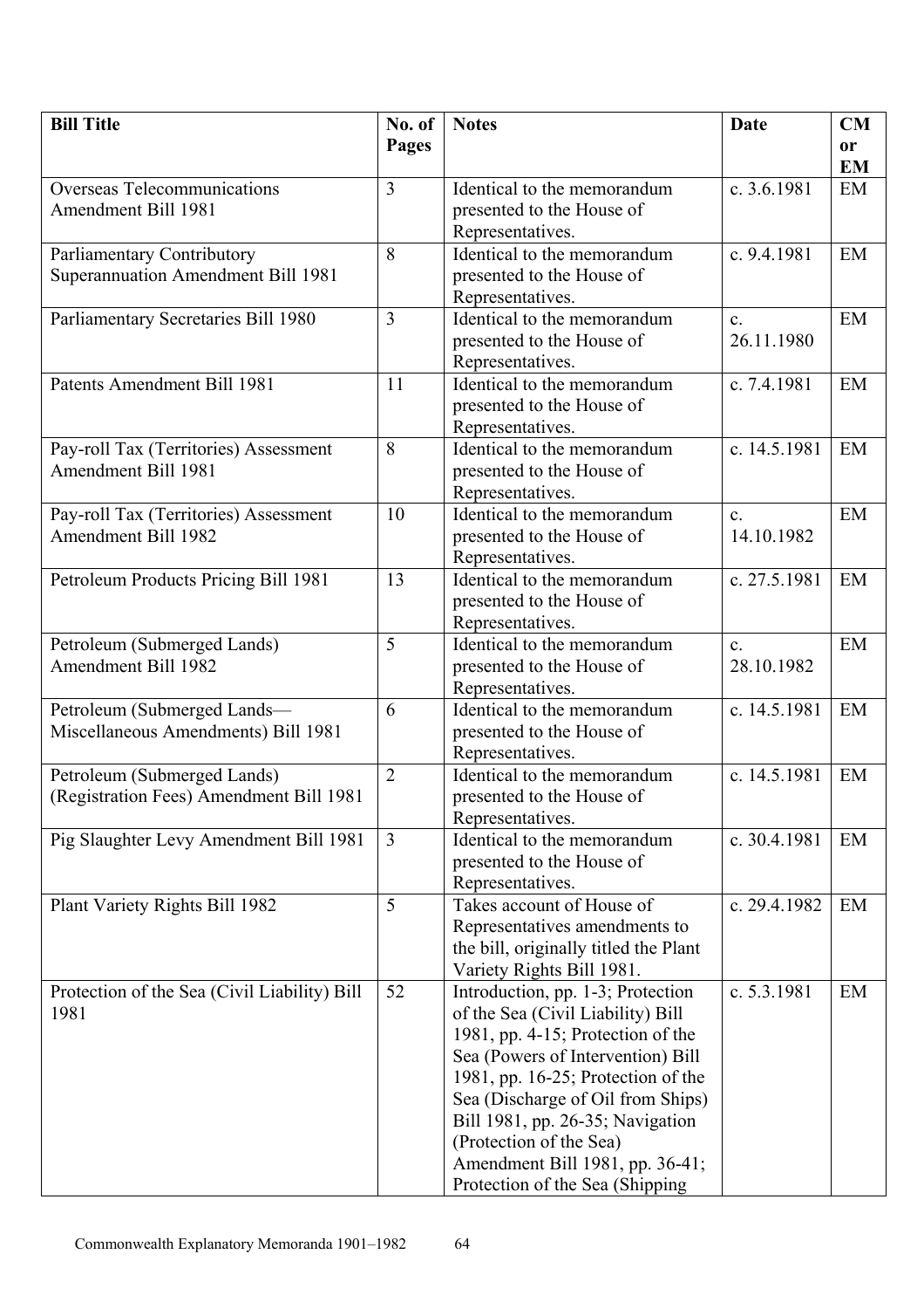| Bill Title | No. of Pages | Notes | Date | CM or EM |
|---|---|---|---|---|
| Overseas Telecommunications Amendment Bill 1981 | 3 | Identical to the memorandum presented to the House of Representatives. | c. 3.6.1981 | EM |
| Parliamentary Contributory Superannuation Amendment Bill 1981 | 8 | Identical to the memorandum presented to the House of Representatives. | c. 9.4.1981 | EM |
| Parliamentary Secretaries Bill 1980 | 3 | Identical to the memorandum presented to the House of Representatives. | c. 26.11.1980 | EM |
| Patents Amendment Bill 1981 | 11 | Identical to the memorandum presented to the House of Representatives. | c. 7.4.1981 | EM |
| Pay-roll Tax (Territories) Assessment Amendment Bill 1981 | 8 | Identical to the memorandum presented to the House of Representatives. | c. 14.5.1981 | EM |
| Pay-roll Tax (Territories) Assessment Amendment Bill 1982 | 10 | Identical to the memorandum presented to the House of Representatives. | c. 14.10.1982 | EM |
| Petroleum Products Pricing Bill 1981 | 13 | Identical to the memorandum presented to the House of Representatives. | c. 27.5.1981 | EM |
| Petroleum (Submerged Lands) Amendment Bill 1982 | 5 | Identical to the memorandum presented to the House of Representatives. | c. 28.10.1982 | EM |
| Petroleum (Submerged Lands—Miscellaneous Amendments) Bill 1981 | 6 | Identical to the memorandum presented to the House of Representatives. | c. 14.5.1981 | EM |
| Petroleum (Submerged Lands) (Registration Fees) Amendment Bill 1981 | 2 | Identical to the memorandum presented to the House of Representatives. | c. 14.5.1981 | EM |
| Pig Slaughter Levy Amendment Bill 1981 | 3 | Identical to the memorandum presented to the House of Representatives. | c. 30.4.1981 | EM |
| Plant Variety Rights Bill 1982 | 5 | Takes account of House of Representatives amendments to the bill, originally titled the Plant Variety Rights Bill 1981. | c. 29.4.1982 | EM |
| Protection of the Sea (Civil Liability) Bill 1981 | 52 | Introduction, pp. 1-3; Protection of the Sea (Civil Liability) Bill 1981, pp. 4-15; Protection of the Sea (Powers of Intervention) Bill 1981, pp. 16-25; Protection of the Sea (Discharge of Oil from Ships) Bill 1981, pp. 26-35; Navigation (Protection of the Sea) Amendment Bill 1981, pp. 36-41; Protection of the Sea (Shipping | c. 5.3.1981 | EM |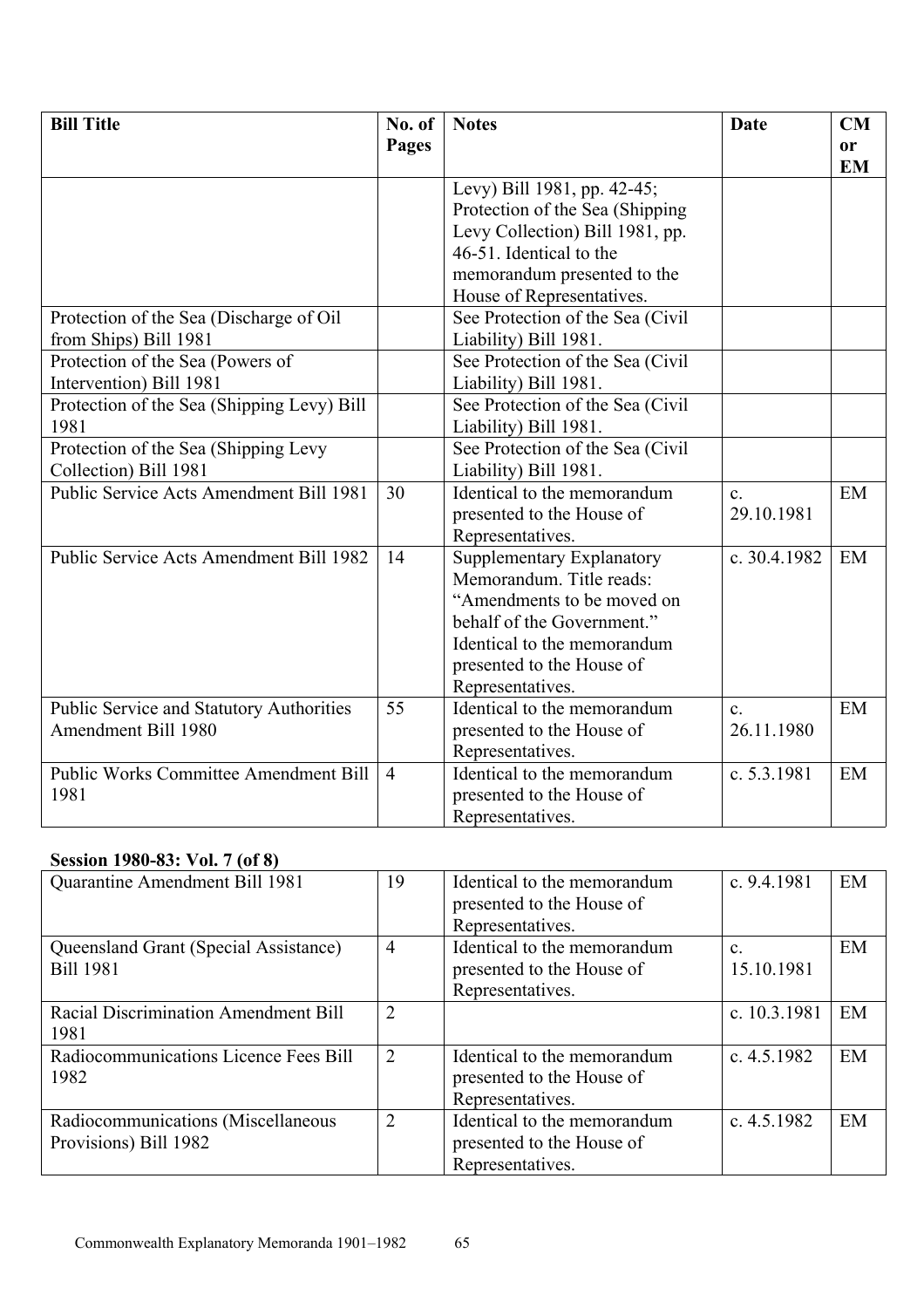| Bill Title | No. of Pages | Notes | Date | CM or EM |
|---|---|---|---|---|
| | | Levy) Bill 1981, pp. 42-45; Protection of the Sea (Shipping Levy Collection) Bill 1981, pp. 46-51. Identical to the memorandum presented to the House of Representatives. | | |
| Protection of the Sea (Discharge of Oil from Ships) Bill 1981 | | See Protection of the Sea (Civil Liability) Bill 1981. | | |
| Protection of the Sea (Powers of Intervention) Bill 1981 | | See Protection of the Sea (Civil Liability) Bill 1981. | | |
| Protection of the Sea (Shipping Levy) Bill 1981 | | See Protection of the Sea (Civil Liability) Bill 1981. | | |
| Protection of the Sea (Shipping Levy Collection) Bill 1981 | | See Protection of the Sea (Civil Liability) Bill 1981. | | |
| Public Service Acts Amendment Bill 1981 | 30 | Identical to the memorandum presented to the House of Representatives. | c. 29.10.1981 | EM |
| Public Service Acts Amendment Bill 1982 | 14 | Supplementary Explanatory Memorandum. Title reads: "Amendments to be moved on behalf of the Government." Identical to the memorandum presented to the House of Representatives. | c. 30.4.1982 | EM |
| Public Service and Statutory Authorities Amendment Bill 1980 | 55 | Identical to the memorandum presented to the House of Representatives. | c. 26.11.1980 | EM |
| Public Works Committee Amendment Bill 1981 | 4 | Identical to the memorandum presented to the House of Representatives. | c. 5.3.1981 | EM |

**Session 1980-83: Vol. 7 (of 8)**

| Bill Title | No. of Pages | Notes | Date | CM or EM |
|---|---|---|---|---|
| Quarantine Amendment Bill 1981 | 19 | Identical to the memorandum presented to the House of Representatives. | c. 9.4.1981 | EM |
| Queensland Grant (Special Assistance) Bill 1981 | 4 | Identical to the memorandum presented to the House of Representatives. | c. 15.10.1981 | EM |
| Racial Discrimination Amendment Bill 1981 | 2 | | c. 10.3.1981 | EM |
| Radiocommunications Licence Fees Bill 1982 | 2 | Identical to the memorandum presented to the House of Representatives. | c. 4.5.1982 | EM |
| Radiocommunications (Miscellaneous Provisions) Bill 1982 | 2 | Identical to the memorandum presented to the House of Representatives. | c. 4.5.1982 | EM |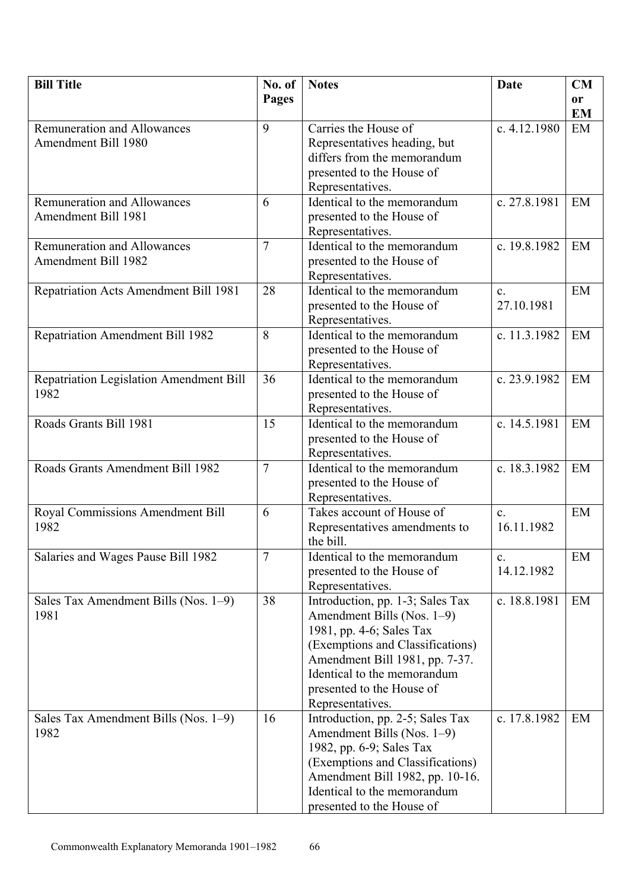| Bill Title | No. of Pages | Notes | Date | CM or EM |
|---|---|---|---|---|
| Remuneration and Allowances Amendment Bill 1980 | 9 | Carries the House of Representatives heading, but differs from the memorandum presented to the House of Representatives. | c. 4.12.1980 | EM |
| Remuneration and Allowances Amendment Bill 1981 | 6 | Identical to the memorandum presented to the House of Representatives. | c. 27.8.1981 | EM |
| Remuneration and Allowances Amendment Bill 1982 | 7 | Identical to the memorandum presented to the House of Representatives. | c. 19.8.1982 | EM |
| Repatriation Acts Amendment Bill 1981 | 28 | Identical to the memorandum presented to the House of Representatives. | c. 27.10.1981 | EM |
| Repatriation Amendment Bill 1982 | 8 | Identical to the memorandum presented to the House of Representatives. | c. 11.3.1982 | EM |
| Repatriation Legislation Amendment Bill 1982 | 36 | Identical to the memorandum presented to the House of Representatives. | c. 23.9.1982 | EM |
| Roads Grants Bill 1981 | 15 | Identical to the memorandum presented to the House of Representatives. | c. 14.5.1981 | EM |
| Roads Grants Amendment Bill 1982 | 7 | Identical to the memorandum presented to the House of Representatives. | c. 18.3.1982 | EM |
| Royal Commissions Amendment Bill 1982 | 6 | Takes account of House of Representatives amendments to the bill. | c. 16.11.1982 | EM |
| Salaries and Wages Pause Bill 1982 | 7 | Identical to the memorandum presented to the House of Representatives. | c. 14.12.1982 | EM |
| Sales Tax Amendment Bills (Nos. 1–9) 1981 | 38 | Introduction, pp. 1-3; Sales Tax Amendment Bills (Nos. 1–9) 1981, pp. 4-6; Sales Tax (Exemptions and Classifications) Amendment Bill 1981, pp. 7-37. Identical to the memorandum presented to the House of Representatives. | c. 18.8.1981 | EM |
| Sales Tax Amendment Bills (Nos. 1–9) 1982 | 16 | Introduction, pp. 2-5; Sales Tax Amendment Bills (Nos. 1–9) 1982, pp. 6-9; Sales Tax (Exemptions and Classifications) Amendment Bill 1982, pp. 10-16. Identical to the memorandum presented to the House of | c. 17.8.1982 | EM |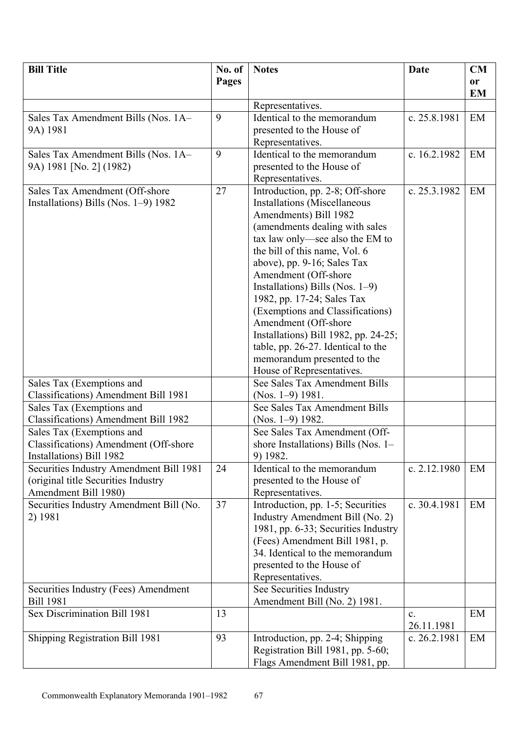| Bill Title | No. of Pages | Notes | Date | CM or EM |
|---|---|---|---|---|
| | | Representatives. | | |
| Sales Tax Amendment Bills (Nos. 1A–9A) 1981 | 9 | Identical to the memorandum presented to the House of Representatives. | c. 25.8.1981 | EM |
| Sales Tax Amendment Bills (Nos. 1A–9A) 1981 [No. 2] (1982) | 9 | Identical to the memorandum presented to the House of Representatives. | c. 16.2.1982 | EM |
| Sales Tax Amendment (Off-shore Installations) Bills (Nos. 1–9) 1982 | 27 | Introduction, pp. 2-8; Off-shore Installations (Miscellaneous Amendments) Bill 1982 (amendments dealing with sales tax law only—see also the EM to the bill of this name, Vol. 6 above), pp. 9-16; Sales Tax Amendment (Off-shore Installations) Bills (Nos. 1–9) 1982, pp. 17-24; Sales Tax (Exemptions and Classifications) Amendment (Off-shore Installations) Bill 1982, pp. 24-25; table, pp. 26-27. Identical to the memorandum presented to the House of Representatives. | c. 25.3.1982 | EM |
| Sales Tax (Exemptions and Classifications) Amendment Bill 1981 | | See Sales Tax Amendment Bills (Nos. 1–9) 1981. | | |
| Sales Tax (Exemptions and Classifications) Amendment Bill 1982 | | See Sales Tax Amendment Bills (Nos. 1–9) 1982. | | |
| Sales Tax (Exemptions and Classifications) Amendment (Off-shore Installations) Bill 1982 | | See Sales Tax Amendment (Off-shore Installations) Bills (Nos. 1–9) 1982. | | |
| Securities Industry Amendment Bill 1981 (original title Securities Industry Amendment Bill 1980) | 24 | Identical to the memorandum presented to the House of Representatives. | c. 2.12.1980 | EM |
| Securities Industry Amendment Bill (No. 2) 1981 | 37 | Introduction, pp. 1-5; Securities Industry Amendment Bill (No. 2) 1981, pp. 6-33; Securities Industry (Fees) Amendment Bill 1981, p. 34. Identical to the memorandum presented to the House of Representatives. | c. 30.4.1981 | EM |
| Securities Industry (Fees) Amendment Bill 1981 | | See Securities Industry Amendment Bill (No. 2) 1981. | | |
| Sex Discrimination Bill 1981 | 13 | | c. 26.11.1981 | EM |
| Shipping Registration Bill 1981 | 93 | Introduction, pp. 2-4; Shipping Registration Bill 1981, pp. 5-60; Flags Amendment Bill 1981, pp. | c. 26.2.1981 | EM |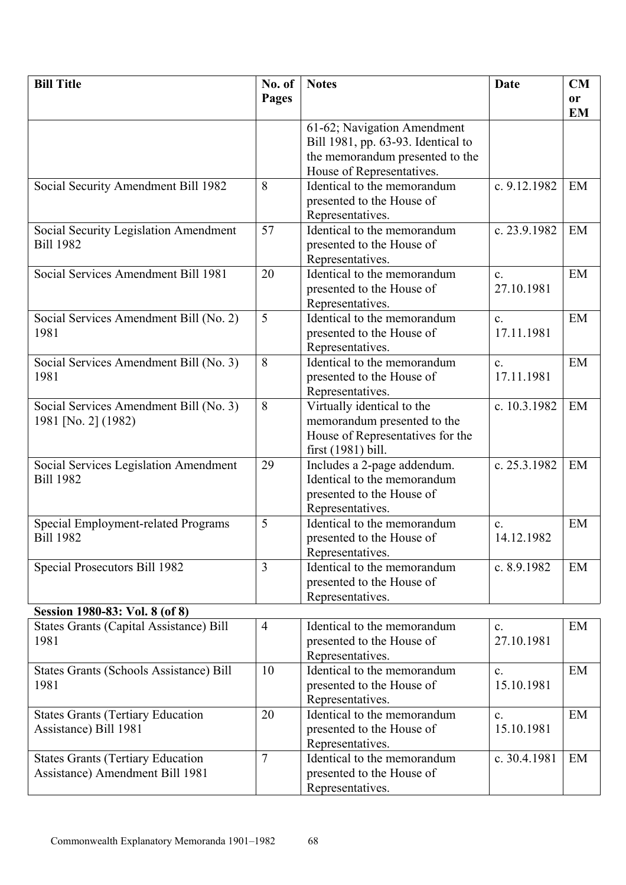| Bill Title | No. of Pages | Notes | Date | CM or EM |
|---|---|---|---|---|
| | | 61-62; Navigation Amendment Bill 1981, pp. 63-93. Identical to the memorandum presented to the House of Representatives. | | |
| Social Security Amendment Bill 1982 | 8 | Identical to the memorandum presented to the House of Representatives. | c. 9.12.1982 | EM |
| Social Security Legislation Amendment Bill 1982 | 57 | Identical to the memorandum presented to the House of Representatives. | c. 23.9.1982 | EM |
| Social Services Amendment Bill 1981 | 20 | Identical to the memorandum presented to the House of Representatives. | c. 27.10.1981 | EM |
| Social Services Amendment Bill (No. 2) 1981 | 5 | Identical to the memorandum presented to the House of Representatives. | c. 17.11.1981 | EM |
| Social Services Amendment Bill (No. 3) 1981 | 8 | Identical to the memorandum presented to the House of Representatives. | c. 17.11.1981 | EM |
| Social Services Amendment Bill (No. 3) 1981 [No. 2] (1982) | 8 | Virtually identical to the memorandum presented to the House of Representatives for the first (1981) bill. | c. 10.3.1982 | EM |
| Social Services Legislation Amendment Bill 1982 | 29 | Includes a 2-page addendum. Identical to the memorandum presented to the House of Representatives. | c. 25.3.1982 | EM |
| Special Employment-related Programs Bill 1982 | 5 | Identical to the memorandum presented to the House of Representatives. | c. 14.12.1982 | EM |
| Special Prosecutors Bill 1982 | 3 | Identical to the memorandum presented to the House of Representatives. | c. 8.9.1982 | EM |
| **Session 1980-83: Vol. 8 (of 8)** | | | | |
| States Grants (Capital Assistance) Bill 1981 | 4 | Identical to the memorandum presented to the House of Representatives. | c. 27.10.1981 | EM |
| States Grants (Schools Assistance) Bill 1981 | 10 | Identical to the memorandum presented to the House of Representatives. | c. 15.10.1981 | EM |
| States Grants (Tertiary Education Assistance) Bill 1981 | 20 | Identical to the memorandum presented to the House of Representatives. | c. 15.10.1981 | EM |
| States Grants (Tertiary Education Assistance) Amendment Bill 1981 | 7 | Identical to the memorandum presented to the House of Representatives. | c. 30.4.1981 | EM |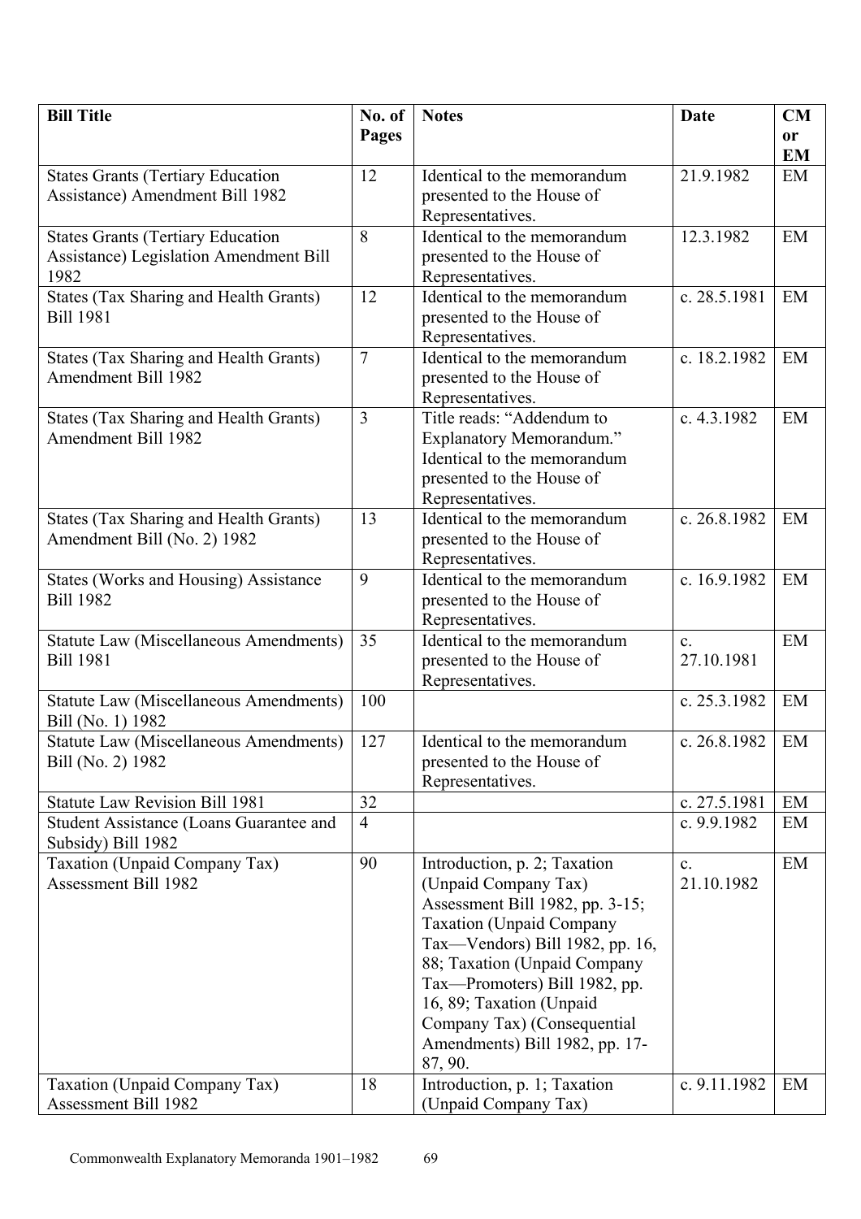| Bill Title | No. of Pages | Notes | Date | CM or EM |
|---|---|---|---|---|
| States Grants (Tertiary Education Assistance) Amendment Bill 1982 | 12 | Identical to the memorandum presented to the House of Representatives. | 21.9.1982 | EM |
| States Grants (Tertiary Education Assistance) Legislation Amendment Bill 1982 | 8 | Identical to the memorandum presented to the House of Representatives. | 12.3.1982 | EM |
| States (Tax Sharing and Health Grants) Bill 1981 | 12 | Identical to the memorandum presented to the House of Representatives. | c. 28.5.1981 | EM |
| States (Tax Sharing and Health Grants) Amendment Bill 1982 | 7 | Identical to the memorandum presented to the House of Representatives. | c. 18.2.1982 | EM |
| States (Tax Sharing and Health Grants) Amendment Bill 1982 | 3 | Title reads: "Addendum to Explanatory Memorandum." Identical to the memorandum presented to the House of Representatives. | c. 4.3.1982 | EM |
| States (Tax Sharing and Health Grants) Amendment Bill (No. 2) 1982 | 13 | Identical to the memorandum presented to the House of Representatives. | c. 26.8.1982 | EM |
| States (Works and Housing) Assistance Bill 1982 | 9 | Identical to the memorandum presented to the House of Representatives. | c. 16.9.1982 | EM |
| Statute Law (Miscellaneous Amendments) Bill 1981 | 35 | Identical to the memorandum presented to the House of Representatives. | c. 27.10.1981 | EM |
| Statute Law (Miscellaneous Amendments) Bill (No. 1) 1982 | 100 | | c. 25.3.1982 | EM |
| Statute Law (Miscellaneous Amendments) Bill (No. 2) 1982 | 127 | Identical to the memorandum presented to the House of Representatives. | c. 26.8.1982 | EM |
| Statute Law Revision Bill 1981 | 32 | | c. 27.5.1981 | EM |
| Student Assistance (Loans Guarantee and Subsidy) Bill 1982 | 4 | | c. 9.9.1982 | EM |
| Taxation (Unpaid Company Tax) Assessment Bill 1982 | 90 | Introduction, p. 2; Taxation (Unpaid Company Tax) Assessment Bill 1982, pp. 3-15; Taxation (Unpaid Company Tax—Vendors) Bill 1982, pp. 16, 88; Taxation (Unpaid Company Tax—Promoters) Bill 1982, pp. 16, 89; Taxation (Unpaid Company Tax) (Consequential Amendments) Bill 1982, pp. 17-87, 90. | c. 21.10.1982 | EM |
| Taxation (Unpaid Company Tax) Assessment Bill 1982 | 18 | Introduction, p. 1; Taxation (Unpaid Company Tax) | c. 9.11.1982 | EM |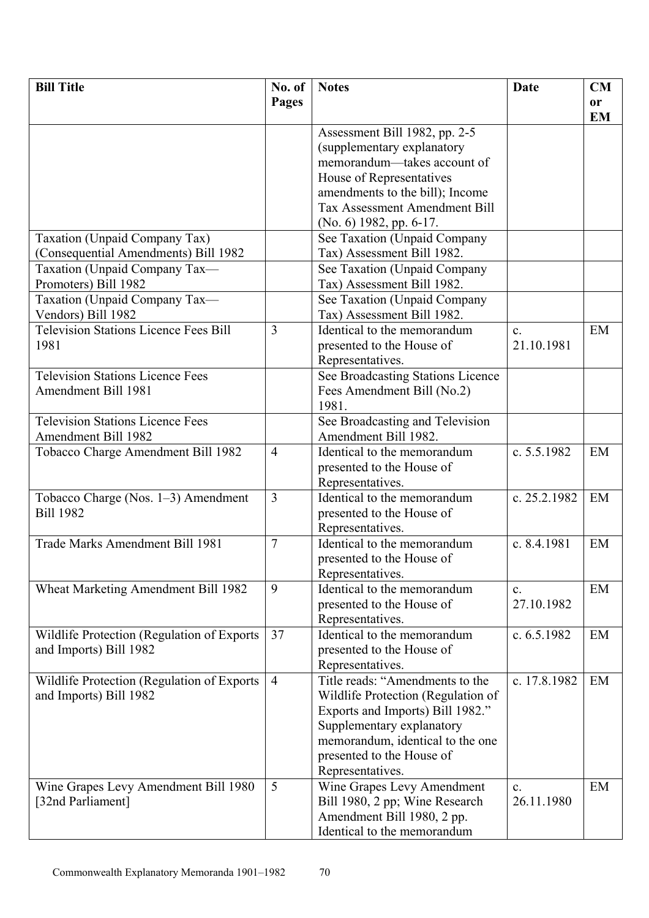| Bill Title | No. of Pages | Notes | Date | CM or EM |
|---|---|---|---|---|
| | | Assessment Bill 1982, pp. 2-5 (supplementary explanatory memorandum—takes account of House of Representatives amendments to the bill); Income Tax Assessment Amendment Bill (No. 6) 1982, pp. 6-17. | | |
| Taxation (Unpaid Company Tax) (Consequential Amendments) Bill 1982 | | See Taxation (Unpaid Company Tax) Assessment Bill 1982. | | |
| Taxation (Unpaid Company Tax—Promoters) Bill 1982 | | See Taxation (Unpaid Company Tax) Assessment Bill 1982. | | |
| Taxation (Unpaid Company Tax—Vendors) Bill 1982 | | See Taxation (Unpaid Company Tax) Assessment Bill 1982. | | |
| Television Stations Licence Fees Bill 1981 | 3 | Identical to the memorandum presented to the House of Representatives. | c. 21.10.1981 | EM |
| Television Stations Licence Fees Amendment Bill 1981 | | See Broadcasting Stations Licence Fees Amendment Bill (No.2) 1981. | | |
| Television Stations Licence Fees Amendment Bill 1982 | | See Broadcasting and Television Amendment Bill 1982. | | |
| Tobacco Charge Amendment Bill 1982 | 4 | Identical to the memorandum presented to the House of Representatives. | c. 5.5.1982 | EM |
| Tobacco Charge (Nos. 1–3) Amendment Bill 1982 | 3 | Identical to the memorandum presented to the House of Representatives. | c. 25.2.1982 | EM |
| Trade Marks Amendment Bill 1981 | 7 | Identical to the memorandum presented to the House of Representatives. | c. 8.4.1981 | EM |
| Wheat Marketing Amendment Bill 1982 | 9 | Identical to the memorandum presented to the House of Representatives. | c. 27.10.1982 | EM |
| Wildlife Protection (Regulation of Exports and Imports) Bill 1982 | 37 | Identical to the memorandum presented to the House of Representatives. | c. 6.5.1982 | EM |
| Wildlife Protection (Regulation of Exports and Imports) Bill 1982 | 4 | Title reads: "Amendments to the Wildlife Protection (Regulation of Exports and Imports) Bill 1982." Supplementary explanatory memorandum, identical to the one presented to the House of Representatives. | c. 17.8.1982 | EM |
| Wine Grapes Levy Amendment Bill 1980 [32nd Parliament] | 5 | Wine Grapes Levy Amendment Bill 1980, 2 pp; Wine Research Amendment Bill 1980, 2 pp. Identical to the memorandum | c. 26.11.1980 | EM |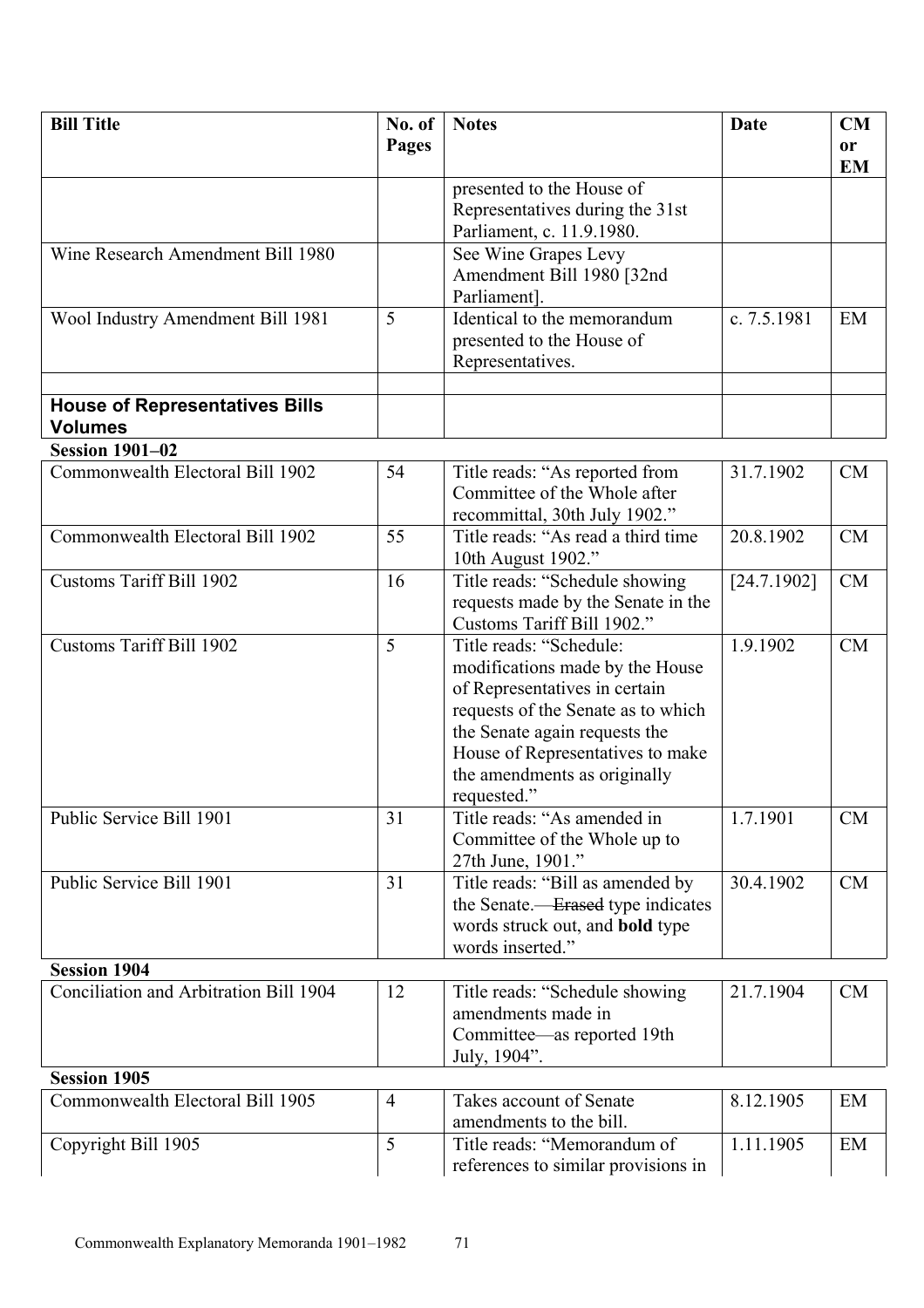| Bill Title | No. of Pages | Notes | Date | CM or EM |
|---|---|---|---|---|
| | | presented to the House of Representatives during the 31st Parliament, c. 11.9.1980. | | |
| Wine Research Amendment Bill 1980 | | See Wine Grapes Levy Amendment Bill 1980 [32nd Parliament]. | | |
| Wool Industry Amendment Bill 1981 | 5 | Identical to the memorandum presented to the House of Representatives. | c. 7.5.1981 | EM |
| | | | | |
| **House of Representatives Bills Volumes** | | | | |
| **Session 1901–02** | | | | |
| Commonwealth Electoral Bill 1902 | 54 | Title reads: "As reported from Committee of the Whole after recommittal, 30th July 1902." | 31.7.1902 | CM |
| Commonwealth Electoral Bill 1902 | 55 | Title reads: "As read a third time 10th August 1902." | 20.8.1902 | CM |
| Customs Tariff Bill 1902 | 16 | Title reads: "Schedule showing requests made by the Senate in the Customs Tariff Bill 1902." | [24.7.1902] | CM |
| Customs Tariff Bill 1902 | 5 | Title reads: "Schedule: modifications made by the House of Representatives in certain requests of the Senate as to which the Senate again requests the House of Representatives to make the amendments as originally requested." | 1.9.1902 | CM |
| Public Service Bill 1901 | 31 | Title reads: "As amended in Committee of the Whole up to 27th June, 1901." | 1.7.1901 | CM |
| Public Service Bill 1901 | 31 | Title reads: "Bill as amended by the Senate.—~~Erased~~ type indicates words struck out, and **bold** type words inserted." | 30.4.1902 | CM |
| **Session 1904** | | | | |
| Conciliation and Arbitration Bill 1904 | 12 | Title reads: "Schedule showing amendments made in Committee—as reported 19th July, 1904". | 21.7.1904 | CM |
| **Session 1905** | | | | |
| Commonwealth Electoral Bill 1905 | 4 | Takes account of Senate amendments to the bill. | 8.12.1905 | EM |
| Copyright Bill 1905 | 5 | Title reads: "Memorandum of references to similar provisions in | 1.11.1905 | EM |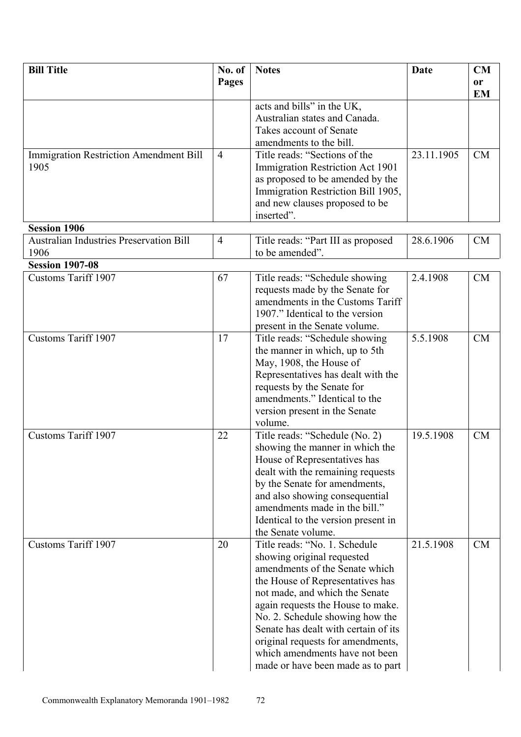| Bill Title | No. of Pages | Notes | Date | CM or EM |
|---|---|---|---|---|
| | | acts and bills" in the UK, Australian states and Canada. Takes account of Senate amendments to the bill. | | |
| Immigration Restriction Amendment Bill 1905 | 4 | Title reads: "Sections of the Immigration Restriction Act 1901 as proposed to be amended by the Immigration Restriction Bill 1905, and new clauses proposed to be inserted". | 23.11.1905 | CM |
| **Session 1906** | | | | |
| Australian Industries Preservation Bill 1906 | 4 | Title reads: "Part III as proposed to be amended". | 28.6.1906 | CM |
| **Session 1907-08** | | | | |
| Customs Tariff 1907 | 67 | Title reads: "Schedule showing requests made by the Senate for amendments in the Customs Tariff 1907." Identical to the version present in the Senate volume. | 2.4.1908 | CM |
| Customs Tariff 1907 | 17 | Title reads: "Schedule showing the manner in which, up to 5th May, 1908, the House of Representatives has dealt with the requests by the Senate for amendments." Identical to the version present in the Senate volume. | 5.5.1908 | CM |
| Customs Tariff 1907 | 22 | Title reads: "Schedule (No. 2) showing the manner in which the House of Representatives has dealt with the remaining requests by the Senate for amendments, and also showing consequential amendments made in the bill." Identical to the version present in the Senate volume. | 19.5.1908 | CM |
| Customs Tariff 1907 | 20 | Title reads: "No. 1. Schedule showing original requested amendments of the Senate which the House of Representatives has not made, and which the Senate again requests the House to make. No. 2. Schedule showing how the Senate has dealt with certain of its original requests for amendments, which amendments have not been made or have been made as to part | 21.5.1908 | CM |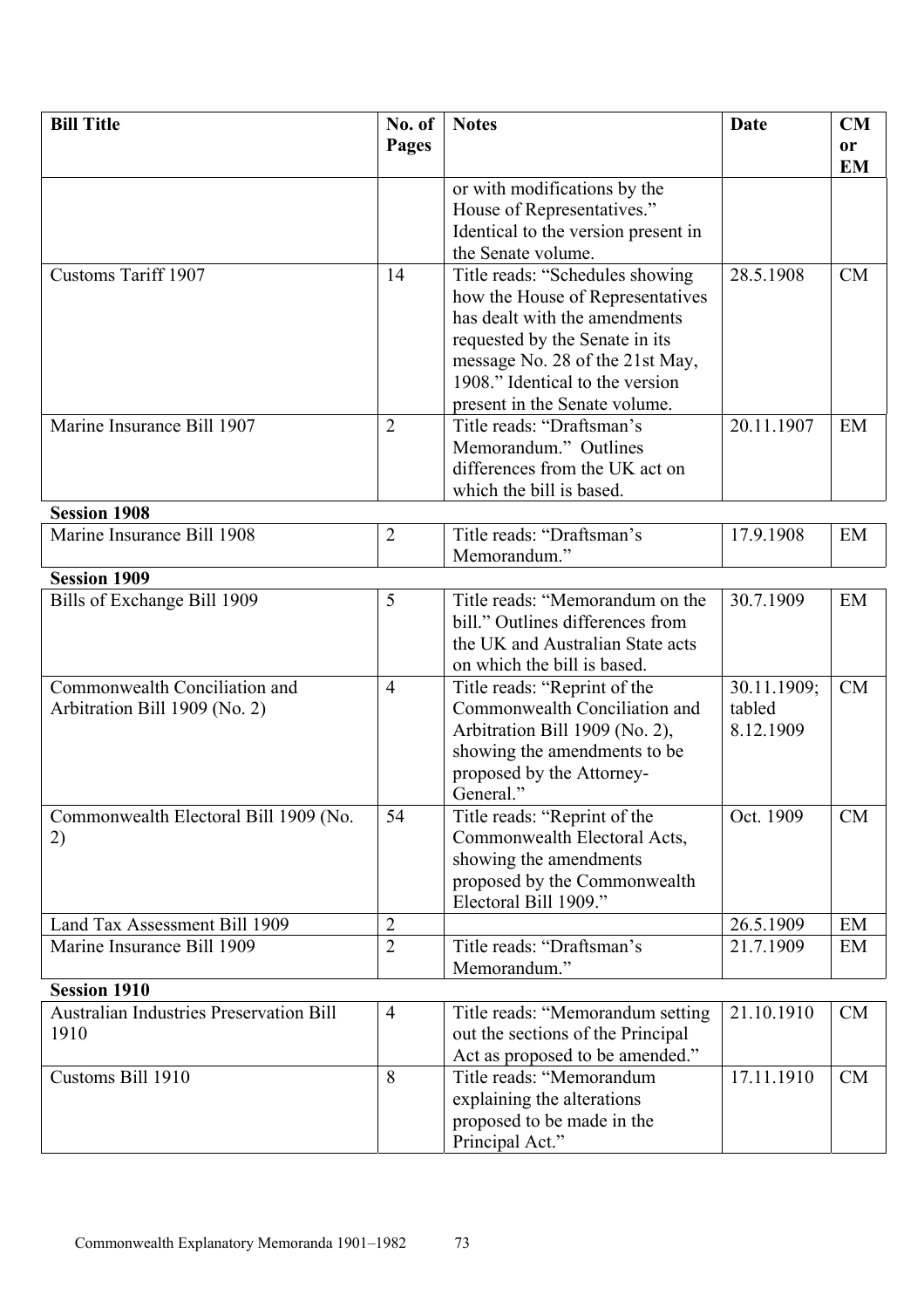| Bill Title | No. of Pages | Notes | Date | CM or EM |
|---|---|---|---|---|
| | | or with modifications by the House of Representatives." Identical to the version present in the Senate volume. | | |
| Customs Tariff 1907 | 14 | Title reads: "Schedules showing how the House of Representatives has dealt with the amendments requested by the Senate in its message No. 28 of the 21st May, 1908." Identical to the version present in the Senate volume. | 28.5.1908 | CM |
| Marine Insurance Bill 1907 | 2 | Title reads: "Draftsman's Memorandum." Outlines differences from the UK act on which the bill is based. | 20.11.1907 | EM |
| **Session 1908** | | | | |
| Marine Insurance Bill 1908 | 2 | Title reads: "Draftsman's Memorandum." | 17.9.1908 | EM |
| **Session 1909** | | | | |
| Bills of Exchange Bill 1909 | 5 | Title reads: "Memorandum on the bill." Outlines differences from the UK and Australian State acts on which the bill is based. | 30.7.1909 | EM |
| Commonwealth Conciliation and Arbitration Bill 1909 (No. 2) | 4 | Title reads: "Reprint of the Commonwealth Conciliation and Arbitration Bill 1909 (No. 2), showing the amendments to be proposed by the Attorney-General." | 30.11.1909; tabled 8.12.1909 | CM |
| Commonwealth Electoral Bill 1909 (No. 2) | 54 | Title reads: "Reprint of the Commonwealth Electoral Acts, showing the amendments proposed by the Commonwealth Electoral Bill 1909." | Oct. 1909 | CM |
| Land Tax Assessment Bill 1909 | 2 | | 26.5.1909 | EM |
| Marine Insurance Bill 1909 | 2 | Title reads: "Draftsman's Memorandum." | 21.7.1909 | EM |
| **Session 1910** | | | | |
| Australian Industries Preservation Bill 1910 | 4 | Title reads: "Memorandum setting out the sections of the Principal Act as proposed to be amended." | 21.10.1910 | CM |
| Customs Bill 1910 | 8 | Title reads: "Memorandum explaining the alterations proposed to be made in the Principal Act." | 17.11.1910 | CM |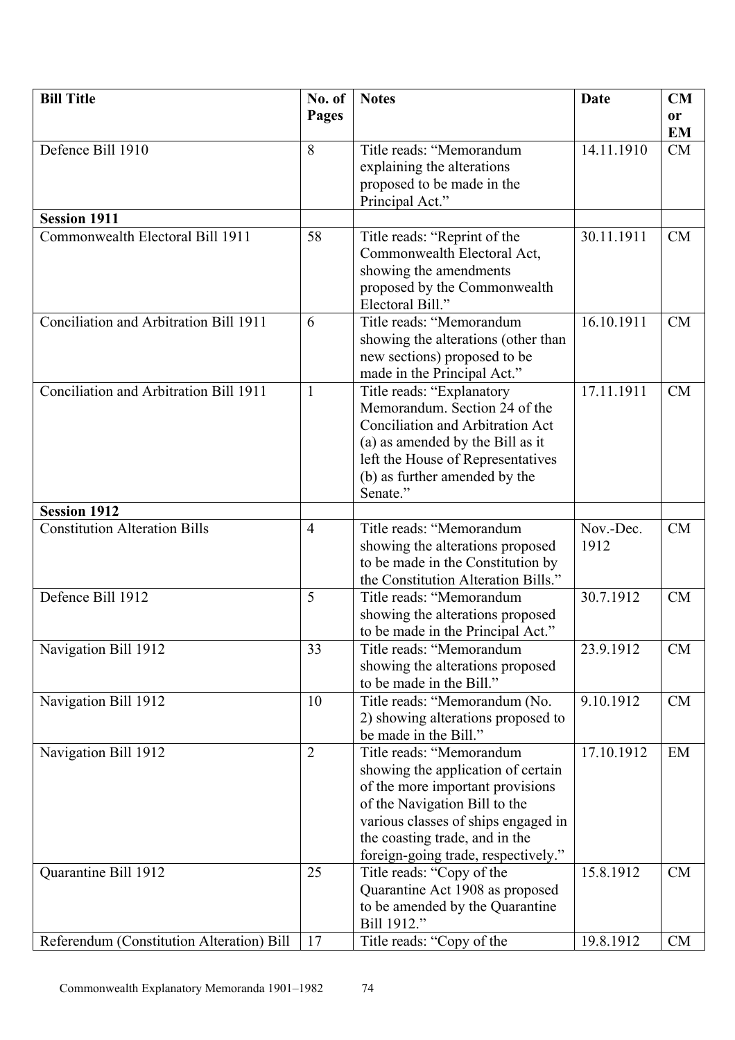| Bill Title | No. of Pages | Notes | Date | CM or EM |
|---|---|---|---|---|
| Defence Bill 1910 | 8 | Title reads: "Memorandum explaining the alterations proposed to be made in the Principal Act." | 14.11.1910 | CM |
| **Session 1911** | | | | |
| Commonwealth Electoral Bill 1911 | 58 | Title reads: "Reprint of the Commonwealth Electoral Act, showing the amendments proposed by the Commonwealth Electoral Bill." | 30.11.1911 | CM |
| Conciliation and Arbitration Bill 1911 | 6 | Title reads: "Memorandum showing the alterations (other than new sections) proposed to be made in the Principal Act." | 16.10.1911 | CM |
| Conciliation and Arbitration Bill 1911 | 1 | Title reads: "Explanatory Memorandum. Section 24 of the Conciliation and Arbitration Act (a) as amended by the Bill as it left the House of Representatives (b) as further amended by the Senate." | 17.11.1911 | CM |
| **Session 1912** | | | | |
| Constitution Alteration Bills | 4 | Title reads: "Memorandum showing the alterations proposed to be made in the Constitution by the Constitution Alteration Bills." | Nov.-Dec. 1912 | CM |
| Defence Bill 1912 | 5 | Title reads: "Memorandum showing the alterations proposed to be made in the Principal Act." | 30.7.1912 | CM |
| Navigation Bill 1912 | 33 | Title reads: "Memorandum showing the alterations proposed to be made in the Bill." | 23.9.1912 | CM |
| Navigation Bill 1912 | 10 | Title reads: "Memorandum (No. 2) showing alterations proposed to be made in the Bill." | 9.10.1912 | CM |
| Navigation Bill 1912 | 2 | Title reads: "Memorandum showing the application of certain of the more important provisions of the Navigation Bill to the various classes of ships engaged in the coasting trade, and in the foreign-going trade, respectively." | 17.10.1912 | EM |
| Quarantine Bill 1912 | 25 | Title reads: "Copy of the Quarantine Act 1908 as proposed to be amended by the Quarantine Bill 1912." | 15.8.1912 | CM |
| Referendum (Constitution Alteration) Bill | 17 | Title reads: "Copy of the | 19.8.1912 | CM |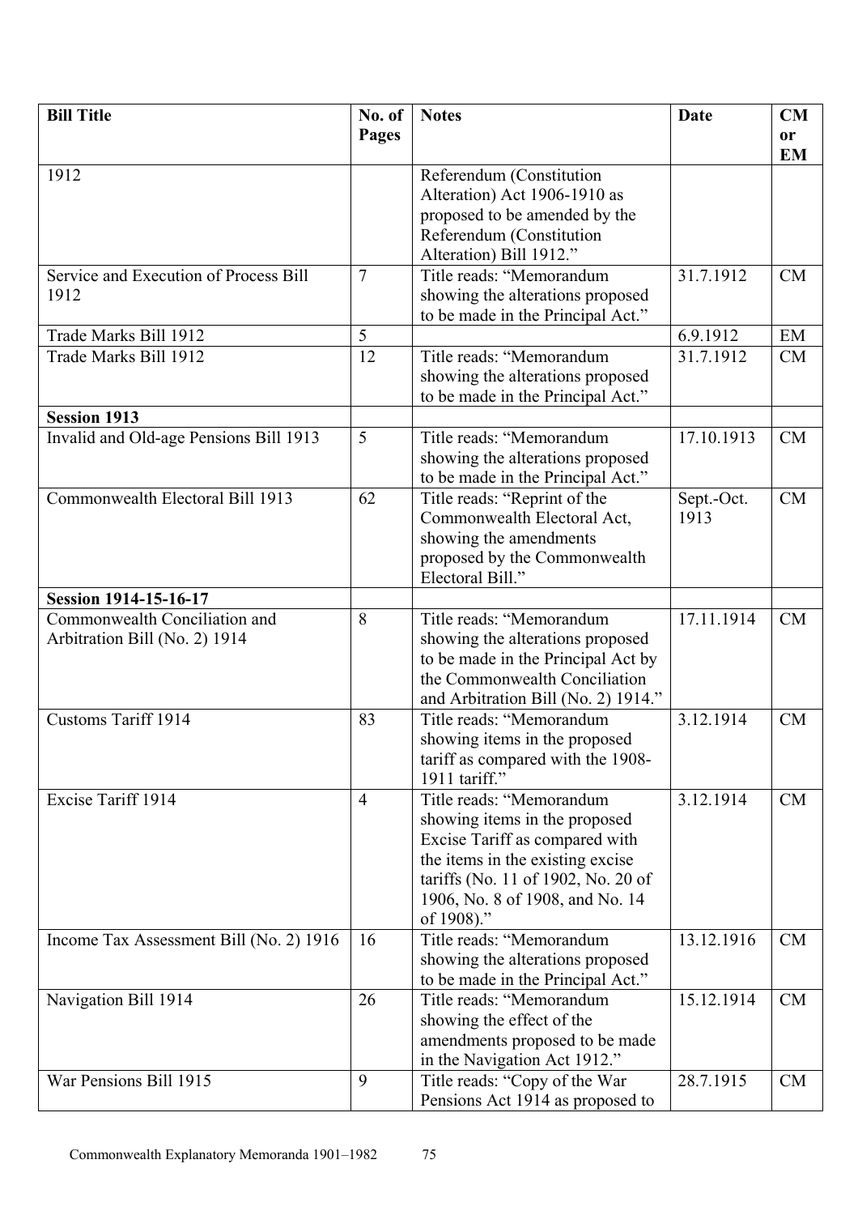| Bill Title | No. of Pages | Notes | Date | CM or EM |
|---|---|---|---|---|
| 1912 | | Referendum (Constitution Alteration) Act 1906-1910 as proposed to be amended by the Referendum (Constitution Alteration) Bill 1912." | | |
| Service and Execution of Process Bill 1912 | 7 | Title reads: "Memorandum showing the alterations proposed to be made in the Principal Act." | 31.7.1912 | CM |
| Trade Marks Bill 1912 | 5 | | 6.9.1912 | EM |
| Trade Marks Bill 1912 | 12 | Title reads: "Memorandum showing the alterations proposed to be made in the Principal Act." | 31.7.1912 | CM |
| **Session 1913** | | | | |
| Invalid and Old-age Pensions Bill 1913 | 5 | Title reads: "Memorandum showing the alterations proposed to be made in the Principal Act." | 17.10.1913 | CM |
| Commonwealth Electoral Bill 1913 | 62 | Title reads: "Reprint of the Commonwealth Electoral Act, showing the amendments proposed by the Commonwealth Electoral Bill." | Sept.-Oct. 1913 | CM |
| **Session 1914-15-16-17** | | | | |
| Commonwealth Conciliation and Arbitration Bill (No. 2) 1914 | 8 | Title reads: "Memorandum showing the alterations proposed to be made in the Principal Act by the Commonwealth Conciliation and Arbitration Bill (No. 2) 1914." | 17.11.1914 | CM |
| Customs Tariff 1914 | 83 | Title reads: "Memorandum showing items in the proposed tariff as compared with the 1908-1911 tariff." | 3.12.1914 | CM |
| Excise Tariff 1914 | 4 | Title reads: "Memorandum showing items in the proposed Excise Tariff as compared with the items in the existing excise tariffs (No. 11 of 1902, No. 20 of 1906, No. 8 of 1908, and No. 14 of 1908)." | 3.12.1914 | CM |
| Income Tax Assessment Bill (No. 2) 1916 | 16 | Title reads: "Memorandum showing the alterations proposed to be made in the Principal Act." | 13.12.1916 | CM |
| Navigation Bill 1914 | 26 | Title reads: "Memorandum showing the effect of the amendments proposed to be made in the Navigation Act 1912." | 15.12.1914 | CM |
| War Pensions Bill 1915 | 9 | Title reads: "Copy of the War Pensions Act 1914 as proposed to | 28.7.1915 | CM |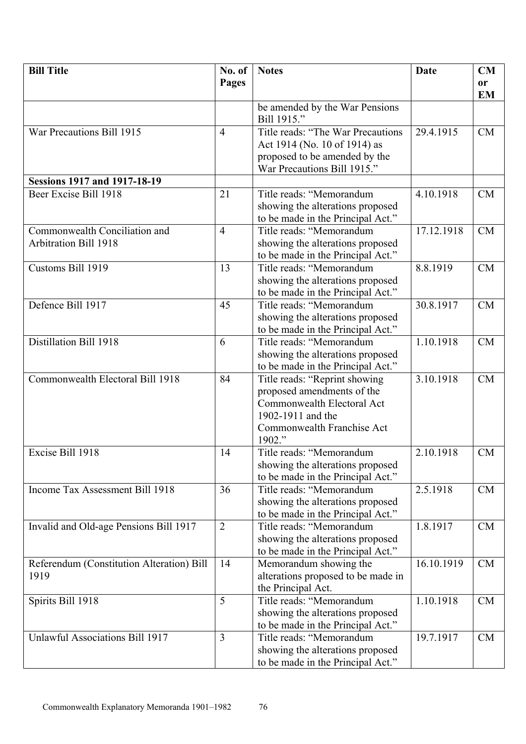| Bill Title | No. of Pages | Notes | Date | CM or EM |
|---|---|---|---|---|
| | | be amended by the War Pensions Bill 1915." | | |
| War Precautions Bill 1915 | 4 | Title reads: "The War Precautions Act 1914 (No. 10 of 1914) as proposed to be amended by the War Precautions Bill 1915." | 29.4.1915 | CM |
| **Sessions 1917 and 1917-18-19** | | | | |
| Beer Excise Bill 1918 | 21 | Title reads: "Memorandum showing the alterations proposed to be made in the Principal Act." | 4.10.1918 | CM |
| Commonwealth Conciliation and Arbitration Bill 1918 | 4 | Title reads: "Memorandum showing the alterations proposed to be made in the Principal Act." | 17.12.1918 | CM |
| Customs Bill 1919 | 13 | Title reads: "Memorandum showing the alterations proposed to be made in the Principal Act." | 8.8.1919 | CM |
| Defence Bill 1917 | 45 | Title reads: "Memorandum showing the alterations proposed to be made in the Principal Act." | 30.8.1917 | CM |
| Distillation Bill 1918 | 6 | Title reads: "Memorandum showing the alterations proposed to be made in the Principal Act." | 1.10.1918 | CM |
| Commonwealth Electoral Bill 1918 | 84 | Title reads: "Reprint showing proposed amendments of the Commonwealth Electoral Act 1902-1911 and the Commonwealth Franchise Act 1902." | 3.10.1918 | CM |
| Excise Bill 1918 | 14 | Title reads: "Memorandum showing the alterations proposed to be made in the Principal Act." | 2.10.1918 | CM |
| Income Tax Assessment Bill 1918 | 36 | Title reads: "Memorandum showing the alterations proposed to be made in the Principal Act." | 2.5.1918 | CM |
| Invalid and Old-age Pensions Bill 1917 | 2 | Title reads: "Memorandum showing the alterations proposed to be made in the Principal Act." | 1.8.1917 | CM |
| Referendum (Constitution Alteration) Bill 1919 | 14 | Memorandum showing the alterations proposed to be made in the Principal Act. | 16.10.1919 | CM |
| Spirits Bill 1918 | 5 | Title reads: "Memorandum showing the alterations proposed to be made in the Principal Act." | 1.10.1918 | CM |
| Unlawful Associations Bill 1917 | 3 | Title reads: "Memorandum showing the alterations proposed to be made in the Principal Act." | 19.7.1917 | CM |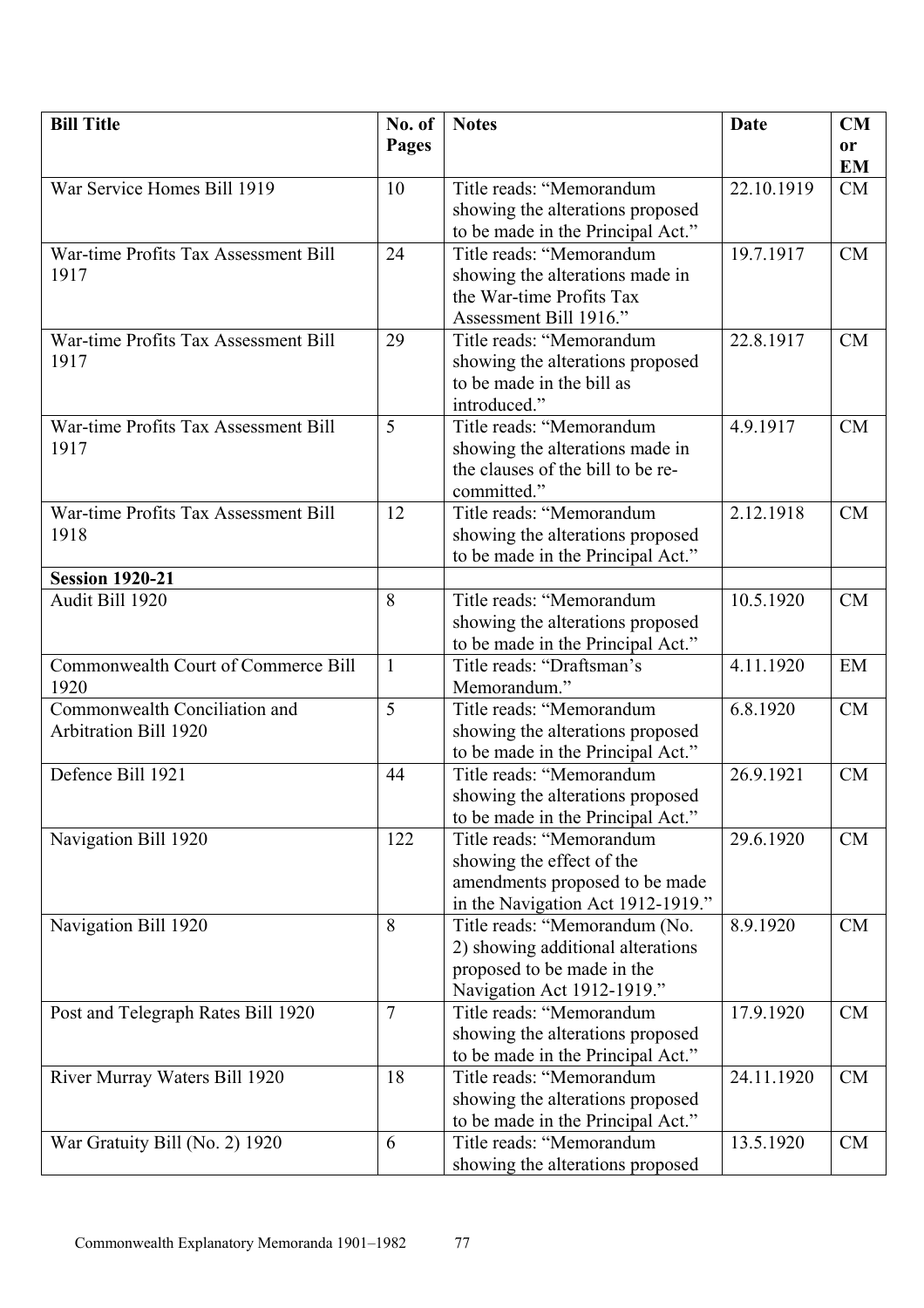| Bill Title | No. of Pages | Notes | Date | CM or EM |
|---|---|---|---|---|
| War Service Homes Bill 1919 | 10 | Title reads: "Memorandum showing the alterations proposed to be made in the Principal Act." | 22.10.1919 | CM |
| War-time Profits Tax Assessment Bill 1917 | 24 | Title reads: "Memorandum showing the alterations made in the War-time Profits Tax Assessment Bill 1916." | 19.7.1917 | CM |
| War-time Profits Tax Assessment Bill 1917 | 29 | Title reads: "Memorandum showing the alterations proposed to be made in the bill as introduced." | 22.8.1917 | CM |
| War-time Profits Tax Assessment Bill 1917 | 5 | Title reads: "Memorandum showing the alterations made in the clauses of the bill to be re-committed." | 4.9.1917 | CM |
| War-time Profits Tax Assessment Bill 1918 | 12 | Title reads: "Memorandum showing the alterations proposed to be made in the Principal Act." | 2.12.1918 | CM |
| **Session 1920-21** | | | | |
| Audit Bill 1920 | 8 | Title reads: "Memorandum showing the alterations proposed to be made in the Principal Act." | 10.5.1920 | CM |
| Commonwealth Court of Commerce Bill 1920 | 1 | Title reads: "Draftsman's Memorandum." | 4.11.1920 | EM |
| Commonwealth Conciliation and Arbitration Bill 1920 | 5 | Title reads: "Memorandum showing the alterations proposed to be made in the Principal Act." | 6.8.1920 | CM |
| Defence Bill 1921 | 44 | Title reads: "Memorandum showing the alterations proposed to be made in the Principal Act." | 26.9.1921 | CM |
| Navigation Bill 1920 | 122 | Title reads: "Memorandum showing the effect of the amendments proposed to be made in the Navigation Act 1912-1919." | 29.6.1920 | CM |
| Navigation Bill 1920 | 8 | Title reads: "Memorandum (No. 2) showing additional alterations proposed to be made in the Navigation Act 1912-1919." | 8.9.1920 | CM |
| Post and Telegraph Rates Bill 1920 | 7 | Title reads: "Memorandum showing the alterations proposed to be made in the Principal Act." | 17.9.1920 | CM |
| River Murray Waters Bill 1920 | 18 | Title reads: "Memorandum showing the alterations proposed to be made in the Principal Act." | 24.11.1920 | CM |
| War Gratuity Bill (No. 2) 1920 | 6 | Title reads: "Memorandum showing the alterations proposed | 13.5.1920 | CM |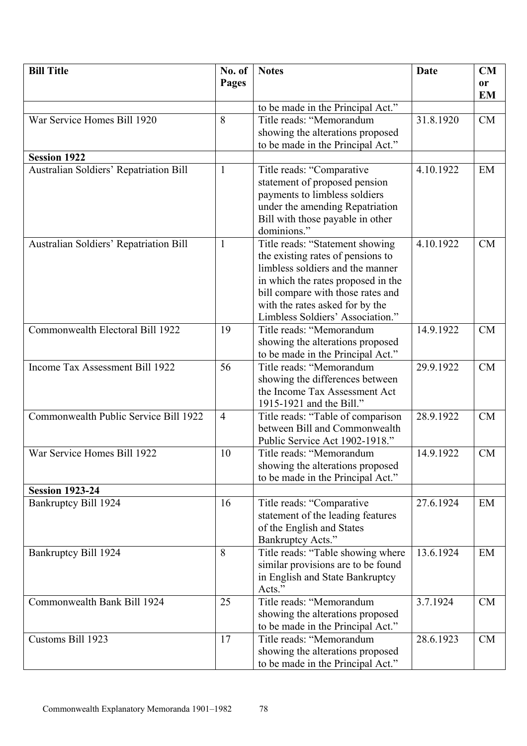| Bill Title | No. of Pages | Notes | Date | CM or EM |
|---|---|---|---|---|
| | | to be made in the Principal Act." | | |
| War Service Homes Bill 1920 | 8 | Title reads: "Memorandum showing the alterations proposed to be made in the Principal Act." | 31.8.1920 | CM |
| **Session 1922** | | | | |
| Australian Soldiers' Repatriation Bill | 1 | Title reads: "Comparative statement of proposed pension payments to limbless soldiers under the amending Repatriation Bill with those payable in other dominions." | 4.10.1922 | EM |
| Australian Soldiers' Repatriation Bill | 1 | Title reads: "Statement showing the existing rates of pensions to limbless soldiers and the manner in which the rates proposed in the bill compare with those rates and with the rates asked for by the Limbless Soldiers' Association." | 4.10.1922 | CM |
| Commonwealth Electoral Bill 1922 | 19 | Title reads: "Memorandum showing the alterations proposed to be made in the Principal Act." | 14.9.1922 | CM |
| Income Tax Assessment Bill 1922 | 56 | Title reads: "Memorandum showing the differences between the Income Tax Assessment Act 1915-1921 and the Bill." | 29.9.1922 | CM |
| Commonwealth Public Service Bill 1922 | 4 | Title reads: "Table of comparison between Bill and Commonwealth Public Service Act 1902-1918." | 28.9.1922 | CM |
| War Service Homes Bill 1922 | 10 | Title reads: "Memorandum showing the alterations proposed to be made in the Principal Act." | 14.9.1922 | CM |
| **Session 1923-24** | | | | |
| Bankruptcy Bill 1924 | 16 | Title reads: "Comparative statement of the leading features of the English and States Bankruptcy Acts." | 27.6.1924 | EM |
| Bankruptcy Bill 1924 | 8 | Title reads: "Table showing where similar provisions are to be found in English and State Bankruptcy Acts." | 13.6.1924 | EM |
| Commonwealth Bank Bill 1924 | 25 | Title reads: "Memorandum showing the alterations proposed to be made in the Principal Act." | 3.7.1924 | CM |
| Customs Bill 1923 | 17 | Title reads: "Memorandum showing the alterations proposed to be made in the Principal Act." | 28.6.1923 | CM |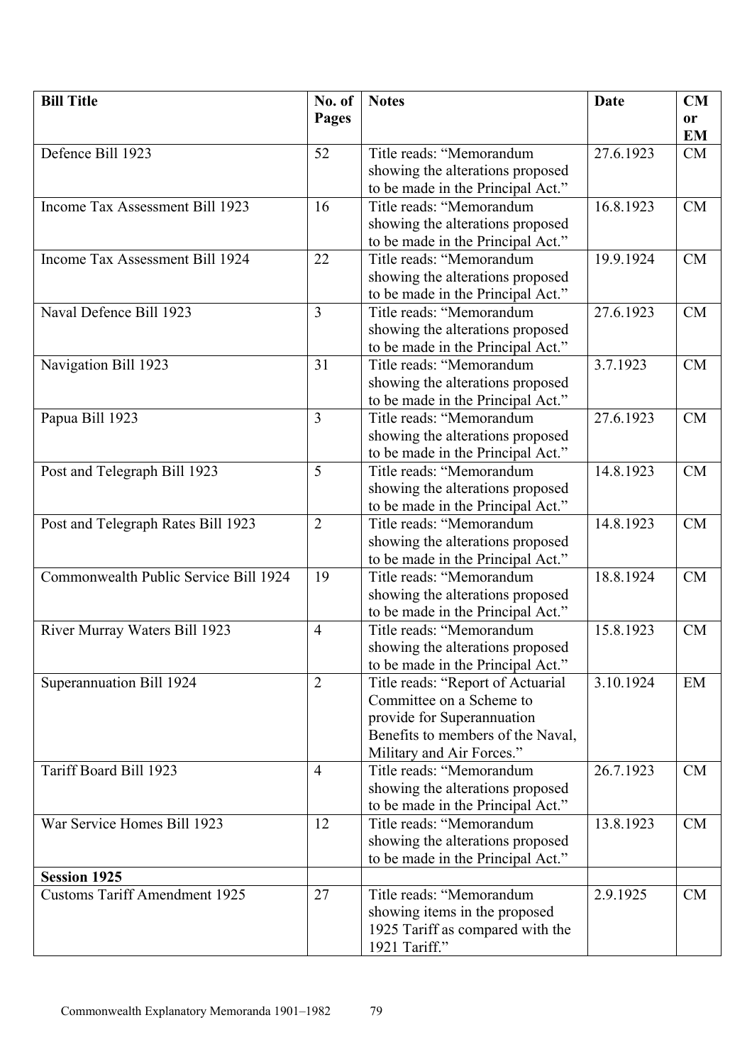| **Bill Title** | **No. of Pages** | **Notes** | **Date** | **CM or EM** |
|---|---|---|---|---|
| Defence Bill 1923 | 52 | Title reads: "Memorandum showing the alterations proposed to be made in the Principal Act." | 27.6.1923 | CM |
| Income Tax Assessment Bill 1923 | 16 | Title reads: "Memorandum showing the alterations proposed to be made in the Principal Act." | 16.8.1923 | CM |
| Income Tax Assessment Bill 1924 | 22 | Title reads: "Memorandum showing the alterations proposed to be made in the Principal Act." | 19.9.1924 | CM |
| Naval Defence Bill 1923 | 3 | Title reads: "Memorandum showing the alterations proposed to be made in the Principal Act." | 27.6.1923 | CM |
| Navigation Bill 1923 | 31 | Title reads: "Memorandum showing the alterations proposed to be made in the Principal Act." | 3.7.1923 | CM |
| Papua Bill 1923 | 3 | Title reads: "Memorandum showing the alterations proposed to be made in the Principal Act." | 27.6.1923 | CM |
| Post and Telegraph Bill 1923 | 5 | Title reads: "Memorandum showing the alterations proposed to be made in the Principal Act." | 14.8.1923 | CM |
| Post and Telegraph Rates Bill 1923 | 2 | Title reads: "Memorandum showing the alterations proposed to be made in the Principal Act." | 14.8.1923 | CM |
| Commonwealth Public Service Bill 1924 | 19 | Title reads: "Memorandum showing the alterations proposed to be made in the Principal Act." | 18.8.1924 | CM |
| River Murray Waters Bill 1923 | 4 | Title reads: "Memorandum showing the alterations proposed to be made in the Principal Act." | 15.8.1923 | CM |
| Superannuation Bill 1924 | 2 | Title reads: "Report of Actuarial Committee on a Scheme to provide for Superannuation Benefits to members of the Naval, Military and Air Forces." | 3.10.1924 | EM |
| Tariff Board Bill 1923 | 4 | Title reads: "Memorandum showing the alterations proposed to be made in the Principal Act." | 26.7.1923 | CM |
| War Service Homes Bill 1923 | 12 | Title reads: "Memorandum showing the alterations proposed to be made in the Principal Act." | 13.8.1923 | CM |
| **Session 1925** | | | | |
| Customs Tariff Amendment 1925 | 27 | Title reads: "Memorandum showing items in the proposed 1925 Tariff as compared with the 1921 Tariff." | 2.9.1925 | CM |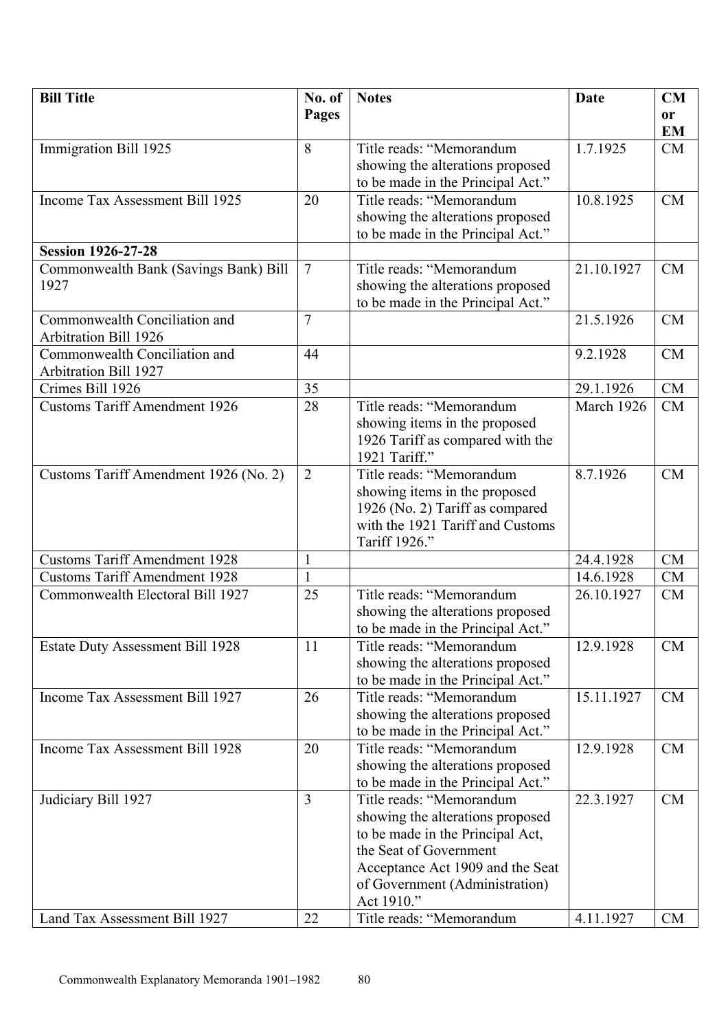| Bill Title | No. of Pages | Notes | Date | CM or EM |
|---|---|---|---|---|
| Immigration Bill 1925 | 8 | Title reads: "Memorandum showing the alterations proposed to be made in the Principal Act." | 1.7.1925 | CM |
| Income Tax Assessment Bill 1925 | 20 | Title reads: "Memorandum showing the alterations proposed to be made in the Principal Act." | 10.8.1925 | CM |
| **Session 1926-27-28** | | | | |
| Commonwealth Bank (Savings Bank) Bill 1927 | 7 | Title reads: "Memorandum showing the alterations proposed to be made in the Principal Act." | 21.10.1927 | CM |
| Commonwealth Conciliation and Arbitration Bill 1926 | 7 | | 21.5.1926 | CM |
| Commonwealth Conciliation and Arbitration Bill 1927 | 44 | | 9.2.1928 | CM |
| Crimes Bill 1926 | 35 | | 29.1.1926 | CM |
| Customs Tariff Amendment 1926 | 28 | Title reads: "Memorandum showing items in the proposed 1926 Tariff as compared with the 1921 Tariff." | March 1926 | CM |
| Customs Tariff Amendment 1926 (No. 2) | 2 | Title reads: "Memorandum showing items in the proposed 1926 (No. 2) Tariff as compared with the 1921 Tariff and Customs Tariff 1926." | 8.7.1926 | CM |
| Customs Tariff Amendment 1928 | 1 | | 24.4.1928 | CM |
| Customs Tariff Amendment 1928 | 1 | | 14.6.1928 | CM |
| Commonwealth Electoral Bill 1927 | 25 | Title reads: "Memorandum showing the alterations proposed to be made in the Principal Act." | 26.10.1927 | CM |
| Estate Duty Assessment Bill 1928 | 11 | Title reads: "Memorandum showing the alterations proposed to be made in the Principal Act." | 12.9.1928 | CM |
| Income Tax Assessment Bill 1927 | 26 | Title reads: "Memorandum showing the alterations proposed to be made in the Principal Act." | 15.11.1927 | CM |
| Income Tax Assessment Bill 1928 | 20 | Title reads: "Memorandum showing the alterations proposed to be made in the Principal Act." | 12.9.1928 | CM |
| Judiciary Bill 1927 | 3 | Title reads: "Memorandum showing the alterations proposed to be made in the Principal Act, the Seat of Government Acceptance Act 1909 and the Seat of Government (Administration) Act 1910." | 22.3.1927 | CM |
| Land Tax Assessment Bill 1927 | 22 | Title reads: "Memorandum | 4.11.1927 | CM |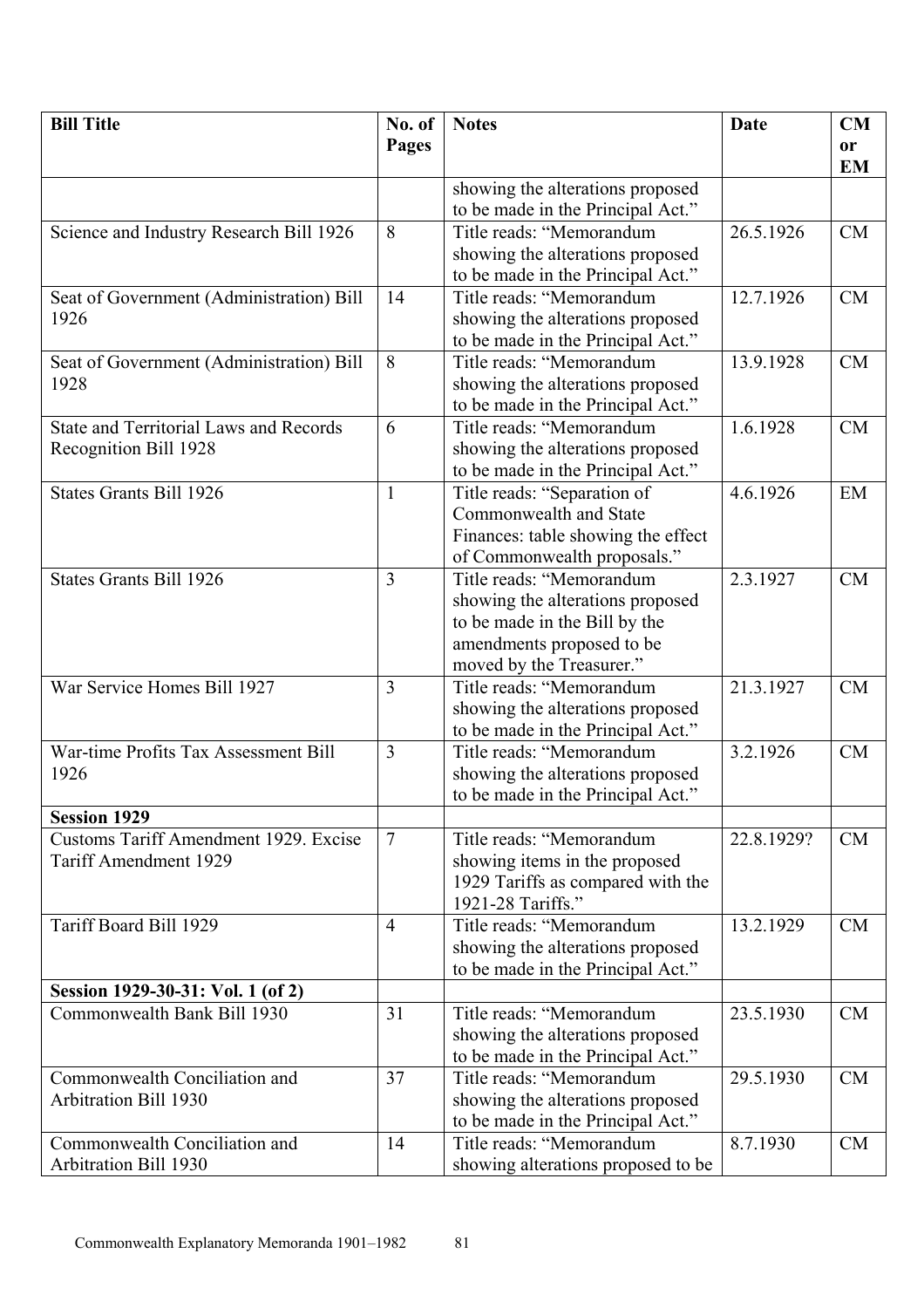| Bill Title | No. of Pages | Notes | Date | CM or EM |
|---|---|---|---|---|
| | | showing the alterations proposed to be made in the Principal Act." | | |
| Science and Industry Research Bill 1926 | 8 | Title reads: "Memorandum showing the alterations proposed to be made in the Principal Act." | 26.5.1926 | CM |
| Seat of Government (Administration) Bill 1926 | 14 | Title reads: "Memorandum showing the alterations proposed to be made in the Principal Act." | 12.7.1926 | CM |
| Seat of Government (Administration) Bill 1928 | 8 | Title reads: "Memorandum showing the alterations proposed to be made in the Principal Act." | 13.9.1928 | CM |
| State and Territorial Laws and Records Recognition Bill 1928 | 6 | Title reads: "Memorandum showing the alterations proposed to be made in the Principal Act." | 1.6.1928 | CM |
| States Grants Bill 1926 | 1 | Title reads: "Separation of Commonwealth and State Finances: table showing the effect of Commonwealth proposals." | 4.6.1926 | EM |
| States Grants Bill 1926 | 3 | Title reads: "Memorandum showing the alterations proposed to be made in the Bill by the amendments proposed to be moved by the Treasurer." | 2.3.1927 | CM |
| War Service Homes Bill 1927 | 3 | Title reads: "Memorandum showing the alterations proposed to be made in the Principal Act." | 21.3.1927 | CM |
| War-time Profits Tax Assessment Bill 1926 | 3 | Title reads: "Memorandum showing the alterations proposed to be made in the Principal Act." | 3.2.1926 | CM |
| **Session 1929** | | | | |
| Customs Tariff Amendment 1929. Excise Tariff Amendment 1929 | 7 | Title reads: "Memorandum showing items in the proposed 1929 Tariffs as compared with the 1921-28 Tariffs." | 22.8.1929? | CM |
| Tariff Board Bill 1929 | 4 | Title reads: "Memorandum showing the alterations proposed to be made in the Principal Act." | 13.2.1929 | CM |
| **Session 1929-30-31: Vol. 1 (of 2)** | | | | |
| Commonwealth Bank Bill 1930 | 31 | Title reads: "Memorandum showing the alterations proposed to be made in the Principal Act." | 23.5.1930 | CM |
| Commonwealth Conciliation and Arbitration Bill 1930 | 37 | Title reads: "Memorandum showing the alterations proposed to be made in the Principal Act." | 29.5.1930 | CM |
| Commonwealth Conciliation and Arbitration Bill 1930 | 14 | Title reads: "Memorandum showing alterations proposed to be | 8.7.1930 | CM |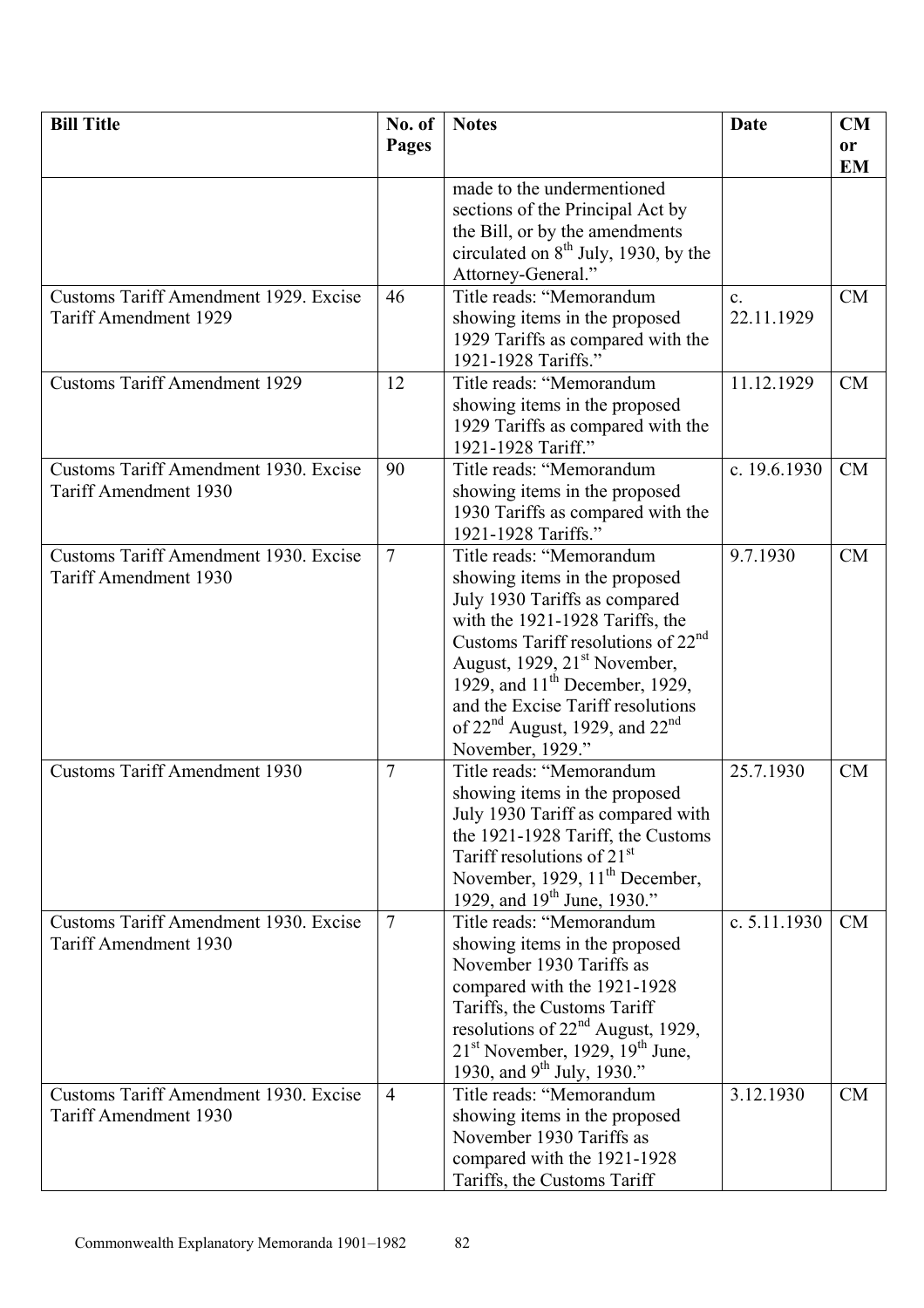| Bill Title | No. of Pages | Notes | Date | CM or EM |
|---|---|---|---|---|
| | | made to the undermentioned sections of the Principal Act by the Bill, or by the amendments circulated on 8th July, 1930, by the Attorney-General." | | |
| Customs Tariff Amendment 1929. Excise Tariff Amendment 1929 | 46 | Title reads: "Memorandum showing items in the proposed 1929 Tariffs as compared with the 1921-1928 Tariffs." | c. 22.11.1929 | CM |
| Customs Tariff Amendment 1929 | 12 | Title reads: "Memorandum showing items in the proposed 1929 Tariffs as compared with the 1921-1928 Tariff." | 11.12.1929 | CM |
| Customs Tariff Amendment 1930. Excise Tariff Amendment 1930 | 90 | Title reads: "Memorandum showing items in the proposed 1930 Tariffs as compared with the 1921-1928 Tariffs." | c. 19.6.1930 | CM |
| Customs Tariff Amendment 1930. Excise Tariff Amendment 1930 | 7 | Title reads: "Memorandum showing items in the proposed July 1930 Tariffs as compared with the 1921-1928 Tariffs, the Customs Tariff resolutions of 22nd August, 1929, 21st November, 1929, and 11th December, 1929, and the Excise Tariff resolutions of 22nd August, 1929, and 22nd November, 1929." | 9.7.1930 | CM |
| Customs Tariff Amendment 1930 | 7 | Title reads: "Memorandum showing items in the proposed July 1930 Tariff as compared with the 1921-1928 Tariff, the Customs Tariff resolutions of 21st November, 1929, 11th December, 1929, and 19th June, 1930." | 25.7.1930 | CM |
| Customs Tariff Amendment 1930. Excise Tariff Amendment 1930 | 7 | Title reads: "Memorandum showing items in the proposed November 1930 Tariffs as compared with the 1921-1928 Tariffs, the Customs Tariff resolutions of 22nd August, 1929, 21st November, 1929, 19th June, 1930, and 9th July, 1930." | c. 5.11.1930 | CM |
| Customs Tariff Amendment 1930. Excise Tariff Amendment 1930 | 4 | Title reads: "Memorandum showing items in the proposed November 1930 Tariffs as compared with the 1921-1928 Tariffs, the Customs Tariff | 3.12.1930 | CM |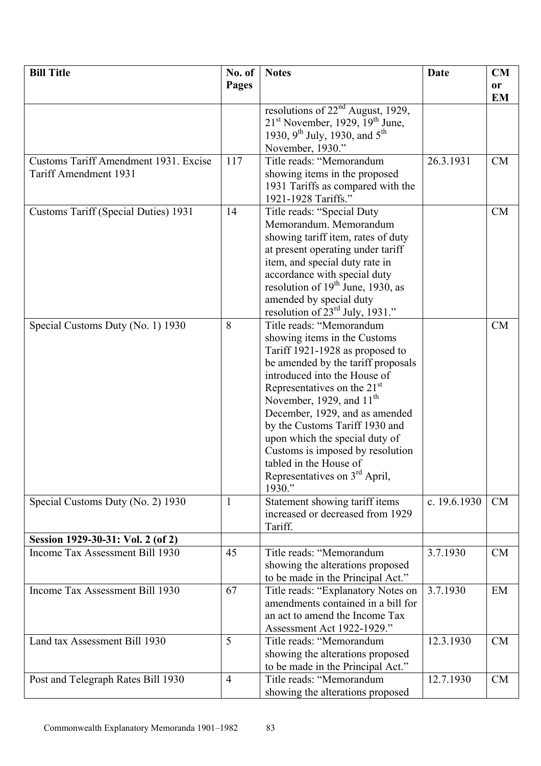| Bill Title | No. of Pages | Notes | Date | CM or EM |
|---|---|---|---|---|
| | | resolutions of 22nd August, 1929, 21st November, 1929, 19th June, 1930, 9th July, 1930, and 5th November, 1930." | | |
| Customs Tariff Amendment 1931. Excise Tariff Amendment 1931 | 117 | Title reads: "Memorandum showing items in the proposed 1931 Tariffs as compared with the 1921-1928 Tariffs." | 26.3.1931 | CM |
| Customs Tariff (Special Duties) 1931 | 14 | Title reads: "Special Duty Memorandum. Memorandum showing tariff item, rates of duty at present operating under tariff item, and special duty rate in accordance with special duty resolution of 19th June, 1930, as amended by special duty resolution of 23rd July, 1931." | | CM |
| Special Customs Duty (No. 1) 1930 | 8 | Title reads: "Memorandum showing items in the Customs Tariff 1921-1928 as proposed to be amended by the tariff proposals introduced into the House of Representatives on the 21st November, 1929, and 11th December, 1929, and as amended by the Customs Tariff 1930 and upon which the special duty of Customs is imposed by resolution tabled in the House of Representatives on 3rd April, 1930." | | CM |
| Special Customs Duty (No. 2) 1930 | 1 | Statement showing tariff items increased or decreased from 1929 Tariff. | c. 19.6.1930 | CM |
| **Session 1929-30-31: Vol. 2 (of 2)** | | | | |
| Income Tax Assessment Bill 1930 | 45 | Title reads: "Memorandum showing the alterations proposed to be made in the Principal Act." | 3.7.1930 | CM |
| Income Tax Assessment Bill 1930 | 67 | Title reads: "Explanatory Notes on amendments contained in a bill for an act to amend the Income Tax Assessment Act 1922-1929." | 3.7.1930 | EM |
| Land tax Assessment Bill 1930 | 5 | Title reads: "Memorandum showing the alterations proposed to be made in the Principal Act." | 12.3.1930 | CM |
| Post and Telegraph Rates Bill 1930 | 4 | Title reads: "Memorandum showing the alterations proposed | 12.7.1930 | CM |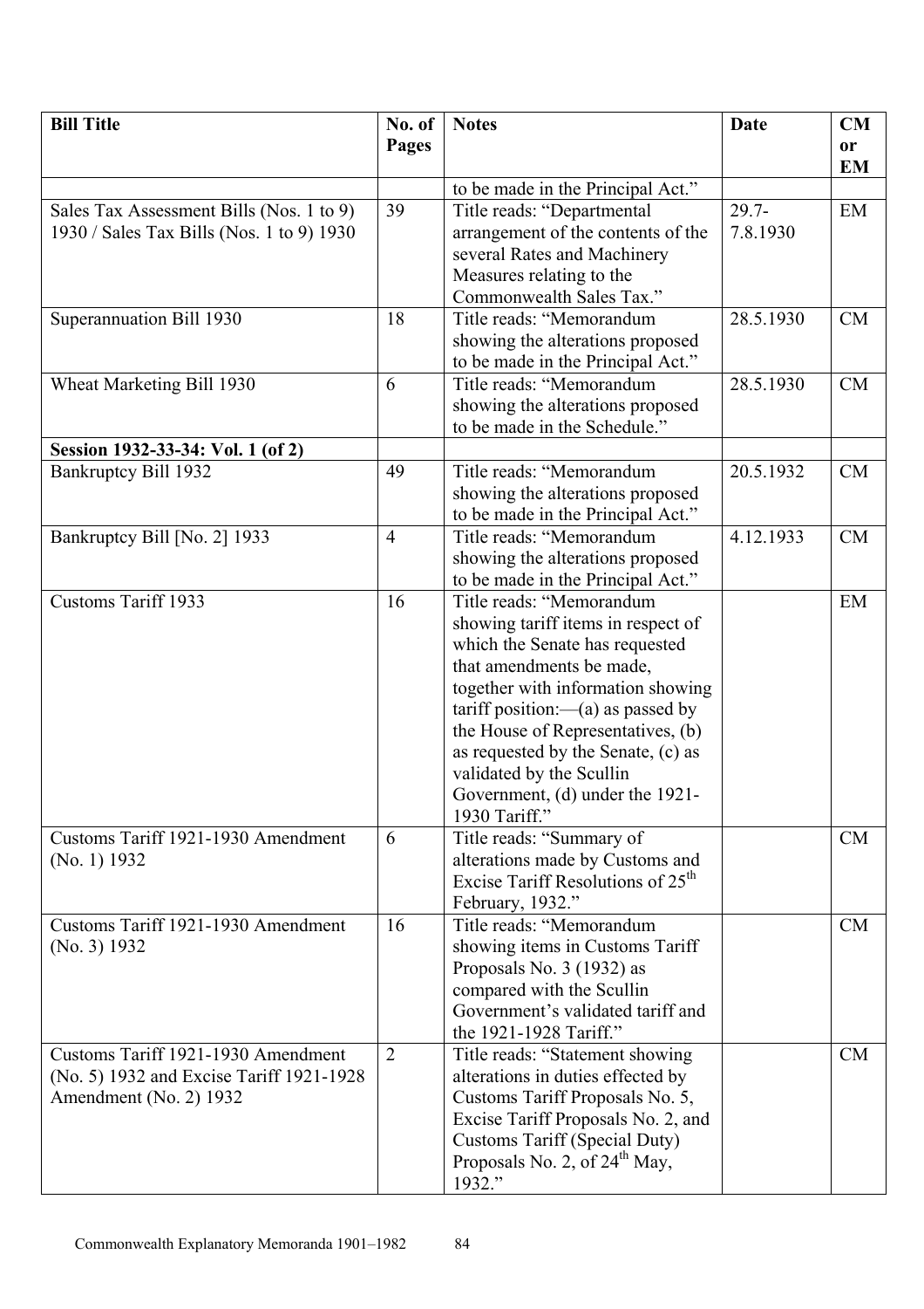| Bill Title | No. of Pages | Notes | Date | CM or EM |
|---|---|---|---|---|
| | | to be made in the Principal Act." | | |
| Sales Tax Assessment Bills (Nos. 1 to 9) 1930 / Sales Tax Bills (Nos. 1 to 9) 1930 | 39 | Title reads: "Departmental arrangement of the contents of the several Rates and Machinery Measures relating to the Commonwealth Sales Tax." | 29.7-7.8.1930 | EM |
| Superannuation Bill 1930 | 18 | Title reads: "Memorandum showing the alterations proposed to be made in the Principal Act." | 28.5.1930 | CM |
| Wheat Marketing Bill 1930 | 6 | Title reads: "Memorandum showing the alterations proposed to be made in the Schedule." | 28.5.1930 | CM |
| **Session 1932-33-34: Vol. 1 (of 2)** | | | | |
| Bankruptcy Bill 1932 | 49 | Title reads: "Memorandum showing the alterations proposed to be made in the Principal Act." | 20.5.1932 | CM |
| Bankruptcy Bill [No. 2] 1933 | 4 | Title reads: "Memorandum showing the alterations proposed to be made in the Principal Act." | 4.12.1933 | CM |
| Customs Tariff 1933 | 16 | Title reads: "Memorandum showing tariff items in respect of which the Senate has requested that amendments be made, together with information showing tariff position:—(a) as passed by the House of Representatives, (b) as requested by the Senate, (c) as validated by the Scullin Government, (d) under the 1921-1930 Tariff." | | EM |
| Customs Tariff 1921-1930 Amendment (No. 1) 1932 | 6 | Title reads: "Summary of alterations made by Customs and Excise Tariff Resolutions of 25th February, 1932." | | CM |
| Customs Tariff 1921-1930 Amendment (No. 3) 1932 | 16 | Title reads: "Memorandum showing items in Customs Tariff Proposals No. 3 (1932) as compared with the Scullin Government's validated tariff and the 1921-1928 Tariff." | | CM |
| Customs Tariff 1921-1930 Amendment (No. 5) 1932 and Excise Tariff 1921-1928 Amendment (No. 2) 1932 | 2 | Title reads: "Statement showing alterations in duties effected by Customs Tariff Proposals No. 5, Excise Tariff Proposals No. 2, and Customs Tariff (Special Duty) Proposals No. 2, of 24th May, 1932." | | CM |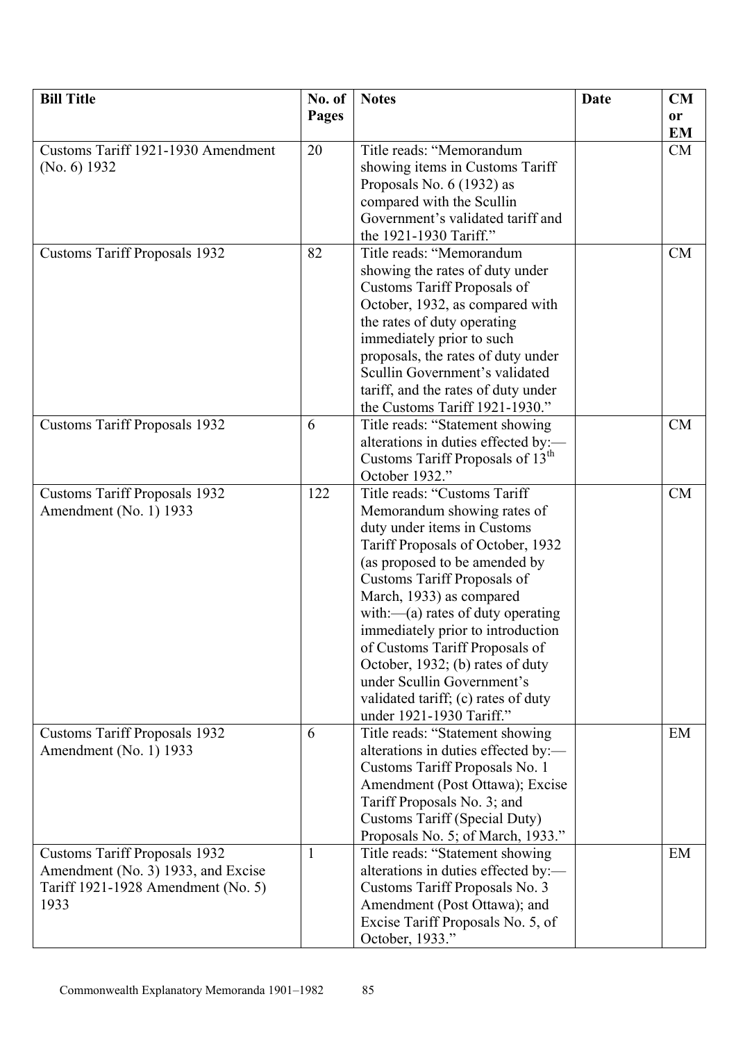| Bill Title | No. of Pages | Notes | Date | CM or EM |
|---|---|---|---|---|
| Customs Tariff 1921-1930 Amendment (No. 6) 1932 | 20 | Title reads: "Memorandum showing items in Customs Tariff Proposals No. 6 (1932) as compared with the Scullin Government's validated tariff and the 1921-1930 Tariff." | | CM |
| Customs Tariff Proposals 1932 | 82 | Title reads: "Memorandum showing the rates of duty under Customs Tariff Proposals of October, 1932, as compared with the rates of duty operating immediately prior to such proposals, the rates of duty under Scullin Government's validated tariff, and the rates of duty under the Customs Tariff 1921-1930." | | CM |
| Customs Tariff Proposals 1932 | 6 | Title reads: "Statement showing alterations in duties effected by:—Customs Tariff Proposals of 13th October 1932." | | CM |
| Customs Tariff Proposals 1932 Amendment (No. 1) 1933 | 122 | Title reads: "Customs Tariff Memorandum showing rates of duty under items in Customs Tariff Proposals of October, 1932 (as proposed to be amended by Customs Tariff Proposals of March, 1933) as compared with:—(a) rates of duty operating immediately prior to introduction of Customs Tariff Proposals of October, 1932; (b) rates of duty under Scullin Government's validated tariff; (c) rates of duty under 1921-1930 Tariff." | | CM |
| Customs Tariff Proposals 1932 Amendment (No. 1) 1933 | 6 | Title reads: "Statement showing alterations in duties effected by:—Customs Tariff Proposals No. 1 Amendment (Post Ottawa); Excise Tariff Proposals No. 3; and Customs Tariff (Special Duty) Proposals No. 5; of March, 1933." | | EM |
| Customs Tariff Proposals 1932 Amendment (No. 3) 1933, and Excise Tariff 1921-1928 Amendment (No. 5) 1933 | 1 | Title reads: "Statement showing alterations in duties effected by:—Customs Tariff Proposals No. 3 Amendment (Post Ottawa); and Excise Tariff Proposals No. 5, of October, 1933." | | EM |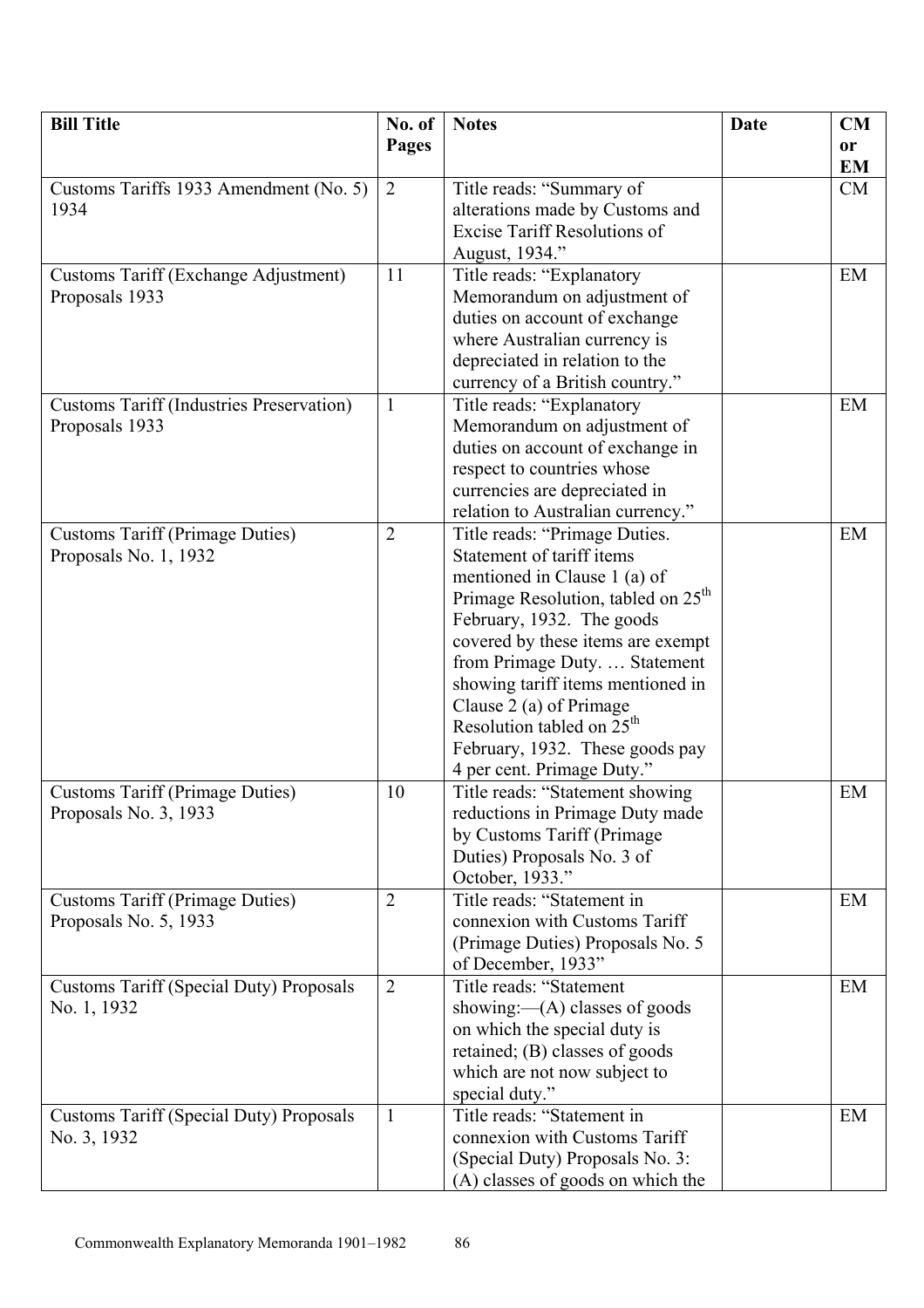| Bill Title | No. of Pages | Notes | Date | CM or EM |
|---|---|---|---|---|
| Customs Tariffs 1933 Amendment (No. 5) 1934 | 2 | Title reads: "Summary of alterations made by Customs and Excise Tariff Resolutions of August, 1934." | | CM |
| Customs Tariff (Exchange Adjustment) Proposals 1933 | 11 | Title reads: "Explanatory Memorandum on adjustment of duties on account of exchange where Australian currency is depreciated in relation to the currency of a British country." | | EM |
| Customs Tariff (Industries Preservation) Proposals 1933 | 1 | Title reads: "Explanatory Memorandum on adjustment of duties on account of exchange in respect to countries whose currencies are depreciated in relation to Australian currency." | | EM |
| Customs Tariff (Primage Duties) Proposals No. 1, 1932 | 2 | Title reads: "Primage Duties. Statement of tariff items mentioned in Clause 1 (a) of Primage Resolution, tabled on 25th February, 1932. The goods covered by these items are exempt from Primage Duty. … Statement showing tariff items mentioned in Clause 2 (a) of Primage Resolution tabled on 25th February, 1932. These goods pay 4 per cent. Primage Duty." | | EM |
| Customs Tariff (Primage Duties) Proposals No. 3, 1933 | 10 | Title reads: "Statement showing reductions in Primage Duty made by Customs Tariff (Primage Duties) Proposals No. 3 of October, 1933." | | EM |
| Customs Tariff (Primage Duties) Proposals No. 5, 1933 | 2 | Title reads: "Statement in connexion with Customs Tariff (Primage Duties) Proposals No. 5 of December, 1933" | | EM |
| Customs Tariff (Special Duty) Proposals No. 1, 1932 | 2 | Title reads: "Statement showing:—(A) classes of goods on which the special duty is retained; (B) classes of goods which are not now subject to special duty." | | EM |
| Customs Tariff (Special Duty) Proposals No. 3, 1932 | 1 | Title reads: "Statement in connexion with Customs Tariff (Special Duty) Proposals No. 3: (A) classes of goods on which the | | EM |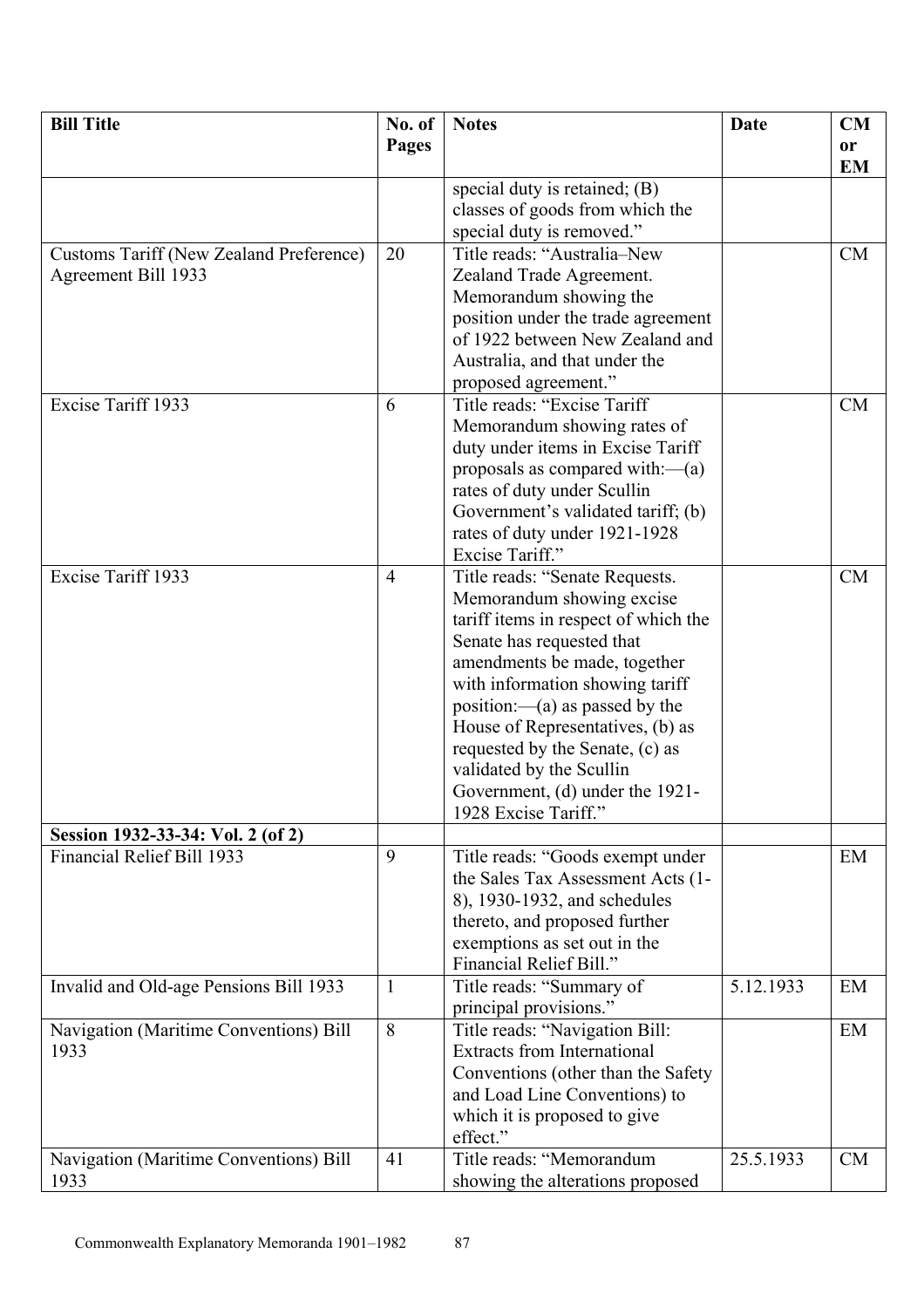| Bill Title | No. of Pages | Notes | Date | CM or EM |
|---|---|---|---|---|
| | | special duty is retained; (B) classes of goods from which the special duty is removed." | | |
| Customs Tariff (New Zealand Preference) Agreement Bill 1933 | 20 | Title reads: "Australia–New Zealand Trade Agreement. Memorandum showing the position under the trade agreement of 1922 between New Zealand and Australia, and that under the proposed agreement." | | CM |
| Excise Tariff 1933 | 6 | Title reads: "Excise Tariff Memorandum showing rates of duty under items in Excise Tariff proposals as compared with:—(a) rates of duty under Scullin Government's validated tariff; (b) rates of duty under 1921-1928 Excise Tariff." | | CM |
| Excise Tariff 1933 | 4 | Title reads: "Senate Requests. Memorandum showing excise tariff items in respect of which the Senate has requested that amendments be made, together with information showing tariff position:—(a) as passed by the House of Representatives, (b) as requested by the Senate, (c) as validated by the Scullin Government, (d) under the 1921-1928 Excise Tariff." | | CM |
| **Session 1932-33-34: Vol. 2 (of 2)** | | | | |
| Financial Relief Bill 1933 | 9 | Title reads: "Goods exempt under the Sales Tax Assessment Acts (1-8), 1930-1932, and schedules thereto, and proposed further exemptions as set out in the Financial Relief Bill." | | EM |
| Invalid and Old-age Pensions Bill 1933 | 1 | Title reads: "Summary of principal provisions." | 5.12.1933 | EM |
| Navigation (Maritime Conventions) Bill 1933 | 8 | Title reads: "Navigation Bill: Extracts from International Conventions (other than the Safety and Load Line Conventions) to which it is proposed to give effect." | | EM |
| Navigation (Maritime Conventions) Bill 1933 | 41 | Title reads: "Memorandum showing the alterations proposed | 25.5.1933 | CM |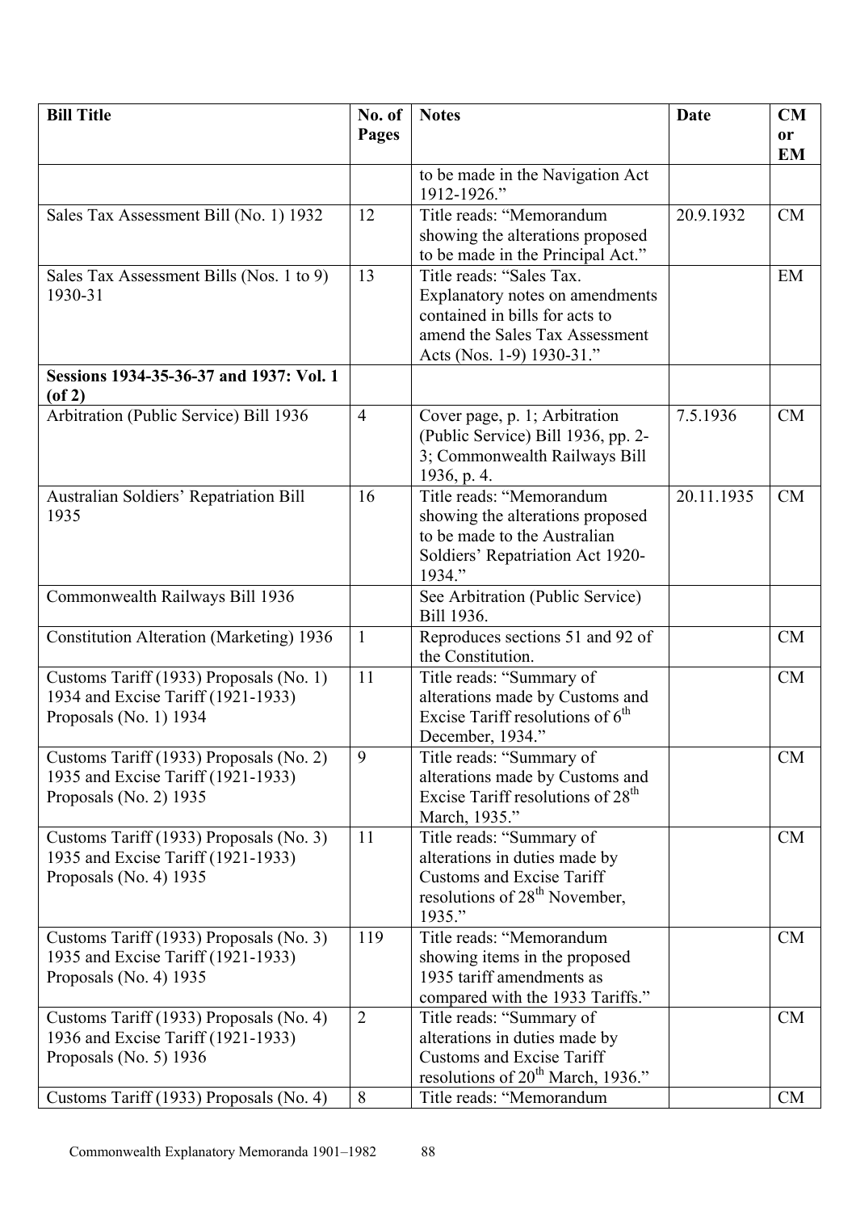| Bill Title | No. of Pages | Notes | Date | CM or EM |
|---|---|---|---|---|
| | | to be made in the Navigation Act 1912-1926." | | |
| Sales Tax Assessment Bill (No. 1) 1932 | 12 | Title reads: "Memorandum showing the alterations proposed to be made in the Principal Act." | 20.9.1932 | CM |
| Sales Tax Assessment Bills (Nos. 1 to 9) 1930-31 | 13 | Title reads: "Sales Tax. Explanatory notes on amendments contained in bills for acts to amend the Sales Tax Assessment Acts (Nos. 1-9) 1930-31." | | EM |
| **Sessions 1934-35-36-37 and 1937: Vol. 1 (of 2)** | | | | |
| Arbitration (Public Service) Bill 1936 | 4 | Cover page, p. 1; Arbitration (Public Service) Bill 1936, pp. 2-3; Commonwealth Railways Bill 1936, p. 4. | 7.5.1936 | CM |
| Australian Soldiers' Repatriation Bill 1935 | 16 | Title reads: "Memorandum showing the alterations proposed to be made to the Australian Soldiers' Repatriation Act 1920-1934." | 20.11.1935 | CM |
| Commonwealth Railways Bill 1936 | | See Arbitration (Public Service) Bill 1936. | | |
| Constitution Alteration (Marketing) 1936 | 1 | Reproduces sections 51 and 92 of the Constitution. | | CM |
| Customs Tariff (1933) Proposals (No. 1) 1934 and Excise Tariff (1921-1933) Proposals (No. 1) 1934 | 11 | Title reads: "Summary of alterations made by Customs and Excise Tariff resolutions of 6th December, 1934." | | CM |
| Customs Tariff (1933) Proposals (No. 2) 1935 and Excise Tariff (1921-1933) Proposals (No. 2) 1935 | 9 | Title reads: "Summary of alterations made by Customs and Excise Tariff resolutions of 28th March, 1935." | | CM |
| Customs Tariff (1933) Proposals (No. 3) 1935 and Excise Tariff (1921-1933) Proposals (No. 4) 1935 | 11 | Title reads: "Summary of alterations in duties made by Customs and Excise Tariff resolutions of 28th November, 1935." | | CM |
| Customs Tariff (1933) Proposals (No. 3) 1935 and Excise Tariff (1921-1933) Proposals (No. 4) 1935 | 119 | Title reads: "Memorandum showing items in the proposed 1935 tariff amendments as compared with the 1933 Tariffs." | | CM |
| Customs Tariff (1933) Proposals (No. 4) 1936 and Excise Tariff (1921-1933) Proposals (No. 5) 1936 | 2 | Title reads: "Summary of alterations in duties made by Customs and Excise Tariff resolutions of 20th March, 1936." | | CM |
| Customs Tariff (1933) Proposals (No. 4) | 8 | Title reads: "Memorandum | | CM |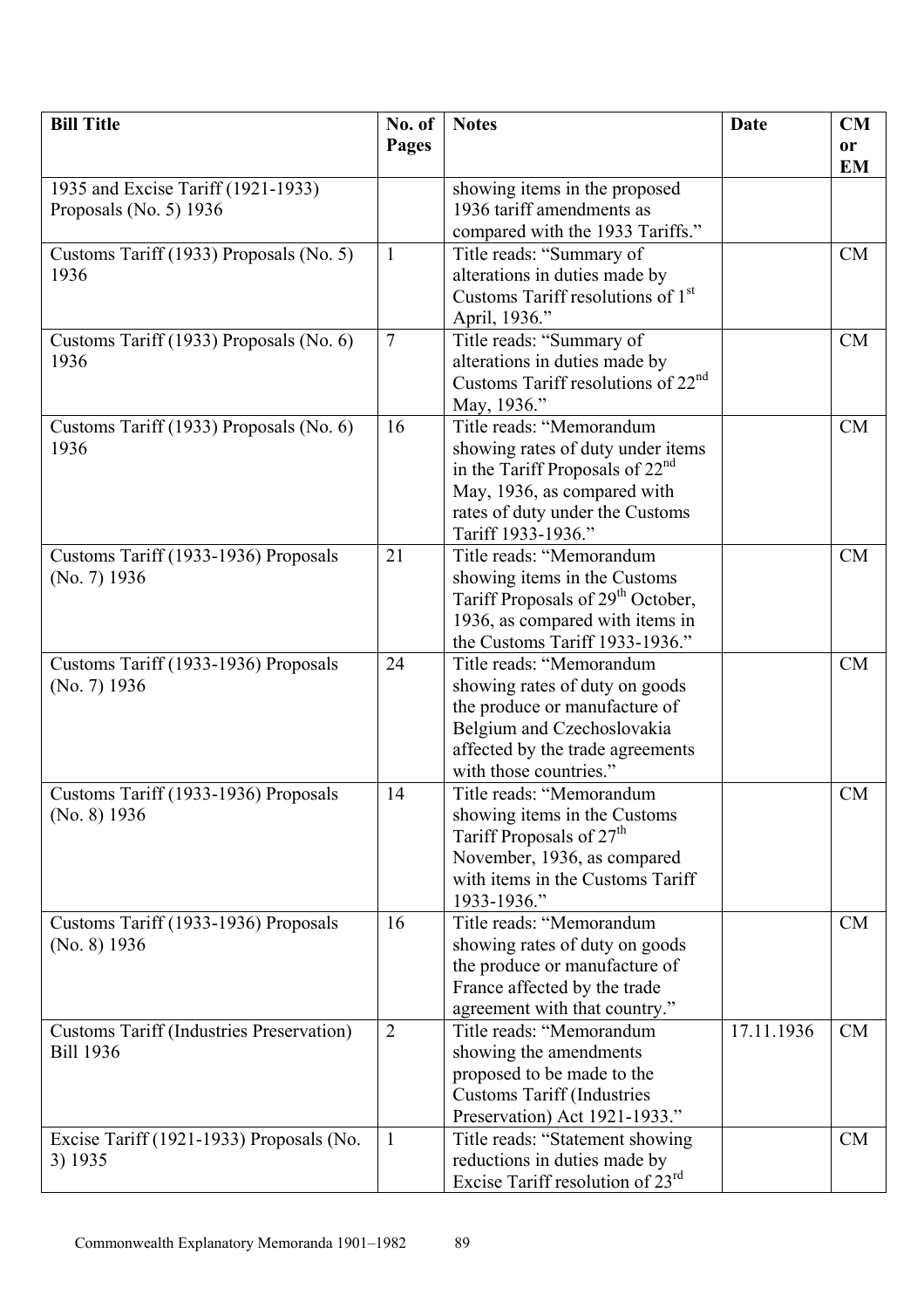| Bill Title | No. of Pages | Notes | Date | CM or EM |
|---|---|---|---|---|
| 1935 and Excise Tariff (1921-1933) Proposals (No. 5) 1936 | | showing items in the proposed 1936 tariff amendments as compared with the 1933 Tariffs." | | |
| Customs Tariff (1933) Proposals (No. 5) 1936 | 1 | Title reads: "Summary of alterations in duties made by Customs Tariff resolutions of 1st April, 1936." | | CM |
| Customs Tariff (1933) Proposals (No. 6) 1936 | 7 | Title reads: "Summary of alterations in duties made by Customs Tariff resolutions of 22nd May, 1936." | | CM |
| Customs Tariff (1933) Proposals (No. 6) 1936 | 16 | Title reads: "Memorandum showing rates of duty under items in the Tariff Proposals of 22nd May, 1936, as compared with rates of duty under the Customs Tariff 1933-1936." | | CM |
| Customs Tariff (1933-1936) Proposals (No. 7) 1936 | 21 | Title reads: "Memorandum showing items in the Customs Tariff Proposals of 29th October, 1936, as compared with items in the Customs Tariff 1933-1936." | | CM |
| Customs Tariff (1933-1936) Proposals (No. 7) 1936 | 24 | Title reads: "Memorandum showing rates of duty on goods the produce or manufacture of Belgium and Czechoslovakia affected by the trade agreements with those countries." | | CM |
| Customs Tariff (1933-1936) Proposals (No. 8) 1936 | 14 | Title reads: "Memorandum showing items in the Customs Tariff Proposals of 27th November, 1936, as compared with items in the Customs Tariff 1933-1936." | | CM |
| Customs Tariff (1933-1936) Proposals (No. 8) 1936 | 16 | Title reads: "Memorandum showing rates of duty on goods the produce or manufacture of France affected by the trade agreement with that country." | | CM |
| Customs Tariff (Industries Preservation) Bill 1936 | 2 | Title reads: "Memorandum showing the amendments proposed to be made to the Customs Tariff (Industries Preservation) Act 1921-1933." | 17.11.1936 | CM |
| Excise Tariff (1921-1933) Proposals (No. 3) 1935 | 1 | Title reads: "Statement showing reductions in duties made by Excise Tariff resolution of 23rd | | CM |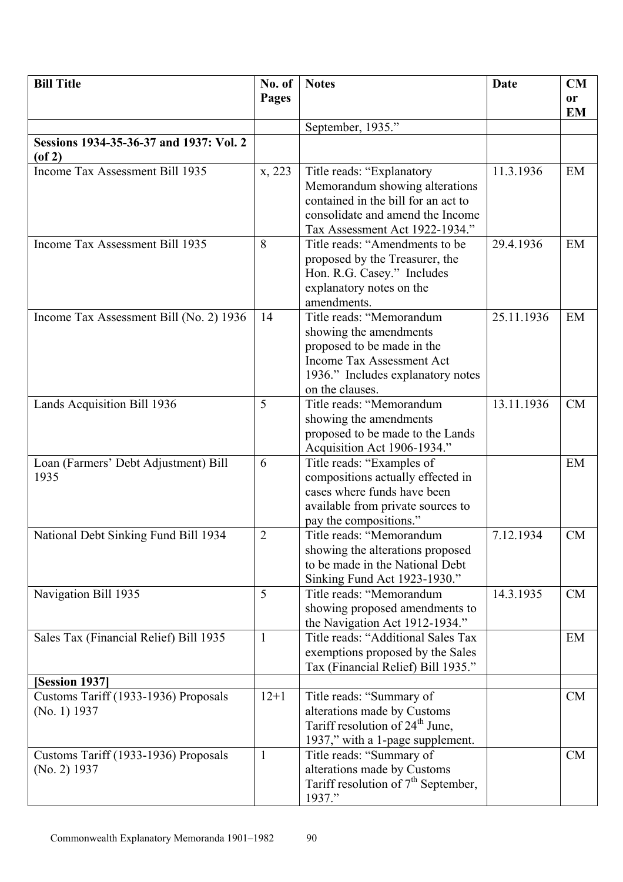| Bill Title | No. of Pages | Notes | Date | CM or EM |
|---|---|---|---|---|
| | | September, 1935." | | |
| **Sessions 1934-35-36-37 and 1937: Vol. 2 (of 2)** | | | | |
| Income Tax Assessment Bill 1935 | x, 223 | Title reads: "Explanatory Memorandum showing alterations contained in the bill for an act to consolidate and amend the Income Tax Assessment Act 1922-1934." | 11.3.1936 | EM |
| Income Tax Assessment Bill 1935 | 8 | Title reads: "Amendments to be proposed by the Treasurer, the Hon. R.G. Casey." Includes explanatory notes on the amendments. | 29.4.1936 | EM |
| Income Tax Assessment Bill (No. 2) 1936 | 14 | Title reads: "Memorandum showing the amendments proposed to be made in the Income Tax Assessment Act 1936." Includes explanatory notes on the clauses. | 25.11.1936 | EM |
| Lands Acquisition Bill 1936 | 5 | Title reads: "Memorandum showing the amendments proposed to be made to the Lands Acquisition Act 1906-1934." | 13.11.1936 | CM |
| Loan (Farmers' Debt Adjustment) Bill 1935 | 6 | Title reads: "Examples of compositions actually effected in cases where funds have been available from private sources to pay the compositions." | | EM |
| National Debt Sinking Fund Bill 1934 | 2 | Title reads: "Memorandum showing the alterations proposed to be made in the National Debt Sinking Fund Act 1923-1930." | 7.12.1934 | CM |
| Navigation Bill 1935 | 5 | Title reads: "Memorandum showing proposed amendments to the Navigation Act 1912-1934." | 14.3.1935 | CM |
| Sales Tax (Financial Relief) Bill 1935 | 1 | Title reads: "Additional Sales Tax exemptions proposed by the Sales Tax (Financial Relief) Bill 1935." | | EM |
| **[Session 1937]** | | | | |
| Customs Tariff (1933-1936) Proposals (No. 1) 1937 | 12+1 | Title reads: "Summary of alterations made by Customs Tariff resolution of 24th June, 1937," with a 1-page supplement. | | CM |
| Customs Tariff (1933-1936) Proposals (No. 2) 1937 | 1 | Title reads: "Summary of alterations made by Customs Tariff resolution of 7th September, 1937." | | CM |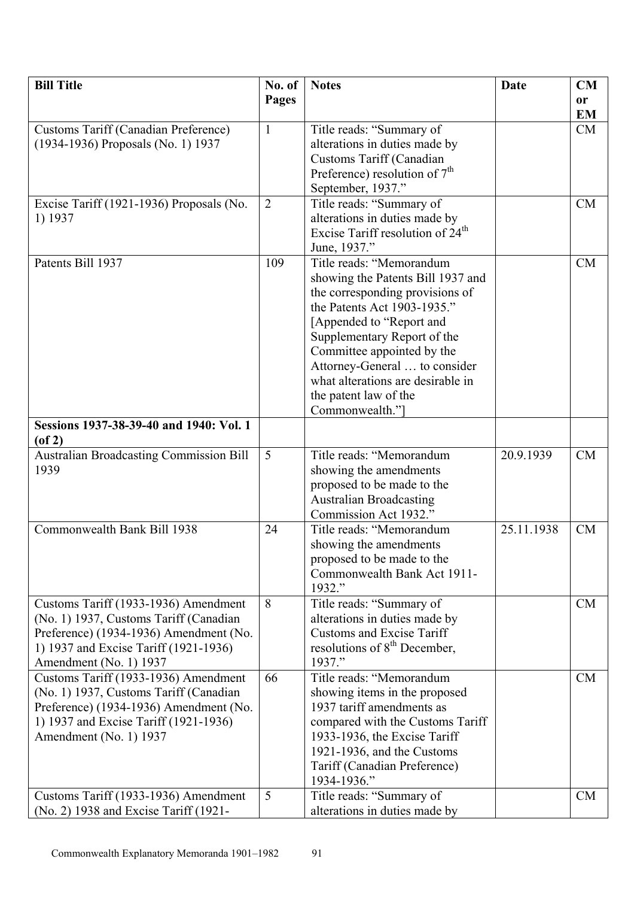| Bill Title | No. of Pages | Notes | Date | CM or EM |
|---|---|---|---|---|
| Customs Tariff (Canadian Preference) (1934-1936) Proposals (No. 1) 1937 | 1 | Title reads: "Summary of alterations in duties made by Customs Tariff (Canadian Preference) resolution of 7th September, 1937." | | CM |
| Excise Tariff (1921-1936) Proposals (No. 1) 1937 | 2 | Title reads: "Summary of alterations in duties made by Excise Tariff resolution of 24th June, 1937." | | CM |
| Patents Bill 1937 | 109 | Title reads: "Memorandum showing the Patents Bill 1937 and the corresponding provisions of the Patents Act 1903-1935." [Appended to "Report and Supplementary Report of the Committee appointed by the Attorney-General … to consider what alterations are desirable in the patent law of the Commonwealth."] | | CM |
| **Sessions 1937-38-39-40 and 1940: Vol. 1 (of 2)** | | | | |
| Australian Broadcasting Commission Bill 1939 | 5 | Title reads: "Memorandum showing the amendments proposed to be made to the Australian Broadcasting Commission Act 1932." | 20.9.1939 | CM |
| Commonwealth Bank Bill 1938 | 24 | Title reads: "Memorandum showing the amendments proposed to be made to the Commonwealth Bank Act 1911-1932." | 25.11.1938 | CM |
| Customs Tariff (1933-1936) Amendment (No. 1) 1937, Customs Tariff (Canadian Preference) (1934-1936) Amendment (No. 1) 1937 and Excise Tariff (1921-1936) Amendment (No. 1) 1937 | 8 | Title reads: "Summary of alterations in duties made by Customs and Excise Tariff resolutions of 8th December, 1937." | | CM |
| Customs Tariff (1933-1936) Amendment (No. 1) 1937, Customs Tariff (Canadian Preference) (1934-1936) Amendment (No. 1) 1937 and Excise Tariff (1921-1936) Amendment (No. 1) 1937 | 66 | Title reads: "Memorandum showing items in the proposed 1937 tariff amendments as compared with the Customs Tariff 1933-1936, the Excise Tariff 1921-1936, and the Customs Tariff (Canadian Preference) 1934-1936." | | CM |
| Customs Tariff (1933-1936) Amendment (No. 2) 1938 and Excise Tariff (1921- | 5 | Title reads: "Summary of alterations in duties made by | | CM |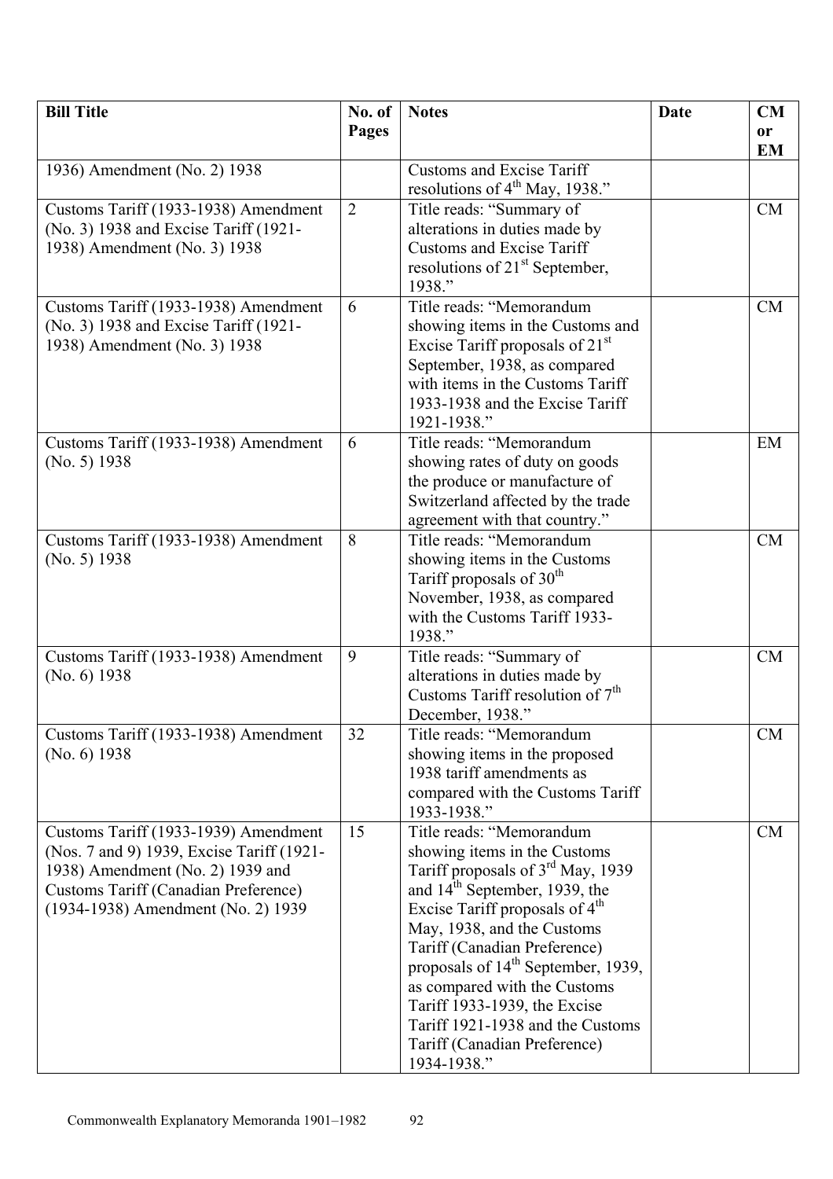| Bill Title | No. of Pages | Notes | Date | CM or EM |
|---|---|---|---|---|
| 1936) Amendment (No. 2) 1938 | | Customs and Excise Tariff resolutions of 4th May, 1938." | | |
| Customs Tariff (1933-1938) Amendment (No. 3) 1938 and Excise Tariff (1921-1938) Amendment (No. 3) 1938 | 2 | Title reads: "Summary of alterations in duties made by Customs and Excise Tariff resolutions of 21st September, 1938." | | CM |
| Customs Tariff (1933-1938) Amendment (No. 3) 1938 and Excise Tariff (1921-1938) Amendment (No. 3) 1938 | 6 | Title reads: "Memorandum showing items in the Customs and Excise Tariff proposals of 21st September, 1938, as compared with items in the Customs Tariff 1933-1938 and the Excise Tariff 1921-1938." | | CM |
| Customs Tariff (1933-1938) Amendment (No. 5) 1938 | 6 | Title reads: "Memorandum showing rates of duty on goods the produce or manufacture of Switzerland affected by the trade agreement with that country." | | EM |
| Customs Tariff (1933-1938) Amendment (No. 5) 1938 | 8 | Title reads: "Memorandum showing items in the Customs Tariff proposals of 30th November, 1938, as compared with the Customs Tariff 1933-1938." | | CM |
| Customs Tariff (1933-1938) Amendment (No. 6) 1938 | 9 | Title reads: "Summary of alterations in duties made by Customs Tariff resolution of 7th December, 1938." | | CM |
| Customs Tariff (1933-1938) Amendment (No. 6) 1938 | 32 | Title reads: "Memorandum showing items in the proposed 1938 tariff amendments as compared with the Customs Tariff 1933-1938." | | CM |
| Customs Tariff (1933-1939) Amendment (Nos. 7 and 9) 1939, Excise Tariff (1921-1938) Amendment (No. 2) 1939 and Customs Tariff (Canadian Preference) (1934-1938) Amendment (No. 2) 1939 | 15 | Title reads: "Memorandum showing items in the Customs Tariff proposals of 3rd May, 1939 and 14th September, 1939, the Excise Tariff proposals of 4th May, 1938, and the Customs Tariff (Canadian Preference) proposals of 14th September, 1939, as compared with the Customs Tariff 1933-1939, the Excise Tariff 1921-1938 and the Customs Tariff (Canadian Preference) 1934-1938." | | CM |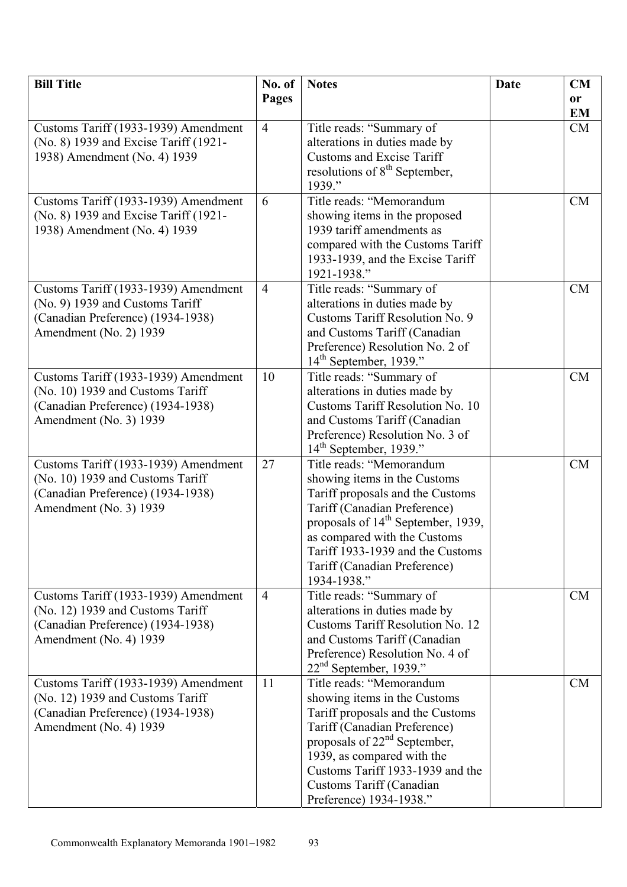| Bill Title | No. of Pages | Notes | Date | CM or EM |
|---|---|---|---|---|
| Customs Tariff (1933-1939) Amendment (No. 8) 1939 and Excise Tariff (1921-1938) Amendment (No. 4) 1939 | 4 | Title reads: "Summary of alterations in duties made by Customs and Excise Tariff resolutions of 8th September, 1939." | | CM |
| Customs Tariff (1933-1939) Amendment (No. 8) 1939 and Excise Tariff (1921-1938) Amendment (No. 4) 1939 | 6 | Title reads: "Memorandum showing items in the proposed 1939 tariff amendments as compared with the Customs Tariff 1933-1939, and the Excise Tariff 1921-1938." | | CM |
| Customs Tariff (1933-1939) Amendment (No. 9) 1939 and Customs Tariff (Canadian Preference) (1934-1938) Amendment (No. 2) 1939 | 4 | Title reads: "Summary of alterations in duties made by Customs Tariff Resolution No. 9 and Customs Tariff (Canadian Preference) Resolution No. 2 of 14th September, 1939." | | CM |
| Customs Tariff (1933-1939) Amendment (No. 10) 1939 and Customs Tariff (Canadian Preference) (1934-1938) Amendment (No. 3) 1939 | 10 | Title reads: "Summary of alterations in duties made by Customs Tariff Resolution No. 10 and Customs Tariff (Canadian Preference) Resolution No. 3 of 14th September, 1939." | | CM |
| Customs Tariff (1933-1939) Amendment (No. 10) 1939 and Customs Tariff (Canadian Preference) (1934-1938) Amendment (No. 3) 1939 | 27 | Title reads: "Memorandum showing items in the Customs Tariff proposals and the Customs Tariff (Canadian Preference) proposals of 14th September, 1939, as compared with the Customs Tariff 1933-1939 and the Customs Tariff (Canadian Preference) 1934-1938." | | CM |
| Customs Tariff (1933-1939) Amendment (No. 12) 1939 and Customs Tariff (Canadian Preference) (1934-1938) Amendment (No. 4) 1939 | 4 | Title reads: "Summary of alterations in duties made by Customs Tariff Resolution No. 12 and Customs Tariff (Canadian Preference) Resolution No. 4 of 22nd September, 1939." | | CM |
| Customs Tariff (1933-1939) Amendment (No. 12) 1939 and Customs Tariff (Canadian Preference) (1934-1938) Amendment (No. 4) 1939 | 11 | Title reads: "Memorandum showing items in the Customs Tariff proposals and the Customs Tariff (Canadian Preference) proposals of 22nd September, 1939, as compared with the Customs Tariff 1933-1939 and the Customs Tariff (Canadian Preference) 1934-1938." | | CM |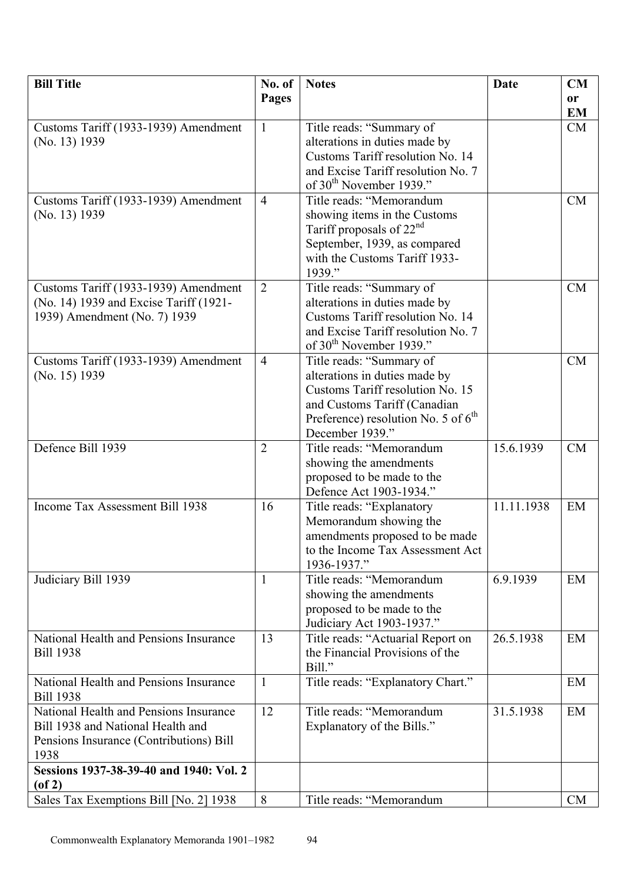| Bill Title | No. of Pages | Notes | Date | CM or EM |
|---|---|---|---|---|
| Customs Tariff (1933-1939) Amendment (No. 13) 1939 | 1 | Title reads: "Summary of alterations in duties made by Customs Tariff resolution No. 14 and Excise Tariff resolution No. 7 of 30th November 1939." | | CM |
| Customs Tariff (1933-1939) Amendment (No. 13) 1939 | 4 | Title reads: "Memorandum showing items in the Customs Tariff proposals of 22nd September, 1939, as compared with the Customs Tariff 1933-1939." | | CM |
| Customs Tariff (1933-1939) Amendment (No. 14) 1939 and Excise Tariff (1921-1939) Amendment (No. 7) 1939 | 2 | Title reads: "Summary of alterations in duties made by Customs Tariff resolution No. 14 and Excise Tariff resolution No. 7 of 30th November 1939." | | CM |
| Customs Tariff (1933-1939) Amendment (No. 15) 1939 | 4 | Title reads: "Summary of alterations in duties made by Customs Tariff resolution No. 15 and Customs Tariff (Canadian Preference) resolution No. 5 of 6th December 1939." | | CM |
| Defence Bill 1939 | 2 | Title reads: "Memorandum showing the amendments proposed to be made to the Defence Act 1903-1934." | 15.6.1939 | CM |
| Income Tax Assessment Bill 1938 | 16 | Title reads: "Explanatory Memorandum showing the amendments proposed to be made to the Income Tax Assessment Act 1936-1937." | 11.11.1938 | EM |
| Judiciary Bill 1939 | 1 | Title reads: "Memorandum showing the amendments proposed to be made to the Judiciary Act 1903-1937." | 6.9.1939 | EM |
| National Health and Pensions Insurance Bill 1938 | 13 | Title reads: "Actuarial Report on the Financial Provisions of the Bill." | 26.5.1938 | EM |
| National Health and Pensions Insurance Bill 1938 | 1 | Title reads: "Explanatory Chart." | | EM |
| National Health and Pensions Insurance Bill 1938 and National Health and Pensions Insurance (Contributions) Bill 1938 | 12 | Title reads: "Memorandum Explanatory of the Bills." | 31.5.1938 | EM |
| **Sessions 1937-38-39-40 and 1940: Vol. 2 (of 2)** | | | | |
| Sales Tax Exemptions Bill [No. 2] 1938 | 8 | Title reads: "Memorandum | | CM |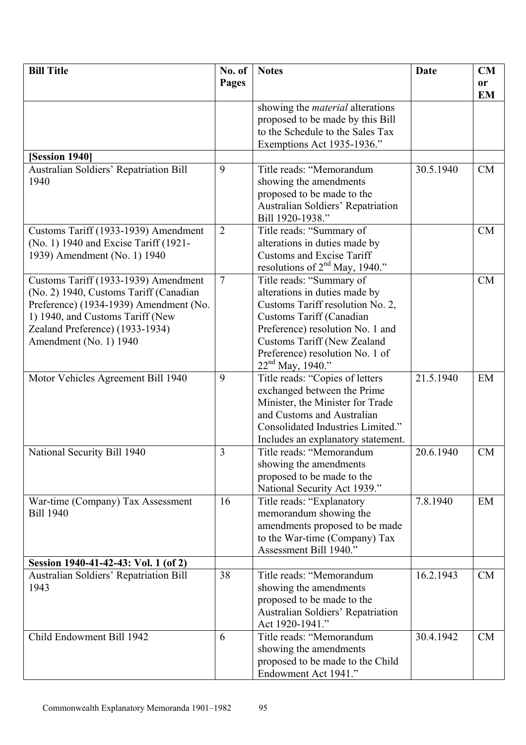| Bill Title | No. of Pages | Notes | Date | CM or EM |
|---|---|---|---|---|
| | | showing the *material* alterations proposed to be made by this Bill to the Schedule to the Sales Tax Exemptions Act 1935-1936." | | |
| **[Session 1940]** | | | | |
| Australian Soldiers' Repatriation Bill 1940 | 9 | Title reads: "Memorandum showing the amendments proposed to be made to the Australian Soldiers' Repatriation Bill 1920-1938." | 30.5.1940 | CM |
| Customs Tariff (1933-1939) Amendment (No. 1) 1940 and Excise Tariff (1921-1939) Amendment (No. 1) 1940 | 2 | Title reads: "Summary of alterations in duties made by Customs and Excise Tariff resolutions of 2nd May, 1940." | | CM |
| Customs Tariff (1933-1939) Amendment (No. 2) 1940, Customs Tariff (Canadian Preference) (1934-1939) Amendment (No. 1) 1940, and Customs Tariff (New Zealand Preference) (1933-1934) Amendment (No. 1) 1940 | 7 | Title reads: "Summary of alterations in duties made by Customs Tariff resolution No. 2, Customs Tariff (Canadian Preference) resolution No. 1 and Customs Tariff (New Zealand Preference) resolution No. 1 of 22nd May, 1940." | | CM |
| Motor Vehicles Agreement Bill 1940 | 9 | Title reads: "Copies of letters exchanged between the Prime Minister, the Minister for Trade and Customs and Australian Consolidated Industries Limited." Includes an explanatory statement. | 21.5.1940 | EM |
| National Security Bill 1940 | 3 | Title reads: "Memorandum showing the amendments proposed to be made to the National Security Act 1939." | 20.6.1940 | CM |
| War-time (Company) Tax Assessment Bill 1940 | 16 | Title reads: "Explanatory memorandum showing the amendments proposed to be made to the War-time (Company) Tax Assessment Bill 1940." | 7.8.1940 | EM |
| **Session 1940-41-42-43: Vol. 1 (of 2)** | | | | |
| Australian Soldiers' Repatriation Bill 1943 | 38 | Title reads: "Memorandum showing the amendments proposed to be made to the Australian Soldiers' Repatriation Act 1920-1941." | 16.2.1943 | CM |
| Child Endowment Bill 1942 | 6 | Title reads: "Memorandum showing the amendments proposed to be made to the Child Endowment Act 1941." | 30.4.1942 | CM |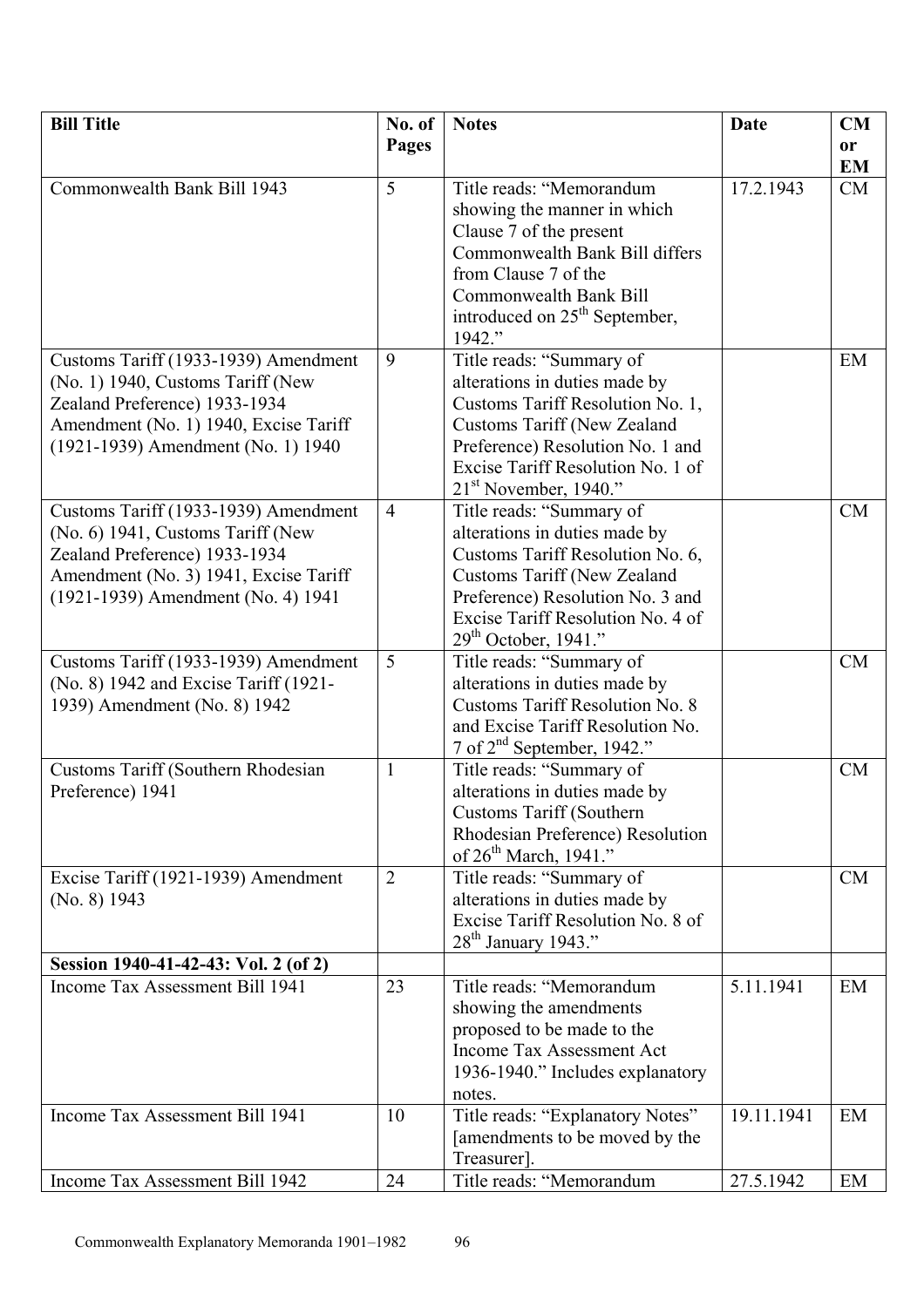| Bill Title | No. of Pages | Notes | Date | CM or EM |
|---|---|---|---|---|
| Commonwealth Bank Bill 1943 | 5 | Title reads: "Memorandum showing the manner in which Clause 7 of the present Commonwealth Bank Bill differs from Clause 7 of the Commonwealth Bank Bill introduced on 25th September, 1942." | 17.2.1943 | CM |
| Customs Tariff (1933-1939) Amendment (No. 1) 1940, Customs Tariff (New Zealand Preference) 1933-1934 Amendment (No. 1) 1940, Excise Tariff (1921-1939) Amendment (No. 1) 1940 | 9 | Title reads: "Summary of alterations in duties made by Customs Tariff Resolution No. 1, Customs Tariff (New Zealand Preference) Resolution No. 1 and Excise Tariff Resolution No. 1 of 21st November, 1940." | | EM |
| Customs Tariff (1933-1939) Amendment (No. 6) 1941, Customs Tariff (New Zealand Preference) 1933-1934 Amendment (No. 3) 1941, Excise Tariff (1921-1939) Amendment (No. 4) 1941 | 4 | Title reads: "Summary of alterations in duties made by Customs Tariff Resolution No. 6, Customs Tariff (New Zealand Preference) Resolution No. 3 and Excise Tariff Resolution No. 4 of 29th October, 1941." | | CM |
| Customs Tariff (1933-1939) Amendment (No. 8) 1942 and Excise Tariff (1921-1939) Amendment (No. 8) 1942 | 5 | Title reads: "Summary of alterations in duties made by Customs Tariff Resolution No. 8 and Excise Tariff Resolution No. 7 of 2nd September, 1942." | | CM |
| Customs Tariff (Southern Rhodesian Preference) 1941 | 1 | Title reads: "Summary of alterations in duties made by Customs Tariff (Southern Rhodesian Preference) Resolution of 26th March, 1941." | | CM |
| Excise Tariff (1921-1939) Amendment (No. 8) 1943 | 2 | Title reads: "Summary of alterations in duties made by Excise Tariff Resolution No. 8 of 28th January 1943." | | CM |
| **Session 1940-41-42-43: Vol. 2 (of 2)** | | | | |
| Income Tax Assessment Bill 1941 | 23 | Title reads: "Memorandum showing the amendments proposed to be made to the Income Tax Assessment Act 1936-1940." Includes explanatory notes. | 5.11.1941 | EM |
| Income Tax Assessment Bill 1941 | 10 | Title reads: "Explanatory Notes" [amendments to be moved by the Treasurer]. | 19.11.1941 | EM |
| Income Tax Assessment Bill 1942 | 24 | Title reads: "Memorandum | 27.5.1942 | EM |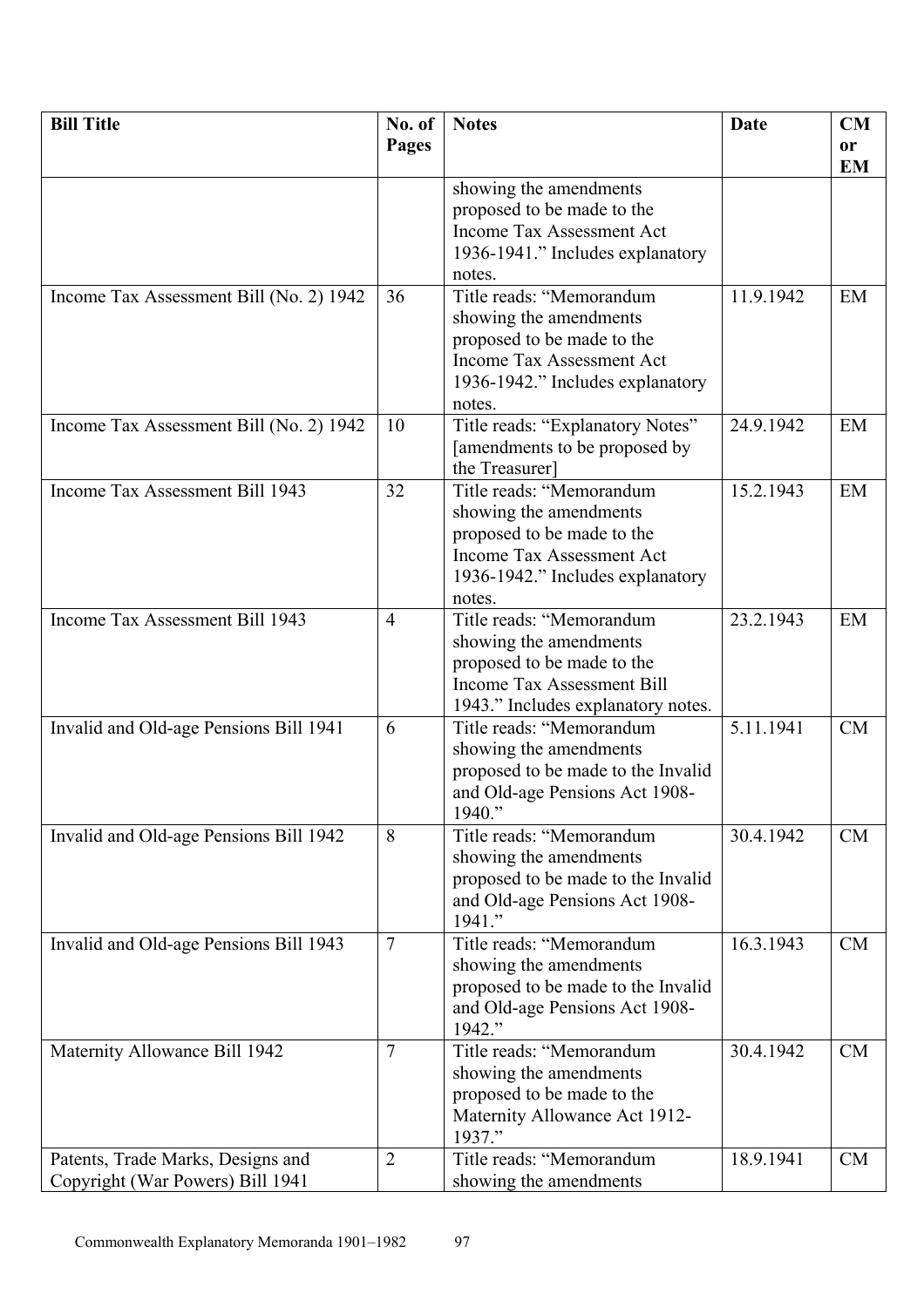| Bill Title | No. of Pages | Notes | Date | CM or EM |
|---|---|---|---|---|
| | | showing the amendments proposed to be made to the Income Tax Assessment Act 1936-1941." Includes explanatory notes. | | |
| Income Tax Assessment Bill (No. 2) 1942 | 36 | Title reads: "Memorandum showing the amendments proposed to be made to the Income Tax Assessment Act 1936-1942." Includes explanatory notes. | 11.9.1942 | EM |
| Income Tax Assessment Bill (No. 2) 1942 | 10 | Title reads: "Explanatory Notes" [amendments to be proposed by the Treasurer] | 24.9.1942 | EM |
| Income Tax Assessment Bill 1943 | 32 | Title reads: "Memorandum showing the amendments proposed to be made to the Income Tax Assessment Act 1936-1942." Includes explanatory notes. | 15.2.1943 | EM |
| Income Tax Assessment Bill 1943 | 4 | Title reads: "Memorandum showing the amendments proposed to be made to the Income Tax Assessment Bill 1943." Includes explanatory notes. | 23.2.1943 | EM |
| Invalid and Old-age Pensions Bill 1941 | 6 | Title reads: "Memorandum showing the amendments proposed to be made to the Invalid and Old-age Pensions Act 1908-1940." | 5.11.1941 | CM |
| Invalid and Old-age Pensions Bill 1942 | 8 | Title reads: "Memorandum showing the amendments proposed to be made to the Invalid and Old-age Pensions Act 1908-1941." | 30.4.1942 | CM |
| Invalid and Old-age Pensions Bill 1943 | 7 | Title reads: "Memorandum showing the amendments proposed to be made to the Invalid and Old-age Pensions Act 1908-1942." | 16.3.1943 | CM |
| Maternity Allowance Bill 1942 | 7 | Title reads: "Memorandum showing the amendments proposed to be made to the Maternity Allowance Act 1912-1937." | 30.4.1942 | CM |
| Patents, Trade Marks, Designs and Copyright (War Powers) Bill 1941 | 2 | Title reads: "Memorandum showing the amendments | 18.9.1941 | CM |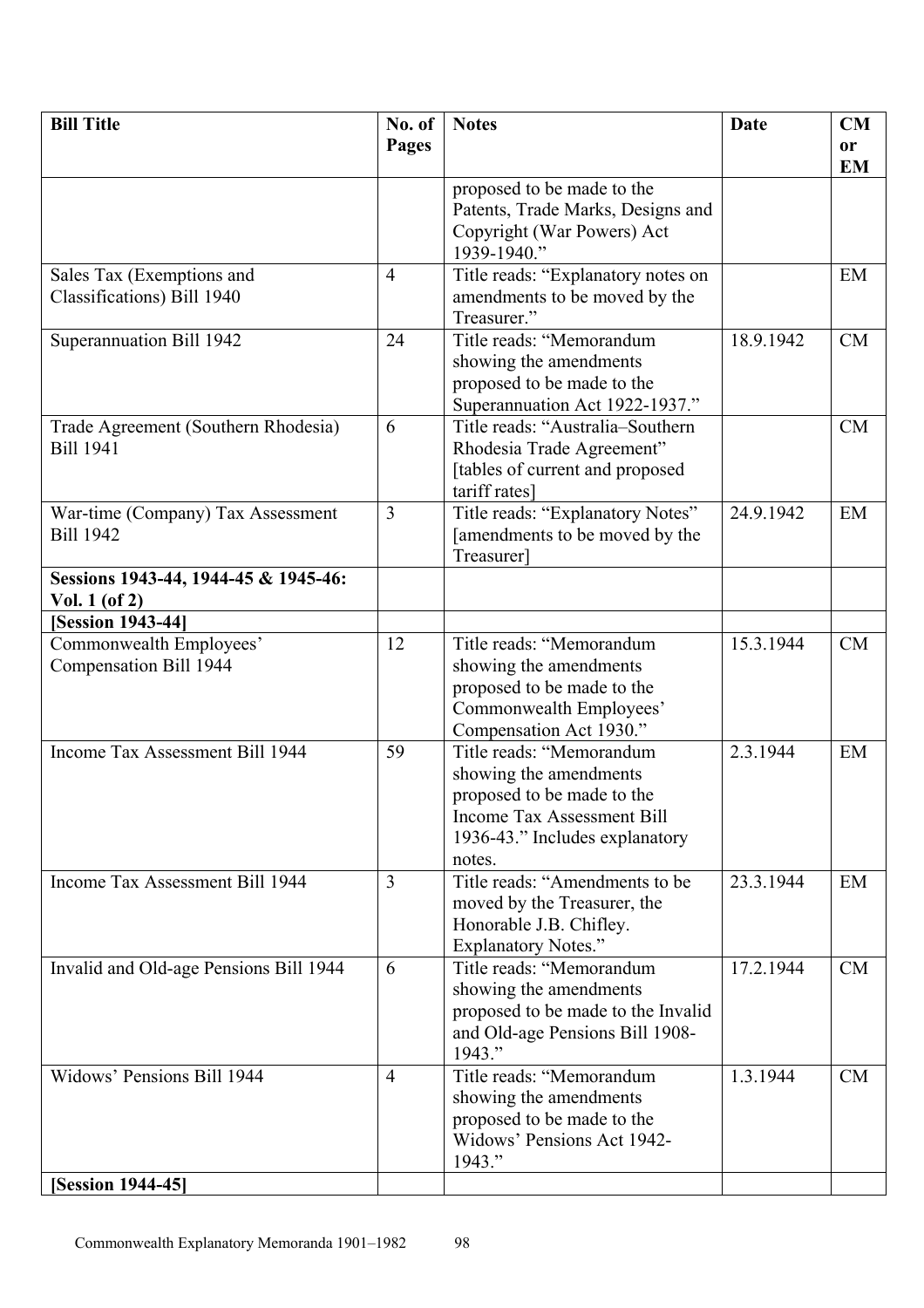| Bill Title | No. of Pages | Notes | Date | CM or EM |
|---|---|---|---|---|
| | | proposed to be made to the Patents, Trade Marks, Designs and Copyright (War Powers) Act 1939-1940." | | |
| Sales Tax (Exemptions and Classifications) Bill 1940 | 4 | Title reads: "Explanatory notes on amendments to be moved by the Treasurer." | | EM |
| Superannuation Bill 1942 | 24 | Title reads: "Memorandum showing the amendments proposed to be made to the Superannuation Act 1922-1937." | 18.9.1942 | CM |
| Trade Agreement (Southern Rhodesia) Bill 1941 | 6 | Title reads: "Australia–Southern Rhodesia Trade Agreement" [tables of current and proposed tariff rates] | | CM |
| War-time (Company) Tax Assessment Bill 1942 | 3 | Title reads: "Explanatory Notes" [amendments to be moved by the Treasurer] | 24.9.1942 | EM |
| **Sessions 1943-44, 1944-45 & 1945-46: Vol. 1 (of 2)** | | | | |
| **[Session 1943-44]** | | | | |
| Commonwealth Employees' Compensation Bill 1944 | 12 | Title reads: "Memorandum showing the amendments proposed to be made to the Commonwealth Employees' Compensation Act 1930." | 15.3.1944 | CM |
| Income Tax Assessment Bill 1944 | 59 | Title reads: "Memorandum showing the amendments proposed to be made to the Income Tax Assessment Bill 1936-43." Includes explanatory notes. | 2.3.1944 | EM |
| Income Tax Assessment Bill 1944 | 3 | Title reads: "Amendments to be moved by the Treasurer, the Honorable J.B. Chifley. Explanatory Notes." | 23.3.1944 | EM |
| Invalid and Old-age Pensions Bill 1944 | 6 | Title reads: "Memorandum showing the amendments proposed to be made to the Invalid and Old-age Pensions Bill 1908-1943." | 17.2.1944 | CM |
| Widows' Pensions Bill 1944 | 4 | Title reads: "Memorandum showing the amendments proposed to be made to the Widows' Pensions Act 1942-1943." | 1.3.1944 | CM |
| **[Session 1944-45]** | | | | |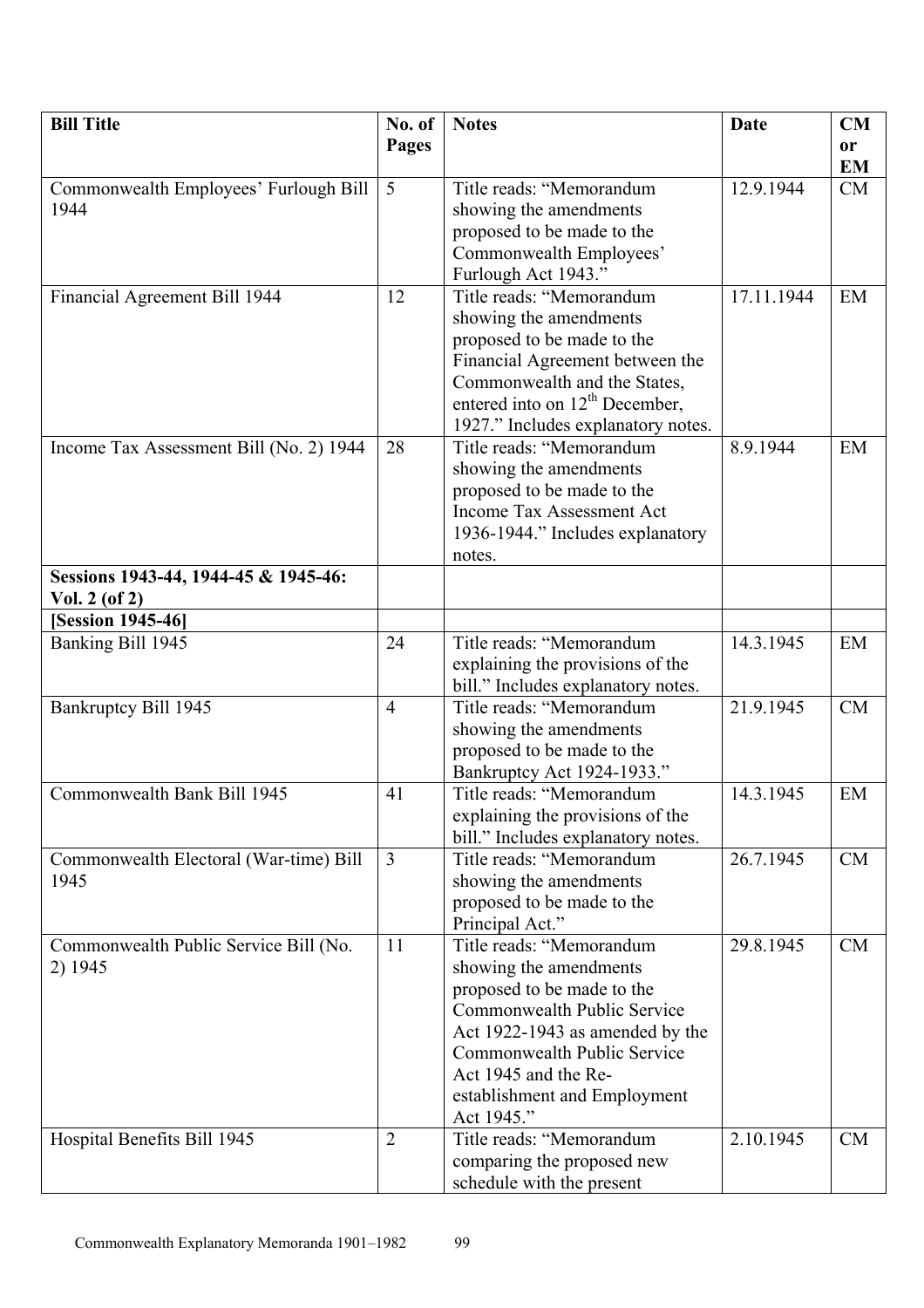| Bill Title | No. of Pages | Notes | Date | CM or EM |
|---|---|---|---|---|
| Commonwealth Employees' Furlough Bill 1944 | 5 | Title reads: "Memorandum showing the amendments proposed to be made to the Commonwealth Employees' Furlough Act 1943." | 12.9.1944 | CM |
| Financial Agreement Bill 1944 | 12 | Title reads: "Memorandum showing the amendments proposed to be made to the Financial Agreement between the Commonwealth and the States, entered into on 12th December, 1927." Includes explanatory notes. | 17.11.1944 | EM |
| Income Tax Assessment Bill (No. 2) 1944 | 28 | Title reads: "Memorandum showing the amendments proposed to be made to the Income Tax Assessment Act 1936-1944." Includes explanatory notes. | 8.9.1944 | EM |
| **Sessions 1943-44, 1944-45 & 1945-46: Vol. 2 (of 2)** | | | | |
| **[Session 1945-46]** | | | | |
| Banking Bill 1945 | 24 | Title reads: "Memorandum explaining the provisions of the bill." Includes explanatory notes. | 14.3.1945 | EM |
| Bankruptcy Bill 1945 | 4 | Title reads: "Memorandum showing the amendments proposed to be made to the Bankruptcy Act 1924-1933." | 21.9.1945 | CM |
| Commonwealth Bank Bill 1945 | 41 | Title reads: "Memorandum explaining the provisions of the bill." Includes explanatory notes. | 14.3.1945 | EM |
| Commonwealth Electoral (War-time) Bill 1945 | 3 | Title reads: "Memorandum showing the amendments proposed to be made to the Principal Act." | 26.7.1945 | CM |
| Commonwealth Public Service Bill (No. 2) 1945 | 11 | Title reads: "Memorandum showing the amendments proposed to be made to the Commonwealth Public Service Act 1922-1943 as amended by the Commonwealth Public Service Act 1945 and the Re-establishment and Employment Act 1945." | 29.8.1945 | CM |
| Hospital Benefits Bill 1945 | 2 | Title reads: "Memorandum comparing the proposed new schedule with the present | 2.10.1945 | CM |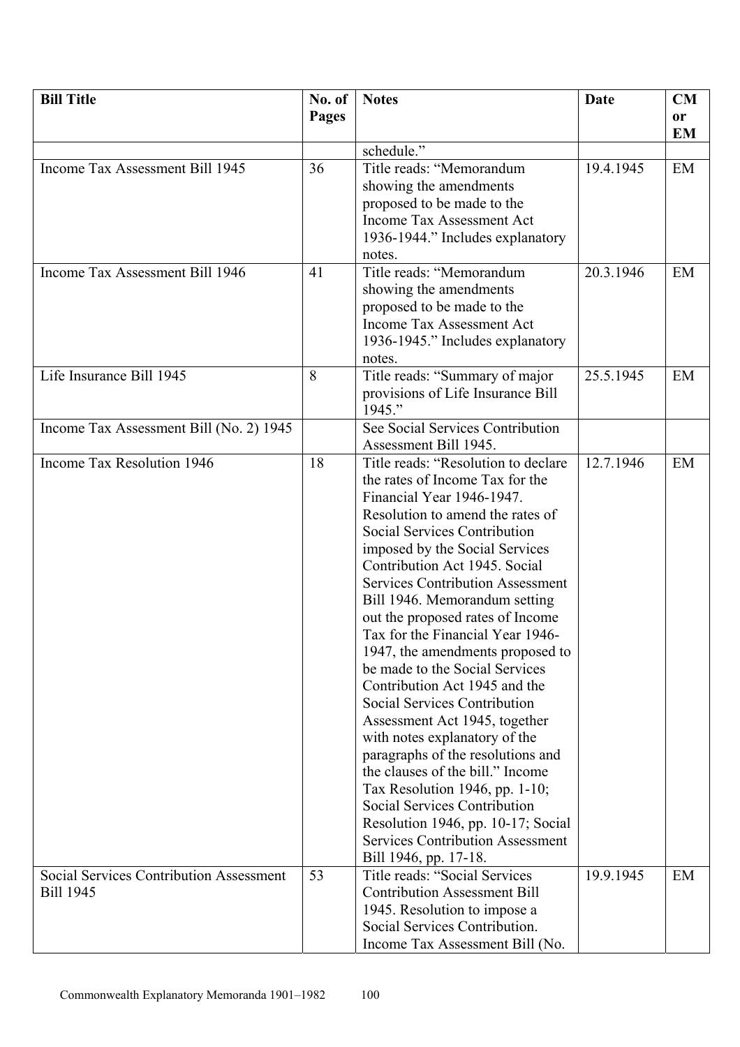| Bill Title | No. of Pages | Notes | Date | CM or EM |
|---|---|---|---|---|
| | | schedule." | | |
| Income Tax Assessment Bill 1945 | 36 | Title reads: "Memorandum showing the amendments proposed to be made to the Income Tax Assessment Act 1936-1944." Includes explanatory notes. | 19.4.1945 | EM |
| Income Tax Assessment Bill 1946 | 41 | Title reads: "Memorandum showing the amendments proposed to be made to the Income Tax Assessment Act 1936-1945." Includes explanatory notes. | 20.3.1946 | EM |
| Life Insurance Bill 1945 | 8 | Title reads: "Summary of major provisions of Life Insurance Bill 1945." | 25.5.1945 | EM |
| Income Tax Assessment Bill (No. 2) 1945 | | See Social Services Contribution Assessment Bill 1945. | | |
| Income Tax Resolution 1946 | 18 | Title reads: "Resolution to declare the rates of Income Tax for the Financial Year 1946-1947. Resolution to amend the rates of Social Services Contribution imposed by the Social Services Contribution Act 1945. Social Services Contribution Assessment Bill 1946. Memorandum setting out the proposed rates of Income Tax for the Financial Year 1946-1947, the amendments proposed to be made to the Social Services Contribution Act 1945 and the Social Services Contribution Assessment Act 1945, together with notes explanatory of the paragraphs of the resolutions and the clauses of the bill." Income Tax Resolution 1946, pp. 1-10; Social Services Contribution Resolution 1946, pp. 10-17; Social Services Contribution Assessment Bill 1946, pp. 17-18. | 12.7.1946 | EM |
| Social Services Contribution Assessment Bill 1945 | 53 | Title reads: "Social Services Contribution Assessment Bill 1945. Resolution to impose a Social Services Contribution. Income Tax Assessment Bill (No. | 19.9.1945 | EM |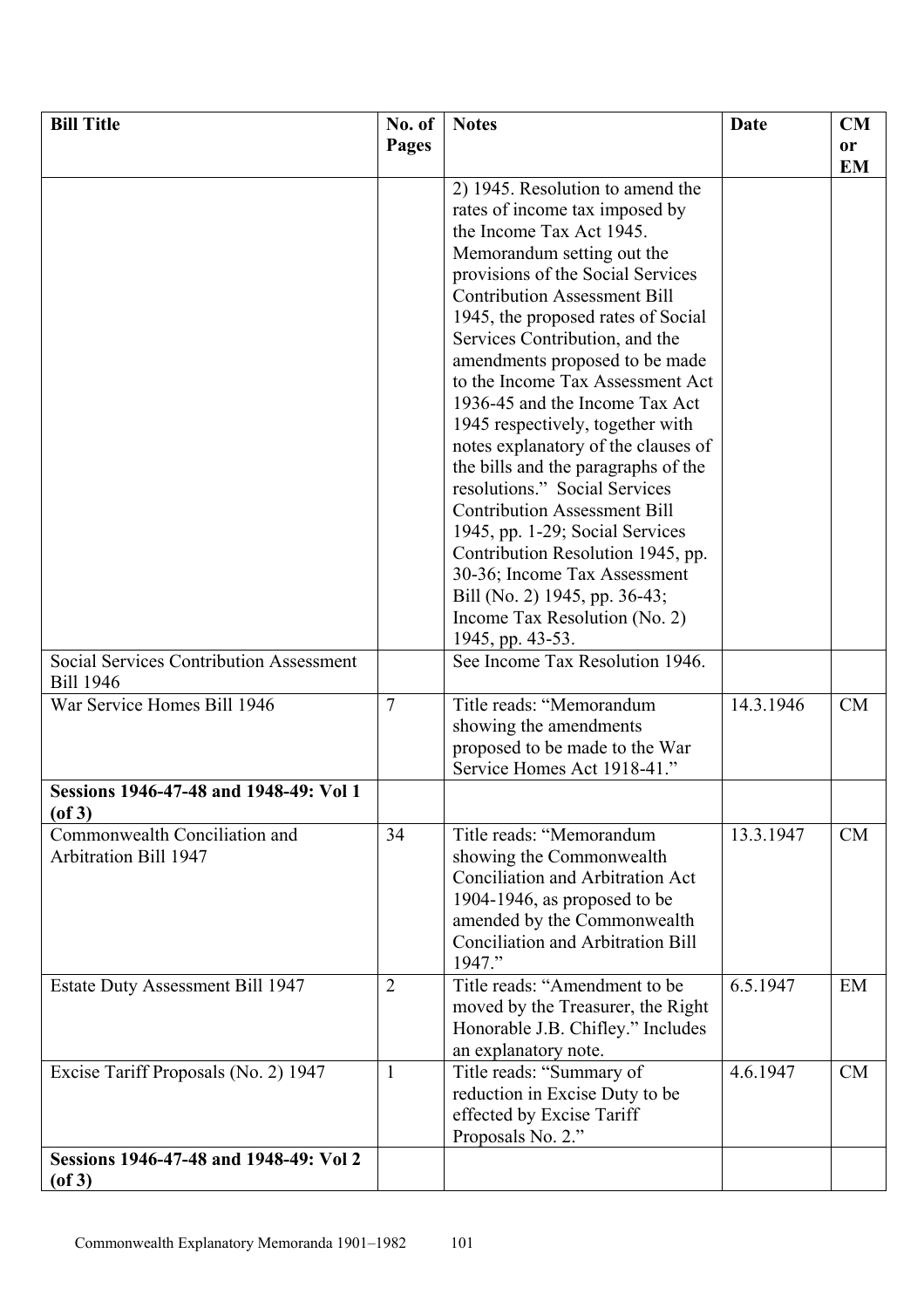| Bill Title | No. of Pages | Notes | Date | CM or EM |
|---|---|---|---|---|
| | | 2) 1945. Resolution to amend the rates of income tax imposed by the Income Tax Act 1945. Memorandum setting out the provisions of the Social Services Contribution Assessment Bill 1945, the proposed rates of Social Services Contribution, and the amendments proposed to be made to the Income Tax Assessment Act 1936-45 and the Income Tax Act 1945 respectively, together with notes explanatory of the clauses of the bills and the paragraphs of the resolutions." Social Services Contribution Assessment Bill 1945, pp. 1-29; Social Services Contribution Resolution 1945, pp. 30-36; Income Tax Assessment Bill (No. 2) 1945, pp. 36-43; Income Tax Resolution (No. 2) 1945, pp. 43-53. | | |
| Social Services Contribution Assessment Bill 1946 | | See Income Tax Resolution 1946. | | |
| War Service Homes Bill 1946 | 7 | Title reads: "Memorandum showing the amendments proposed to be made to the War Service Homes Act 1918-41." | 14.3.1946 | CM |
| **Sessions 1946-47-48 and 1948-49: Vol 1 (of 3)** | | | | |
| Commonwealth Conciliation and Arbitration Bill 1947 | 34 | Title reads: "Memorandum showing the Commonwealth Conciliation and Arbitration Act 1904-1946, as proposed to be amended by the Commonwealth Conciliation and Arbitration Bill 1947." | 13.3.1947 | CM |
| Estate Duty Assessment Bill 1947 | 2 | Title reads: "Amendment to be moved by the Treasurer, the Right Honorable J.B. Chifley." Includes an explanatory note. | 6.5.1947 | EM |
| Excise Tariff Proposals (No. 2) 1947 | 1 | Title reads: "Summary of reduction in Excise Duty to be effected by Excise Tariff Proposals No. 2." | 4.6.1947 | CM |
| **Sessions 1946-47-48 and 1948-49: Vol 2 (of 3)** | | | | |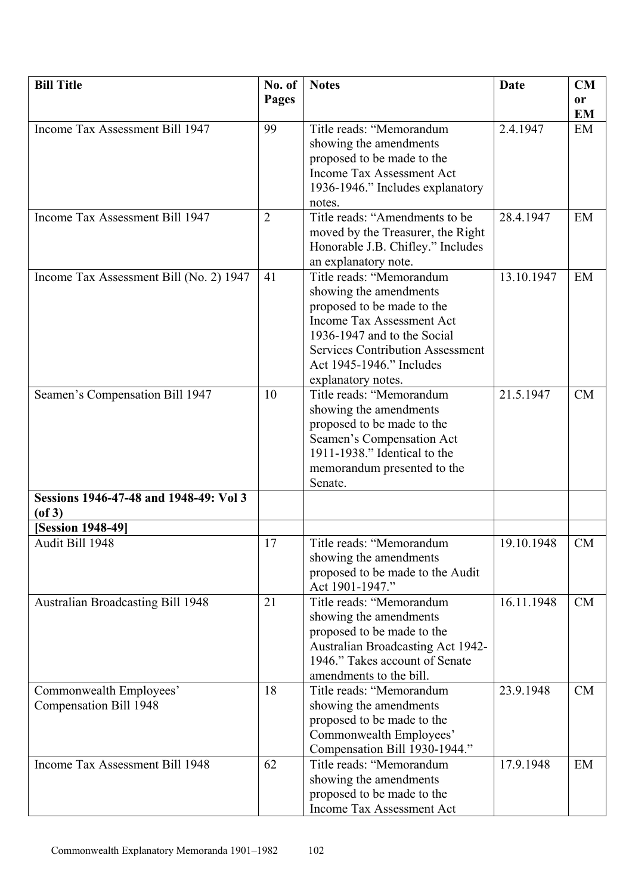| Bill Title | No. of Pages | Notes | Date | CM or EM |
|---|---|---|---|---|
| Income Tax Assessment Bill 1947 | 99 | Title reads: "Memorandum showing the amendments proposed to be made to the Income Tax Assessment Act 1936-1946." Includes explanatory notes. | 2.4.1947 | EM |
| Income Tax Assessment Bill 1947 | 2 | Title reads: "Amendments to be moved by the Treasurer, the Right Honorable J.B. Chifley." Includes an explanatory note. | 28.4.1947 | EM |
| Income Tax Assessment Bill (No. 2) 1947 | 41 | Title reads: "Memorandum showing the amendments proposed to be made to the Income Tax Assessment Act 1936-1947 and to the Social Services Contribution Assessment Act 1945-1946." Includes explanatory notes. | 13.10.1947 | EM |
| Seamen's Compensation Bill 1947 | 10 | Title reads: "Memorandum showing the amendments proposed to be made to the Seamen's Compensation Act 1911-1938." Identical to the memorandum presented to the Senate. | 21.5.1947 | CM |
| **Sessions 1946-47-48 and 1948-49: Vol 3 (of 3)** | | | | |
| **[Session 1948-49]** | | | | |
| Audit Bill 1948 | 17 | Title reads: "Memorandum showing the amendments proposed to be made to the Audit Act 1901-1947." | 19.10.1948 | CM |
| Australian Broadcasting Bill 1948 | 21 | Title reads: "Memorandum showing the amendments proposed to be made to the Australian Broadcasting Act 1942-1946." Takes account of Senate amendments to the bill. | 16.11.1948 | CM |
| Commonwealth Employees' Compensation Bill 1948 | 18 | Title reads: "Memorandum showing the amendments proposed to be made to the Commonwealth Employees' Compensation Bill 1930-1944." | 23.9.1948 | CM |
| Income Tax Assessment Bill 1948 | 62 | Title reads: "Memorandum showing the amendments proposed to be made to the Income Tax Assessment Act | 17.9.1948 | EM |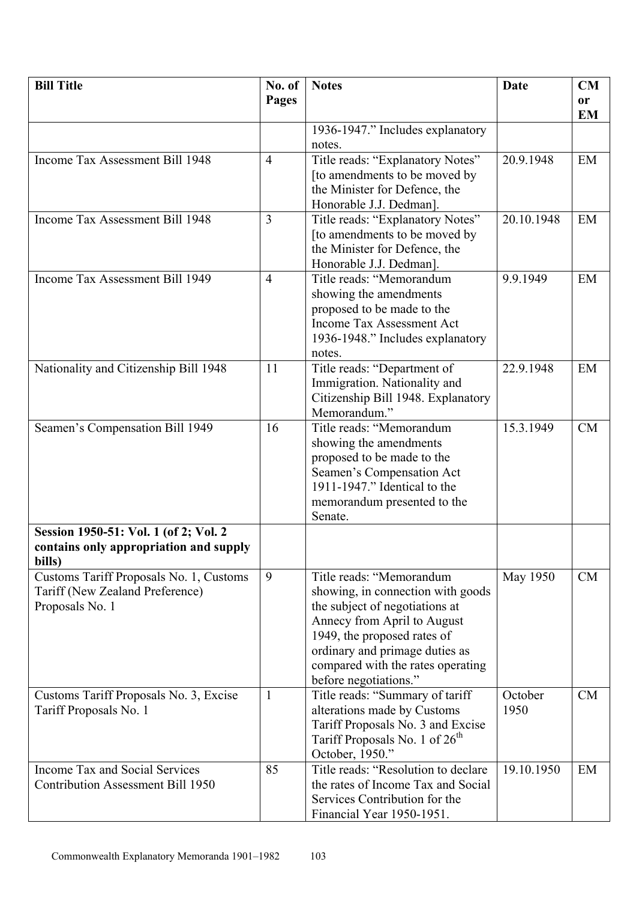| Bill Title | No. of Pages | Notes | Date | CM or EM |
|---|---|---|---|---|
| | | 1936-1947." Includes explanatory notes. | | |
| Income Tax Assessment Bill 1948 | 4 | Title reads: "Explanatory Notes" [to amendments to be moved by the Minister for Defence, the Honorable J.J. Dedman]. | 20.9.1948 | EM |
| Income Tax Assessment Bill 1948 | 3 | Title reads: "Explanatory Notes" [to amendments to be moved by the Minister for Defence, the Honorable J.J. Dedman]. | 20.10.1948 | EM |
| Income Tax Assessment Bill 1949 | 4 | Title reads: "Memorandum showing the amendments proposed to be made to the Income Tax Assessment Act 1936-1948." Includes explanatory notes. | 9.9.1949 | EM |
| Nationality and Citizenship Bill 1948 | 11 | Title reads: "Department of Immigration. Nationality and Citizenship Bill 1948. Explanatory Memorandum." | 22.9.1948 | EM |
| Seamen's Compensation Bill 1949 | 16 | Title reads: "Memorandum showing the amendments proposed to be made to the Seamen's Compensation Act 1911-1947." Identical to the memorandum presented to the Senate. | 15.3.1949 | CM |
| **Session 1950-51: Vol. 1 (of 2; Vol. 2 contains only appropriation and supply bills)** | | | | |
| Customs Tariff Proposals No. 1, Customs Tariff (New Zealand Preference) Proposals No. 1 | 9 | Title reads: "Memorandum showing, in connection with goods the subject of negotiations at Annecy from April to August 1949, the proposed rates of ordinary and primage duties as compared with the rates operating before negotiations." | May 1950 | CM |
| Customs Tariff Proposals No. 3, Excise Tariff Proposals No. 1 | 1 | Title reads: "Summary of tariff alterations made by Customs Tariff Proposals No. 3 and Excise Tariff Proposals No. 1 of 26th October, 1950." | October 1950 | CM |
| Income Tax and Social Services Contribution Assessment Bill 1950 | 85 | Title reads: "Resolution to declare the rates of Income Tax and Social Services Contribution for the Financial Year 1950-1951. | 19.10.1950 | EM |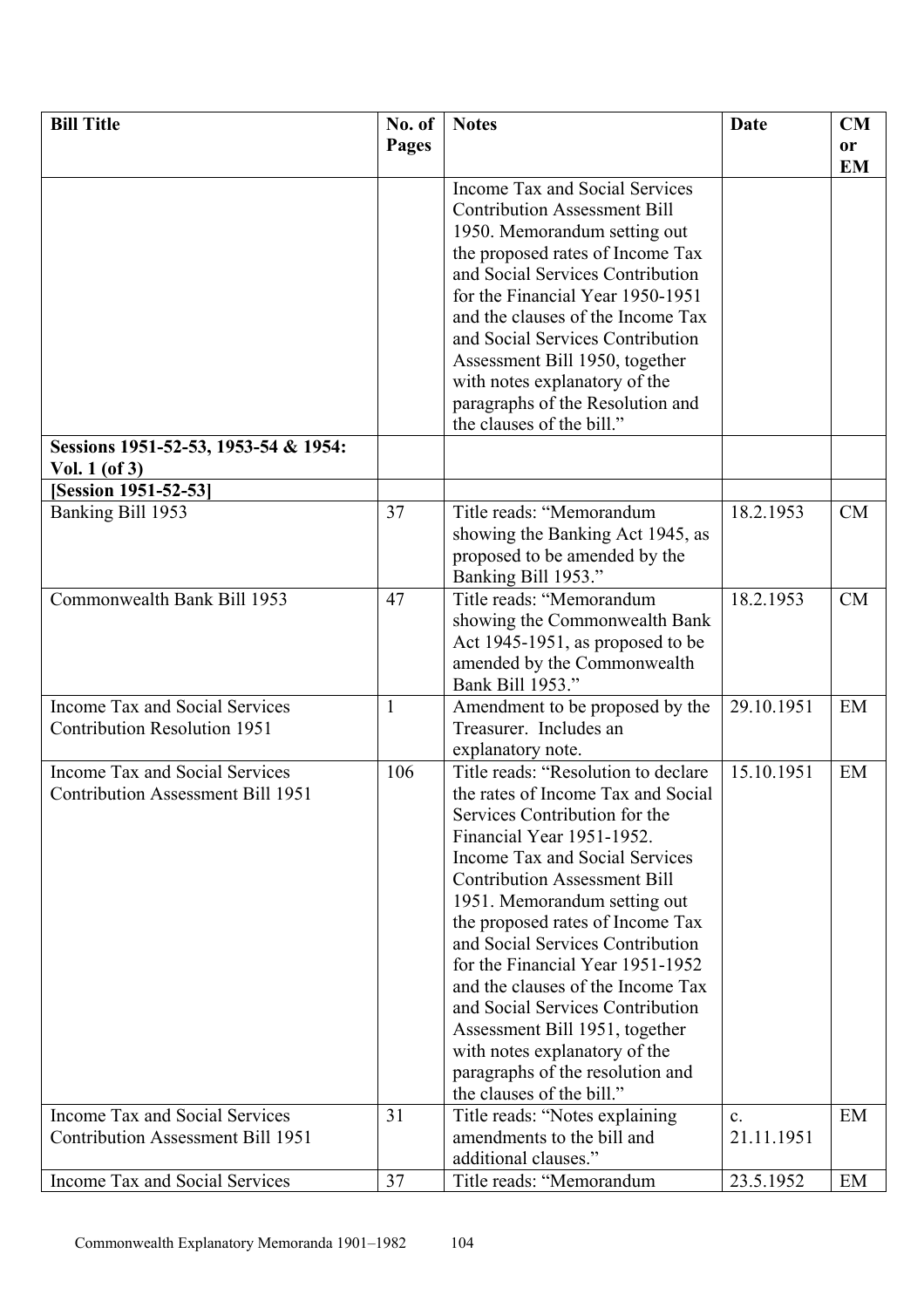| Bill Title | No. of Pages | Notes | Date | CM or EM |
|---|---|---|---|---|
| | | Income Tax and Social Services Contribution Assessment Bill 1950. Memorandum setting out the proposed rates of Income Tax and Social Services Contribution for the Financial Year 1950-1951 and the clauses of the Income Tax and Social Services Contribution Assessment Bill 1950, together with notes explanatory of the paragraphs of the Resolution and the clauses of the bill." | | |
| **Sessions 1951-52-53, 1953-54 & 1954: Vol. 1 (of 3)** | | | | |
| **[Session 1951-52-53]** | | | | |
| Banking Bill 1953 | 37 | Title reads: "Memorandum showing the Banking Act 1945, as proposed to be amended by the Banking Bill 1953." | 18.2.1953 | CM |
| Commonwealth Bank Bill 1953 | 47 | Title reads: "Memorandum showing the Commonwealth Bank Act 1945-1951, as proposed to be amended by the Commonwealth Bank Bill 1953." | 18.2.1953 | CM |
| Income Tax and Social Services Contribution Resolution 1951 | 1 | Amendment to be proposed by the Treasurer. Includes an explanatory note. | 29.10.1951 | EM |
| Income Tax and Social Services Contribution Assessment Bill 1951 | 106 | Title reads: "Resolution to declare the rates of Income Tax and Social Services Contribution for the Financial Year 1951-1952. Income Tax and Social Services Contribution Assessment Bill 1951. Memorandum setting out the proposed rates of Income Tax and Social Services Contribution for the Financial Year 1951-1952 and the clauses of the Income Tax and Social Services Contribution Assessment Bill 1951, together with notes explanatory of the paragraphs of the resolution and the clauses of the bill." | 15.10.1951 | EM |
| Income Tax and Social Services Contribution Assessment Bill 1951 | 31 | Title reads: "Notes explaining amendments to the bill and additional clauses." | c. 21.11.1951 | EM |
| Income Tax and Social Services | 37 | Title reads: "Memorandum | 23.5.1952 | EM |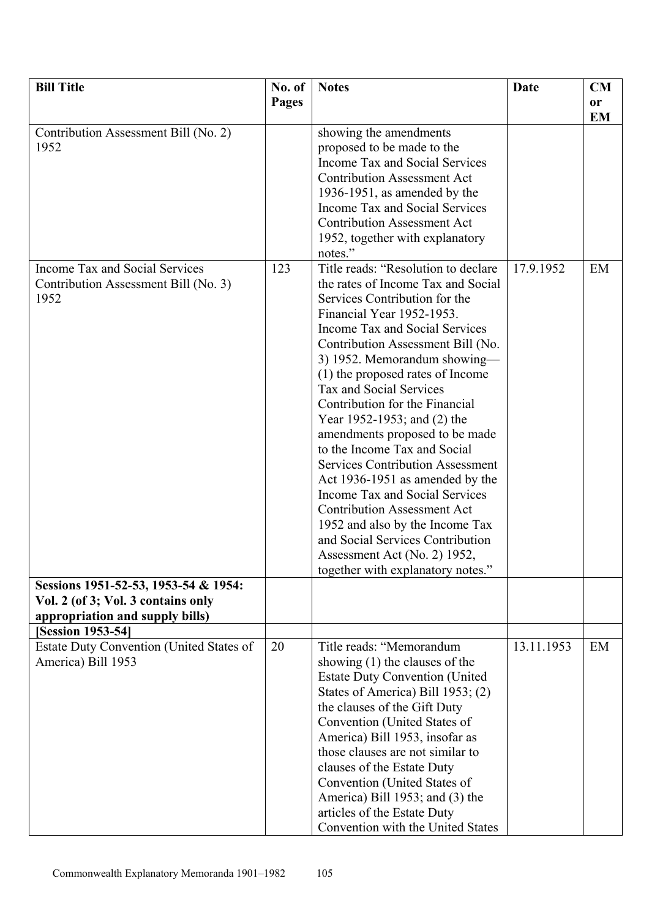| Bill Title | No. of Pages | Notes | Date | CM or EM |
|---|---|---|---|---|
| Contribution Assessment Bill (No. 2) 1952 | | showing the amendments proposed to be made to the Income Tax and Social Services Contribution Assessment Act 1936-1951, as amended by the Income Tax and Social Services Contribution Assessment Act 1952, together with explanatory notes." | | |
| Income Tax and Social Services Contribution Assessment Bill (No. 3) 1952 | 123 | Title reads: "Resolution to declare the rates of Income Tax and Social Services Contribution for the Financial Year 1952-1953. Income Tax and Social Services Contribution Assessment Bill (No. 3) 1952. Memorandum showing—(1) the proposed rates of Income Tax and Social Services Contribution for the Financial Year 1952-1953; and (2) the amendments proposed to be made to the Income Tax and Social Services Contribution Assessment Act 1936-1951 as amended by the Income Tax and Social Services Contribution Assessment Act 1952 and also by the Income Tax and Social Services Contribution Assessment Act (No. 2) 1952, together with explanatory notes." | 17.9.1952 | EM |
| **Sessions 1951-52-53, 1953-54 & 1954: Vol. 2 (of 3; Vol. 3 contains only appropriation and supply bills)** | | | | |
| **[Session 1953-54]** | | | | |
| Estate Duty Convention (United States of America) Bill 1953 | 20 | Title reads: "Memorandum showing (1) the clauses of the Estate Duty Convention (United States of America) Bill 1953; (2) the clauses of the Gift Duty Convention (United States of America) Bill 1953, insofar as those clauses are not similar to clauses of the Estate Duty Convention (United States of America) Bill 1953; and (3) the articles of the Estate Duty Convention with the United States | 13.11.1953 | EM |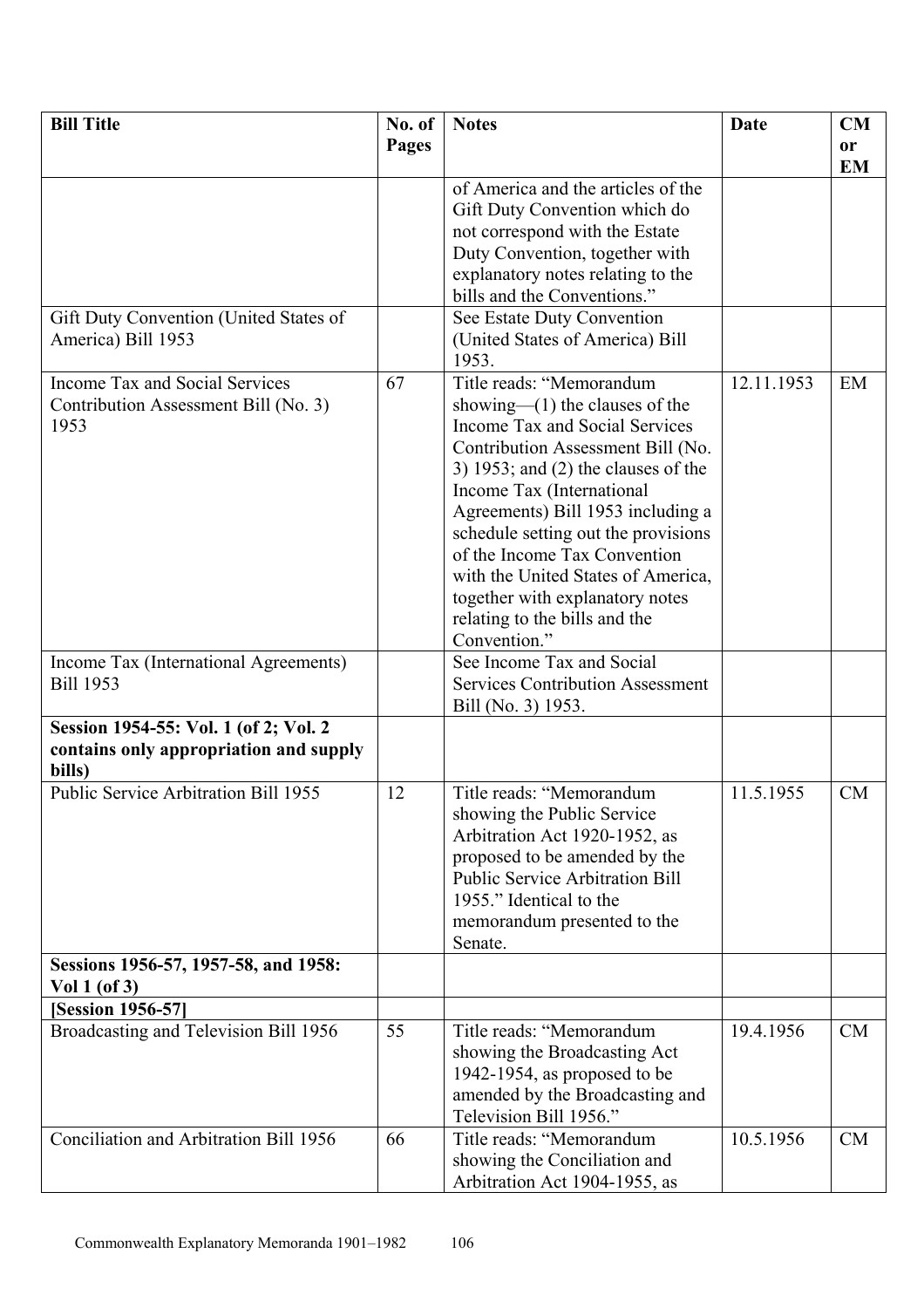| Bill Title | No. of Pages | Notes | Date | CM or EM |
|---|---|---|---|---|
| | | of America and the articles of the Gift Duty Convention which do not correspond with the Estate Duty Convention, together with explanatory notes relating to the bills and the Conventions." | | |
| Gift Duty Convention (United States of America) Bill 1953 | | See Estate Duty Convention (United States of America) Bill 1953. | | |
| Income Tax and Social Services Contribution Assessment Bill (No. 3) 1953 | 67 | Title reads: "Memorandum showing—(1) the clauses of the Income Tax and Social Services Contribution Assessment Bill (No. 3) 1953; and (2) the clauses of the Income Tax (International Agreements) Bill 1953 including a schedule setting out the provisions of the Income Tax Convention with the United States of America, together with explanatory notes relating to the bills and the Convention." | 12.11.1953 | EM |
| Income Tax (International Agreements) Bill 1953 | | See Income Tax and Social Services Contribution Assessment Bill (No. 3) 1953. | | |
| **Session 1954-55: Vol. 1 (of 2; Vol. 2 contains only appropriation and supply bills)** | | | | |
| Public Service Arbitration Bill 1955 | 12 | Title reads: "Memorandum showing the Public Service Arbitration Act 1920-1952, as proposed to be amended by the Public Service Arbitration Bill 1955." Identical to the memorandum presented to the Senate. | 11.5.1955 | CM |
| **Sessions 1956-57, 1957-58, and 1958: Vol 1 (of 3)** | | | | |
| **[Session 1956-57]** | | | | |
| Broadcasting and Television Bill 1956 | 55 | Title reads: "Memorandum showing the Broadcasting Act 1942-1954, as proposed to be amended by the Broadcasting and Television Bill 1956." | 19.4.1956 | CM |
| Conciliation and Arbitration Bill 1956 | 66 | Title reads: "Memorandum showing the Conciliation and Arbitration Act 1904-1955, as | 10.5.1956 | CM |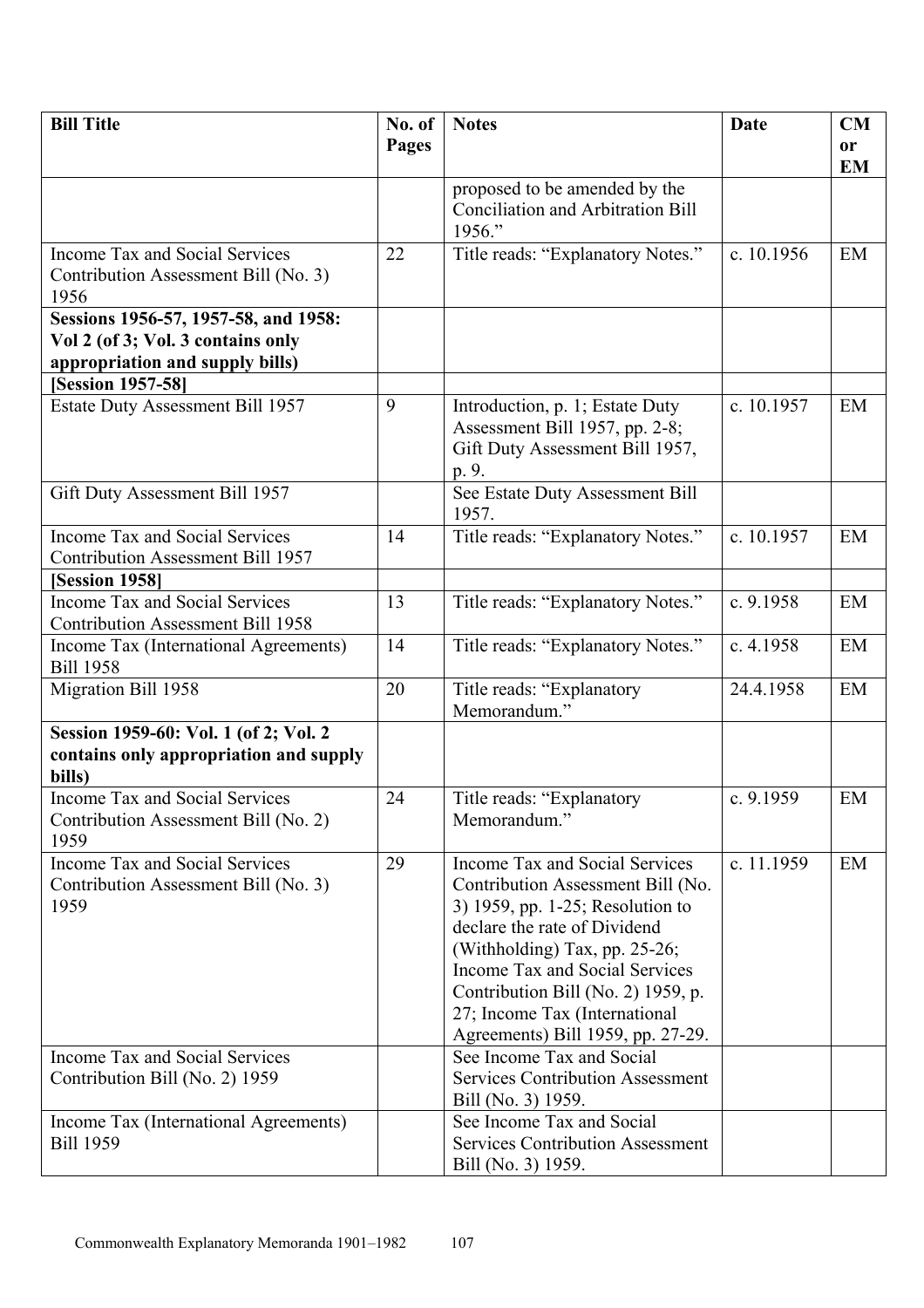| Bill Title | No. of Pages | Notes | Date | CM or EM |
|---|---|---|---|---|
| | | proposed to be amended by the Conciliation and Arbitration Bill 1956." | | |
| Income Tax and Social Services Contribution Assessment Bill (No. 3) 1956 | 22 | Title reads: "Explanatory Notes." | c. 10.1956 | EM |
| **Sessions 1956-57, 1957-58, and 1958: Vol 2 (of 3; Vol. 3 contains only appropriation and supply bills)** | | | | |
| **[Session 1957-58]** | | | | |
| Estate Duty Assessment Bill 1957 | 9 | Introduction, p. 1; Estate Duty Assessment Bill 1957, pp. 2-8; Gift Duty Assessment Bill 1957, p. 9. | c. 10.1957 | EM |
| Gift Duty Assessment Bill 1957 | | See Estate Duty Assessment Bill 1957. | | |
| Income Tax and Social Services Contribution Assessment Bill 1957 | 14 | Title reads: "Explanatory Notes." | c. 10.1957 | EM |
| **[Session 1958]** | | | | |
| Income Tax and Social Services Contribution Assessment Bill 1958 | 13 | Title reads: "Explanatory Notes." | c. 9.1958 | EM |
| Income Tax (International Agreements) Bill 1958 | 14 | Title reads: "Explanatory Notes." | c. 4.1958 | EM |
| Migration Bill 1958 | 20 | Title reads: "Explanatory Memorandum." | 24.4.1958 | EM |
| **Session 1959-60: Vol. 1 (of 2; Vol. 2 contains only appropriation and supply bills)** | | | | |
| Income Tax and Social Services Contribution Assessment Bill (No. 2) 1959 | 24 | Title reads: "Explanatory Memorandum." | c. 9.1959 | EM |
| Income Tax and Social Services Contribution Assessment Bill (No. 3) 1959 | 29 | Income Tax and Social Services Contribution Assessment Bill (No. 3) 1959, pp. 1-25; Resolution to declare the rate of Dividend (Withholding) Tax, pp. 25-26; Income Tax and Social Services Contribution Bill (No. 2) 1959, p. 27; Income Tax (International Agreements) Bill 1959, pp. 27-29. | c. 11.1959 | EM |
| Income Tax and Social Services Contribution Bill (No. 2) 1959 | | See Income Tax and Social Services Contribution Assessment Bill (No. 3) 1959. | | |
| Income Tax (International Agreements) Bill 1959 | | See Income Tax and Social Services Contribution Assessment Bill (No. 3) 1959. | | |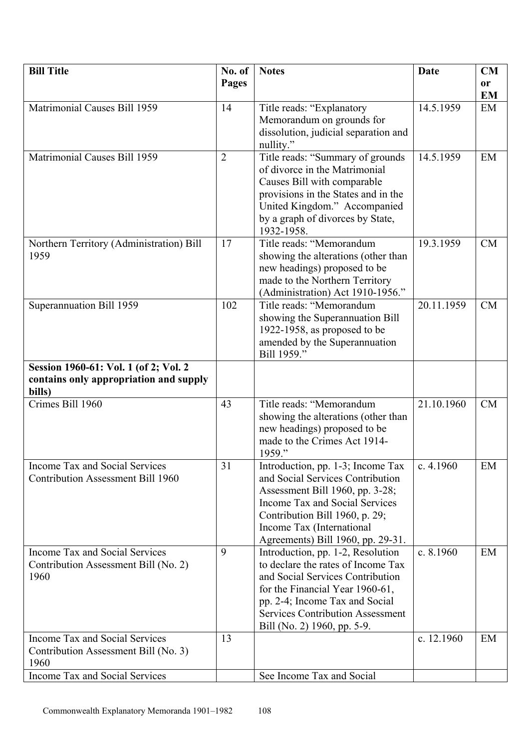| Bill Title | No. of Pages | Notes | Date | CM or EM |
|---|---|---|---|---|
| Matrimonial Causes Bill 1959 | 14 | Title reads: "Explanatory Memorandum on grounds for dissolution, judicial separation and nullity." | 14.5.1959 | EM |
| Matrimonial Causes Bill 1959 | 2 | Title reads: "Summary of grounds of divorce in the Matrimonial Causes Bill with comparable provisions in the States and in the United Kingdom." Accompanied by a graph of divorces by State, 1932-1958. | 14.5.1959 | EM |
| Northern Territory (Administration) Bill 1959 | 17 | Title reads: "Memorandum showing the alterations (other than new headings) proposed to be made to the Northern Territory (Administration) Act 1910-1956." | 19.3.1959 | CM |
| Superannuation Bill 1959 | 102 | Title reads: "Memorandum showing the Superannuation Bill 1922-1958, as proposed to be amended by the Superannuation Bill 1959." | 20.11.1959 | CM |
| **Session 1960-61: Vol. 1 (of 2; Vol. 2 contains only appropriation and supply bills)** | | | | |
| Crimes Bill 1960 | 43 | Title reads: "Memorandum showing the alterations (other than new headings) proposed to be made to the Crimes Act 1914-1959." | 21.10.1960 | CM |
| Income Tax and Social Services Contribution Assessment Bill 1960 | 31 | Introduction, pp. 1-3; Income Tax and Social Services Contribution Assessment Bill 1960, pp. 3-28; Income Tax and Social Services Contribution Bill 1960, p. 29; Income Tax (International Agreements) Bill 1960, pp. 29-31. | c. 4.1960 | EM |
| Income Tax and Social Services Contribution Assessment Bill (No. 2) 1960 | 9 | Introduction, pp. 1-2, Resolution to declare the rates of Income Tax and Social Services Contribution for the Financial Year 1960-61, pp. 2-4; Income Tax and Social Services Contribution Assessment Bill (No. 2) 1960, pp. 5-9. | c. 8.1960 | EM |
| Income Tax and Social Services Contribution Assessment Bill (No. 3) 1960 | 13 | | c. 12.1960 | EM |
| Income Tax and Social Services | | See Income Tax and Social | | |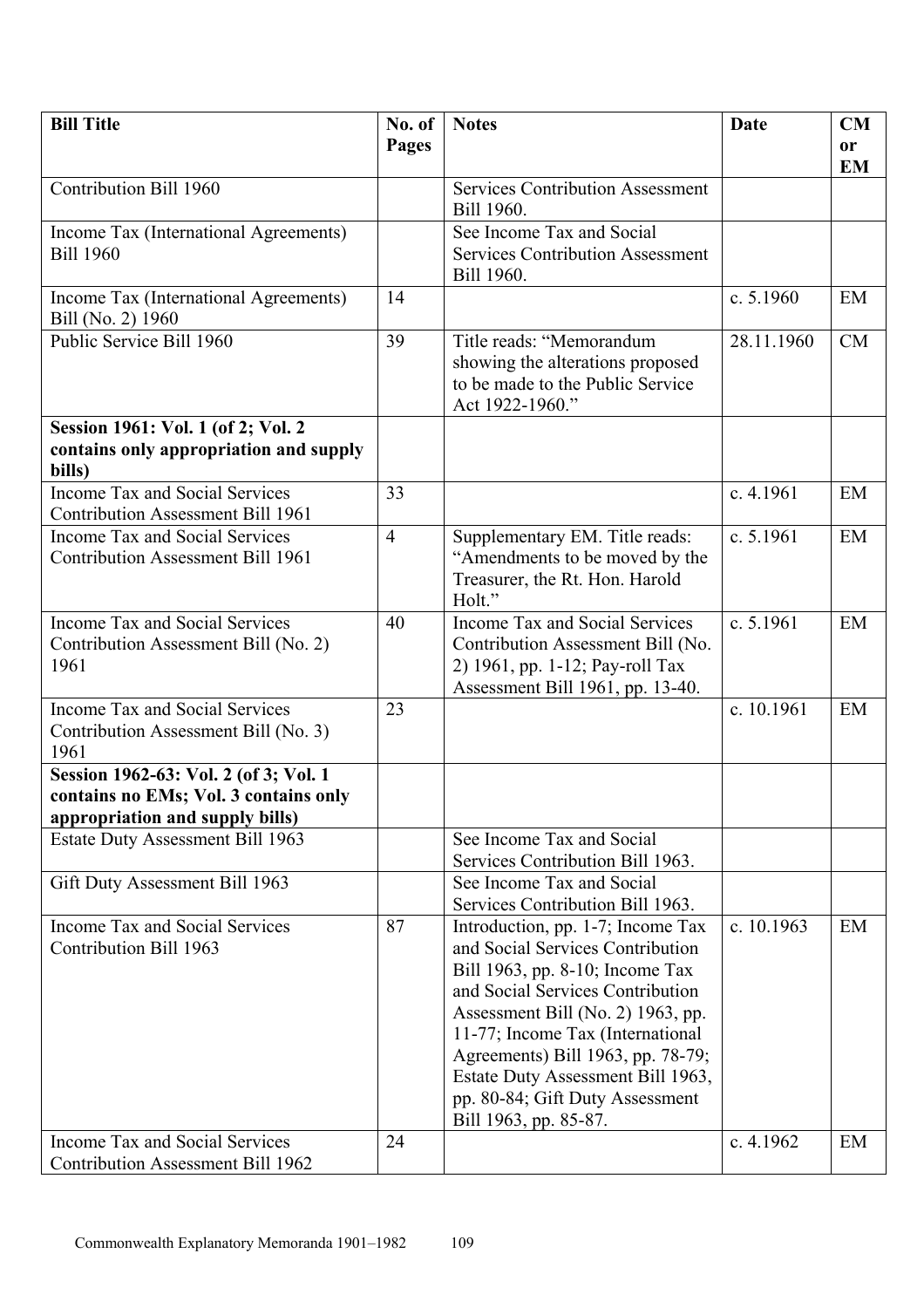| Bill Title | No. of Pages | Notes | Date | CM or EM |
|---|---|---|---|---|
| Contribution Bill 1960 | | Services Contribution Assessment Bill 1960. | | |
| Income Tax (International Agreements) Bill 1960 | | See Income Tax and Social Services Contribution Assessment Bill 1960. | | |
| Income Tax (International Agreements) Bill (No. 2) 1960 | 14 | | c. 5.1960 | EM |
| Public Service Bill 1960 | 39 | Title reads: "Memorandum showing the alterations proposed to be made to the Public Service Act 1922-1960." | 28.11.1960 | CM |
| **Session 1961: Vol. 1 (of 2; Vol. 2 contains only appropriation and supply bills)** | | | | |
| Income Tax and Social Services Contribution Assessment Bill 1961 | 33 | | c. 4.1961 | EM |
| Income Tax and Social Services Contribution Assessment Bill 1961 | 4 | Supplementary EM. Title reads: "Amendments to be moved by the Treasurer, the Rt. Hon. Harold Holt." | c. 5.1961 | EM |
| Income Tax and Social Services Contribution Assessment Bill (No. 2) 1961 | 40 | Income Tax and Social Services Contribution Assessment Bill (No. 2) 1961, pp. 1-12; Pay-roll Tax Assessment Bill 1961, pp. 13-40. | c. 5.1961 | EM |
| Income Tax and Social Services Contribution Assessment Bill (No. 3) 1961 | 23 | | c. 10.1961 | EM |
| **Session 1962-63: Vol. 2 (of 3; Vol. 1 contains no EMs; Vol. 3 contains only appropriation and supply bills)** | | | | |
| Estate Duty Assessment Bill 1963 | | See Income Tax and Social Services Contribution Bill 1963. | | |
| Gift Duty Assessment Bill 1963 | | See Income Tax and Social Services Contribution Bill 1963. | | |
| Income Tax and Social Services Contribution Bill 1963 | 87 | Introduction, pp. 1-7; Income Tax and Social Services Contribution Bill 1963, pp. 8-10; Income Tax and Social Services Contribution Assessment Bill (No. 2) 1963, pp. 11-77; Income Tax (International Agreements) Bill 1963, pp. 78-79; Estate Duty Assessment Bill 1963, pp. 80-84; Gift Duty Assessment Bill 1963, pp. 85-87. | c. 10.1963 | EM |
| Income Tax and Social Services Contribution Assessment Bill 1962 | 24 | | c. 4.1962 | EM |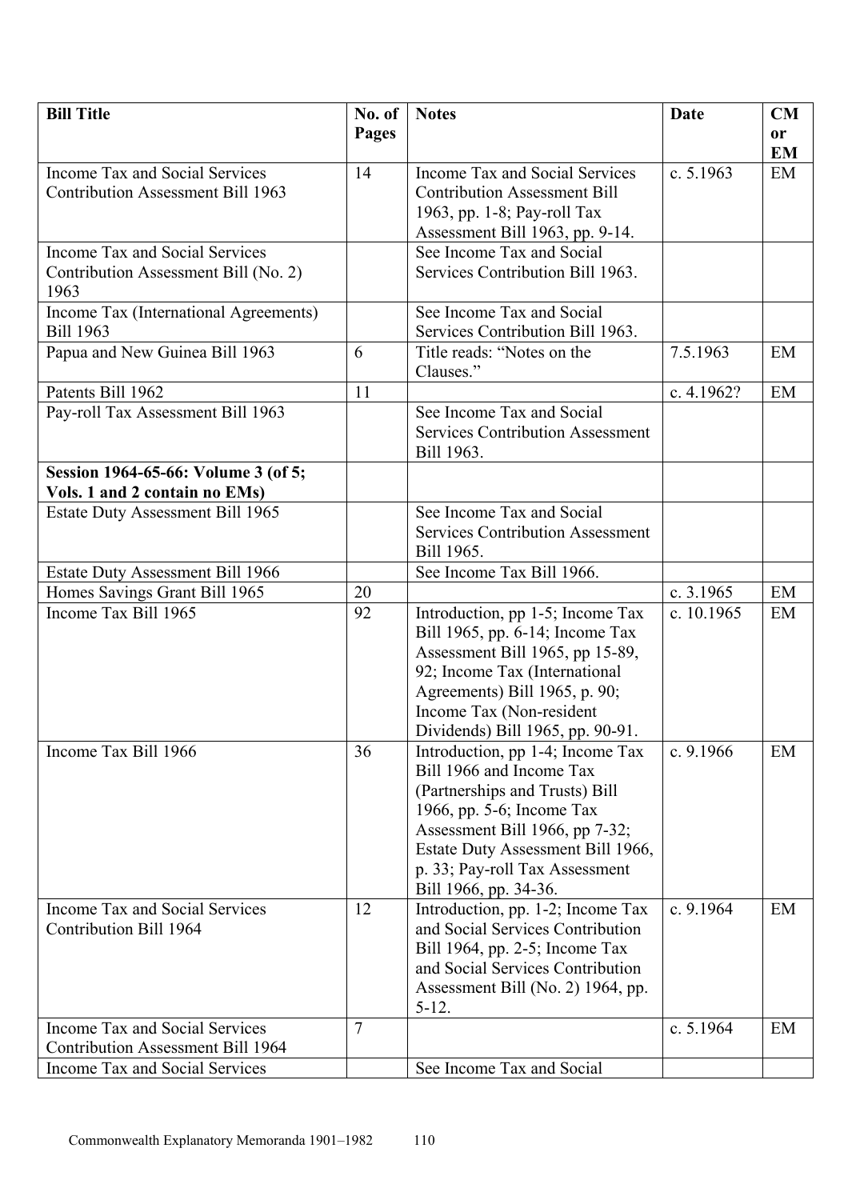| Bill Title | No. of Pages | Notes | Date | CM or EM |
|---|---|---|---|---|
| Income Tax and Social Services Contribution Assessment Bill 1963 | 14 | Income Tax and Social Services Contribution Assessment Bill 1963, pp. 1-8; Pay-roll Tax Assessment Bill 1963, pp. 9-14. | c. 5.1963 | EM |
| Income Tax and Social Services Contribution Assessment Bill (No. 2) 1963 | | See Income Tax and Social Services Contribution Bill 1963. | | |
| Income Tax (International Agreements) Bill 1963 | | See Income Tax and Social Services Contribution Bill 1963. | | |
| Papua and New Guinea Bill 1963 | 6 | Title reads: "Notes on the Clauses." | 7.5.1963 | EM |
| Patents Bill 1962 | 11 | | c. 4.1962? | EM |
| Pay-roll Tax Assessment Bill 1963 | | See Income Tax and Social Services Contribution Assessment Bill 1963. | | |
| **Session 1964-65-66: Volume 3 (of 5; Vols. 1 and 2 contain no EMs)** | | | | |
| Estate Duty Assessment Bill 1965 | | See Income Tax and Social Services Contribution Assessment Bill 1965. | | |
| Estate Duty Assessment Bill 1966 | | See Income Tax Bill 1966. | | |
| Homes Savings Grant Bill 1965 | 20 | | c. 3.1965 | EM |
| Income Tax Bill 1965 | 92 | Introduction, pp 1-5; Income Tax Bill 1965, pp. 6-14; Income Tax Assessment Bill 1965, pp 15-89, 92; Income Tax (International Agreements) Bill 1965, p. 90; Income Tax (Non-resident Dividends) Bill 1965, pp. 90-91. | c. 10.1965 | EM |
| Income Tax Bill 1966 | 36 | Introduction, pp 1-4; Income Tax Bill 1966 and Income Tax (Partnerships and Trusts) Bill 1966, pp. 5-6; Income Tax Assessment Bill 1966, pp 7-32; Estate Duty Assessment Bill 1966, p. 33; Pay-roll Tax Assessment Bill 1966, pp. 34-36. | c. 9.1966 | EM |
| Income Tax and Social Services Contribution Bill 1964 | 12 | Introduction, pp. 1-2; Income Tax and Social Services Contribution Bill 1964, pp. 2-5; Income Tax and Social Services Contribution Assessment Bill (No. 2) 1964, pp. 5-12. | c. 9.1964 | EM |
| Income Tax and Social Services Contribution Assessment Bill 1964 | 7 | | c. 5.1964 | EM |
| Income Tax and Social Services | | See Income Tax and Social | | |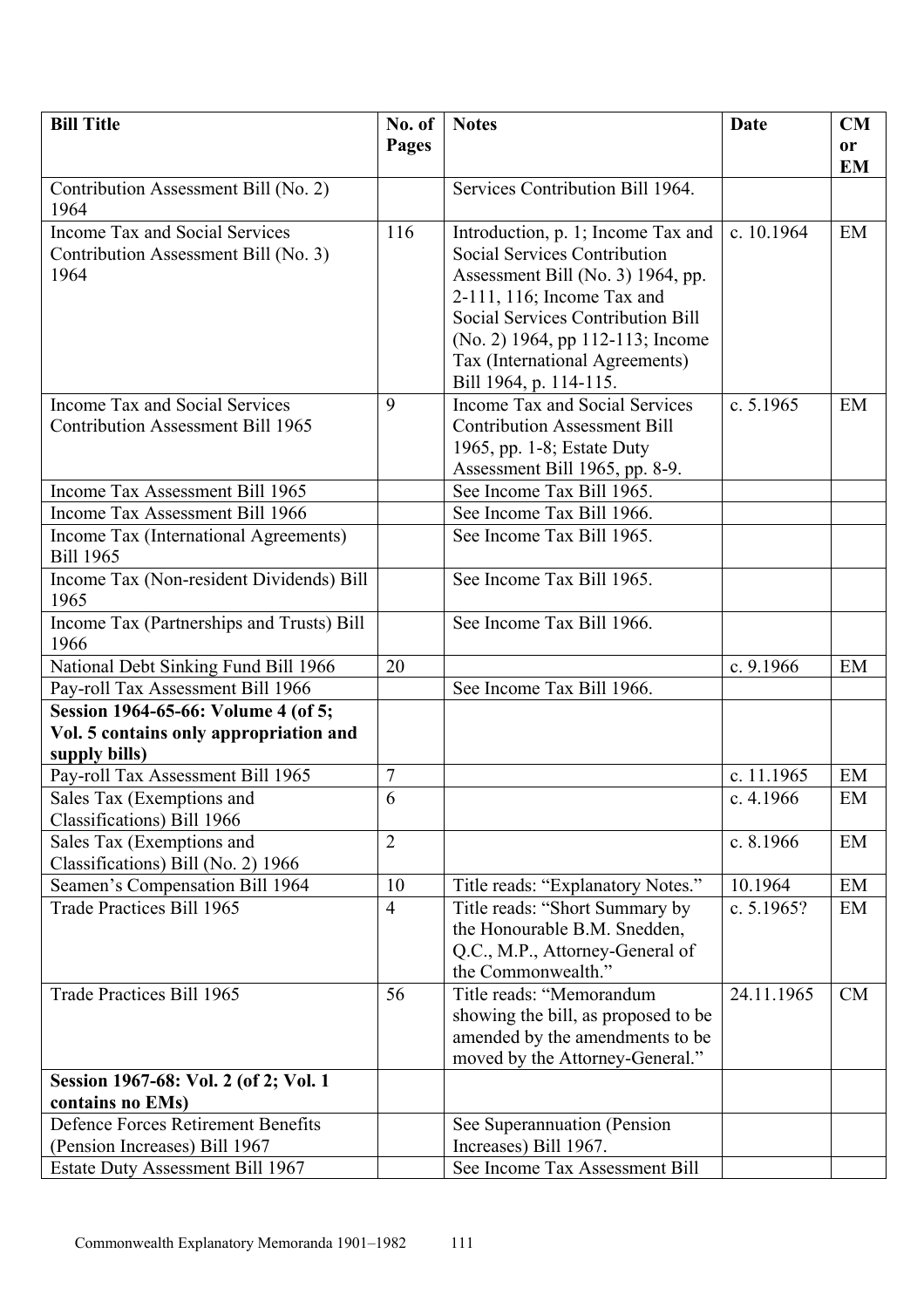| Bill Title | No. of Pages | Notes | Date | CM or EM |
|---|---|---|---|---|
| Contribution Assessment Bill (No. 2) 1964 | | Services Contribution Bill 1964. | | |
| Income Tax and Social Services Contribution Assessment Bill (No. 3) 1964 | 116 | Introduction, p. 1; Income Tax and Social Services Contribution Assessment Bill (No. 3) 1964, pp. 2-111, 116; Income Tax and Social Services Contribution Bill (No. 2) 1964, pp 112-113; Income Tax (International Agreements) Bill 1964, p. 114-115. | c. 10.1964 | EM |
| Income Tax and Social Services Contribution Assessment Bill 1965 | 9 | Income Tax and Social Services Contribution Assessment Bill 1965, pp. 1-8; Estate Duty Assessment Bill 1965, pp. 8-9. | c. 5.1965 | EM |
| Income Tax Assessment Bill 1965 | | See Income Tax Bill 1965. | | |
| Income Tax Assessment Bill 1966 | | See Income Tax Bill 1966. | | |
| Income Tax (International Agreements) Bill 1965 | | See Income Tax Bill 1965. | | |
| Income Tax (Non-resident Dividends) Bill 1965 | | See Income Tax Bill 1965. | | |
| Income Tax (Partnerships and Trusts) Bill 1966 | | See Income Tax Bill 1966. | | |
| National Debt Sinking Fund Bill 1966 | 20 | | c. 9.1966 | EM |
| Pay-roll Tax Assessment Bill 1966 | | See Income Tax Bill 1966. | | |
| **Session 1964-65-66: Volume 4 (of 5; Vol. 5 contains only appropriation and supply bills)** | | | | |
| Pay-roll Tax Assessment Bill 1965 | 7 | | c. 11.1965 | EM |
| Sales Tax (Exemptions and Classifications) Bill 1966 | 6 | | c. 4.1966 | EM |
| Sales Tax (Exemptions and Classifications) Bill (No. 2) 1966 | 2 | | c. 8.1966 | EM |
| Seamen's Compensation Bill 1964 | 10 | Title reads: "Explanatory Notes." | 10.1964 | EM |
| Trade Practices Bill 1965 | 4 | Title reads: "Short Summary by the Honourable B.M. Snedden, Q.C., M.P., Attorney-General of the Commonwealth." | c. 5.1965? | EM |
| Trade Practices Bill 1965 | 56 | Title reads: "Memorandum showing the bill, as proposed to be amended by the amendments to be moved by the Attorney-General." | 24.11.1965 | CM |
| **Session 1967-68: Vol. 2 (of 2; Vol. 1 contains no EMs)** | | | | |
| Defence Forces Retirement Benefits (Pension Increases) Bill 1967 | | See Superannuation (Pension Increases) Bill 1967. | | |
| Estate Duty Assessment Bill 1967 | | See Income Tax Assessment Bill | | |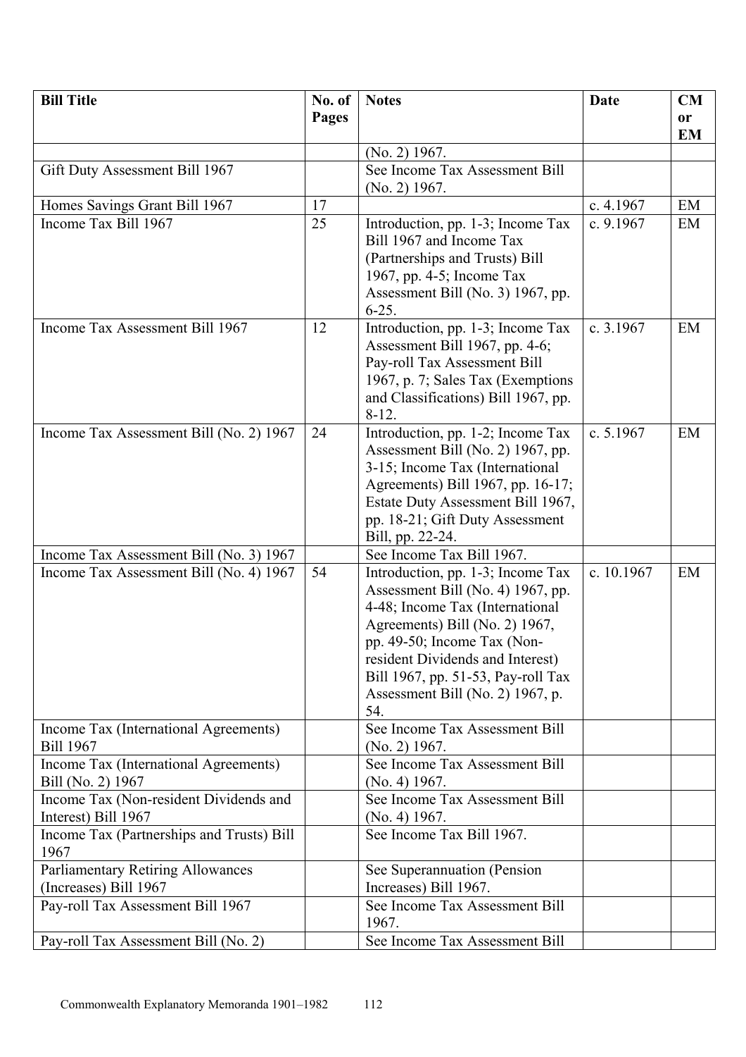| Bill Title | No. of Pages | Notes | Date | CM or EM |
|---|---|---|---|---|
| | | (No. 2) 1967. | | |
| Gift Duty Assessment Bill 1967 | | See Income Tax Assessment Bill (No. 2) 1967. | | |
| Homes Savings Grant Bill 1967 | 17 | | c. 4.1967 | EM |
| Income Tax Bill 1967 | 25 | Introduction, pp. 1-3; Income Tax Bill 1967 and Income Tax (Partnerships and Trusts) Bill 1967, pp. 4-5; Income Tax Assessment Bill (No. 3) 1967, pp. 6-25. | c. 9.1967 | EM |
| Income Tax Assessment Bill 1967 | 12 | Introduction, pp. 1-3; Income Tax Assessment Bill 1967, pp. 4-6; Pay-roll Tax Assessment Bill 1967, p. 7; Sales Tax (Exemptions and Classifications) Bill 1967, pp. 8-12. | c. 3.1967 | EM |
| Income Tax Assessment Bill (No. 2) 1967 | 24 | Introduction, pp. 1-2; Income Tax Assessment Bill (No. 2) 1967, pp. 3-15; Income Tax (International Agreements) Bill 1967, pp. 16-17; Estate Duty Assessment Bill 1967, pp. 18-21; Gift Duty Assessment Bill, pp. 22-24. | c. 5.1967 | EM |
| Income Tax Assessment Bill (No. 3) 1967 | | See Income Tax Bill 1967. | | |
| Income Tax Assessment Bill (No. 4) 1967 | 54 | Introduction, pp. 1-3; Income Tax Assessment Bill (No. 4) 1967, pp. 4-48; Income Tax (International Agreements) Bill (No. 2) 1967, pp. 49-50; Income Tax (Non-resident Dividends and Interest) Bill 1967, pp. 51-53, Pay-roll Tax Assessment Bill (No. 2) 1967, p. 54. | c. 10.1967 | EM |
| Income Tax (International Agreements) Bill 1967 | | See Income Tax Assessment Bill (No. 2) 1967. | | |
| Income Tax (International Agreements) Bill (No. 2) 1967 | | See Income Tax Assessment Bill (No. 4) 1967. | | |
| Income Tax (Non-resident Dividends and Interest) Bill 1967 | | See Income Tax Assessment Bill (No. 4) 1967. | | |
| Income Tax (Partnerships and Trusts) Bill 1967 | | See Income Tax Bill 1967. | | |
| Parliamentary Retiring Allowances (Increases) Bill 1967 | | See Superannuation (Pension Increases) Bill 1967. | | |
| Pay-roll Tax Assessment Bill 1967 | | See Income Tax Assessment Bill 1967. | | |
| Pay-roll Tax Assessment Bill (No. 2) | | See Income Tax Assessment Bill | | |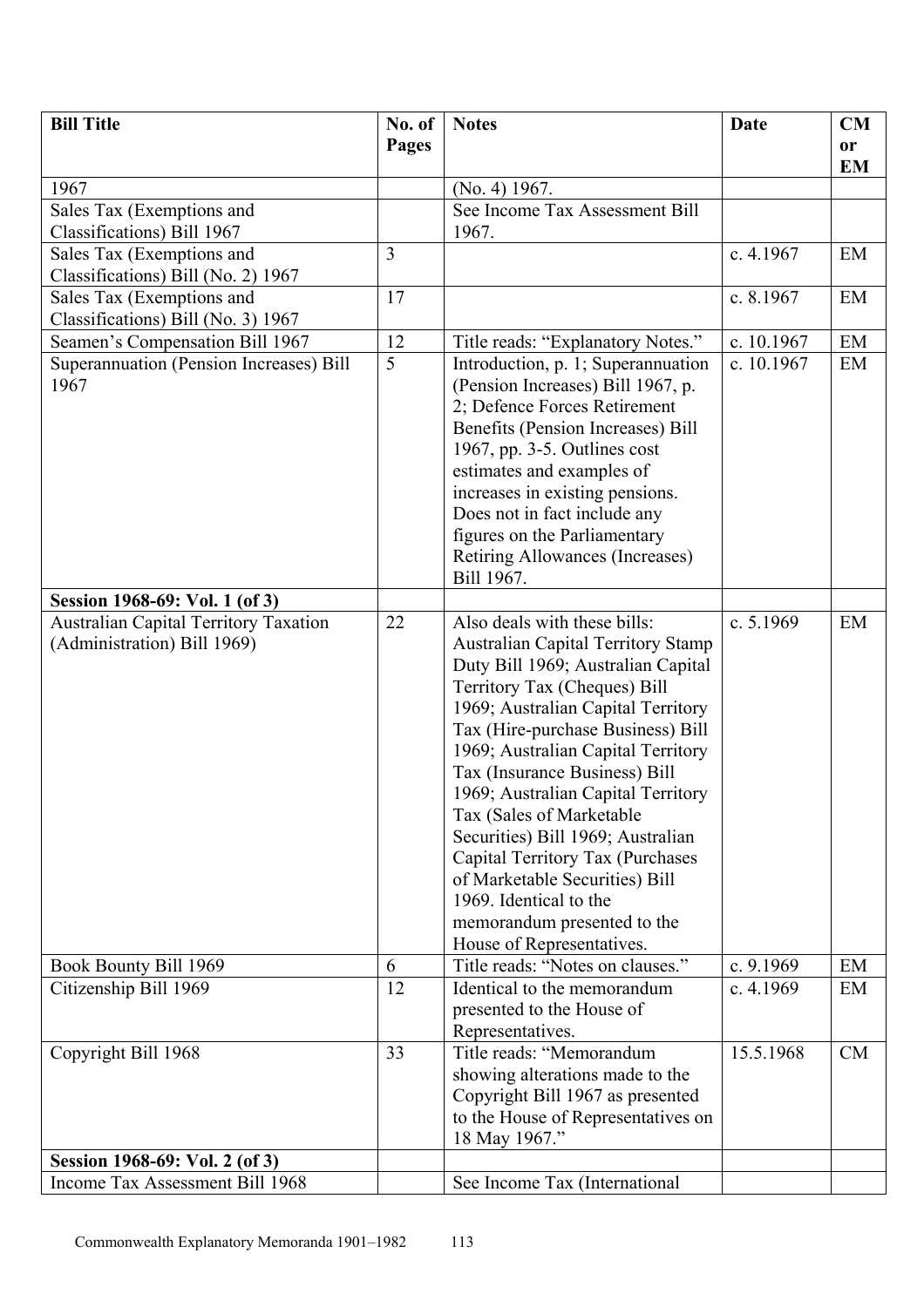| Bill Title | No. of Pages | Notes | Date | CM or EM |
|---|---|---|---|---|
| 1967 | | (No. 4) 1967. | | |
| Sales Tax (Exemptions and Classifications) Bill 1967 | | See Income Tax Assessment Bill 1967. | | |
| Sales Tax (Exemptions and Classifications) Bill (No. 2) 1967 | 3 | | c. 4.1967 | EM |
| Sales Tax (Exemptions and Classifications) Bill (No. 3) 1967 | 17 | | c. 8.1967 | EM |
| Seamen's Compensation Bill 1967 | 12 | Title reads: "Explanatory Notes." | c. 10.1967 | EM |
| Superannuation (Pension Increases) Bill 1967 | 5 | Introduction, p. 1; Superannuation (Pension Increases) Bill 1967, p. 2; Defence Forces Retirement Benefits (Pension Increases) Bill 1967, pp. 3-5. Outlines cost estimates and examples of increases in existing pensions. Does not in fact include any figures on the Parliamentary Retiring Allowances (Increases) Bill 1967. | c. 10.1967 | EM |
| **Session 1968-69: Vol. 1 (of 3)** | | | | |
| Australian Capital Territory Taxation (Administration) Bill 1969) | 22 | Also deals with these bills: Australian Capital Territory Stamp Duty Bill 1969; Australian Capital Territory Tax (Cheques) Bill 1969; Australian Capital Territory Tax (Hire-purchase Business) Bill 1969; Australian Capital Territory Tax (Insurance Business) Bill 1969; Australian Capital Territory Tax (Sales of Marketable Securities) Bill 1969; Australian Capital Territory Tax (Purchases of Marketable Securities) Bill 1969. Identical to the memorandum presented to the House of Representatives. | c. 5.1969 | EM |
| Book Bounty Bill 1969 | 6 | Title reads: "Notes on clauses." | c. 9.1969 | EM |
| Citizenship Bill 1969 | 12 | Identical to the memorandum presented to the House of Representatives. | c. 4.1969 | EM |
| Copyright Bill 1968 | 33 | Title reads: "Memorandum showing alterations made to the Copyright Bill 1967 as presented to the House of Representatives on 18 May 1967." | 15.5.1968 | CM |
| **Session 1968-69: Vol. 2 (of 3)** | | | | |
| Income Tax Assessment Bill 1968 | | See Income Tax (International | | |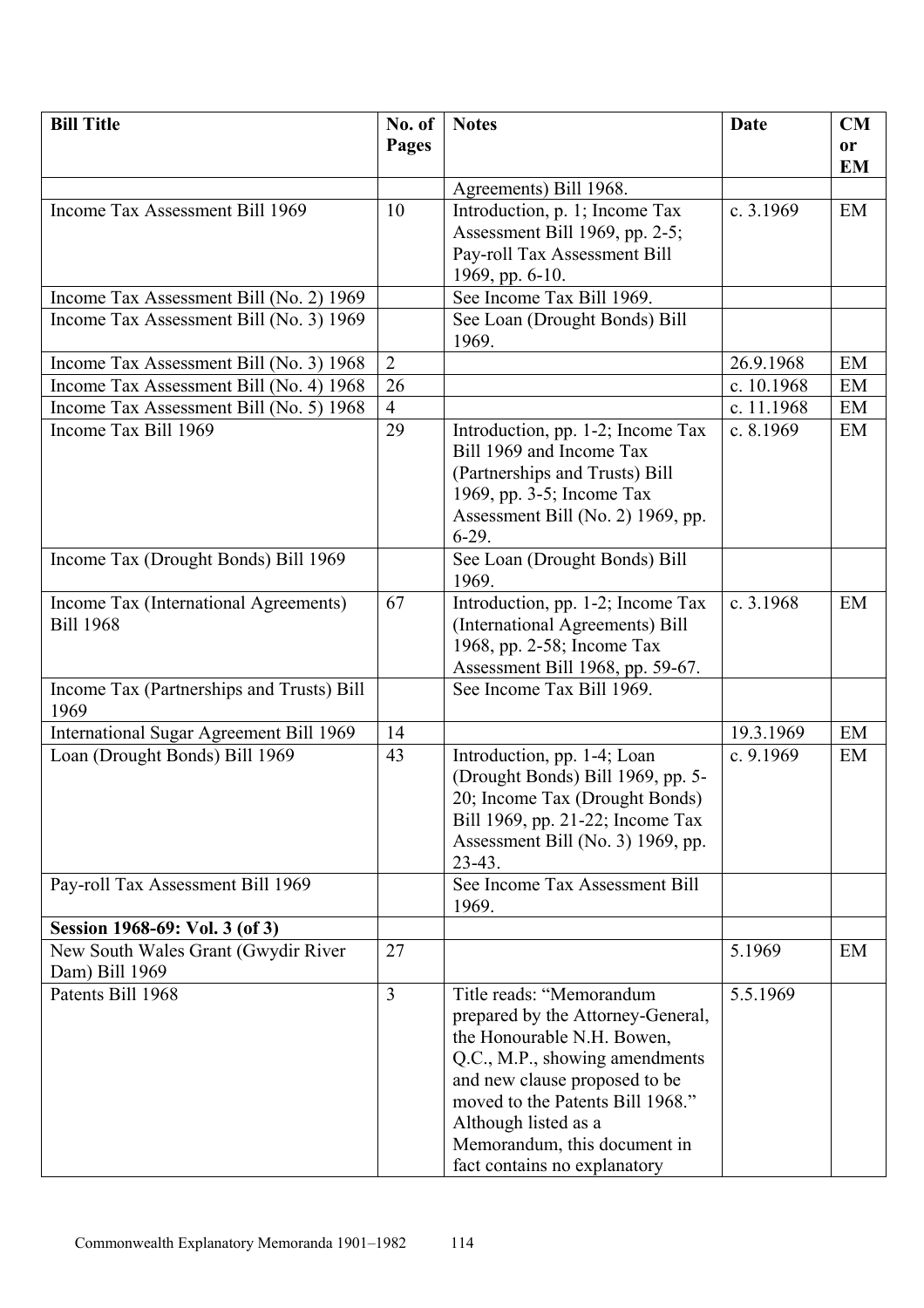| Bill Title | No. of Pages | Notes | Date | CM or EM |
|---|---|---|---|---|
| | | Agreements) Bill 1968. | | |
| Income Tax Assessment Bill 1969 | 10 | Introduction, p. 1; Income Tax Assessment Bill 1969, pp. 2-5; Pay-roll Tax Assessment Bill 1969, pp. 6-10. | c. 3.1969 | EM |
| Income Tax Assessment Bill (No. 2) 1969 | | See Income Tax Bill 1969. | | |
| Income Tax Assessment Bill (No. 3) 1969 | | See Loan (Drought Bonds) Bill 1969. | | |
| Income Tax Assessment Bill (No. 3) 1968 | 2 | | 26.9.1968 | EM |
| Income Tax Assessment Bill (No. 4) 1968 | 26 | | c. 10.1968 | EM |
| Income Tax Assessment Bill (No. 5) 1968 | 4 | | c. 11.1968 | EM |
| Income Tax Bill 1969 | 29 | Introduction, pp. 1-2; Income Tax Bill 1969 and Income Tax (Partnerships and Trusts) Bill 1969, pp. 3-5; Income Tax Assessment Bill (No. 2) 1969, pp. 6-29. | c. 8.1969 | EM |
| Income Tax (Drought Bonds) Bill 1969 | | See Loan (Drought Bonds) Bill 1969. | | |
| Income Tax (International Agreements) Bill 1968 | 67 | Introduction, pp. 1-2; Income Tax (International Agreements) Bill 1968, pp. 2-58; Income Tax Assessment Bill 1968, pp. 59-67. | c. 3.1968 | EM |
| Income Tax (Partnerships and Trusts) Bill 1969 | | See Income Tax Bill 1969. | | |
| International Sugar Agreement Bill 1969 | 14 | | 19.3.1969 | EM |
| Loan (Drought Bonds) Bill 1969 | 43 | Introduction, pp. 1-4; Loan (Drought Bonds) Bill 1969, pp. 5-20; Income Tax (Drought Bonds) Bill 1969, pp. 21-22; Income Tax Assessment Bill (No. 3) 1969, pp. 23-43. | c. 9.1969 | EM |
| Pay-roll Tax Assessment Bill 1969 | | See Income Tax Assessment Bill 1969. | | |
| **Session 1968-69: Vol. 3 (of 3)** | | | | |
| New South Wales Grant (Gwydir River Dam) Bill 1969 | 27 | | 5.1969 | EM |
| Patents Bill 1968 | 3 | Title reads: "Memorandum prepared by the Attorney-General, the Honourable N.H. Bowen, Q.C., M.P., showing amendments and new clause proposed to be moved to the Patents Bill 1968." Although listed as a Memorandum, this document in fact contains no explanatory | 5.5.1969 | |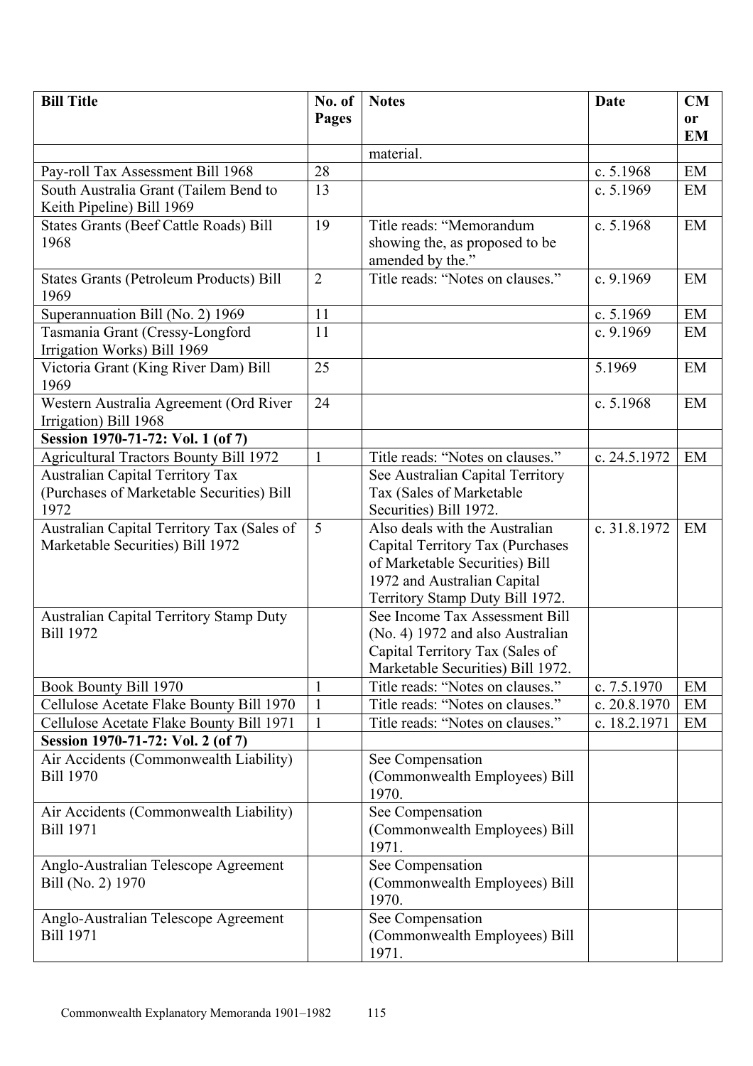| Bill Title | No. of Pages | Notes | Date | CM or EM |
|---|---|---|---|---|
| | | material. | | |
| Pay-roll Tax Assessment Bill 1968 | 28 | | c. 5.1968 | EM |
| South Australia Grant (Tailem Bend to Keith Pipeline) Bill 1969 | 13 | | c. 5.1969 | EM |
| States Grants (Beef Cattle Roads) Bill 1968 | 19 | Title reads: "Memorandum showing the, as proposed to be amended by the." | c. 5.1968 | EM |
| States Grants (Petroleum Products) Bill 1969 | 2 | Title reads: "Notes on clauses." | c. 9.1969 | EM |
| Superannuation Bill (No. 2) 1969 | 11 | | c. 5.1969 | EM |
| Tasmania Grant (Cressy-Longford Irrigation Works) Bill 1969 | 11 | | c. 9.1969 | EM |
| Victoria Grant (King River Dam) Bill 1969 | 25 | | 5.1969 | EM |
| Western Australia Agreement (Ord River Irrigation) Bill 1968 | 24 | | c. 5.1968 | EM |
| **Session 1970-71-72: Vol. 1 (of 7)** | | | | |
| Agricultural Tractors Bounty Bill 1972 | 1 | Title reads: "Notes on clauses." | c. 24.5.1972 | EM |
| Australian Capital Territory Tax (Purchases of Marketable Securities) Bill 1972 | | See Australian Capital Territory Tax (Sales of Marketable Securities) Bill 1972. | | |
| Australian Capital Territory Tax (Sales of Marketable Securities) Bill 1972 | 5 | Also deals with the Australian Capital Territory Tax (Purchases of Marketable Securities) Bill 1972 and Australian Capital Territory Stamp Duty Bill 1972. | c. 31.8.1972 | EM |
| Australian Capital Territory Stamp Duty Bill 1972 | | See Income Tax Assessment Bill (No. 4) 1972 and also Australian Capital Territory Tax (Sales of Marketable Securities) Bill 1972. | | |
| Book Bounty Bill 1970 | 1 | Title reads: "Notes on clauses." | c. 7.5.1970 | EM |
| Cellulose Acetate Flake Bounty Bill 1970 | 1 | Title reads: "Notes on clauses." | c. 20.8.1970 | EM |
| Cellulose Acetate Flake Bounty Bill 1971 | 1 | Title reads: "Notes on clauses." | c. 18.2.1971 | EM |
| **Session 1970-71-72: Vol. 2 (of 7)** | | | | |
| Air Accidents (Commonwealth Liability) Bill 1970 | | See Compensation (Commonwealth Employees) Bill 1970. | | |
| Air Accidents (Commonwealth Liability) Bill 1971 | | See Compensation (Commonwealth Employees) Bill 1971. | | |
| Anglo-Australian Telescope Agreement Bill (No. 2) 1970 | | See Compensation (Commonwealth Employees) Bill 1970. | | |
| Anglo-Australian Telescope Agreement Bill 1971 | | See Compensation (Commonwealth Employees) Bill 1971. | | |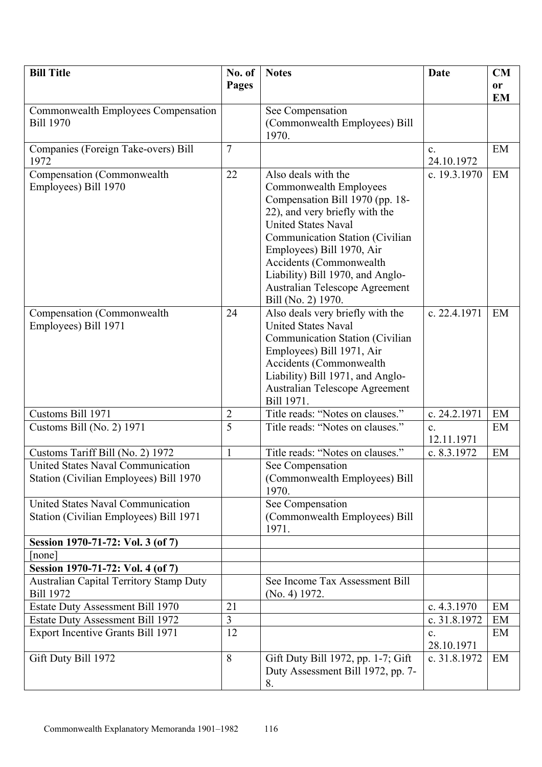| Bill Title | No. of Pages | Notes | Date | CM or EM |
|---|---|---|---|---|
| Commonwealth Employees Compensation Bill 1970 | | See Compensation (Commonwealth Employees) Bill 1970. | | |
| Companies (Foreign Take-overs) Bill 1972 | 7 | | c. 24.10.1972 | EM |
| Compensation (Commonwealth Employees) Bill 1970 | 22 | Also deals with the Commonwealth Employees Compensation Bill 1970 (pp. 18-22), and very briefly with the United States Naval Communication Station (Civilian Employees) Bill 1970, Air Accidents (Commonwealth Liability) Bill 1970, and Anglo-Australian Telescope Agreement Bill (No. 2) 1970. | c. 19.3.1970 | EM |
| Compensation (Commonwealth Employees) Bill 1971 | 24 | Also deals very briefly with the United States Naval Communication Station (Civilian Employees) Bill 1971, Air Accidents (Commonwealth Liability) Bill 1971, and Anglo-Australian Telescope Agreement Bill 1971. | c. 22.4.1971 | EM |
| Customs Bill 1971 | 2 | Title reads: "Notes on clauses." | c. 24.2.1971 | EM |
| Customs Bill (No. 2) 1971 | 5 | Title reads: "Notes on clauses." | c. 12.11.1971 | EM |
| Customs Tariff Bill (No. 2) 1972 | 1 | Title reads: "Notes on clauses." | c. 8.3.1972 | EM |
| United States Naval Communication Station (Civilian Employees) Bill 1970 | | See Compensation (Commonwealth Employees) Bill 1970. | | |
| United States Naval Communication Station (Civilian Employees) Bill 1971 | | See Compensation (Commonwealth Employees) Bill 1971. | | |
| **Session 1970-71-72: Vol. 3 (of 7)** | | | | |
| [none] | | | | |
| **Session 1970-71-72: Vol. 4 (of 7)** | | | | |
| Australian Capital Territory Stamp Duty Bill 1972 | | See Income Tax Assessment Bill (No. 4) 1972. | | |
| Estate Duty Assessment Bill 1970 | 21 | | c. 4.3.1970 | EM |
| Estate Duty Assessment Bill 1972 | 3 | | c. 31.8.1972 | EM |
| Export Incentive Grants Bill 1971 | 12 | | c. 28.10.1971 | EM |
| Gift Duty Bill 1972 | 8 | Gift Duty Bill 1972, pp. 1-7; Gift Duty Assessment Bill 1972, pp. 7-8. | c. 31.8.1972 | EM |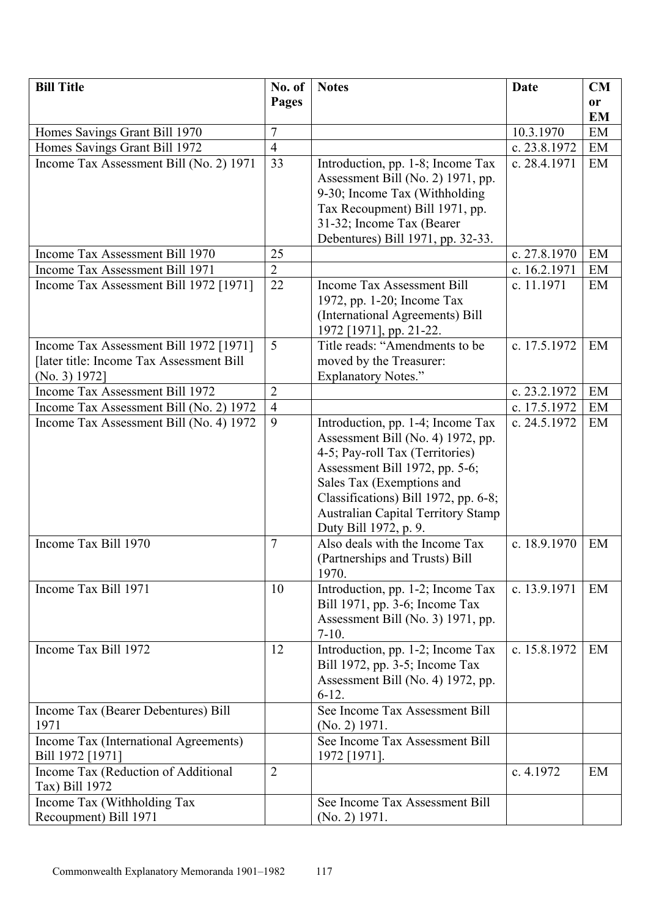| Bill Title | No. of Pages | Notes | Date | CM or EM |
|---|---|---|---|---|
| Homes Savings Grant Bill 1970 | 7 | | 10.3.1970 | EM |
| Homes Savings Grant Bill 1972 | 4 | | c. 23.8.1972 | EM |
| Income Tax Assessment Bill (No. 2) 1971 | 33 | Introduction, pp. 1-8; Income Tax Assessment Bill (No. 2) 1971, pp. 9-30; Income Tax (Withholding Tax Recoupment) Bill 1971, pp. 31-32; Income Tax (Bearer Debentures) Bill 1971, pp. 32-33. | c. 28.4.1971 | EM |
| Income Tax Assessment Bill 1970 | 25 | | c. 27.8.1970 | EM |
| Income Tax Assessment Bill 1971 | 2 | | c. 16.2.1971 | EM |
| Income Tax Assessment Bill 1972 [1971] | 22 | Income Tax Assessment Bill 1972, pp. 1-20; Income Tax (International Agreements) Bill 1972 [1971], pp. 21-22. | c. 11.1971 | EM |
| Income Tax Assessment Bill 1972 [1971] [later title: Income Tax Assessment Bill (No. 3) 1972] | 5 | Title reads: "Amendments to be moved by the Treasurer: Explanatory Notes." | c. 17.5.1972 | EM |
| Income Tax Assessment Bill 1972 | 2 | | c. 23.2.1972 | EM |
| Income Tax Assessment Bill (No. 2) 1972 | 4 | | c. 17.5.1972 | EM |
| Income Tax Assessment Bill (No. 4) 1972 | 9 | Introduction, pp. 1-4; Income Tax Assessment Bill (No. 4) 1972, pp. 4-5; Pay-roll Tax (Territories) Assessment Bill 1972, pp. 5-6; Sales Tax (Exemptions and Classifications) Bill 1972, pp. 6-8; Australian Capital Territory Stamp Duty Bill 1972, p. 9. | c. 24.5.1972 | EM |
| Income Tax Bill 1970 | 7 | Also deals with the Income Tax (Partnerships and Trusts) Bill 1970. | c. 18.9.1970 | EM |
| Income Tax Bill 1971 | 10 | Introduction, pp. 1-2; Income Tax Bill 1971, pp. 3-6; Income Tax Assessment Bill (No. 3) 1971, pp. 7-10. | c. 13.9.1971 | EM |
| Income Tax Bill 1972 | 12 | Introduction, pp. 1-2; Income Tax Bill 1972, pp. 3-5; Income Tax Assessment Bill (No. 4) 1972, pp. 6-12. | c. 15.8.1972 | EM |
| Income Tax (Bearer Debentures) Bill 1971 | | See Income Tax Assessment Bill (No. 2) 1971. | | |
| Income Tax (International Agreements) Bill 1972 [1971] | | See Income Tax Assessment Bill 1972 [1971]. | | |
| Income Tax (Reduction of Additional Tax) Bill 1972 | 2 | | c. 4.1972 | EM |
| Income Tax (Withholding Tax Recoupment) Bill 1971 | | See Income Tax Assessment Bill (No. 2) 1971. | | |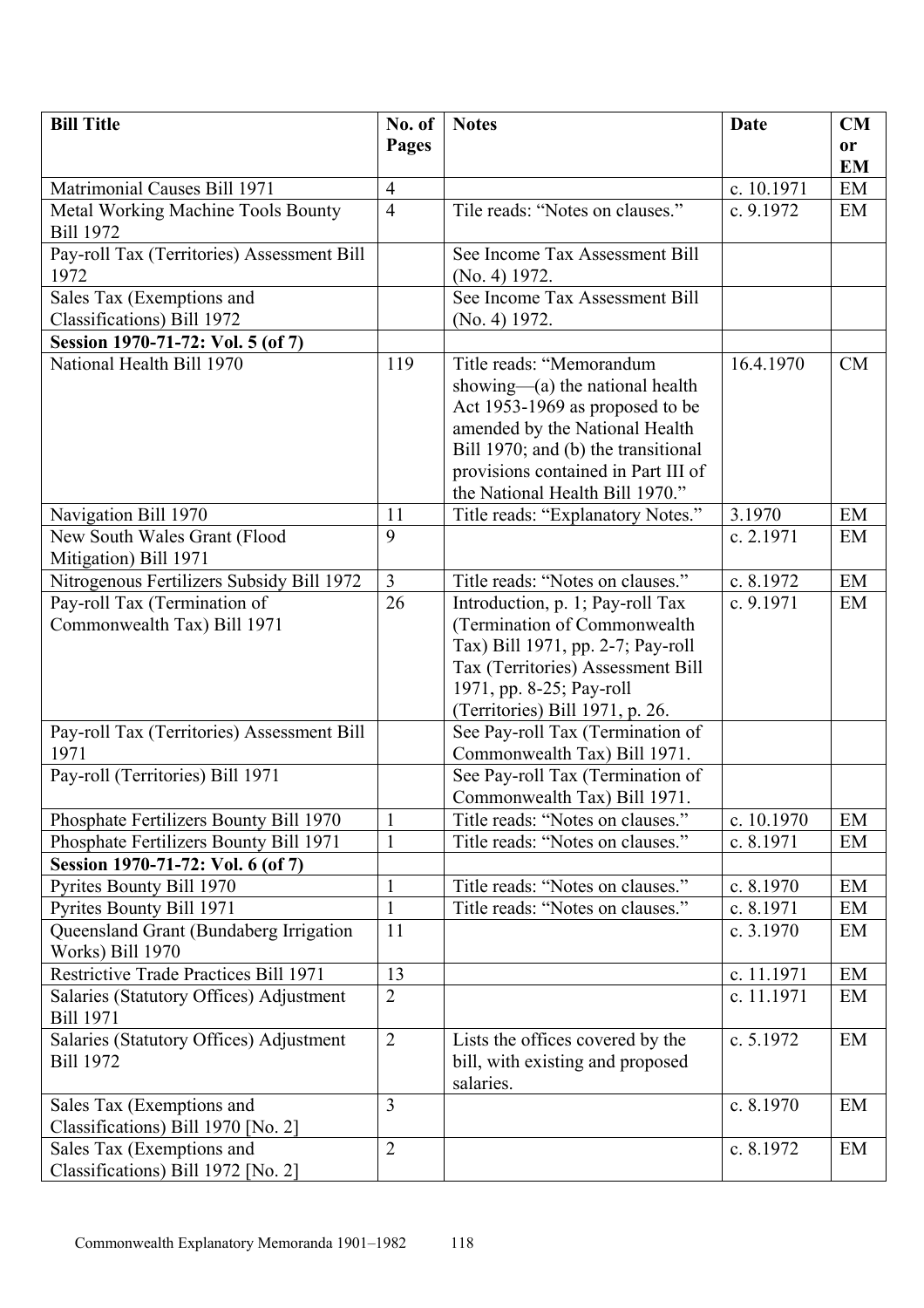| Bill Title | No. of Pages | Notes | Date | CM or EM |
|---|---|---|---|---|
| Matrimonial Causes Bill 1971 | 4 | | c. 10.1971 | EM |
| Metal Working Machine Tools Bounty Bill 1972 | 4 | Tile reads: "Notes on clauses." | c. 9.1972 | EM |
| Pay-roll Tax (Territories) Assessment Bill 1972 | | See Income Tax Assessment Bill (No. 4) 1972. | | |
| Sales Tax (Exemptions and Classifications) Bill 1972 | | See Income Tax Assessment Bill (No. 4) 1972. | | |
| **Session 1970-71-72: Vol. 5 (of 7)** | | | | |
| National Health Bill 1970 | 119 | Title reads: "Memorandum showing—(a) the national health Act 1953-1969 as proposed to be amended by the National Health Bill 1970; and (b) the transitional provisions contained in Part III of the National Health Bill 1970." | 16.4.1970 | CM |
| Navigation Bill 1970 | 11 | Title reads: "Explanatory Notes." | 3.1970 | EM |
| New South Wales Grant (Flood Mitigation) Bill 1971 | 9 | | c. 2.1971 | EM |
| Nitrogenous Fertilizers Subsidy Bill 1972 | 3 | Title reads: "Notes on clauses." | c. 8.1972 | EM |
| Pay-roll Tax (Termination of Commonwealth Tax) Bill 1971 | 26 | Introduction, p. 1; Pay-roll Tax (Termination of Commonwealth Tax) Bill 1971, pp. 2-7; Pay-roll Tax (Territories) Assessment Bill 1971, pp. 8-25; Pay-roll (Territories) Bill 1971, p. 26. | c. 9.1971 | EM |
| Pay-roll Tax (Territories) Assessment Bill 1971 | | See Pay-roll Tax (Termination of Commonwealth Tax) Bill 1971. | | |
| Pay-roll (Territories) Bill 1971 | | See Pay-roll Tax (Termination of Commonwealth Tax) Bill 1971. | | |
| Phosphate Fertilizers Bounty Bill 1970 | 1 | Title reads: "Notes on clauses." | c. 10.1970 | EM |
| Phosphate Fertilizers Bounty Bill 1971 | 1 | Title reads: "Notes on clauses." | c. 8.1971 | EM |
| **Session 1970-71-72: Vol. 6 (of 7)** | | | | |
| Pyrites Bounty Bill 1970 | 1 | Title reads: "Notes on clauses." | c. 8.1970 | EM |
| Pyrites Bounty Bill 1971 | 1 | Title reads: "Notes on clauses." | c. 8.1971 | EM |
| Queensland Grant (Bundaberg Irrigation Works) Bill 1970 | 11 | | c. 3.1970 | EM |
| Restrictive Trade Practices Bill 1971 | 13 | | c. 11.1971 | EM |
| Salaries (Statutory Offices) Adjustment Bill 1971 | 2 | | c. 11.1971 | EM |
| Salaries (Statutory Offices) Adjustment Bill 1972 | 2 | Lists the offices covered by the bill, with existing and proposed salaries. | c. 5.1972 | EM |
| Sales Tax (Exemptions and Classifications) Bill 1970 [No. 2] | 3 | | c. 8.1970 | EM |
| Sales Tax (Exemptions and Classifications) Bill 1972 [No. 2] | 2 | | c. 8.1972 | EM |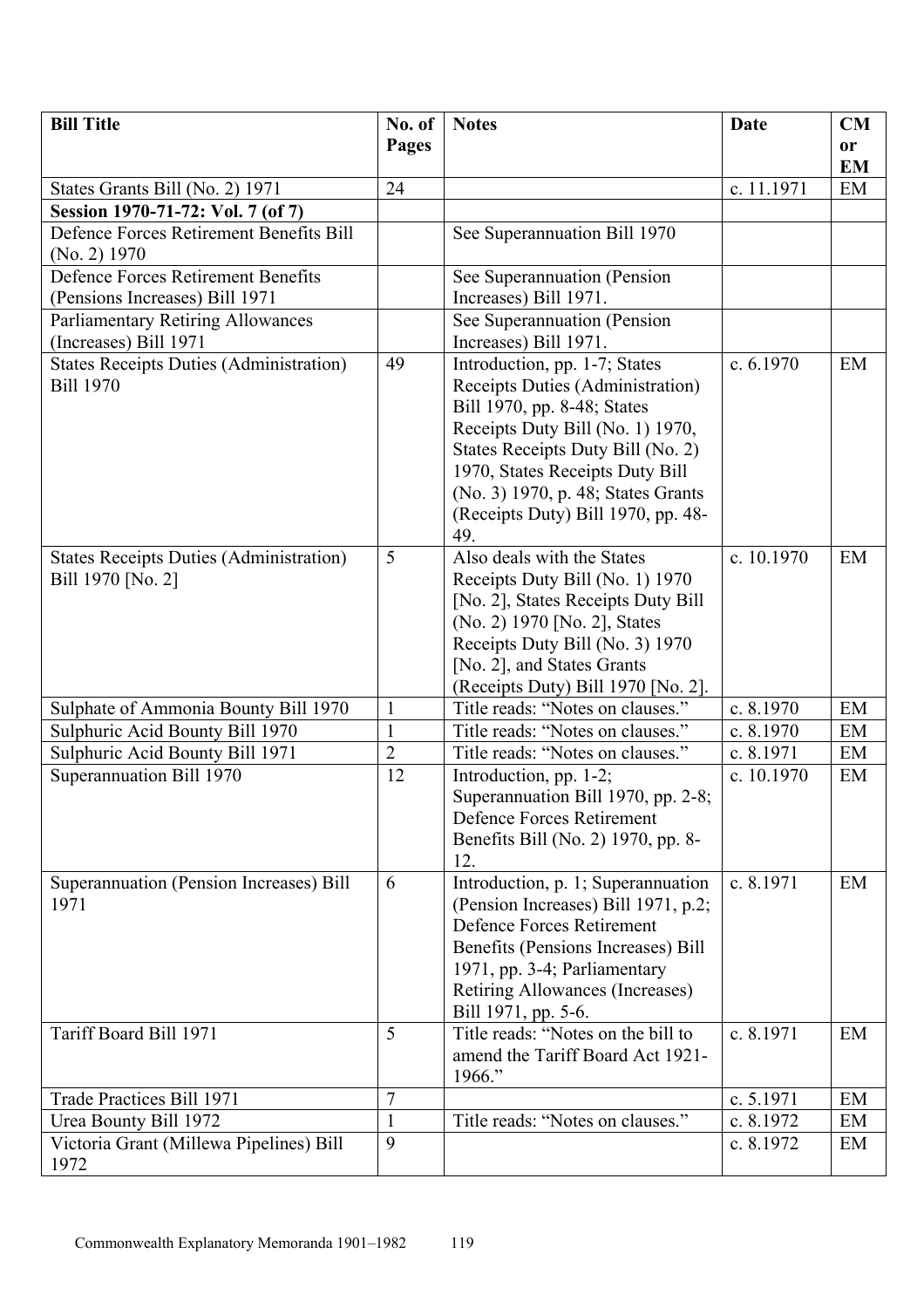| Bill Title | No. of Pages | Notes | Date | CM or EM |
|---|---|---|---|---|
| States Grants Bill (No. 2) 1971 | 24 | | c. 11.1971 | EM |
| **Session 1970-71-72: Vol. 7 (of 7)** | | | | |
| Defence Forces Retirement Benefits Bill (No. 2) 1970 | | See Superannuation Bill 1970 | | |
| Defence Forces Retirement Benefits (Pensions Increases) Bill 1971 | | See Superannuation (Pension Increases) Bill 1971. | | |
| Parliamentary Retiring Allowances (Increases) Bill 1971 | | See Superannuation (Pension Increases) Bill 1971. | | |
| States Receipts Duties (Administration) Bill 1970 | 49 | Introduction, pp. 1-7; States Receipts Duties (Administration) Bill 1970, pp. 8-48; States Receipts Duty Bill (No. 1) 1970, States Receipts Duty Bill (No. 2) 1970, States Receipts Duty Bill (No. 3) 1970, p. 48; States Grants (Receipts Duty) Bill 1970, pp. 48-49. | c. 6.1970 | EM |
| States Receipts Duties (Administration) Bill 1970 [No. 2] | 5 | Also deals with the States Receipts Duty Bill (No. 1) 1970 [No. 2], States Receipts Duty Bill (No. 2) 1970 [No. 2], States Receipts Duty Bill (No. 3) 1970 [No. 2], and States Grants (Receipts Duty) Bill 1970 [No. 2]. | c. 10.1970 | EM |
| Sulphate of Ammonia Bounty Bill 1970 | 1 | Title reads: "Notes on clauses." | c. 8.1970 | EM |
| Sulphuric Acid Bounty Bill 1970 | 1 | Title reads: "Notes on clauses." | c. 8.1970 | EM |
| Sulphuric Acid Bounty Bill 1971 | 2 | Title reads: "Notes on clauses." | c. 8.1971 | EM |
| Superannuation Bill 1970 | 12 | Introduction, pp. 1-2; Superannuation Bill 1970, pp. 2-8; Defence Forces Retirement Benefits Bill (No. 2) 1970, pp. 8-12. | c. 10.1970 | EM |
| Superannuation (Pension Increases) Bill 1971 | 6 | Introduction, p. 1; Superannuation (Pension Increases) Bill 1971, p.2; Defence Forces Retirement Benefits (Pensions Increases) Bill 1971, pp. 3-4; Parliamentary Retiring Allowances (Increases) Bill 1971, pp. 5-6. | c. 8.1971 | EM |
| Tariff Board Bill 1971 | 5 | Title reads: "Notes on the bill to amend the Tariff Board Act 1921-1966." | c. 8.1971 | EM |
| Trade Practices Bill 1971 | 7 | | c. 5.1971 | EM |
| Urea Bounty Bill 1972 | 1 | Title reads: "Notes on clauses." | c. 8.1972 | EM |
| Victoria Grant (Millewa Pipelines) Bill 1972 | 9 | | c. 8.1972 | EM |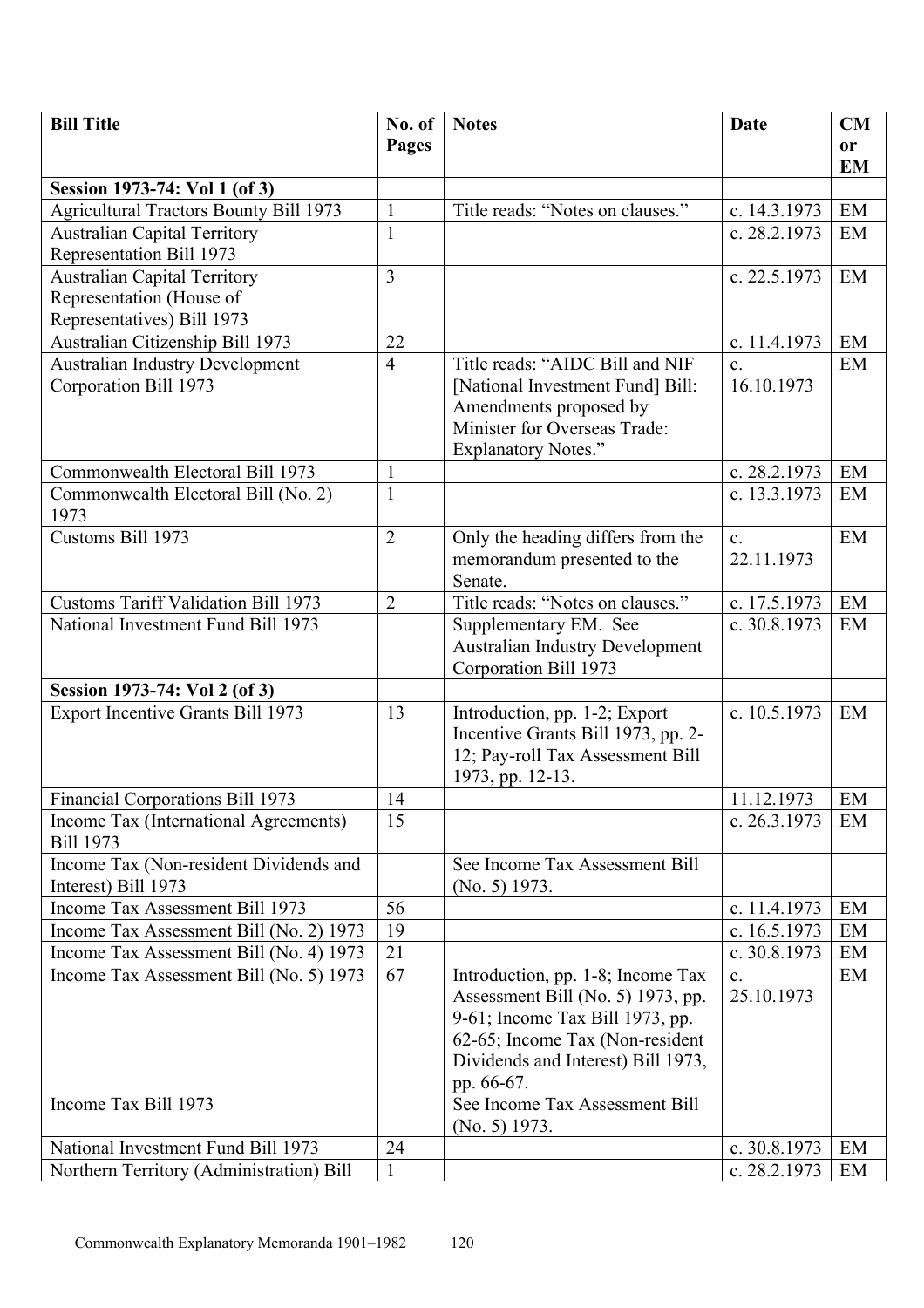| Bill Title | No. of Pages | Notes | Date | CM or EM |
|---|---|---|---|---|
| **Session 1973-74: Vol 1 (of 3)** | | | | |
| Agricultural Tractors Bounty Bill 1973 | 1 | Title reads: “Notes on clauses.” | c. 14.3.1973 | EM |
| Australian Capital Territory Representation Bill 1973 | 1 | | c. 28.2.1973 | EM |
| Australian Capital Territory Representation (House of Representatives) Bill 1973 | 3 | | c. 22.5.1973 | EM |
| Australian Citizenship Bill 1973 | 22 | | c. 11.4.1973 | EM |
| Australian Industry Development Corporation Bill 1973 | 4 | Title reads: “AIDC Bill and NIF [National Investment Fund] Bill: Amendments proposed by Minister for Overseas Trade: Explanatory Notes.” | c. 16.10.1973 | EM |
| Commonwealth Electoral Bill 1973 | 1 | | c. 28.2.1973 | EM |
| Commonwealth Electoral Bill (No. 2) 1973 | 1 | | c. 13.3.1973 | EM |
| Customs Bill 1973 | 2 | Only the heading differs from the memorandum presented to the Senate. | c. 22.11.1973 | EM |
| Customs Tariff Validation Bill 1973 | 2 | Title reads: “Notes on clauses.” | c. 17.5.1973 | EM |
| National Investment Fund Bill 1973 | | Supplementary EM. See Australian Industry Development Corporation Bill 1973 | c. 30.8.1973 | EM |
| **Session 1973-74: Vol 2 (of 3)** | | | | |
| Export Incentive Grants Bill 1973 | 13 | Introduction, pp. 1-2; Export Incentive Grants Bill 1973, pp. 2-12; Pay-roll Tax Assessment Bill 1973, pp. 12-13. | c. 10.5.1973 | EM |
| Financial Corporations Bill 1973 | 14 | | 11.12.1973 | EM |
| Income Tax (International Agreements) Bill 1973 | 15 | | c. 26.3.1973 | EM |
| Income Tax (Non-resident Dividends and Interest) Bill 1973 | | See Income Tax Assessment Bill (No. 5) 1973. | | |
| Income Tax Assessment Bill 1973 | 56 | | c. 11.4.1973 | EM |
| Income Tax Assessment Bill (No. 2) 1973 | 19 | | c. 16.5.1973 | EM |
| Income Tax Assessment Bill (No. 4) 1973 | 21 | | c. 30.8.1973 | EM |
| Income Tax Assessment Bill (No. 5) 1973 | 67 | Introduction, pp. 1-8; Income Tax Assessment Bill (No. 5) 1973, pp. 9-61; Income Tax Bill 1973, pp. 62-65; Income Tax (Non-resident Dividends and Interest) Bill 1973, pp. 66-67. | c. 25.10.1973 | EM |
| Income Tax Bill 1973 | | See Income Tax Assessment Bill (No. 5) 1973. | | |
| National Investment Fund Bill 1973 | 24 | | c. 30.8.1973 | EM |
| Northern Territory (Administration) Bill | 1 | | c. 28.2.1973 | EM |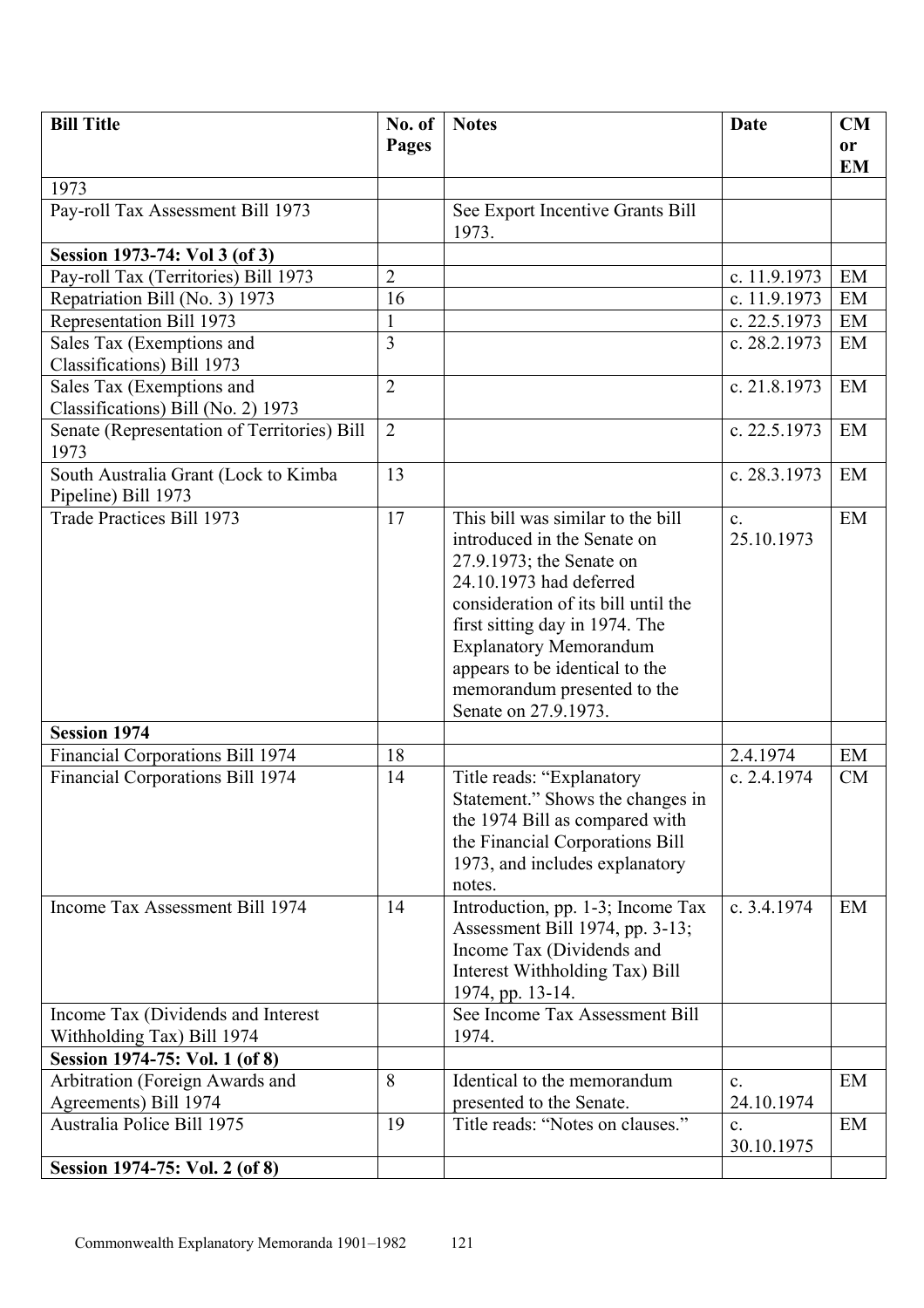| Bill Title | No. of Pages | Notes | Date | CM or EM |
|---|---|---|---|---|
| 1973 | | | | |
| Pay-roll Tax Assessment Bill 1973 | | See Export Incentive Grants Bill 1973. | | |
| **Session 1973-74: Vol 3 (of 3)** | | | | |
| Pay-roll Tax (Territories) Bill 1973 | 2 | | c. 11.9.1973 | EM |
| Repatriation Bill (No. 3) 1973 | 16 | | c. 11.9.1973 | EM |
| Representation Bill 1973 | 1 | | c. 22.5.1973 | EM |
| Sales Tax (Exemptions and Classifications) Bill 1973 | 3 | | c. 28.2.1973 | EM |
| Sales Tax (Exemptions and Classifications) Bill (No. 2) 1973 | 2 | | c. 21.8.1973 | EM |
| Senate (Representation of Territories) Bill 1973 | 2 | | c. 22.5.1973 | EM |
| South Australia Grant (Lock to Kimba Pipeline) Bill 1973 | 13 | | c. 28.3.1973 | EM |
| Trade Practices Bill 1973 | 17 | This bill was similar to the bill introduced in the Senate on 27.9.1973; the Senate on 24.10.1973 had deferred consideration of its bill until the first sitting day in 1974. The Explanatory Memorandum appears to be identical to the memorandum presented to the Senate on 27.9.1973. | c. 25.10.1973 | EM |
| **Session 1974** | | | | |
| Financial Corporations Bill 1974 | 18 | | 2.4.1974 | EM |
| Financial Corporations Bill 1974 | 14 | Title reads: "Explanatory Statement." Shows the changes in the 1974 Bill as compared with the Financial Corporations Bill 1973, and includes explanatory notes. | c. 2.4.1974 | CM |
| Income Tax Assessment Bill 1974 | 14 | Introduction, pp. 1-3; Income Tax Assessment Bill 1974, pp. 3-13; Income Tax (Dividends and Interest Withholding Tax) Bill 1974, pp. 13-14. | c. 3.4.1974 | EM |
| Income Tax (Dividends and Interest Withholding Tax) Bill 1974 | | See Income Tax Assessment Bill 1974. | | |
| **Session 1974-75: Vol. 1 (of 8)** | | | | |
| Arbitration (Foreign Awards and Agreements) Bill 1974 | 8 | Identical to the memorandum presented to the Senate. | c. 24.10.1974 | EM |
| Australia Police Bill 1975 | 19 | Title reads: "Notes on clauses." | c. 30.10.1975 | EM |
| **Session 1974-75: Vol. 2 (of 8)** | | | | |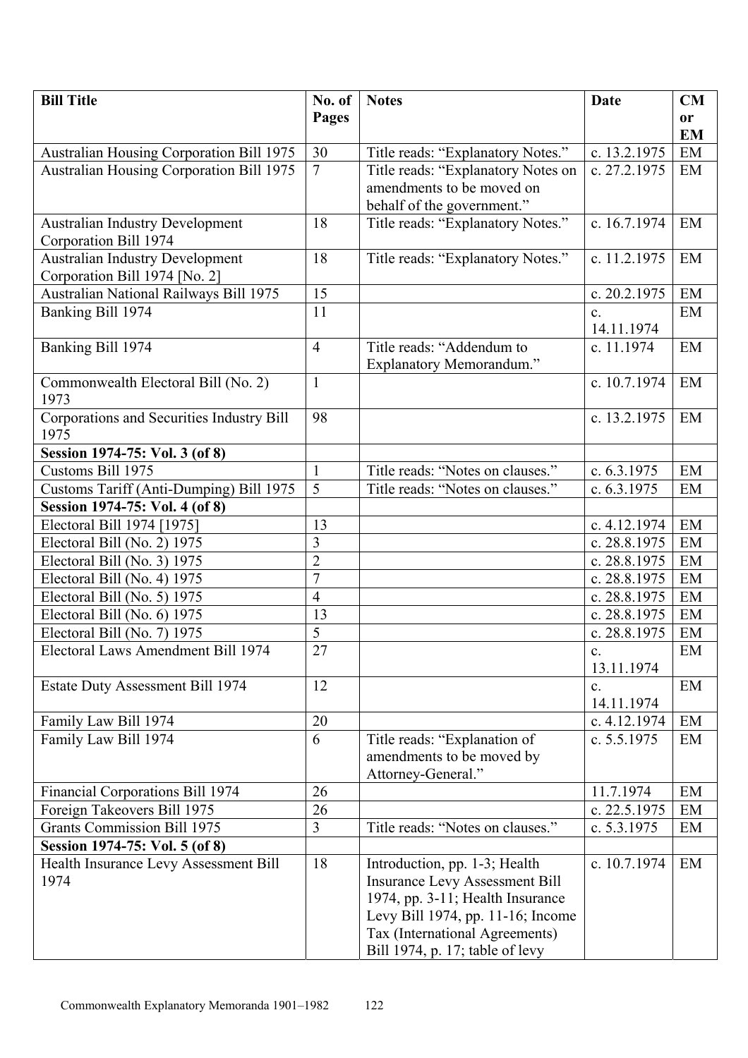| Bill Title | No. of Pages | Notes | Date | CM or EM |
|---|---|---|---|---|
| Australian Housing Corporation Bill 1975 | 30 | Title reads: "Explanatory Notes." | c. 13.2.1975 | EM |
| Australian Housing Corporation Bill 1975 | 7 | Title reads: "Explanatory Notes on amendments to be moved on behalf of the government." | c. 27.2.1975 | EM |
| Australian Industry Development Corporation Bill 1974 | 18 | Title reads: "Explanatory Notes." | c. 16.7.1974 | EM |
| Australian Industry Development Corporation Bill 1974 [No. 2] | 18 | Title reads: "Explanatory Notes." | c. 11.2.1975 | EM |
| Australian National Railways Bill 1975 | 15 | | c. 20.2.1975 | EM |
| Banking Bill 1974 | 11 | | c. 14.11.1974 | EM |
| Banking Bill 1974 | 4 | Title reads: "Addendum to Explanatory Memorandum." | c. 11.1974 | EM |
| Commonwealth Electoral Bill (No. 2) 1973 | 1 | | c. 10.7.1974 | EM |
| Corporations and Securities Industry Bill 1975 | 98 | | c. 13.2.1975 | EM |
| **Session 1974-75: Vol. 3 (of 8)** | | | | |
| Customs Bill 1975 | 1 | Title reads: "Notes on clauses." | c. 6.3.1975 | EM |
| Customs Tariff (Anti-Dumping) Bill 1975 | 5 | Title reads: "Notes on clauses." | c. 6.3.1975 | EM |
| **Session 1974-75: Vol. 4 (of 8)** | | | | |
| Electoral Bill 1974 [1975] | 13 | | c. 4.12.1974 | EM |
| Electoral Bill (No. 2) 1975 | 3 | | c. 28.8.1975 | EM |
| Electoral Bill (No. 3) 1975 | 2 | | c. 28.8.1975 | EM |
| Electoral Bill (No. 4) 1975 | 7 | | c. 28.8.1975 | EM |
| Electoral Bill (No. 5) 1975 | 4 | | c. 28.8.1975 | EM |
| Electoral Bill (No. 6) 1975 | 13 | | c. 28.8.1975 | EM |
| Electoral Bill (No. 7) 1975 | 5 | | c. 28.8.1975 | EM |
| Electoral Laws Amendment Bill 1974 | 27 | | c. 13.11.1974 | EM |
| Estate Duty Assessment Bill 1974 | 12 | | c. 14.11.1974 | EM |
| Family Law Bill 1974 | 20 | | c. 4.12.1974 | EM |
| Family Law Bill 1974 | 6 | Title reads: "Explanation of amendments to be moved by Attorney-General." | c. 5.5.1975 | EM |
| Financial Corporations Bill 1974 | 26 | | 11.7.1974 | EM |
| Foreign Takeovers Bill 1975 | 26 | | c. 22.5.1975 | EM |
| Grants Commission Bill 1975 | 3 | Title reads: "Notes on clauses." | c. 5.3.1975 | EM |
| **Session 1974-75: Vol. 5 (of 8)** | | | | |
| Health Insurance Levy Assessment Bill 1974 | 18 | Introduction, pp. 1-3; Health Insurance Levy Assessment Bill 1974, pp. 3-11; Health Insurance Levy Bill 1974, pp. 11-16; Income Tax (International Agreements) Bill 1974, p. 17; table of levy | c. 10.7.1974 | EM |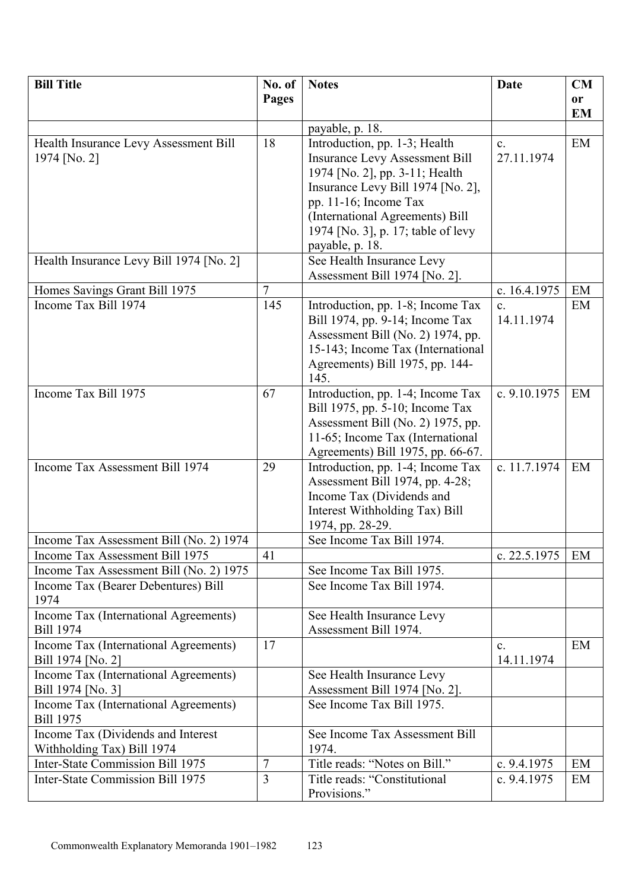| Bill Title | No. of Pages | Notes | Date | CM or EM |
|---|---|---|---|---|
| | | payable, p. 18. | | |
| Health Insurance Levy Assessment Bill 1974 [No. 2] | 18 | Introduction, pp. 1-3; Health Insurance Levy Assessment Bill 1974 [No. 2], pp. 3-11; Health Insurance Levy Bill 1974 [No. 2], pp. 11-16; Income Tax (International Agreements) Bill 1974 [No. 3], p. 17; table of levy payable, p. 18. | c. 27.11.1974 | EM |
| Health Insurance Levy Bill 1974 [No. 2] | | See Health Insurance Levy Assessment Bill 1974 [No. 2]. | | |
| Homes Savings Grant Bill 1975 | 7 | | c. 16.4.1975 | EM |
| Income Tax Bill 1974 | 145 | Introduction, pp. 1-8; Income Tax Bill 1974, pp. 9-14; Income Tax Assessment Bill (No. 2) 1974, pp. 15-143; Income Tax (International Agreements) Bill 1975, pp. 144-145. | c. 14.11.1974 | EM |
| Income Tax Bill 1975 | 67 | Introduction, pp. 1-4; Income Tax Bill 1975, pp. 5-10; Income Tax Assessment Bill (No. 2) 1975, pp. 11-65; Income Tax (International Agreements) Bill 1975, pp. 66-67. | c. 9.10.1975 | EM |
| Income Tax Assessment Bill 1974 | 29 | Introduction, pp. 1-4; Income Tax Assessment Bill 1974, pp. 4-28; Income Tax (Dividends and Interest Withholding Tax) Bill 1974, pp. 28-29. | c. 11.7.1974 | EM |
| Income Tax Assessment Bill (No. 2) 1974 | | See Income Tax Bill 1974. | | |
| Income Tax Assessment Bill 1975 | 41 | | c. 22.5.1975 | EM |
| Income Tax Assessment Bill (No. 2) 1975 | | See Income Tax Bill 1975. | | |
| Income Tax (Bearer Debentures) Bill 1974 | | See Income Tax Bill 1974. | | |
| Income Tax (International Agreements) Bill 1974 | | See Health Insurance Levy Assessment Bill 1974. | | |
| Income Tax (International Agreements) Bill 1974 [No. 2] | 17 | | c. 14.11.1974 | EM |
| Income Tax (International Agreements) Bill 1974 [No. 3] | | See Health Insurance Levy Assessment Bill 1974 [No. 2]. | | |
| Income Tax (International Agreements) Bill 1975 | | See Income Tax Bill 1975. | | |
| Income Tax (Dividends and Interest Withholding Tax) Bill 1974 | | See Income Tax Assessment Bill 1974. | | |
| Inter-State Commission Bill 1975 | 7 | Title reads: "Notes on Bill." | c. 9.4.1975 | EM |
| Inter-State Commission Bill 1975 | 3 | Title reads: "Constitutional Provisions." | c. 9.4.1975 | EM |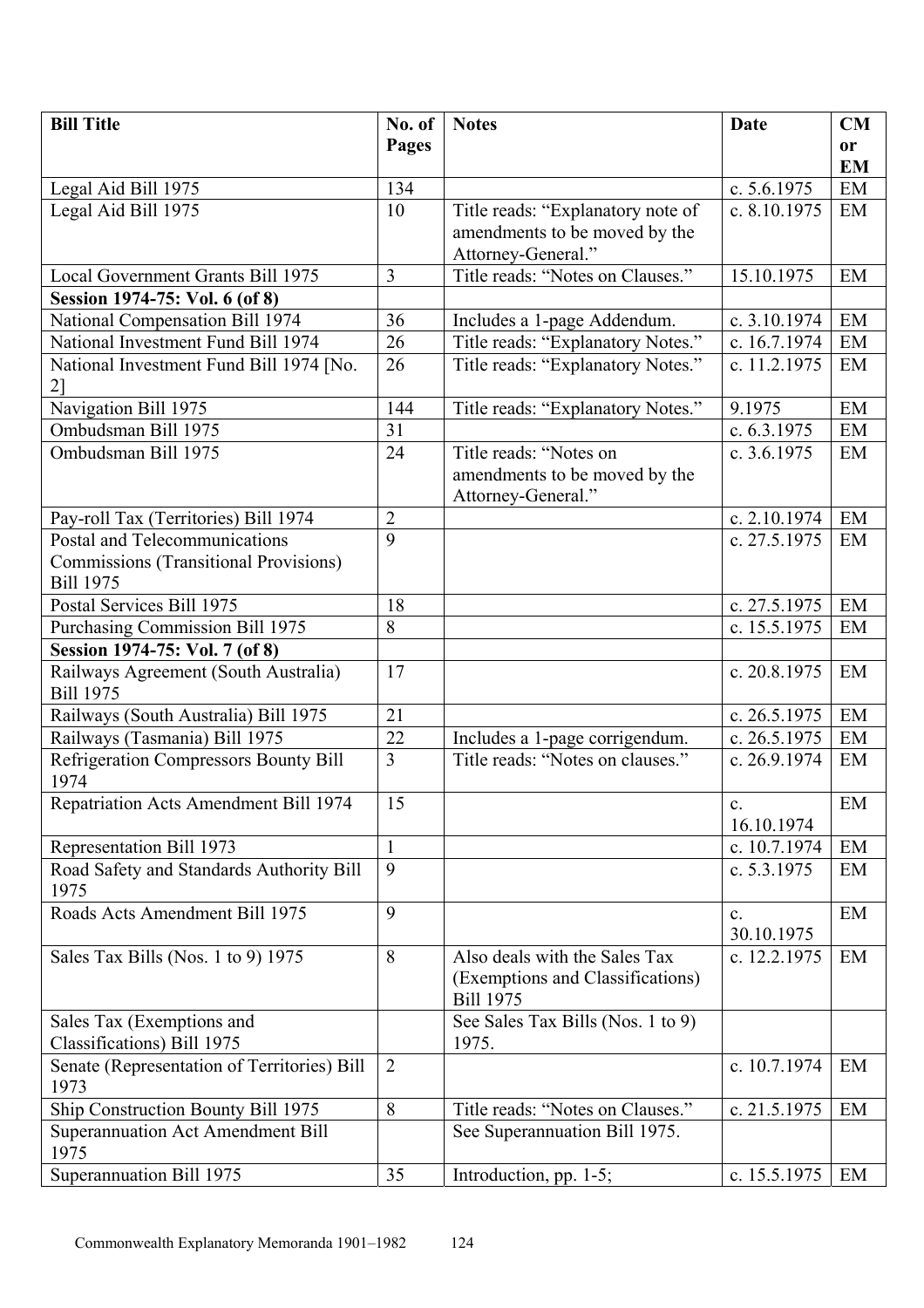| Bill Title | No. of Pages | Notes | Date | CM or EM |
|---|---|---|---|---|
| Legal Aid Bill 1975 | 134 | | c. 5.6.1975 | EM |
| Legal Aid Bill 1975 | 10 | Title reads: "Explanatory note of amendments to be moved by the Attorney-General." | c. 8.10.1975 | EM |
| Local Government Grants Bill 1975 | 3 | Title reads: "Notes on Clauses." | 15.10.1975 | EM |
| **Session 1974-75: Vol. 6 (of 8)** | | | | |
| National Compensation Bill 1974 | 36 | Includes a 1-page Addendum. | c. 3.10.1974 | EM |
| National Investment Fund Bill 1974 | 26 | Title reads: "Explanatory Notes." | c. 16.7.1974 | EM |
| National Investment Fund Bill 1974 [No. 2] | 26 | Title reads: "Explanatory Notes." | c. 11.2.1975 | EM |
| Navigation Bill 1975 | 144 | Title reads: "Explanatory Notes." | 9.1975 | EM |
| Ombudsman Bill 1975 | 31 | | c. 6.3.1975 | EM |
| Ombudsman Bill 1975 | 24 | Title reads: "Notes on amendments to be moved by the Attorney-General." | c. 3.6.1975 | EM |
| Pay-roll Tax (Territories) Bill 1974 | 2 | | c. 2.10.1974 | EM |
| Postal and Telecommunications Commissions (Transitional Provisions) Bill 1975 | 9 | | c. 27.5.1975 | EM |
| Postal Services Bill 1975 | 18 | | c. 27.5.1975 | EM |
| Purchasing Commission Bill 1975 | 8 | | c. 15.5.1975 | EM |
| **Session 1974-75: Vol. 7 (of 8)** | | | | |
| Railways Agreement (South Australia) Bill 1975 | 17 | | c. 20.8.1975 | EM |
| Railways (South Australia) Bill 1975 | 21 | | c. 26.5.1975 | EM |
| Railways (Tasmania) Bill 1975 | 22 | Includes a 1-page corrigendum. | c. 26.5.1975 | EM |
| Refrigeration Compressors Bounty Bill 1974 | 3 | Title reads: "Notes on clauses." | c. 26.9.1974 | EM |
| Repatriation Acts Amendment Bill 1974 | 15 | | c. 16.10.1974 | EM |
| Representation Bill 1973 | 1 | | c. 10.7.1974 | EM |
| Road Safety and Standards Authority Bill 1975 | 9 | | c. 5.3.1975 | EM |
| Roads Acts Amendment Bill 1975 | 9 | | c. 30.10.1975 | EM |
| Sales Tax Bills (Nos. 1 to 9) 1975 | 8 | Also deals with the Sales Tax (Exemptions and Classifications) Bill 1975 | c. 12.2.1975 | EM |
| Sales Tax (Exemptions and Classifications) Bill 1975 | | See Sales Tax Bills (Nos. 1 to 9) 1975. | | |
| Senate (Representation of Territories) Bill 1973 | 2 | | c. 10.7.1974 | EM |
| Ship Construction Bounty Bill 1975 | 8 | Title reads: "Notes on Clauses." | c. 21.5.1975 | EM |
| Superannuation Act Amendment Bill 1975 | | See Superannuation Bill 1975. | | |
| Superannuation Bill 1975 | 35 | Introduction, pp. 1-5; | c. 15.5.1975 | EM |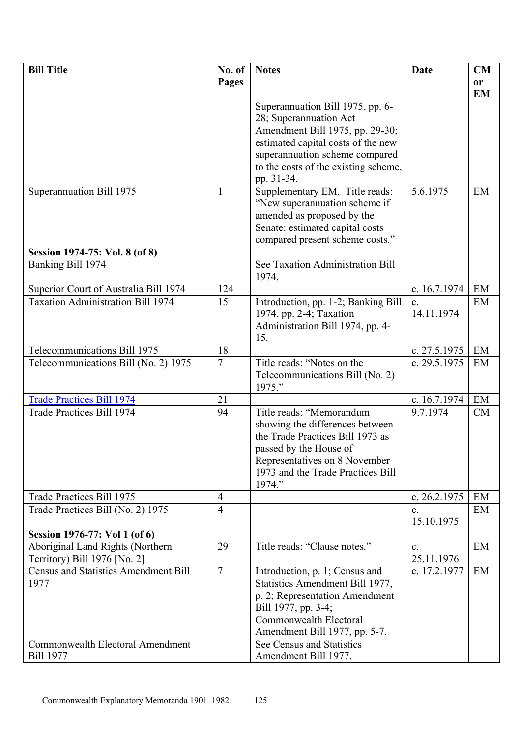| Bill Title | No. of Pages | Notes | Date | CM or EM |
|---|---|---|---|---|
| | | Superannuation Bill 1975, pp. 6-28; Superannuation Act Amendment Bill 1975, pp. 29-30; estimated capital costs of the new superannuation scheme compared to the costs of the existing scheme, pp. 31-34. | | |
| Superannuation Bill 1975 | 1 | Supplementary EM. Title reads: "New superannuation scheme if amended as proposed by the Senate: estimated capital costs compared present scheme costs." | 5.6.1975 | EM |
| **Session 1974-75: Vol. 8 (of 8)** | | | | |
| Banking Bill 1974 | | See Taxation Administration Bill 1974. | | |
| Superior Court of Australia Bill 1974 | 124 | | c. 16.7.1974 | EM |
| Taxation Administration Bill 1974 | 15 | Introduction, pp. 1-2; Banking Bill 1974, pp. 2-4; Taxation Administration Bill 1974, pp. 4-15. | c. 14.11.1974 | EM |
| Telecommunications Bill 1975 | 18 | | c. 27.5.1975 | EM |
| Telecommunications Bill (No. 2) 1975 | 7 | Title reads: "Notes on the Telecommunications Bill (No. 2) 1975." | c. 29.5.1975 | EM |
| Trade Practices Bill 1974 | 21 | | c. 16.7.1974 | EM |
| Trade Practices Bill 1974 | 94 | Title reads: "Memorandum showing the differences between the Trade Practices Bill 1973 as passed by the House of Representatives on 8 November 1973 and the Trade Practices Bill 1974." | 9.7.1974 | CM |
| Trade Practices Bill 1975 | 4 | | c. 26.2.1975 | EM |
| Trade Practices Bill (No. 2) 1975 | 4 | | c. 15.10.1975 | EM |
| **Session 1976-77: Vol 1 (of 6)** | | | | |
| Aboriginal Land Rights (Northern Territory) Bill 1976 [No. 2] | 29 | Title reads: "Clause notes." | c. 25.11.1976 | EM |
| Census and Statistics Amendment Bill 1977 | 7 | Introduction, p. 1; Census and Statistics Amendment Bill 1977, p. 2; Representation Amendment Bill 1977, pp. 3-4; Commonwealth Electoral Amendment Bill 1977, pp. 5-7. | c. 17.2.1977 | EM |
| Commonwealth Electoral Amendment Bill 1977 | | See Census and Statistics Amendment Bill 1977. | | |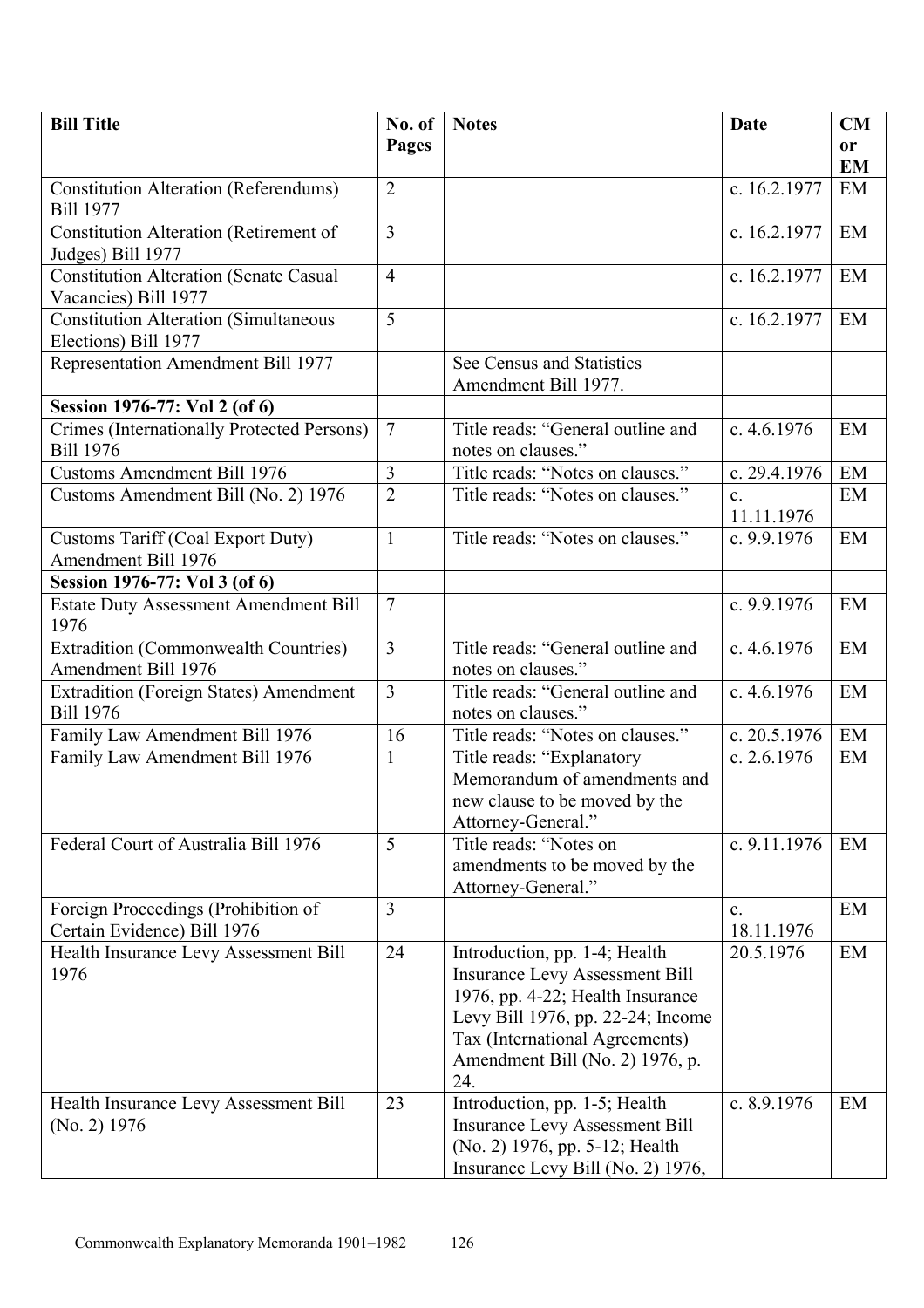| Bill Title | No. of Pages | Notes | Date | CM or EM |
|---|---|---|---|---|
| Constitution Alteration (Referendums) Bill 1977 | 2 | | c. 16.2.1977 | EM |
| Constitution Alteration (Retirement of Judges) Bill 1977 | 3 | | c. 16.2.1977 | EM |
| Constitution Alteration (Senate Casual Vacancies) Bill 1977 | 4 | | c. 16.2.1977 | EM |
| Constitution Alteration (Simultaneous Elections) Bill 1977 | 5 | | c. 16.2.1977 | EM |
| Representation Amendment Bill 1977 | | See Census and Statistics Amendment Bill 1977. | | |
| **Session 1976-77: Vol 2 (of 6)** | | | | |
| Crimes (Internationally Protected Persons) Bill 1976 | 7 | Title reads: "General outline and notes on clauses." | c. 4.6.1976 | EM |
| Customs Amendment Bill 1976 | 3 | Title reads: "Notes on clauses." | c. 29.4.1976 | EM |
| Customs Amendment Bill (No. 2) 1976 | 2 | Title reads: "Notes on clauses." | c. 11.11.1976 | EM |
| Customs Tariff (Coal Export Duty) Amendment Bill 1976 | 1 | Title reads: "Notes on clauses." | c. 9.9.1976 | EM |
| **Session 1976-77: Vol 3 (of 6)** | | | | |
| Estate Duty Assessment Amendment Bill 1976 | 7 | | c. 9.9.1976 | EM |
| Extradition (Commonwealth Countries) Amendment Bill 1976 | 3 | Title reads: "General outline and notes on clauses." | c. 4.6.1976 | EM |
| Extradition (Foreign States) Amendment Bill 1976 | 3 | Title reads: "General outline and notes on clauses." | c. 4.6.1976 | EM |
| Family Law Amendment Bill 1976 | 16 | Title reads: "Notes on clauses." | c. 20.5.1976 | EM |
| Family Law Amendment Bill 1976 | 1 | Title reads: "Explanatory Memorandum of amendments and new clause to be moved by the Attorney-General." | c. 2.6.1976 | EM |
| Federal Court of Australia Bill 1976 | 5 | Title reads: "Notes on amendments to be moved by the Attorney-General." | c. 9.11.1976 | EM |
| Foreign Proceedings (Prohibition of Certain Evidence) Bill 1976 | 3 | | c. 18.11.1976 | EM |
| Health Insurance Levy Assessment Bill 1976 | 24 | Introduction, pp. 1-4; Health Insurance Levy Assessment Bill 1976, pp. 4-22; Health Insurance Levy Bill 1976, pp. 22-24; Income Tax (International Agreements) Amendment Bill (No. 2) 1976, p. 24. | 20.5.1976 | EM |
| Health Insurance Levy Assessment Bill (No. 2) 1976 | 23 | Introduction, pp. 1-5; Health Insurance Levy Assessment Bill (No. 2) 1976, pp. 5-12; Health Insurance Levy Bill (No. 2) 1976, | c. 8.9.1976 | EM |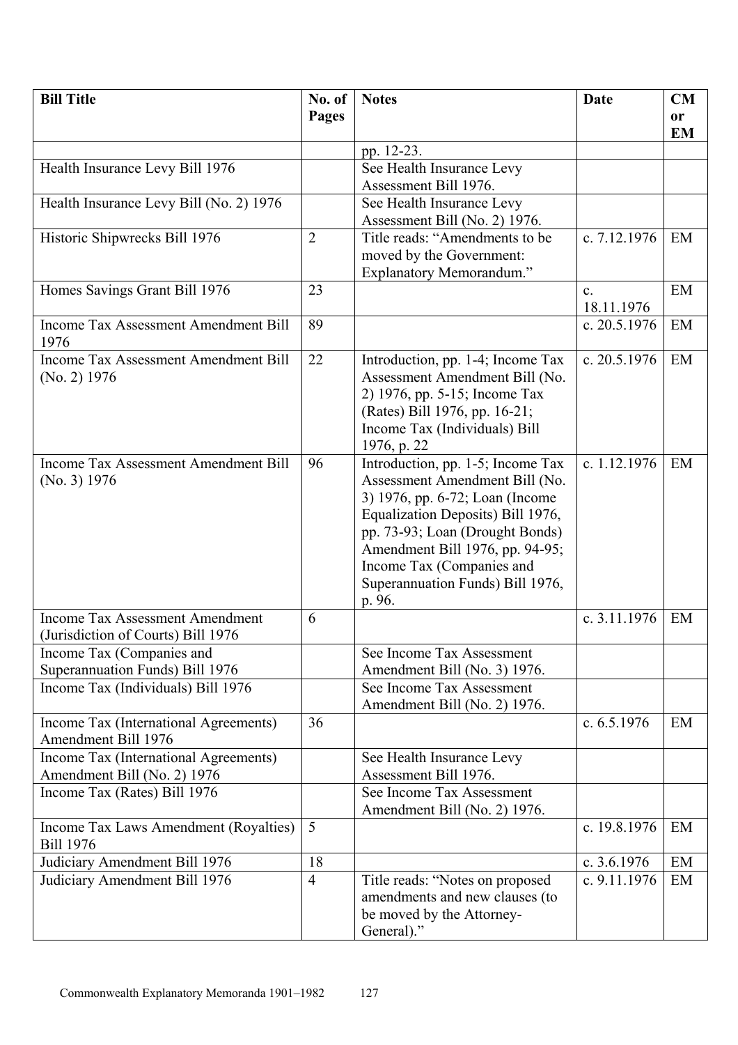| Bill Title | No. of Pages | Notes | Date | CM or EM |
|---|---|---|---|---|
| | | pp. 12-23. | | |
| Health Insurance Levy Bill 1976 | | See Health Insurance Levy Assessment Bill 1976. | | |
| Health Insurance Levy Bill (No. 2) 1976 | | See Health Insurance Levy Assessment Bill (No. 2) 1976. | | |
| Historic Shipwrecks Bill 1976 | 2 | Title reads: "Amendments to be moved by the Government: Explanatory Memorandum." | c. 7.12.1976 | EM |
| Homes Savings Grant Bill 1976 | 23 | | c. 18.11.1976 | EM |
| Income Tax Assessment Amendment Bill 1976 | 89 | | c. 20.5.1976 | EM |
| Income Tax Assessment Amendment Bill (No. 2) 1976 | 22 | Introduction, pp. 1-4; Income Tax Assessment Amendment Bill (No. 2) 1976, pp. 5-15; Income Tax (Rates) Bill 1976, pp. 16-21; Income Tax (Individuals) Bill 1976, p. 22 | c. 20.5.1976 | EM |
| Income Tax Assessment Amendment Bill (No. 3) 1976 | 96 | Introduction, pp. 1-5; Income Tax Assessment Amendment Bill (No. 3) 1976, pp. 6-72; Loan (Income Equalization Deposits) Bill 1976, pp. 73-93; Loan (Drought Bonds) Amendment Bill 1976, pp. 94-95; Income Tax (Companies and Superannuation Funds) Bill 1976, p. 96. | c. 1.12.1976 | EM |
| Income Tax Assessment Amendment (Jurisdiction of Courts) Bill 1976 | 6 | | c. 3.11.1976 | EM |
| Income Tax (Companies and Superannuation Funds) Bill 1976 | | See Income Tax Assessment Amendment Bill (No. 3) 1976. | | |
| Income Tax (Individuals) Bill 1976 | | See Income Tax Assessment Amendment Bill (No. 2) 1976. | | |
| Income Tax (International Agreements) Amendment Bill 1976 | 36 | | c. 6.5.1976 | EM |
| Income Tax (International Agreements) Amendment Bill (No. 2) 1976 | | See Health Insurance Levy Assessment Bill 1976. | | |
| Income Tax (Rates) Bill 1976 | | See Income Tax Assessment Amendment Bill (No. 2) 1976. | | |
| Income Tax Laws Amendment (Royalties) Bill 1976 | 5 | | c. 19.8.1976 | EM |
| Judiciary Amendment Bill 1976 | 18 | | c. 3.6.1976 | EM |
| Judiciary Amendment Bill 1976 | 4 | Title reads: "Notes on proposed amendments and new clauses (to be moved by the Attorney-General)." | c. 9.11.1976 | EM |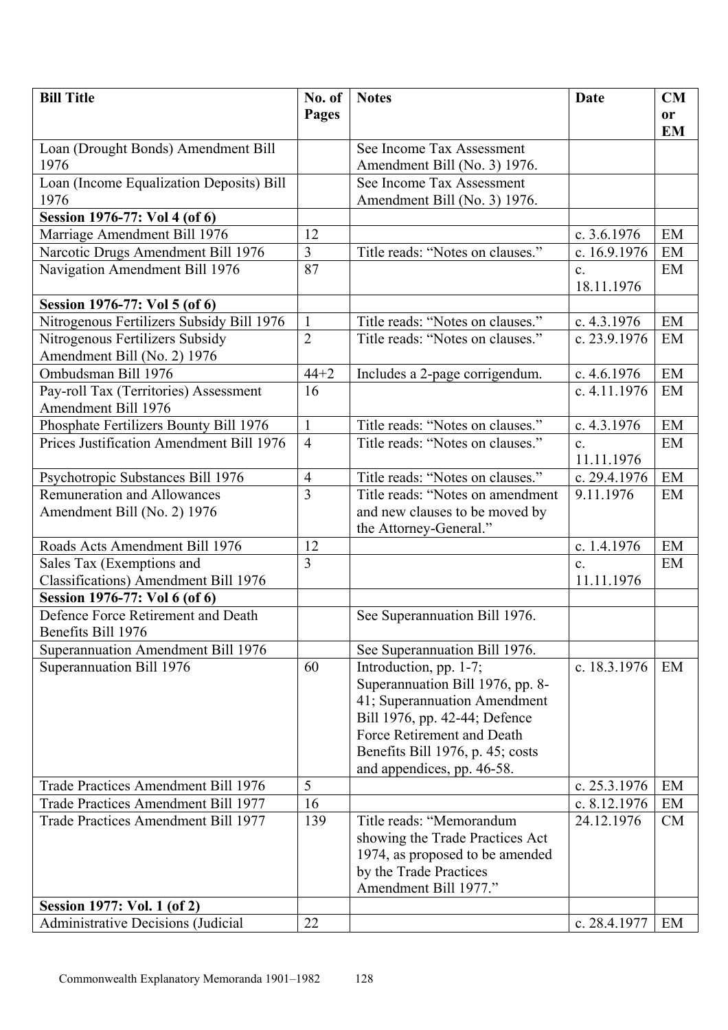| Bill Title | No. of Pages | Notes | Date | CM or EM |
|---|---|---|---|---|
| Loan (Drought Bonds) Amendment Bill 1976 | | See Income Tax Assessment Amendment Bill (No. 3) 1976. | | |
| Loan (Income Equalization Deposits) Bill 1976 | | See Income Tax Assessment Amendment Bill (No. 3) 1976. | | |
| **Session 1976-77: Vol 4 (of 6)** | | | | |
| Marriage Amendment Bill 1976 | 12 | | c. 3.6.1976 | EM |
| Narcotic Drugs Amendment Bill 1976 | 3 | Title reads: "Notes on clauses." | c. 16.9.1976 | EM |
| Navigation Amendment Bill 1976 | 87 | | c. 18.11.1976 | EM |
| **Session 1976-77: Vol 5 (of 6)** | | | | |
| Nitrogenous Fertilizers Subsidy Bill 1976 | 1 | Title reads: "Notes on clauses." | c. 4.3.1976 | EM |
| Nitrogenous Fertilizers Subsidy Amendment Bill (No. 2) 1976 | 2 | Title reads: "Notes on clauses." | c. 23.9.1976 | EM |
| Ombudsman Bill 1976 | 44+2 | Includes a 2-page corrigendum. | c. 4.6.1976 | EM |
| Pay-roll Tax (Territories) Assessment Amendment Bill 1976 | 16 | | c. 4.11.1976 | EM |
| Phosphate Fertilizers Bounty Bill 1976 | 1 | Title reads: "Notes on clauses." | c. 4.3.1976 | EM |
| Prices Justification Amendment Bill 1976 | 4 | Title reads: "Notes on clauses." | c. 11.11.1976 | EM |
| Psychotropic Substances Bill 1976 | 4 | Title reads: "Notes on clauses." | c. 29.4.1976 | EM |
| Remuneration and Allowances Amendment Bill (No. 2) 1976 | 3 | Title reads: "Notes on amendment and new clauses to be moved by the Attorney-General." | 9.11.1976 | EM |
| Roads Acts Amendment Bill 1976 | 12 | | c. 1.4.1976 | EM |
| Sales Tax (Exemptions and Classifications) Amendment Bill 1976 | 3 | | c. 11.11.1976 | EM |
| **Session 1976-77: Vol 6 (of 6)** | | | | |
| Defence Force Retirement and Death Benefits Bill 1976 | | See Superannuation Bill 1976. | | |
| Superannuation Amendment Bill 1976 | | See Superannuation Bill 1976. | | |
| Superannuation Bill 1976 | 60 | Introduction, pp. 1-7; Superannuation Bill 1976, pp. 8-41; Superannuation Amendment Bill 1976, pp. 42-44; Defence Force Retirement and Death Benefits Bill 1976, p. 45; costs and appendices, pp. 46-58. | c. 18.3.1976 | EM |
| Trade Practices Amendment Bill 1976 | 5 | | c. 25.3.1976 | EM |
| Trade Practices Amendment Bill 1977 | 16 | | c. 8.12.1976 | EM |
| Trade Practices Amendment Bill 1977 | 139 | Title reads: "Memorandum showing the Trade Practices Act 1974, as proposed to be amended by the Trade Practices Amendment Bill 1977." | 24.12.1976 | CM |
| **Session 1977: Vol. 1 (of 2)** | | | | |
| Administrative Decisions (Judicial | 22 | | c. 28.4.1977 | EM |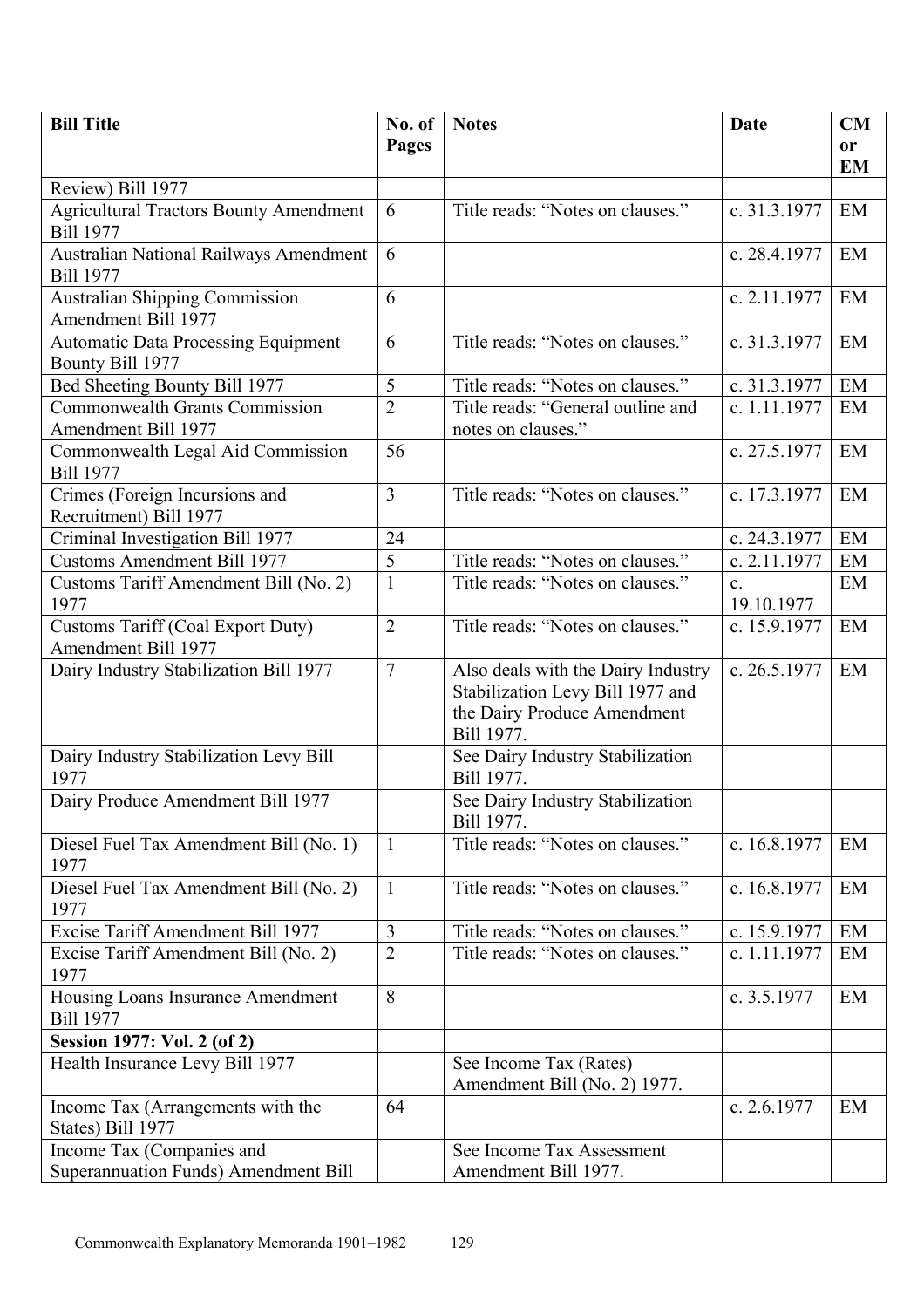| Bill Title | No. of Pages | Notes | Date | CM or EM |
|---|---|---|---|---|
| Review) Bill 1977 | | | | |
| Agricultural Tractors Bounty Amendment Bill 1977 | 6 | Title reads: "Notes on clauses." | c. 31.3.1977 | EM |
| Australian National Railways Amendment Bill 1977 | 6 | | c. 28.4.1977 | EM |
| Australian Shipping Commission Amendment Bill 1977 | 6 | | c. 2.11.1977 | EM |
| Automatic Data Processing Equipment Bounty Bill 1977 | 6 | Title reads: "Notes on clauses." | c. 31.3.1977 | EM |
| Bed Sheeting Bounty Bill 1977 | 5 | Title reads: "Notes on clauses." | c. 31.3.1977 | EM |
| Commonwealth Grants Commission Amendment Bill 1977 | 2 | Title reads: "General outline and notes on clauses." | c. 1.11.1977 | EM |
| Commonwealth Legal Aid Commission Bill 1977 | 56 | | c. 27.5.1977 | EM |
| Crimes (Foreign Incursions and Recruitment) Bill 1977 | 3 | Title reads: "Notes on clauses." | c. 17.3.1977 | EM |
| Criminal Investigation Bill 1977 | 24 | | c. 24.3.1977 | EM |
| Customs Amendment Bill 1977 | 5 | Title reads: "Notes on clauses." | c. 2.11.1977 | EM |
| Customs Tariff Amendment Bill (No. 2) 1977 | 1 | Title reads: "Notes on clauses." | c. 19.10.1977 | EM |
| Customs Tariff (Coal Export Duty) Amendment Bill 1977 | 2 | Title reads: "Notes on clauses." | c. 15.9.1977 | EM |
| Dairy Industry Stabilization Bill 1977 | 7 | Also deals with the Dairy Industry Stabilization Levy Bill 1977 and the Dairy Produce Amendment Bill 1977. | c. 26.5.1977 | EM |
| Dairy Industry Stabilization Levy Bill 1977 | | See Dairy Industry Stabilization Bill 1977. | | |
| Dairy Produce Amendment Bill 1977 | | See Dairy Industry Stabilization Bill 1977. | | |
| Diesel Fuel Tax Amendment Bill (No. 1) 1977 | 1 | Title reads: "Notes on clauses." | c. 16.8.1977 | EM |
| Diesel Fuel Tax Amendment Bill (No. 2) 1977 | 1 | Title reads: "Notes on clauses." | c. 16.8.1977 | EM |
| Excise Tariff Amendment Bill 1977 | 3 | Title reads: "Notes on clauses." | c. 15.9.1977 | EM |
| Excise Tariff Amendment Bill (No. 2) 1977 | 2 | Title reads: "Notes on clauses." | c. 1.11.1977 | EM |
| Housing Loans Insurance Amendment Bill 1977 | 8 | | c. 3.5.1977 | EM |
| **Session 1977: Vol. 2 (of 2)** | | | | |
| Health Insurance Levy Bill 1977 | | See Income Tax (Rates) Amendment Bill (No. 2) 1977. | | |
| Income Tax (Arrangements with the States) Bill 1977 | 64 | | c. 2.6.1977 | EM |
| Income Tax (Companies and Superannuation Funds) Amendment Bill | | See Income Tax Assessment Amendment Bill 1977. | | |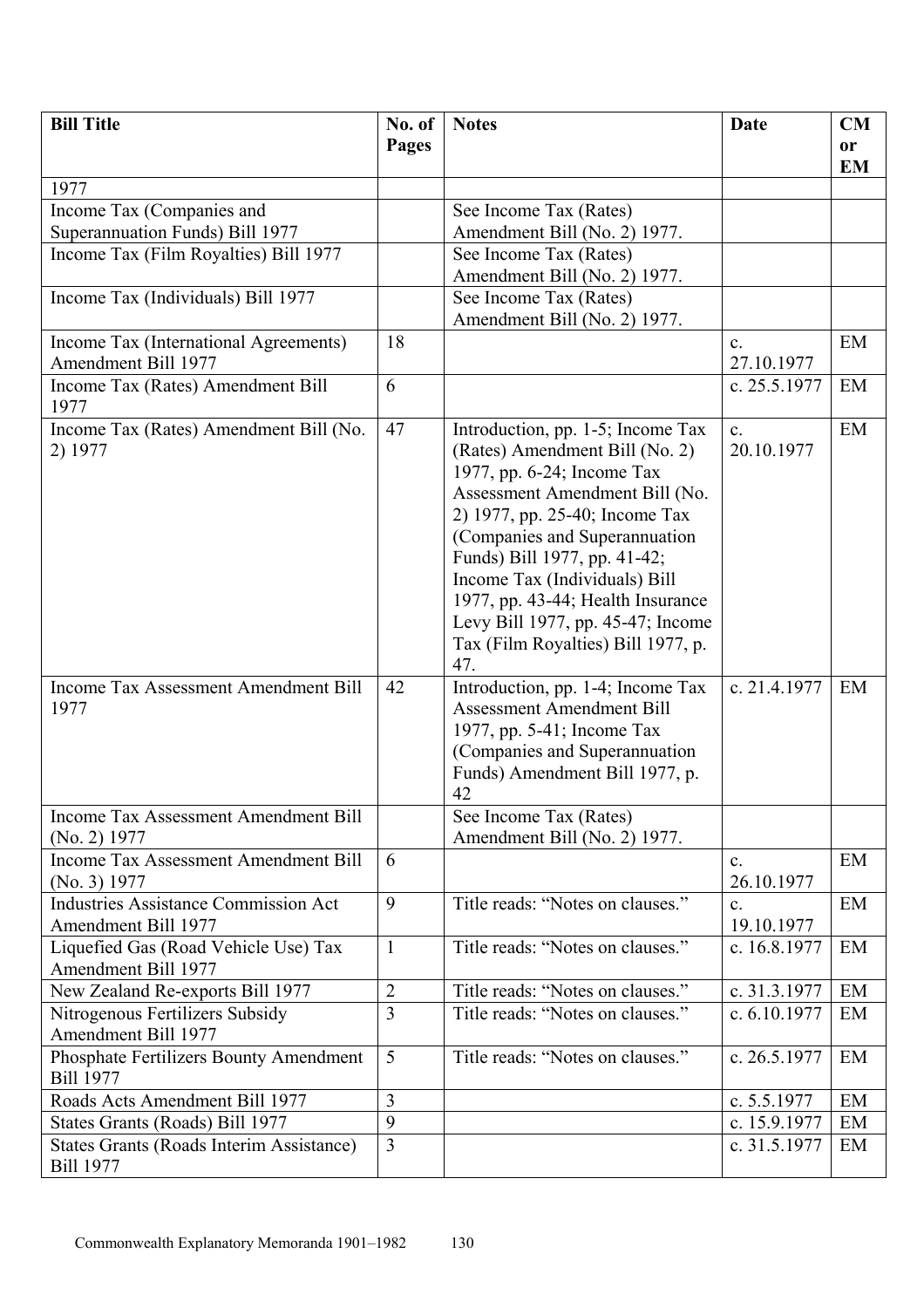| Bill Title | No. of Pages | Notes | Date | CM or EM |
|---|---|---|---|---|
| 1977 | | | | |
| Income Tax (Companies and Superannuation Funds) Bill 1977 | | See Income Tax (Rates) Amendment Bill (No. 2) 1977. | | |
| Income Tax (Film Royalties) Bill 1977 | | See Income Tax (Rates) Amendment Bill (No. 2) 1977. | | |
| Income Tax (Individuals) Bill 1977 | | See Income Tax (Rates) Amendment Bill (No. 2) 1977. | | |
| Income Tax (International Agreements) Amendment Bill 1977 | 18 | | c. 27.10.1977 | EM |
| Income Tax (Rates) Amendment Bill 1977 | 6 | | c. 25.5.1977 | EM |
| Income Tax (Rates) Amendment Bill (No. 2) 1977 | 47 | Introduction, pp. 1-5; Income Tax (Rates) Amendment Bill (No. 2) 1977, pp. 6-24; Income Tax Assessment Amendment Bill (No. 2) 1977, pp. 25-40; Income Tax (Companies and Superannuation Funds) Bill 1977, pp. 41-42; Income Tax (Individuals) Bill 1977, pp. 43-44; Health Insurance Levy Bill 1977, pp. 45-47; Income Tax (Film Royalties) Bill 1977, p. 47. | c. 20.10.1977 | EM |
| Income Tax Assessment Amendment Bill 1977 | 42 | Introduction, pp. 1-4; Income Tax Assessment Amendment Bill 1977, pp. 5-41; Income Tax (Companies and Superannuation Funds) Amendment Bill 1977, p. 42 | c. 21.4.1977 | EM |
| Income Tax Assessment Amendment Bill (No. 2) 1977 | | See Income Tax (Rates) Amendment Bill (No. 2) 1977. | | |
| Income Tax Assessment Amendment Bill (No. 3) 1977 | 6 | | c. 26.10.1977 | EM |
| Industries Assistance Commission Act Amendment Bill 1977 | 9 | Title reads: "Notes on clauses." | c. 19.10.1977 | EM |
| Liquefied Gas (Road Vehicle Use) Tax Amendment Bill 1977 | 1 | Title reads: "Notes on clauses." | c. 16.8.1977 | EM |
| New Zealand Re-exports Bill 1977 | 2 | Title reads: "Notes on clauses." | c. 31.3.1977 | EM |
| Nitrogenous Fertilizers Subsidy Amendment Bill 1977 | 3 | Title reads: "Notes on clauses." | c. 6.10.1977 | EM |
| Phosphate Fertilizers Bounty Amendment Bill 1977 | 5 | Title reads: "Notes on clauses." | c. 26.5.1977 | EM |
| Roads Acts Amendment Bill 1977 | 3 | | c. 5.5.1977 | EM |
| States Grants (Roads) Bill 1977 | 9 | | c. 15.9.1977 | EM |
| States Grants (Roads Interim Assistance) Bill 1977 | 3 | | c. 31.5.1977 | EM |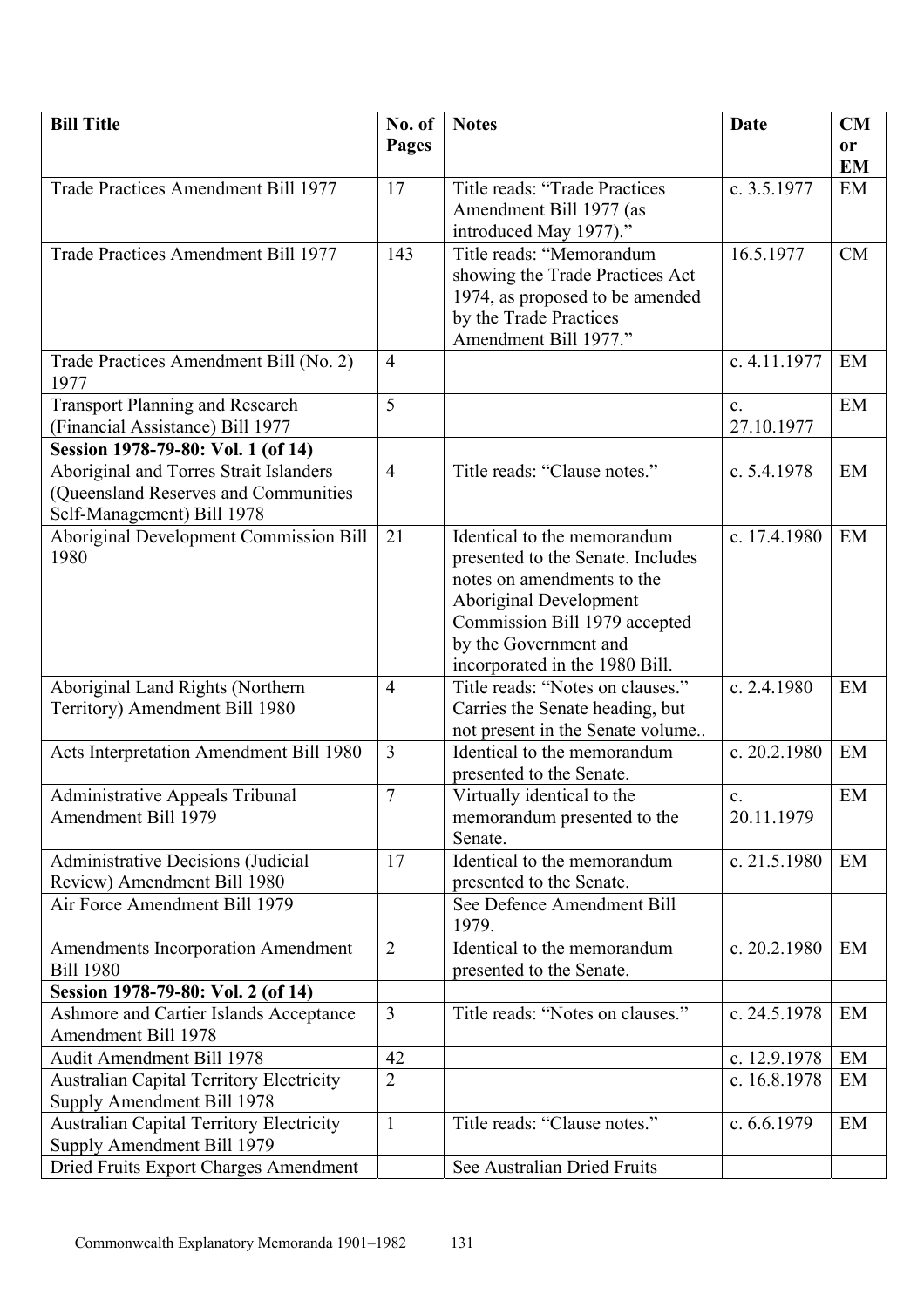| Bill Title | No. of Pages | Notes | Date | CM or EM |
|---|---|---|---|---|
| Trade Practices Amendment Bill 1977 | 17 | Title reads: "Trade Practices Amendment Bill 1977 (as introduced May 1977)." | c. 3.5.1977 | EM |
| Trade Practices Amendment Bill 1977 | 143 | Title reads: "Memorandum showing the Trade Practices Act 1974, as proposed to be amended by the Trade Practices Amendment Bill 1977." | 16.5.1977 | CM |
| Trade Practices Amendment Bill (No. 2) 1977 | 4 | | c. 4.11.1977 | EM |
| Transport Planning and Research (Financial Assistance) Bill 1977 | 5 | | c. 27.10.1977 | EM |
| **Session 1978-79-80: Vol. 1 (of 14)** | | | | |
| Aboriginal and Torres Strait Islanders (Queensland Reserves and Communities Self-Management) Bill 1978 | 4 | Title reads: "Clause notes." | c. 5.4.1978 | EM |
| Aboriginal Development Commission Bill 1980 | 21 | Identical to the memorandum presented to the Senate. Includes notes on amendments to the Aboriginal Development Commission Bill 1979 accepted by the Government and incorporated in the 1980 Bill. | c. 17.4.1980 | EM |
| Aboriginal Land Rights (Northern Territory) Amendment Bill 1980 | 4 | Title reads: "Notes on clauses." Carries the Senate heading, but not present in the Senate volume.. | c. 2.4.1980 | EM |
| Acts Interpretation Amendment Bill 1980 | 3 | Identical to the memorandum presented to the Senate. | c. 20.2.1980 | EM |
| Administrative Appeals Tribunal Amendment Bill 1979 | 7 | Virtually identical to the memorandum presented to the Senate. | c. 20.11.1979 | EM |
| Administrative Decisions (Judicial Review) Amendment Bill 1980 | 17 | Identical to the memorandum presented to the Senate. | c. 21.5.1980 | EM |
| Air Force Amendment Bill 1979 | | See Defence Amendment Bill 1979. | | |
| Amendments Incorporation Amendment Bill 1980 | 2 | Identical to the memorandum presented to the Senate. | c. 20.2.1980 | EM |
| **Session 1978-79-80: Vol. 2 (of 14)** | | | | |
| Ashmore and Cartier Islands Acceptance Amendment Bill 1978 | 3 | Title reads: "Notes on clauses." | c. 24.5.1978 | EM |
| Audit Amendment Bill 1978 | 42 | | c. 12.9.1978 | EM |
| Australian Capital Territory Electricity Supply Amendment Bill 1978 | 2 | | c. 16.8.1978 | EM |
| Australian Capital Territory Electricity Supply Amendment Bill 1979 | 1 | Title reads: "Clause notes." | c. 6.6.1979 | EM |
| Dried Fruits Export Charges Amendment | | See Australian Dried Fruits | | |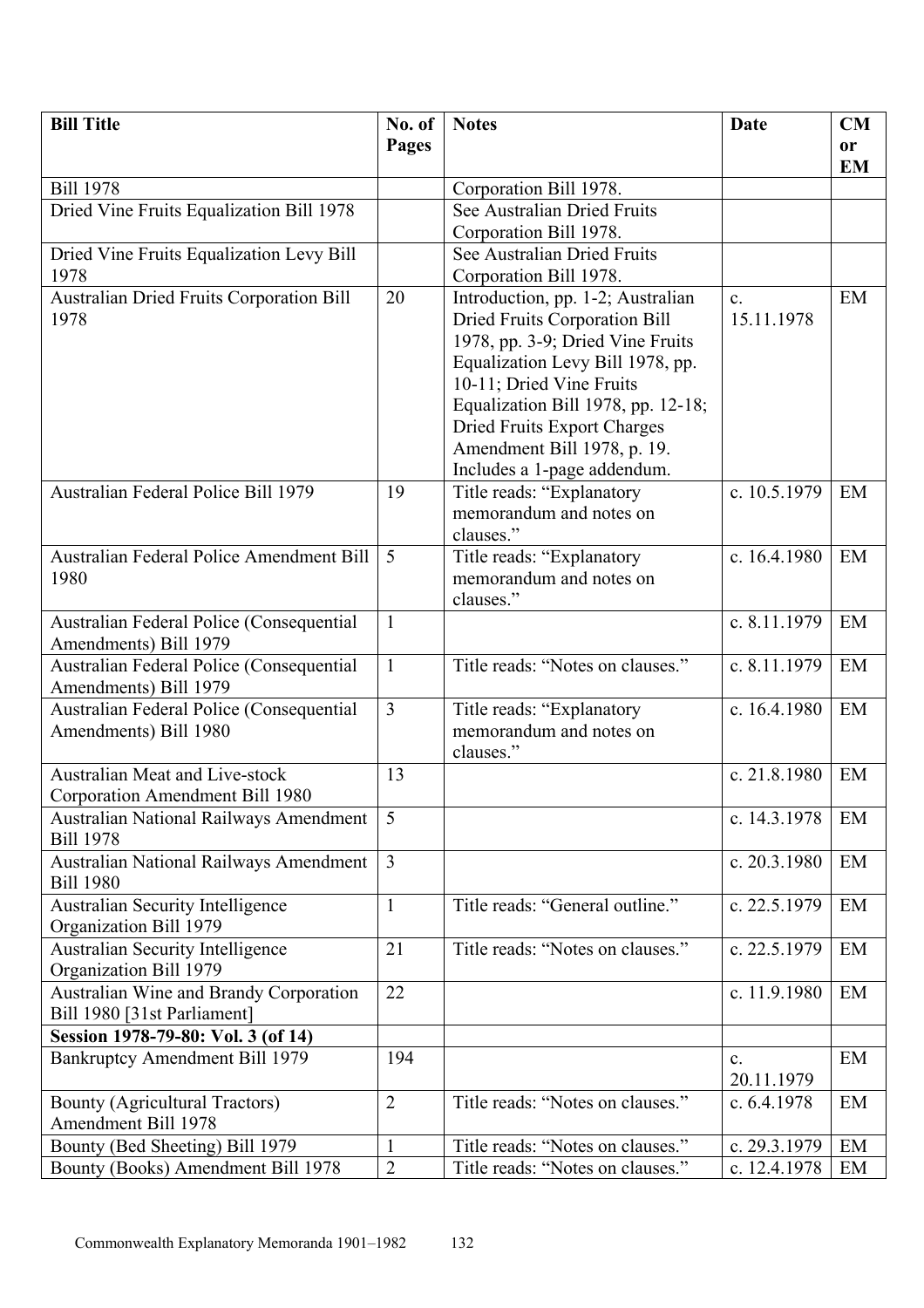| Bill Title | No. of Pages | Notes | Date | CM or EM |
| --- | --- | --- | --- | --- |
| Bill 1978 | | Corporation Bill 1978. | | |
| Dried Vine Fruits Equalization Bill 1978 | | See Australian Dried Fruits Corporation Bill 1978. | | |
| Dried Vine Fruits Equalization Levy Bill 1978 | | See Australian Dried Fruits Corporation Bill 1978. | | |
| Australian Dried Fruits Corporation Bill 1978 | 20 | Introduction, pp. 1-2; Australian Dried Fruits Corporation Bill 1978, pp. 3-9; Dried Vine Fruits Equalization Levy Bill 1978, pp. 10-11; Dried Vine Fruits Equalization Bill 1978, pp. 12-18; Dried Fruits Export Charges Amendment Bill 1978, p. 19. Includes a 1-page addendum. | c. 15.11.1978 | EM |
| Australian Federal Police Bill 1979 | 19 | Title reads: "Explanatory memorandum and notes on clauses." | c. 10.5.1979 | EM |
| Australian Federal Police Amendment Bill 1980 | 5 | Title reads: "Explanatory memorandum and notes on clauses." | c. 16.4.1980 | EM |
| Australian Federal Police (Consequential Amendments) Bill 1979 | 1 | | c. 8.11.1979 | EM |
| Australian Federal Police (Consequential Amendments) Bill 1979 | 1 | Title reads: "Notes on clauses." | c. 8.11.1979 | EM |
| Australian Federal Police (Consequential Amendments) Bill 1980 | 3 | Title reads: "Explanatory memorandum and notes on clauses." | c. 16.4.1980 | EM |
| Australian Meat and Live-stock Corporation Amendment Bill 1980 | 13 | | c. 21.8.1980 | EM |
| Australian National Railways Amendment Bill 1978 | 5 | | c. 14.3.1978 | EM |
| Australian National Railways Amendment Bill 1980 | 3 | | c. 20.3.1980 | EM |
| Australian Security Intelligence Organization Bill 1979 | 1 | Title reads: "General outline." | c. 22.5.1979 | EM |
| Australian Security Intelligence Organization Bill 1979 | 21 | Title reads: "Notes on clauses." | c. 22.5.1979 | EM |
| Australian Wine and Brandy Corporation Bill 1980 [31st Parliament] | 22 | | c. 11.9.1980 | EM |
| **Session 1978-79-80: Vol. 3 (of 14)** | | | | |
| Bankruptcy Amendment Bill 1979 | 194 | | c. 20.11.1979 | EM |
| Bounty (Agricultural Tractors) Amendment Bill 1978 | 2 | Title reads: "Notes on clauses." | c. 6.4.1978 | EM |
| Bounty (Bed Sheeting) Bill 1979 | 1 | Title reads: "Notes on clauses." | c. 29.3.1979 | EM |
| Bounty (Books) Amendment Bill 1978 | 2 | Title reads: "Notes on clauses." | c. 12.4.1978 | EM |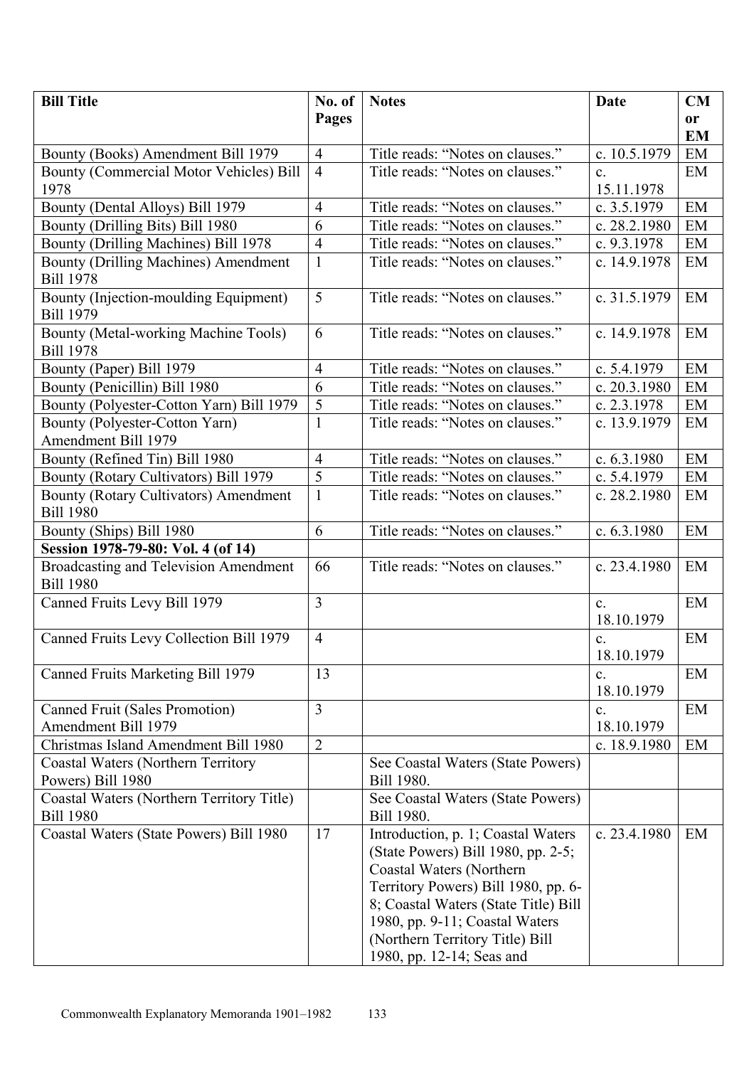| Bill Title | No. of Pages | Notes | Date | CM or EM |
|---|---|---|---|---|
| Bounty (Books) Amendment Bill 1979 | 4 | Title reads: "Notes on clauses." | c. 10.5.1979 | EM |
| Bounty (Commercial Motor Vehicles) Bill 1978 | 4 | Title reads: "Notes on clauses." | c. 15.11.1978 | EM |
| Bounty (Dental Alloys) Bill 1979 | 4 | Title reads: "Notes on clauses." | c. 3.5.1979 | EM |
| Bounty (Drilling Bits) Bill 1980 | 6 | Title reads: "Notes on clauses." | c. 28.2.1980 | EM |
| Bounty (Drilling Machines) Bill 1978 | 4 | Title reads: "Notes on clauses." | c. 9.3.1978 | EM |
| Bounty (Drilling Machines) Amendment Bill 1978 | 1 | Title reads: "Notes on clauses." | c. 14.9.1978 | EM |
| Bounty (Injection-moulding Equipment) Bill 1979 | 5 | Title reads: "Notes on clauses." | c. 31.5.1979 | EM |
| Bounty (Metal-working Machine Tools) Bill 1978 | 6 | Title reads: "Notes on clauses." | c. 14.9.1978 | EM |
| Bounty (Paper) Bill 1979 | 4 | Title reads: "Notes on clauses." | c. 5.4.1979 | EM |
| Bounty (Penicillin) Bill 1980 | 6 | Title reads: "Notes on clauses." | c. 20.3.1980 | EM |
| Bounty (Polyester-Cotton Yarn) Bill 1979 | 5 | Title reads: "Notes on clauses." | c. 2.3.1978 | EM |
| Bounty (Polyester-Cotton Yarn) Amendment Bill 1979 | 1 | Title reads: "Notes on clauses." | c. 13.9.1979 | EM |
| Bounty (Refined Tin) Bill 1980 | 4 | Title reads: "Notes on clauses." | c. 6.3.1980 | EM |
| Bounty (Rotary Cultivators) Bill 1979 | 5 | Title reads: "Notes on clauses." | c. 5.4.1979 | EM |
| Bounty (Rotary Cultivators) Amendment Bill 1980 | 1 | Title reads: "Notes on clauses." | c. 28.2.1980 | EM |
| Bounty (Ships) Bill 1980 | 6 | Title reads: "Notes on clauses." | c. 6.3.1980 | EM |
| **Session 1978-79-80: Vol. 4 (of 14)** | | | | |
| Broadcasting and Television Amendment Bill 1980 | 66 | Title reads: "Notes on clauses." | c. 23.4.1980 | EM |
| Canned Fruits Levy Bill 1979 | 3 | | c. 18.10.1979 | EM |
| Canned Fruits Levy Collection Bill 1979 | 4 | | c. 18.10.1979 | EM |
| Canned Fruits Marketing Bill 1979 | 13 | | c. 18.10.1979 | EM |
| Canned Fruit (Sales Promotion) Amendment Bill 1979 | 3 | | c. 18.10.1979 | EM |
| Christmas Island Amendment Bill 1980 | 2 | | c. 18.9.1980 | EM |
| Coastal Waters (Northern Territory Powers) Bill 1980 | | See Coastal Waters (State Powers) Bill 1980. | | |
| Coastal Waters (Northern Territory Title) Bill 1980 | | See Coastal Waters (State Powers) Bill 1980. | | |
| Coastal Waters (State Powers) Bill 1980 | 17 | Introduction, p. 1; Coastal Waters (State Powers) Bill 1980, pp. 2-5; Coastal Waters (Northern Territory Powers) Bill 1980, pp. 6-8; Coastal Waters (State Title) Bill 1980, pp. 9-11; Coastal Waters (Northern Territory Title) Bill 1980, pp. 12-14; Seas and | c. 23.4.1980 | EM |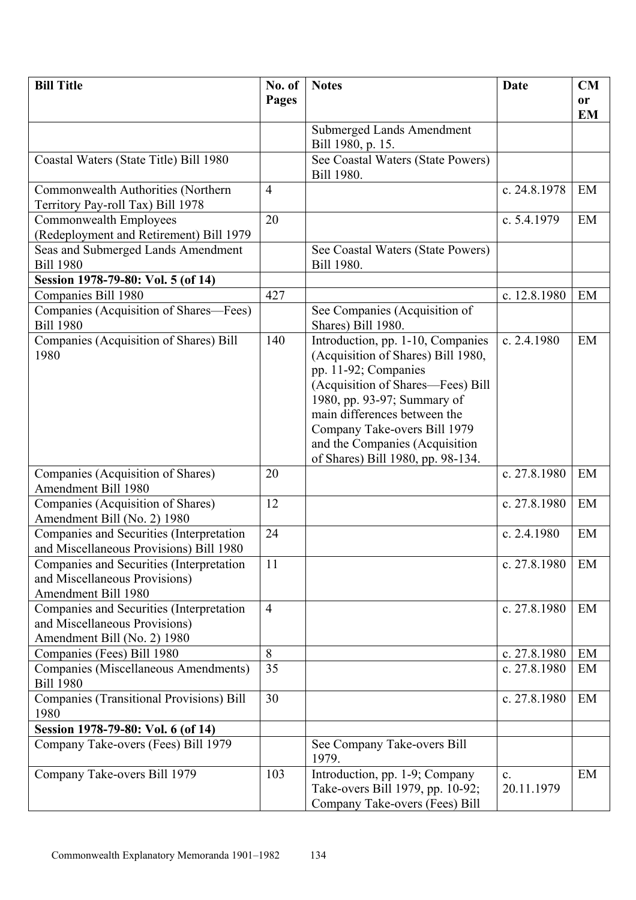| Bill Title | No. of Pages | Notes | Date | CM or EM |
|---|---|---|---|---|
| | | Submerged Lands Amendment Bill 1980, p. 15. | | |
| Coastal Waters (State Title) Bill 1980 | | See Coastal Waters (State Powers) Bill 1980. | | |
| Commonwealth Authorities (Northern Territory Pay-roll Tax) Bill 1978 | 4 | | c. 24.8.1978 | EM |
| Commonwealth Employees (Redeployment and Retirement) Bill 1979 | 20 | | c. 5.4.1979 | EM |
| Seas and Submerged Lands Amendment Bill 1980 | | See Coastal Waters (State Powers) Bill 1980. | | |
| **Session 1978-79-80: Vol. 5 (of 14)** | | | | |
| Companies Bill 1980 | 427 | | c. 12.8.1980 | EM |
| Companies (Acquisition of Shares—Fees) Bill 1980 | | See Companies (Acquisition of Shares) Bill 1980. | | |
| Companies (Acquisition of Shares) Bill 1980 | 140 | Introduction, pp. 1-10, Companies (Acquisition of Shares) Bill 1980, pp. 11-92; Companies (Acquisition of Shares—Fees) Bill 1980, pp. 93-97; Summary of main differences between the Company Take-overs Bill 1979 and the Companies (Acquisition of Shares) Bill 1980, pp. 98-134. | c. 2.4.1980 | EM |
| Companies (Acquisition of Shares) Amendment Bill 1980 | 20 | | c. 27.8.1980 | EM |
| Companies (Acquisition of Shares) Amendment Bill (No. 2) 1980 | 12 | | c. 27.8.1980 | EM |
| Companies and Securities (Interpretation and Miscellaneous Provisions) Bill 1980 | 24 | | c. 2.4.1980 | EM |
| Companies and Securities (Interpretation and Miscellaneous Provisions) Amendment Bill 1980 | 11 | | c. 27.8.1980 | EM |
| Companies and Securities (Interpretation and Miscellaneous Provisions) Amendment Bill (No. 2) 1980 | 4 | | c. 27.8.1980 | EM |
| Companies (Fees) Bill 1980 | 8 | | c. 27.8.1980 | EM |
| Companies (Miscellaneous Amendments) Bill 1980 | 35 | | c. 27.8.1980 | EM |
| Companies (Transitional Provisions) Bill 1980 | 30 | | c. 27.8.1980 | EM |
| **Session 1978-79-80: Vol. 6 (of 14)** | | | | |
| Company Take-overs (Fees) Bill 1979 | | See Company Take-overs Bill 1979. | | |
| Company Take-overs Bill 1979 | 103 | Introduction, pp. 1-9; Company Take-overs Bill 1979, pp. 10-92; Company Take-overs (Fees) Bill | c. 20.11.1979 | EM |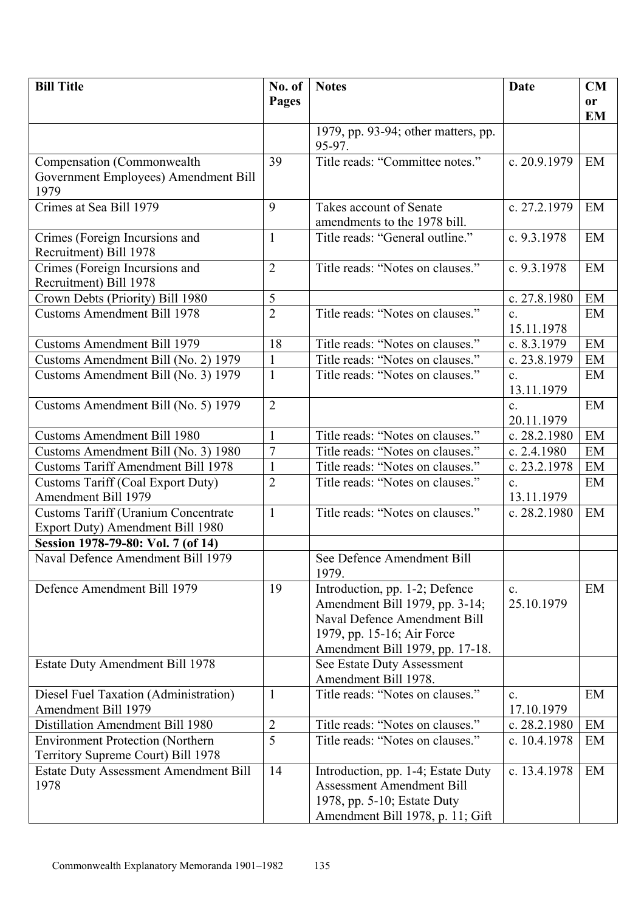| Bill Title | No. of Pages | Notes | Date | CM or EM |
|---|---|---|---|---|
| | | 1979, pp. 93-94; other matters, pp. 95-97. | | |
| Compensation (Commonwealth Government Employees) Amendment Bill 1979 | 39 | Title reads: "Committee notes." | c. 20.9.1979 | EM |
| Crimes at Sea Bill 1979 | 9 | Takes account of Senate amendments to the 1978 bill. | c. 27.2.1979 | EM |
| Crimes (Foreign Incursions and Recruitment) Bill 1978 | 1 | Title reads: "General outline." | c. 9.3.1978 | EM |
| Crimes (Foreign Incursions and Recruitment) Bill 1978 | 2 | Title reads: "Notes on clauses." | c. 9.3.1978 | EM |
| Crown Debts (Priority) Bill 1980 | 5 | | c. 27.8.1980 | EM |
| Customs Amendment Bill 1978 | 2 | Title reads: "Notes on clauses." | c. 15.11.1978 | EM |
| Customs Amendment Bill 1979 | 18 | Title reads: "Notes on clauses." | c. 8.3.1979 | EM |
| Customs Amendment Bill (No. 2) 1979 | 1 | Title reads: "Notes on clauses." | c. 23.8.1979 | EM |
| Customs Amendment Bill (No. 3) 1979 | 1 | Title reads: "Notes on clauses." | c. 13.11.1979 | EM |
| Customs Amendment Bill (No. 5) 1979 | 2 | | c. 20.11.1979 | EM |
| Customs Amendment Bill 1980 | 1 | Title reads: "Notes on clauses." | c. 28.2.1980 | EM |
| Customs Amendment Bill (No. 3) 1980 | 7 | Title reads: "Notes on clauses." | c. 2.4.1980 | EM |
| Customs Tariff Amendment Bill 1978 | 1 | Title reads: "Notes on clauses." | c. 23.2.1978 | EM |
| Customs Tariff (Coal Export Duty) Amendment Bill 1979 | 2 | Title reads: "Notes on clauses." | c. 13.11.1979 | EM |
| Customs Tariff (Uranium Concentrate Export Duty) Amendment Bill 1980 | 1 | Title reads: "Notes on clauses." | c. 28.2.1980 | EM |
| **Session 1978-79-80: Vol. 7 (of 14)** | | | | |
| Naval Defence Amendment Bill 1979 | | See Defence Amendment Bill 1979. | | |
| Defence Amendment Bill 1979 | 19 | Introduction, pp. 1-2; Defence Amendment Bill 1979, pp. 3-14; Naval Defence Amendment Bill 1979, pp. 15-16; Air Force Amendment Bill 1979, pp. 17-18. | c. 25.10.1979 | EM |
| Estate Duty Amendment Bill 1978 | | See Estate Duty Assessment Amendment Bill 1978. | | |
| Diesel Fuel Taxation (Administration) Amendment Bill 1979 | 1 | Title reads: "Notes on clauses." | c. 17.10.1979 | EM |
| Distillation Amendment Bill 1980 | 2 | Title reads: "Notes on clauses." | c. 28.2.1980 | EM |
| Environment Protection (Northern Territory Supreme Court) Bill 1978 | 5 | Title reads: "Notes on clauses." | c. 10.4.1978 | EM |
| Estate Duty Assessment Amendment Bill 1978 | 14 | Introduction, pp. 1-4; Estate Duty Assessment Amendment Bill 1978, pp. 5-10; Estate Duty Amendment Bill 1978, p. 11; Gift | c. 13.4.1978 | EM |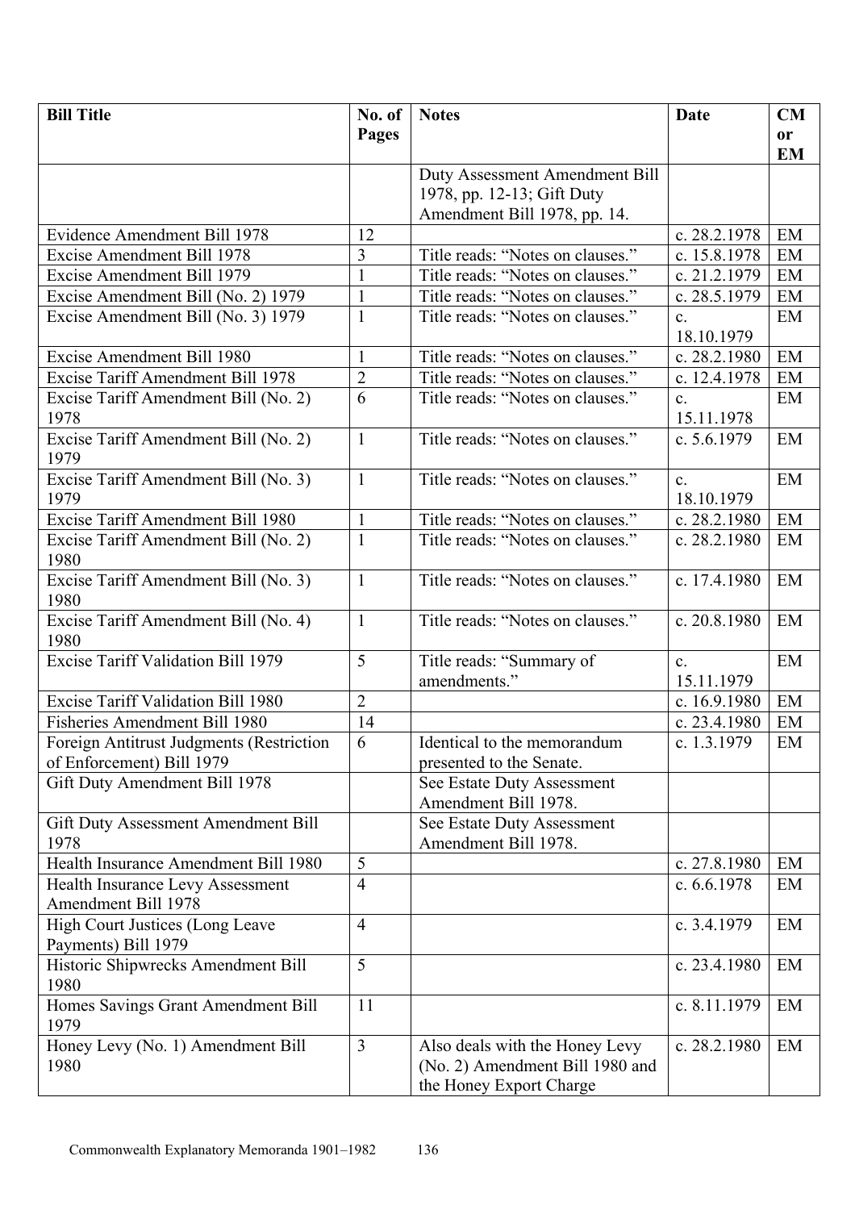| Bill Title | No. of Pages | Notes | Date | CM or EM |
| --- | --- | --- | --- | --- |
| | | Duty Assessment Amendment Bill 1978, pp. 12-13; Gift Duty Amendment Bill 1978, pp. 14. | | |
| Evidence Amendment Bill 1978 | 12 | | c. 28.2.1978 | EM |
| Excise Amendment Bill 1978 | 3 | Title reads: "Notes on clauses." | c. 15.8.1978 | EM |
| Excise Amendment Bill 1979 | 1 | Title reads: "Notes on clauses." | c. 21.2.1979 | EM |
| Excise Amendment Bill (No. 2) 1979 | 1 | Title reads: "Notes on clauses." | c. 28.5.1979 | EM |
| Excise Amendment Bill (No. 3) 1979 | 1 | Title reads: "Notes on clauses." | c. 18.10.1979 | EM |
| Excise Amendment Bill 1980 | 1 | Title reads: "Notes on clauses." | c. 28.2.1980 | EM |
| Excise Tariff Amendment Bill 1978 | 2 | Title reads: "Notes on clauses." | c. 12.4.1978 | EM |
| Excise Tariff Amendment Bill (No. 2) 1978 | 6 | Title reads: "Notes on clauses." | c. 15.11.1978 | EM |
| Excise Tariff Amendment Bill (No. 2) 1979 | 1 | Title reads: "Notes on clauses." | c. 5.6.1979 | EM |
| Excise Tariff Amendment Bill (No. 3) 1979 | 1 | Title reads: "Notes on clauses." | c. 18.10.1979 | EM |
| Excise Tariff Amendment Bill 1980 | 1 | Title reads: "Notes on clauses." | c. 28.2.1980 | EM |
| Excise Tariff Amendment Bill (No. 2) 1980 | 1 | Title reads: "Notes on clauses." | c. 28.2.1980 | EM |
| Excise Tariff Amendment Bill (No. 3) 1980 | 1 | Title reads: "Notes on clauses." | c. 17.4.1980 | EM |
| Excise Tariff Amendment Bill (No. 4) 1980 | 1 | Title reads: "Notes on clauses." | c. 20.8.1980 | EM |
| Excise Tariff Validation Bill 1979 | 5 | Title reads: "Summary of amendments." | c. 15.11.1979 | EM |
| Excise Tariff Validation Bill 1980 | 2 | | c. 16.9.1980 | EM |
| Fisheries Amendment Bill 1980 | 14 | | c. 23.4.1980 | EM |
| Foreign Antitrust Judgments (Restriction of Enforcement) Bill 1979 | 6 | Identical to the memorandum presented to the Senate. | c. 1.3.1979 | EM |
| Gift Duty Amendment Bill 1978 | | See Estate Duty Assessment Amendment Bill 1978. | | |
| Gift Duty Assessment Amendment Bill 1978 | | See Estate Duty Assessment Amendment Bill 1978. | | |
| Health Insurance Amendment Bill 1980 | 5 | | c. 27.8.1980 | EM |
| Health Insurance Levy Assessment Amendment Bill 1978 | 4 | | c. 6.6.1978 | EM |
| High Court Justices (Long Leave Payments) Bill 1979 | 4 | | c. 3.4.1979 | EM |
| Historic Shipwrecks Amendment Bill 1980 | 5 | | c. 23.4.1980 | EM |
| Homes Savings Grant Amendment Bill 1979 | 11 | | c. 8.11.1979 | EM |
| Honey Levy (No. 1) Amendment Bill 1980 | 3 | Also deals with the Honey Levy (No. 2) Amendment Bill 1980 and the Honey Export Charge | c. 28.2.1980 | EM |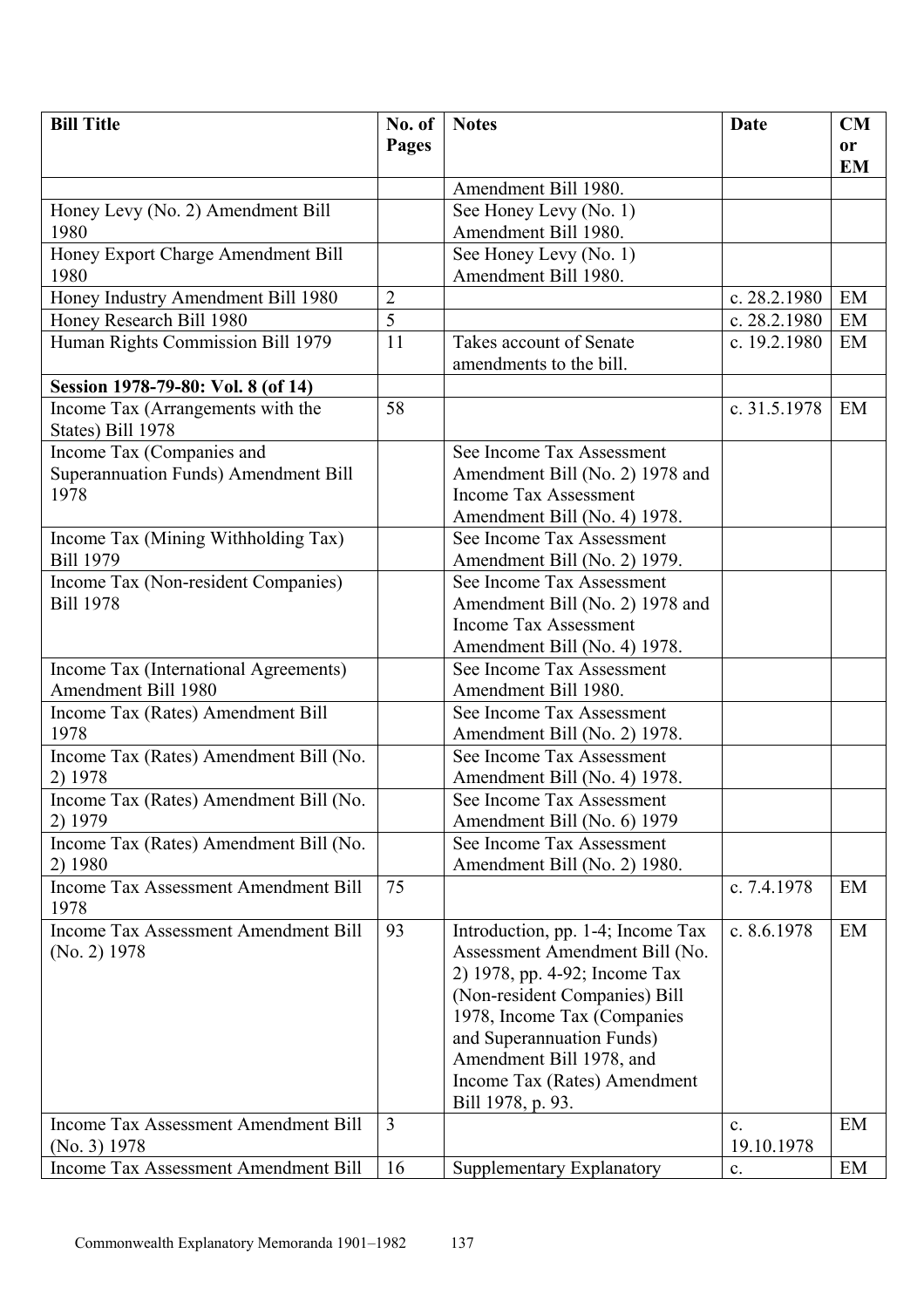| Bill Title | No. of Pages | Notes | Date | CM or EM |
|---|---|---|---|---|
| | | Amendment Bill 1980. | | |
| Honey Levy (No. 2) Amendment Bill 1980 | | See Honey Levy (No. 1) Amendment Bill 1980. | | |
| Honey Export Charge Amendment Bill 1980 | | See Honey Levy (No. 1) Amendment Bill 1980. | | |
| Honey Industry Amendment Bill 1980 | 2 | | c. 28.2.1980 | EM |
| Honey Research Bill 1980 | 5 | | c. 28.2.1980 | EM |
| Human Rights Commission Bill 1979 | 11 | Takes account of Senate amendments to the bill. | c. 19.2.1980 | EM |
| **Session 1978-79-80: Vol. 8 (of 14)** | | | | |
| Income Tax (Arrangements with the States) Bill 1978 | 58 | | c. 31.5.1978 | EM |
| Income Tax (Companies and Superannuation Funds) Amendment Bill 1978 | | See Income Tax Assessment Amendment Bill (No. 2) 1978 and Income Tax Assessment Amendment Bill (No. 4) 1978. | | |
| Income Tax (Mining Withholding Tax) Bill 1979 | | See Income Tax Assessment Amendment Bill (No. 2) 1979. | | |
| Income Tax (Non-resident Companies) Bill 1978 | | See Income Tax Assessment Amendment Bill (No. 2) 1978 and Income Tax Assessment Amendment Bill (No. 4) 1978. | | |
| Income Tax (International Agreements) Amendment Bill 1980 | | See Income Tax Assessment Amendment Bill 1980. | | |
| Income Tax (Rates) Amendment Bill 1978 | | See Income Tax Assessment Amendment Bill (No. 2) 1978. | | |
| Income Tax (Rates) Amendment Bill (No. 2) 1978 | | See Income Tax Assessment Amendment Bill (No. 4) 1978. | | |
| Income Tax (Rates) Amendment Bill (No. 2) 1979 | | See Income Tax Assessment Amendment Bill (No. 6) 1979 | | |
| Income Tax (Rates) Amendment Bill (No. 2) 1980 | | See Income Tax Assessment Amendment Bill (No. 2) 1980. | | |
| Income Tax Assessment Amendment Bill 1978 | 75 | | c. 7.4.1978 | EM |
| Income Tax Assessment Amendment Bill (No. 2) 1978 | 93 | Introduction, pp. 1-4; Income Tax Assessment Amendment Bill (No. 2) 1978, pp. 4-92; Income Tax (Non-resident Companies) Bill 1978, Income Tax (Companies and Superannuation Funds) Amendment Bill 1978, and Income Tax (Rates) Amendment Bill 1978, p. 93. | c. 8.6.1978 | EM |
| Income Tax Assessment Amendment Bill (No. 3) 1978 | 3 | | c. 19.10.1978 | EM |
| Income Tax Assessment Amendment Bill | 16 | Supplementary Explanatory | c. | EM |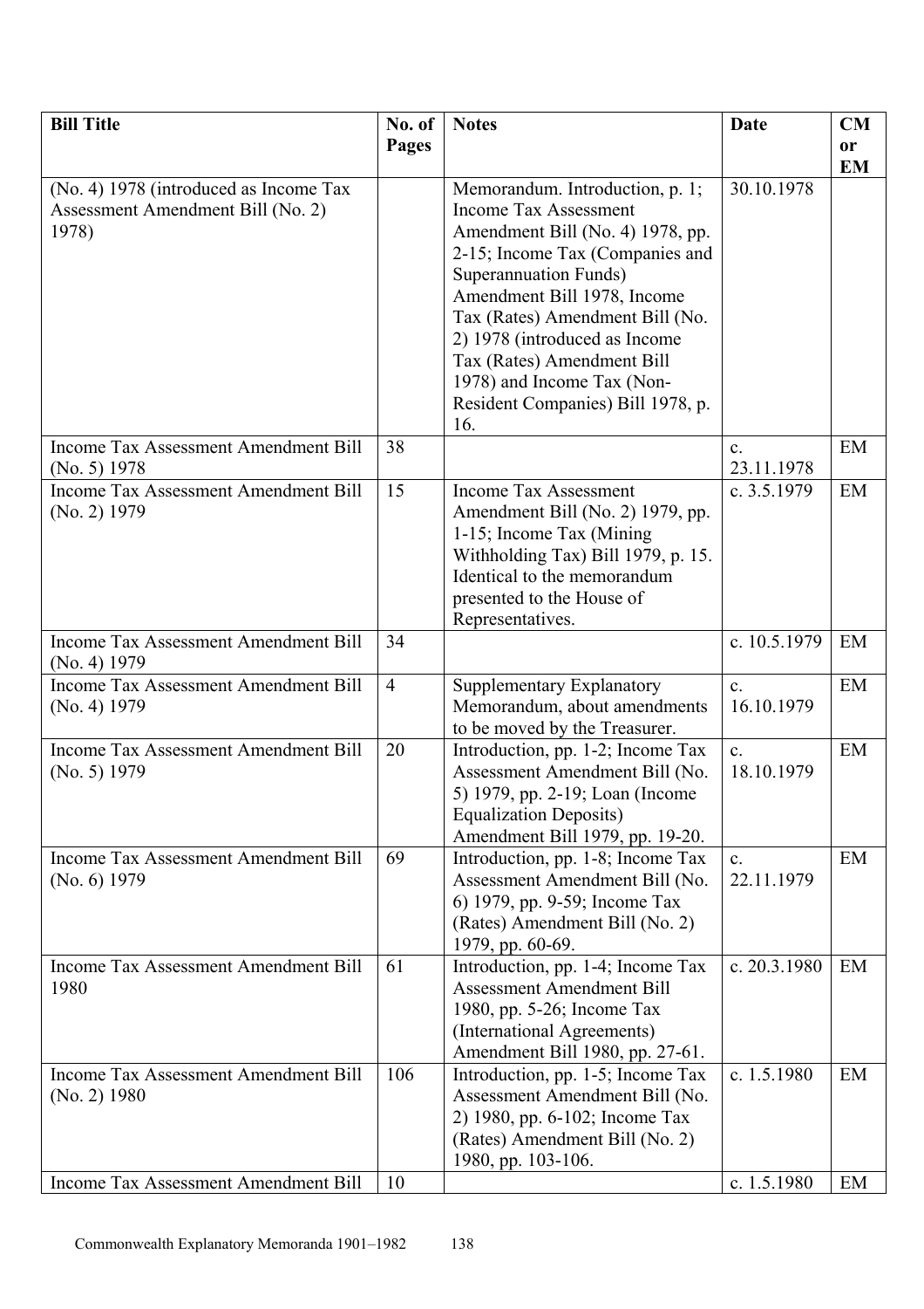| Bill Title | No. of Pages | Notes | Date | CM or EM |
|---|---|---|---|---|
| (No. 4) 1978 (introduced as Income Tax Assessment Amendment Bill (No. 2) 1978) | | Memorandum. Introduction, p. 1; Income Tax Assessment Amendment Bill (No. 4) 1978, pp. 2-15; Income Tax (Companies and Superannuation Funds) Amendment Bill 1978, Income Tax (Rates) Amendment Bill (No. 2) 1978 (introduced as Income Tax (Rates) Amendment Bill 1978) and Income Tax (Non-Resident Companies) Bill 1978, p. 16. | 30.10.1978 | |
| Income Tax Assessment Amendment Bill (No. 5) 1978 | 38 | | c. 23.11.1978 | EM |
| Income Tax Assessment Amendment Bill (No. 2) 1979 | 15 | Income Tax Assessment Amendment Bill (No. 2) 1979, pp. 1-15; Income Tax (Mining Withholding Tax) Bill 1979, p. 15. Identical to the memorandum presented to the House of Representatives. | c. 3.5.1979 | EM |
| Income Tax Assessment Amendment Bill (No. 4) 1979 | 34 | | c. 10.5.1979 | EM |
| Income Tax Assessment Amendment Bill (No. 4) 1979 | 4 | Supplementary Explanatory Memorandum, about amendments to be moved by the Treasurer. | c. 16.10.1979 | EM |
| Income Tax Assessment Amendment Bill (No. 5) 1979 | 20 | Introduction, pp. 1-2; Income Tax Assessment Amendment Bill (No. 5) 1979, pp. 2-19; Loan (Income Equalization Deposits) Amendment Bill 1979, pp. 19-20. | c. 18.10.1979 | EM |
| Income Tax Assessment Amendment Bill (No. 6) 1979 | 69 | Introduction, pp. 1-8; Income Tax Assessment Amendment Bill (No. 6) 1979, pp. 9-59; Income Tax (Rates) Amendment Bill (No. 2) 1979, pp. 60-69. | c. 22.11.1979 | EM |
| Income Tax Assessment Amendment Bill 1980 | 61 | Introduction, pp. 1-4; Income Tax Assessment Amendment Bill 1980, pp. 5-26; Income Tax (International Agreements) Amendment Bill 1980, pp. 27-61. | c. 20.3.1980 | EM |
| Income Tax Assessment Amendment Bill (No. 2) 1980 | 106 | Introduction, pp. 1-5; Income Tax Assessment Amendment Bill (No. 2) 1980, pp. 6-102; Income Tax (Rates) Amendment Bill (No. 2) 1980, pp. 103-106. | c. 1.5.1980 | EM |
| Income Tax Assessment Amendment Bill | 10 | | c. 1.5.1980 | EM |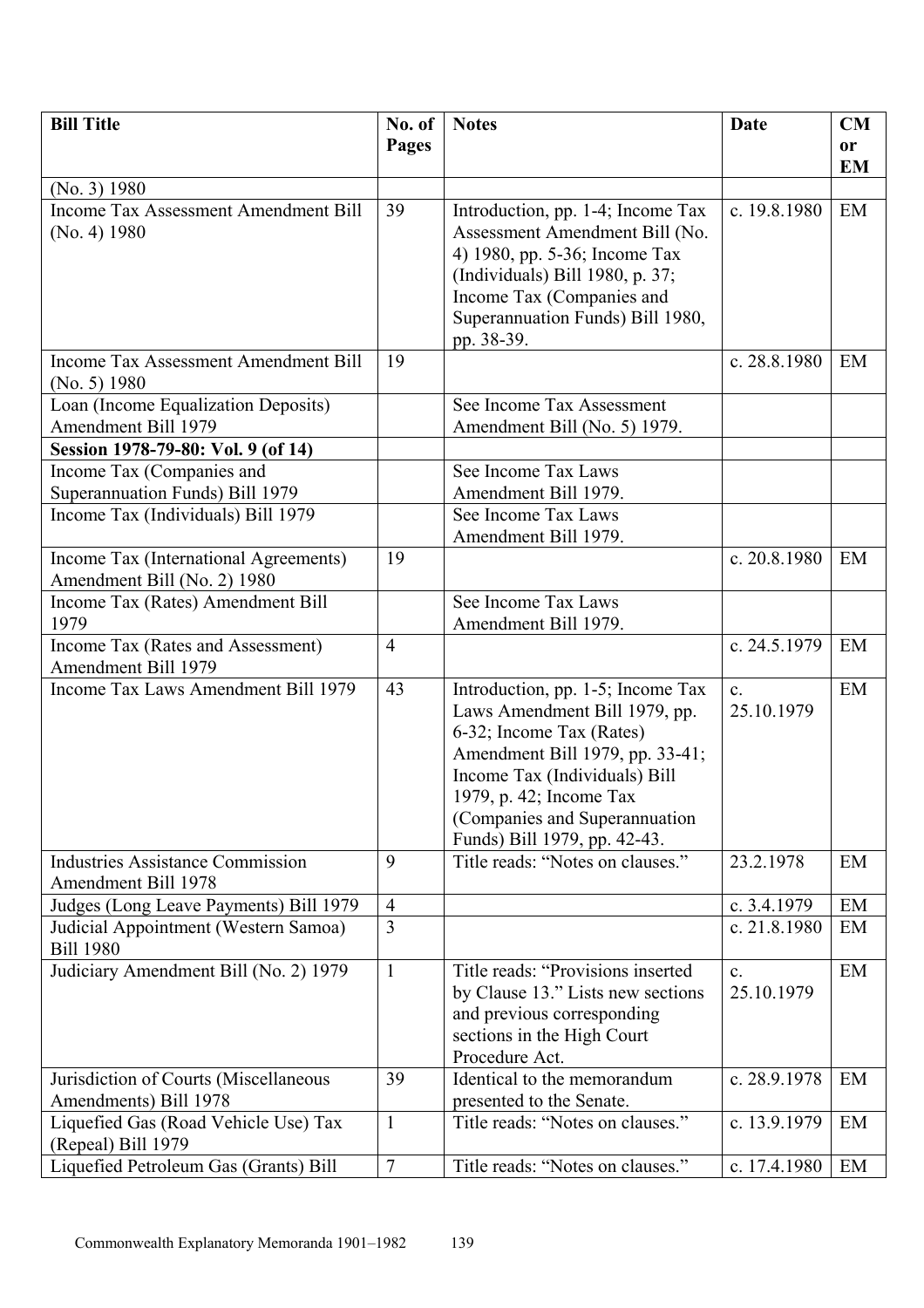| Bill Title | No. of Pages | Notes | Date | CM or EM |
|---|---|---|---|---|
| (No. 3) 1980 | | | | |
| Income Tax Assessment Amendment Bill (No. 4) 1980 | 39 | Introduction, pp. 1-4; Income Tax Assessment Amendment Bill (No. 4) 1980, pp. 5-36; Income Tax (Individuals) Bill 1980, p. 37; Income Tax (Companies and Superannuation Funds) Bill 1980, pp. 38-39. | c. 19.8.1980 | EM |
| Income Tax Assessment Amendment Bill (No. 5) 1980 | 19 | | c. 28.8.1980 | EM |
| Loan (Income Equalization Deposits) Amendment Bill 1979 | | See Income Tax Assessment Amendment Bill (No. 5) 1979. | | |
| **Session 1978-79-80: Vol. 9 (of 14)** | | | | |
| Income Tax (Companies and Superannuation Funds) Bill 1979 | | See Income Tax Laws Amendment Bill 1979. | | |
| Income Tax (Individuals) Bill 1979 | | See Income Tax Laws Amendment Bill 1979. | | |
| Income Tax (International Agreements) Amendment Bill (No. 2) 1980 | 19 | | c. 20.8.1980 | EM |
| Income Tax (Rates) Amendment Bill 1979 | | See Income Tax Laws Amendment Bill 1979. | | |
| Income Tax (Rates and Assessment) Amendment Bill 1979 | 4 | | c. 24.5.1979 | EM |
| Income Tax Laws Amendment Bill 1979 | 43 | Introduction, pp. 1-5; Income Tax Laws Amendment Bill 1979, pp. 6-32; Income Tax (Rates) Amendment Bill 1979, pp. 33-41; Income Tax (Individuals) Bill 1979, p. 42; Income Tax (Companies and Superannuation Funds) Bill 1979, pp. 42-43. | c. 25.10.1979 | EM |
| Industries Assistance Commission Amendment Bill 1978 | 9 | Title reads: "Notes on clauses." | 23.2.1978 | EM |
| Judges (Long Leave Payments) Bill 1979 | 4 | | c. 3.4.1979 | EM |
| Judicial Appointment (Western Samoa) Bill 1980 | 3 | | c. 21.8.1980 | EM |
| Judiciary Amendment Bill (No. 2) 1979 | 1 | Title reads: "Provisions inserted by Clause 13." Lists new sections and previous corresponding sections in the High Court Procedure Act. | c. 25.10.1979 | EM |
| Jurisdiction of Courts (Miscellaneous Amendments) Bill 1978 | 39 | Identical to the memorandum presented to the Senate. | c. 28.9.1978 | EM |
| Liquefied Gas (Road Vehicle Use) Tax (Repeal) Bill 1979 | 1 | Title reads: "Notes on clauses." | c. 13.9.1979 | EM |
| Liquefied Petroleum Gas (Grants) Bill | 7 | Title reads: "Notes on clauses." | c. 17.4.1980 | EM |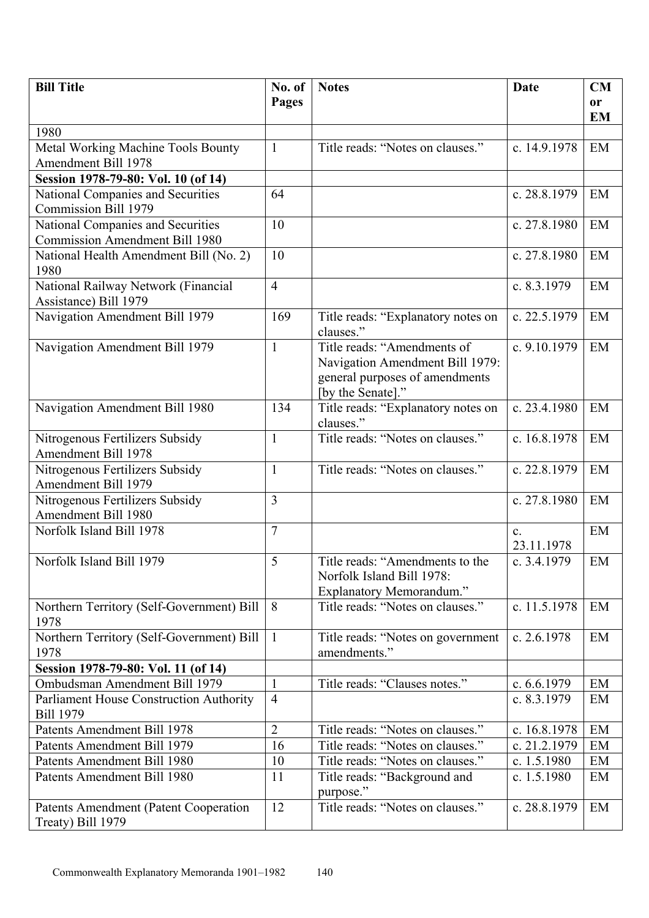| Bill Title | No. of Pages | Notes | Date | CM or EM |
|---|---|---|---|---|
| 1980 | | | | |
| Metal Working Machine Tools Bounty Amendment Bill 1978 | 1 | Title reads: "Notes on clauses." | c. 14.9.1978 | EM |
| **Session 1978-79-80: Vol. 10 (of 14)** | | | | |
| National Companies and Securities Commission Bill 1979 | 64 | | c. 28.8.1979 | EM |
| National Companies and Securities Commission Amendment Bill 1980 | 10 | | c. 27.8.1980 | EM |
| National Health Amendment Bill (No. 2) 1980 | 10 | | c. 27.8.1980 | EM |
| National Railway Network (Financial Assistance) Bill 1979 | 4 | | c. 8.3.1979 | EM |
| Navigation Amendment Bill 1979 | 169 | Title reads: "Explanatory notes on clauses." | c. 22.5.1979 | EM |
| Navigation Amendment Bill 1979 | 1 | Title reads: "Amendments of Navigation Amendment Bill 1979: general purposes of amendments [by the Senate]." | c. 9.10.1979 | EM |
| Navigation Amendment Bill 1980 | 134 | Title reads: "Explanatory notes on clauses." | c. 23.4.1980 | EM |
| Nitrogenous Fertilizers Subsidy Amendment Bill 1978 | 1 | Title reads: "Notes on clauses." | c. 16.8.1978 | EM |
| Nitrogenous Fertilizers Subsidy Amendment Bill 1979 | 1 | Title reads: "Notes on clauses." | c. 22.8.1979 | EM |
| Nitrogenous Fertilizers Subsidy Amendment Bill 1980 | 3 | | c. 27.8.1980 | EM |
| Norfolk Island Bill 1978 | 7 | | c. 23.11.1978 | EM |
| Norfolk Island Bill 1979 | 5 | Title reads: "Amendments to the Norfolk Island Bill 1978: Explanatory Memorandum." | c. 3.4.1979 | EM |
| Northern Territory (Self-Government) Bill 1978 | 8 | Title reads: "Notes on clauses." | c. 11.5.1978 | EM |
| Northern Territory (Self-Government) Bill 1978 | 1 | Title reads: "Notes on government amendments." | c. 2.6.1978 | EM |
| **Session 1978-79-80: Vol. 11 (of 14)** | | | | |
| Ombudsman Amendment Bill 1979 | 1 | Title reads: "Clauses notes." | c. 6.6.1979 | EM |
| Parliament House Construction Authority Bill 1979 | 4 | | c. 8.3.1979 | EM |
| Patents Amendment Bill 1978 | 2 | Title reads: "Notes on clauses." | c. 16.8.1978 | EM |
| Patents Amendment Bill 1979 | 16 | Title reads: "Notes on clauses." | c. 21.2.1979 | EM |
| Patents Amendment Bill 1980 | 10 | Title reads: "Notes on clauses." | c. 1.5.1980 | EM |
| Patents Amendment Bill 1980 | 11 | Title reads: "Background and purpose." | c. 1.5.1980 | EM |
| Patents Amendment (Patent Cooperation Treaty) Bill 1979 | 12 | Title reads: "Notes on clauses." | c. 28.8.1979 | EM |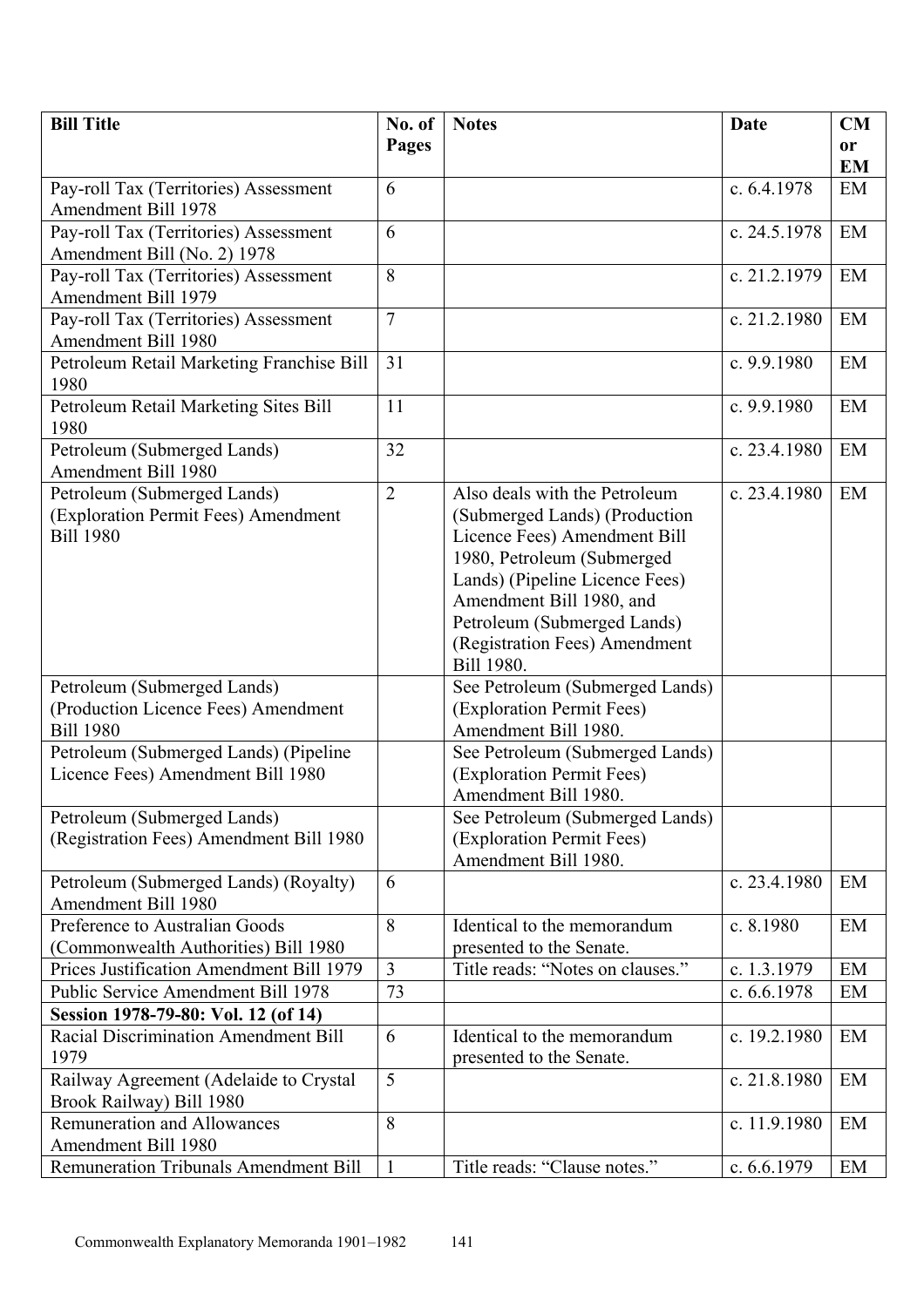| Bill Title | No. of Pages | Notes | Date | CM or EM |
|---|---|---|---|---|
| Pay-roll Tax (Territories) Assessment Amendment Bill 1978 | 6 | | c. 6.4.1978 | EM |
| Pay-roll Tax (Territories) Assessment Amendment Bill (No. 2) 1978 | 6 | | c. 24.5.1978 | EM |
| Pay-roll Tax (Territories) Assessment Amendment Bill 1979 | 8 | | c. 21.2.1979 | EM |
| Pay-roll Tax (Territories) Assessment Amendment Bill 1980 | 7 | | c. 21.2.1980 | EM |
| Petroleum Retail Marketing Franchise Bill 1980 | 31 | | c. 9.9.1980 | EM |
| Petroleum Retail Marketing Sites Bill 1980 | 11 | | c. 9.9.1980 | EM |
| Petroleum (Submerged Lands) Amendment Bill 1980 | 32 | | c. 23.4.1980 | EM |
| Petroleum (Submerged Lands) (Exploration Permit Fees) Amendment Bill 1980 | 2 | Also deals with the Petroleum (Submerged Lands) (Production Licence Fees) Amendment Bill 1980, Petroleum (Submerged Lands) (Pipeline Licence Fees) Amendment Bill 1980, and Petroleum (Submerged Lands) (Registration Fees) Amendment Bill 1980. | c. 23.4.1980 | EM |
| Petroleum (Submerged Lands) (Production Licence Fees) Amendment Bill 1980 | | See Petroleum (Submerged Lands) (Exploration Permit Fees) Amendment Bill 1980. | | |
| Petroleum (Submerged Lands) (Pipeline Licence Fees) Amendment Bill 1980 | | See Petroleum (Submerged Lands) (Exploration Permit Fees) Amendment Bill 1980. | | |
| Petroleum (Submerged Lands) (Registration Fees) Amendment Bill 1980 | | See Petroleum (Submerged Lands) (Exploration Permit Fees) Amendment Bill 1980. | | |
| Petroleum (Submerged Lands) (Royalty) Amendment Bill 1980 | 6 | | c. 23.4.1980 | EM |
| Preference to Australian Goods (Commonwealth Authorities) Bill 1980 | 8 | Identical to the memorandum presented to the Senate. | c. 8.1980 | EM |
| Prices Justification Amendment Bill 1979 | 3 | Title reads: "Notes on clauses." | c. 1.3.1979 | EM |
| Public Service Amendment Bill 1978 | 73 | | c. 6.6.1978 | EM |
| **Session 1978-79-80: Vol. 12 (of 14)** | | | | |
| Racial Discrimination Amendment Bill 1979 | 6 | Identical to the memorandum presented to the Senate. | c. 19.2.1980 | EM |
| Railway Agreement (Adelaide to Crystal Brook Railway) Bill 1980 | 5 | | c. 21.8.1980 | EM |
| Remuneration and Allowances Amendment Bill 1980 | 8 | | c. 11.9.1980 | EM |
| Remuneration Tribunals Amendment Bill | 1 | Title reads: "Clause notes." | c. 6.6.1979 | EM |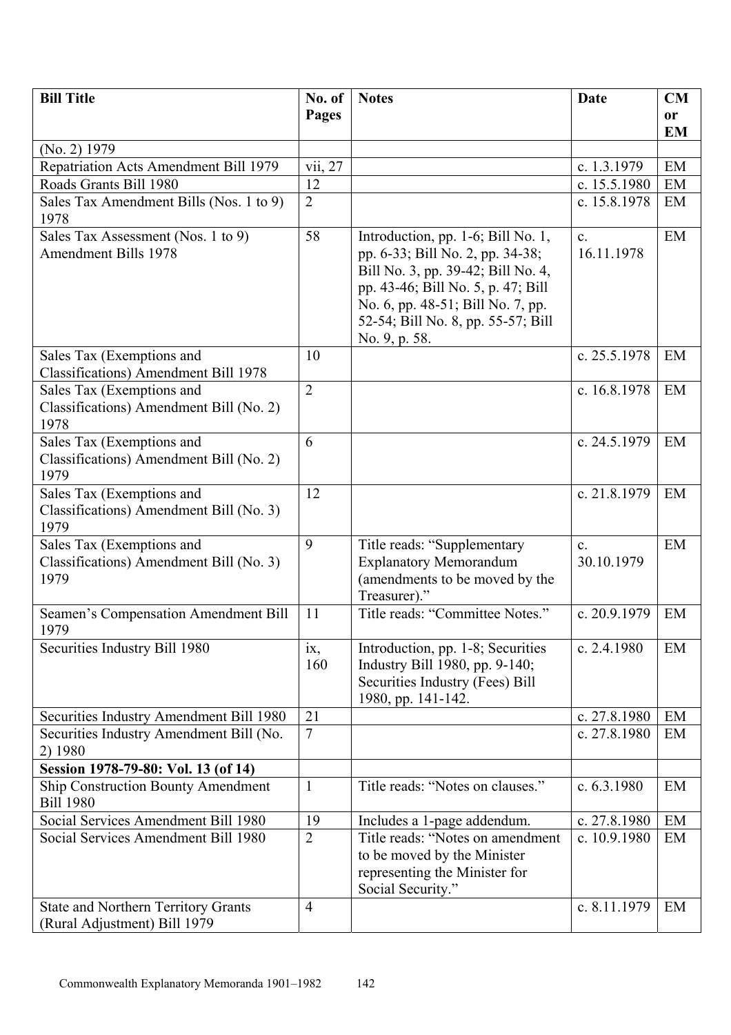| Bill Title | No. of Pages | Notes | Date | CM or EM |
|---|---|---|---|---|
| (No. 2) 1979 | | | | |
| Repatriation Acts Amendment Bill 1979 | vii, 27 | | c. 1.3.1979 | EM |
| Roads Grants Bill 1980 | 12 | | c. 15.5.1980 | EM |
| Sales Tax Amendment Bills (Nos. 1 to 9) 1978 | 2 | | c. 15.8.1978 | EM |
| Sales Tax Assessment (Nos. 1 to 9) Amendment Bills 1978 | 58 | Introduction, pp. 1-6; Bill No. 1, pp. 6-33; Bill No. 2, pp. 34-38; Bill No. 3, pp. 39-42; Bill No. 4, pp. 43-46; Bill No. 5, p. 47; Bill No. 6, pp. 48-51; Bill No. 7, pp. 52-54; Bill No. 8, pp. 55-57; Bill No. 9, p. 58. | c. 16.11.1978 | EM |
| Sales Tax (Exemptions and Classifications) Amendment Bill 1978 | 10 | | c. 25.5.1978 | EM |
| Sales Tax (Exemptions and Classifications) Amendment Bill (No. 2) 1978 | 2 | | c. 16.8.1978 | EM |
| Sales Tax (Exemptions and Classifications) Amendment Bill (No. 2) 1979 | 6 | | c. 24.5.1979 | EM |
| Sales Tax (Exemptions and Classifications) Amendment Bill (No. 3) 1979 | 12 | | c. 21.8.1979 | EM |
| Sales Tax (Exemptions and Classifications) Amendment Bill (No. 3) 1979 | 9 | Title reads: "Supplementary Explanatory Memorandum (amendments to be moved by the Treasurer)." | c. 30.10.1979 | EM |
| Seamen's Compensation Amendment Bill 1979 | 11 | Title reads: "Committee Notes." | c. 20.9.1979 | EM |
| Securities Industry Bill 1980 | ix, 160 | Introduction, pp. 1-8; Securities Industry Bill 1980, pp. 9-140; Securities Industry (Fees) Bill 1980, pp. 141-142. | c. 2.4.1980 | EM |
| Securities Industry Amendment Bill 1980 | 21 | | c. 27.8.1980 | EM |
| Securities Industry Amendment Bill (No. 2) 1980 | 7 | | c. 27.8.1980 | EM |
| **Session 1978-79-80: Vol. 13 (of 14)** | | | | |
| Ship Construction Bounty Amendment Bill 1980 | 1 | Title reads: "Notes on clauses." | c. 6.3.1980 | EM |
| Social Services Amendment Bill 1980 | 19 | Includes a 1-page addendum. | c. 27.8.1980 | EM |
| Social Services Amendment Bill 1980 | 2 | Title reads: "Notes on amendment to be moved by the Minister representing the Minister for Social Security." | c. 10.9.1980 | EM |
| State and Northern Territory Grants (Rural Adjustment) Bill 1979 | 4 | | c. 8.11.1979 | EM |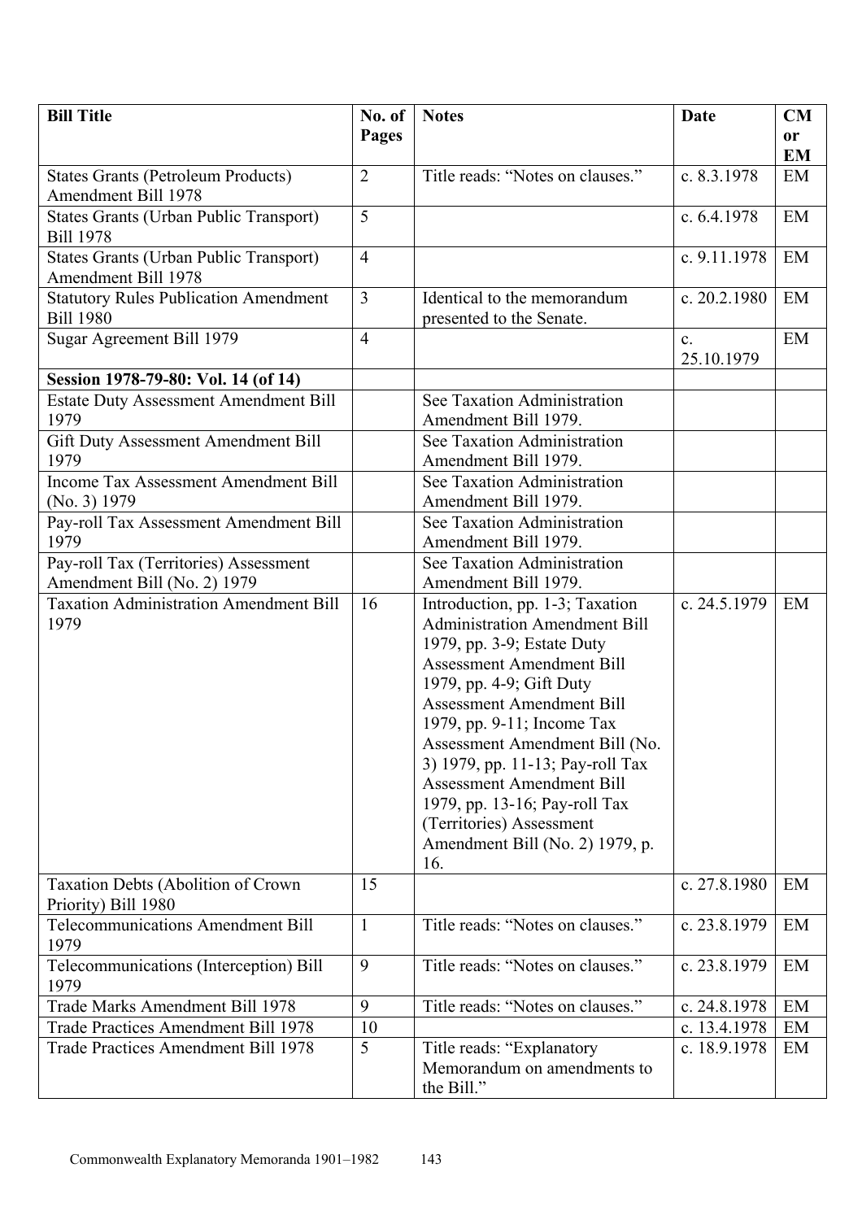| Bill Title | No. of Pages | Notes | Date | CM or EM |
| --- | --- | --- | --- | --- |
| States Grants (Petroleum Products) Amendment Bill 1978 | 2 | Title reads: "Notes on clauses." | c. 8.3.1978 | EM |
| States Grants (Urban Public Transport) Bill 1978 | 5 | | c. 6.4.1978 | EM |
| States Grants (Urban Public Transport) Amendment Bill 1978 | 4 | | c. 9.11.1978 | EM |
| Statutory Rules Publication Amendment Bill 1980 | 3 | Identical to the memorandum presented to the Senate. | c. 20.2.1980 | EM |
| Sugar Agreement Bill 1979 | 4 | | c. 25.10.1979 | EM |
| **Session 1978-79-80: Vol. 14 (of 14)** | | | | |
| Estate Duty Assessment Amendment Bill 1979 | | See Taxation Administration Amendment Bill 1979. | | |
| Gift Duty Assessment Amendment Bill 1979 | | See Taxation Administration Amendment Bill 1979. | | |
| Income Tax Assessment Amendment Bill (No. 3) 1979 | | See Taxation Administration Amendment Bill 1979. | | |
| Pay-roll Tax Assessment Amendment Bill 1979 | | See Taxation Administration Amendment Bill 1979. | | |
| Pay-roll Tax (Territories) Assessment Amendment Bill (No. 2) 1979 | | See Taxation Administration Amendment Bill 1979. | | |
| Taxation Administration Amendment Bill 1979 | 16 | Introduction, pp. 1-3; Taxation Administration Amendment Bill 1979, pp. 3-9; Estate Duty Assessment Amendment Bill 1979, pp. 4-9; Gift Duty Assessment Amendment Bill 1979, pp. 9-11; Income Tax Assessment Amendment Bill (No. 3) 1979, pp. 11-13; Pay-roll Tax Assessment Amendment Bill 1979, pp. 13-16; Pay-roll Tax (Territories) Assessment Amendment Bill (No. 2) 1979, p. 16. | c. 24.5.1979 | EM |
| Taxation Debts (Abolition of Crown Priority) Bill 1980 | 15 | | c. 27.8.1980 | EM |
| Telecommunications Amendment Bill 1979 | 1 | Title reads: "Notes on clauses." | c. 23.8.1979 | EM |
| Telecommunications (Interception) Bill 1979 | 9 | Title reads: "Notes on clauses." | c. 23.8.1979 | EM |
| Trade Marks Amendment Bill 1978 | 9 | Title reads: "Notes on clauses." | c. 24.8.1978 | EM |
| Trade Practices Amendment Bill 1978 | 10 | | c. 13.4.1978 | EM |
| Trade Practices Amendment Bill 1978 | 5 | Title reads: "Explanatory Memorandum on amendments to the Bill." | c. 18.9.1978 | EM |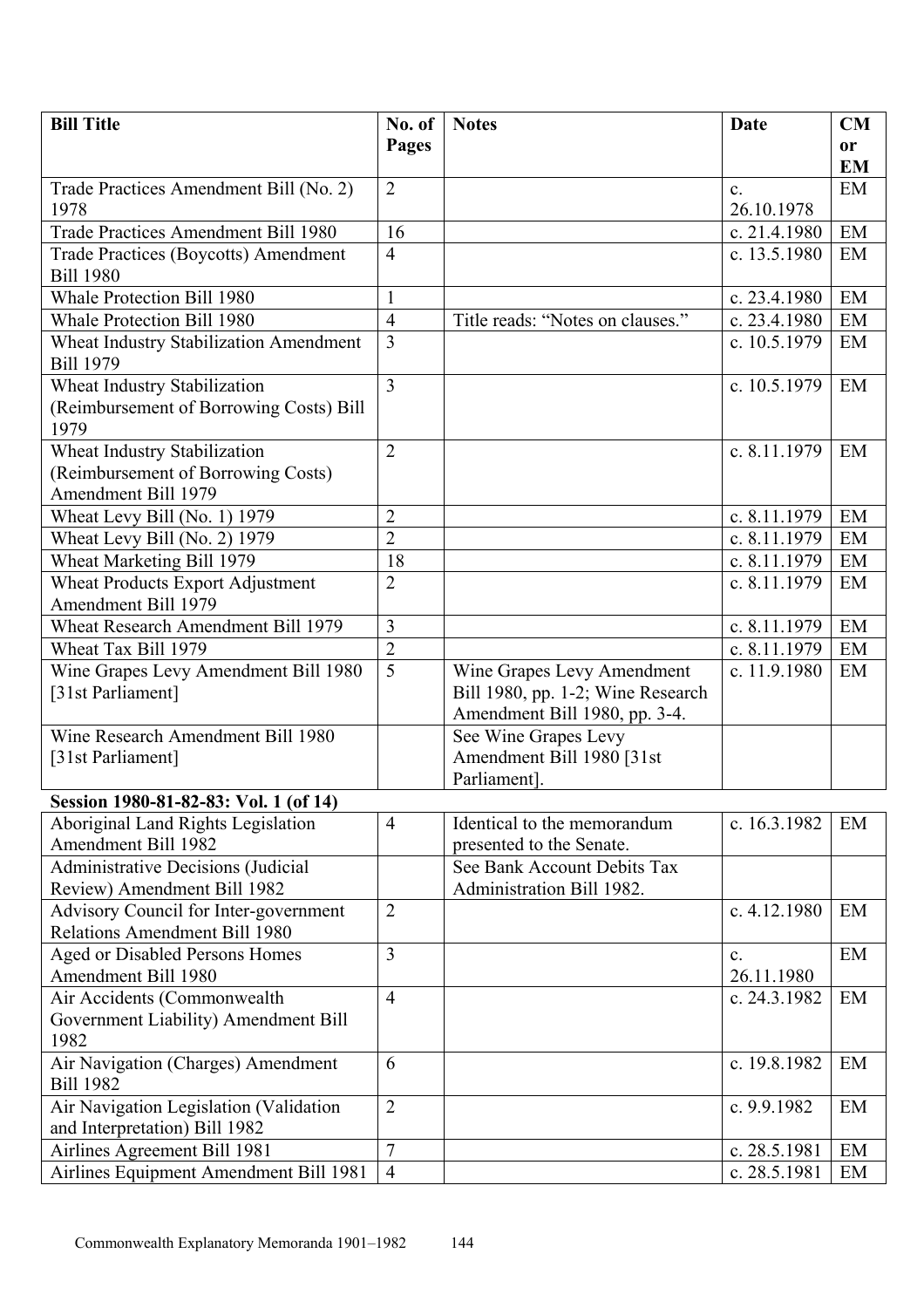| Bill Title | No. of Pages | Notes | Date | CM or EM |
|---|---|---|---|---|
| Trade Practices Amendment Bill (No. 2) 1978 | 2 | | c. 26.10.1978 | EM |
| Trade Practices Amendment Bill 1980 | 16 | | c. 21.4.1980 | EM |
| Trade Practices (Boycotts) Amendment Bill 1980 | 4 | | c. 13.5.1980 | EM |
| Whale Protection Bill 1980 | 1 | | c. 23.4.1980 | EM |
| Whale Protection Bill 1980 | 4 | Title reads: "Notes on clauses." | c. 23.4.1980 | EM |
| Wheat Industry Stabilization Amendment Bill 1979 | 3 | | c. 10.5.1979 | EM |
| Wheat Industry Stabilization (Reimbursement of Borrowing Costs) Bill 1979 | 3 | | c. 10.5.1979 | EM |
| Wheat Industry Stabilization (Reimbursement of Borrowing Costs) Amendment Bill 1979 | 2 | | c. 8.11.1979 | EM |
| Wheat Levy Bill (No. 1) 1979 | 2 | | c. 8.11.1979 | EM |
| Wheat Levy Bill (No. 2) 1979 | 2 | | c. 8.11.1979 | EM |
| Wheat Marketing Bill 1979 | 18 | | c. 8.11.1979 | EM |
| Wheat Products Export Adjustment Amendment Bill 1979 | 2 | | c. 8.11.1979 | EM |
| Wheat Research Amendment Bill 1979 | 3 | | c. 8.11.1979 | EM |
| Wheat Tax Bill 1979 | 2 | | c. 8.11.1979 | EM |
| Wine Grapes Levy Amendment Bill 1980 [31st Parliament] | 5 | Wine Grapes Levy Amendment Bill 1980, pp. 1-2; Wine Research Amendment Bill 1980, pp. 3-4. | c. 11.9.1980 | EM |
| Wine Research Amendment Bill 1980 [31st Parliament] | | See Wine Grapes Levy Amendment Bill 1980 [31st Parliament]. | | |
| **Session 1980-81-82-83: Vol. 1 (of 14)** | | | | |
| Aboriginal Land Rights Legislation Amendment Bill 1982 | 4 | Identical to the memorandum presented to the Senate. | c. 16.3.1982 | EM |
| Administrative Decisions (Judicial Review) Amendment Bill 1982 | | See Bank Account Debits Tax Administration Bill 1982. | | |
| Advisory Council for Inter-government Relations Amendment Bill 1980 | 2 | | c. 4.12.1980 | EM |
| Aged or Disabled Persons Homes Amendment Bill 1980 | 3 | | c. 26.11.1980 | EM |
| Air Accidents (Commonwealth Government Liability) Amendment Bill 1982 | 4 | | c. 24.3.1982 | EM |
| Air Navigation (Charges) Amendment Bill 1982 | 6 | | c. 19.8.1982 | EM |
| Air Navigation Legislation (Validation and Interpretation) Bill 1982 | 2 | | c. 9.9.1982 | EM |
| Airlines Agreement Bill 1981 | 7 | | c. 28.5.1981 | EM |
| Airlines Equipment Amendment Bill 1981 | 4 | | c. 28.5.1981 | EM |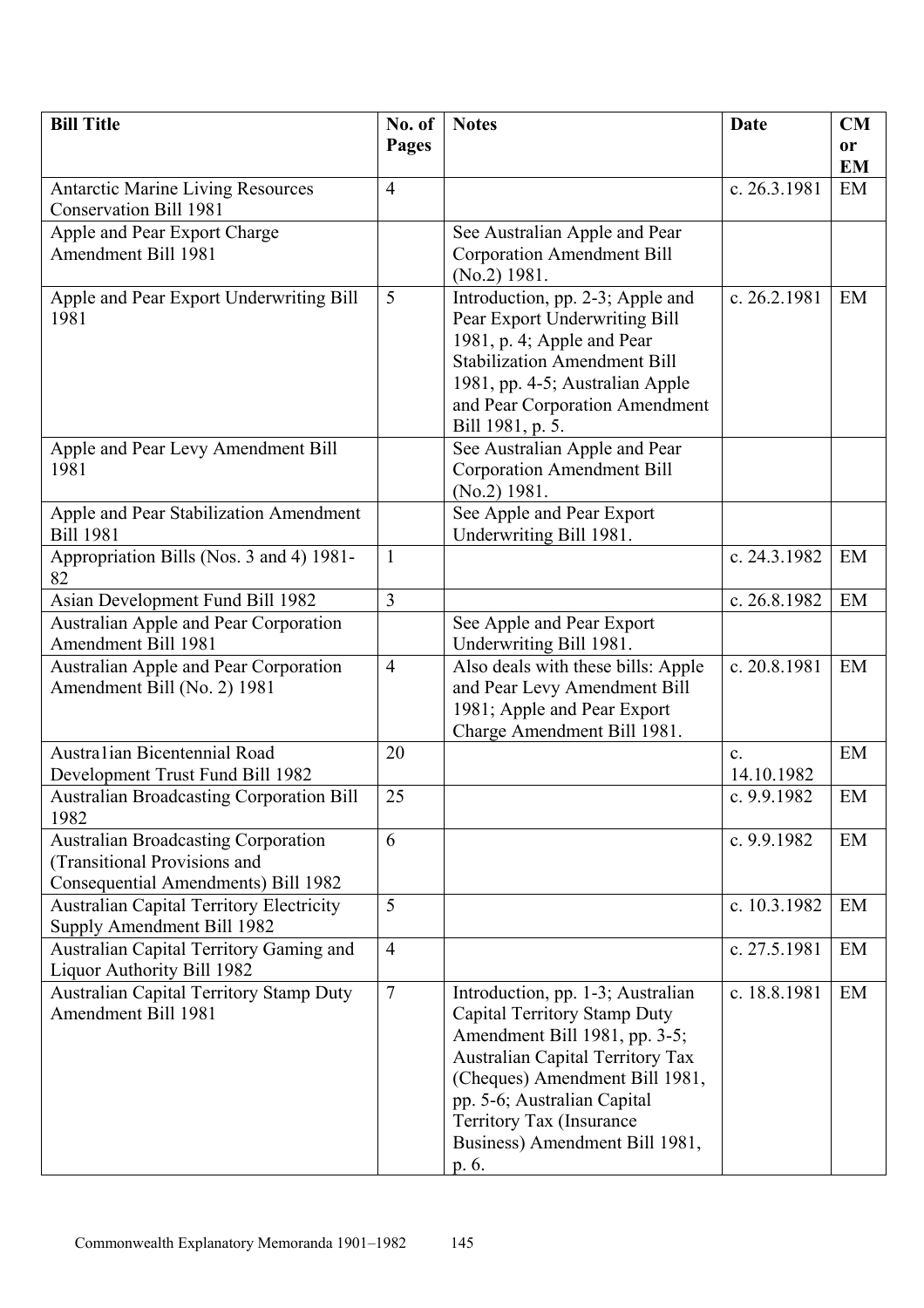| Bill Title | No. of Pages | Notes | Date | CM or EM |
|---|---|---|---|---|
| Antarctic Marine Living Resources Conservation Bill 1981 | 4 | | c. 26.3.1981 | EM |
| Apple and Pear Export Charge Amendment Bill 1981 | | See Australian Apple and Pear Corporation Amendment Bill (No.2) 1981. | | |
| Apple and Pear Export Underwriting Bill 1981 | 5 | Introduction, pp. 2-3; Apple and Pear Export Underwriting Bill 1981, p. 4; Apple and Pear Stabilization Amendment Bill 1981, pp. 4-5; Australian Apple and Pear Corporation Amendment Bill 1981, p. 5. | c. 26.2.1981 | EM |
| Apple and Pear Levy Amendment Bill 1981 | | See Australian Apple and Pear Corporation Amendment Bill (No.2) 1981. | | |
| Apple and Pear Stabilization Amendment Bill 1981 | | See Apple and Pear Export Underwriting Bill 1981. | | |
| Appropriation Bills (Nos. 3 and 4) 1981-82 | 1 | | c. 24.3.1982 | EM |
| Asian Development Fund Bill 1982 | 3 | | c. 26.8.1982 | EM |
| Australian Apple and Pear Corporation Amendment Bill 1981 | | See Apple and Pear Export Underwriting Bill 1981. | | |
| Australian Apple and Pear Corporation Amendment Bill (No. 2) 1981 | 4 | Also deals with these bills: Apple and Pear Levy Amendment Bill 1981; Apple and Pear Export Charge Amendment Bill 1981. | c. 20.8.1981 | EM |
| Austra1ian Bicentennial Road Development Trust Fund Bill 1982 | 20 | | c. 14.10.1982 | EM |
| Australian Broadcasting Corporation Bill 1982 | 25 | | c. 9.9.1982 | EM |
| Australian Broadcasting Corporation (Transitional Provisions and Consequential Amendments) Bill 1982 | 6 | | c. 9.9.1982 | EM |
| Australian Capital Territory Electricity Supply Amendment Bill 1982 | 5 | | c. 10.3.1982 | EM |
| Australian Capital Territory Gaming and Liquor Authority Bill 1982 | 4 | | c. 27.5.1981 | EM |
| Australian Capital Territory Stamp Duty Amendment Bill 1981 | 7 | Introduction, pp. 1-3; Australian Capital Territory Stamp Duty Amendment Bill 1981, pp. 3-5; Australian Capital Territory Tax (Cheques) Amendment Bill 1981, pp. 5-6; Australian Capital Territory Tax (Insurance Business) Amendment Bill 1981, p. 6. | c. 18.8.1981 | EM |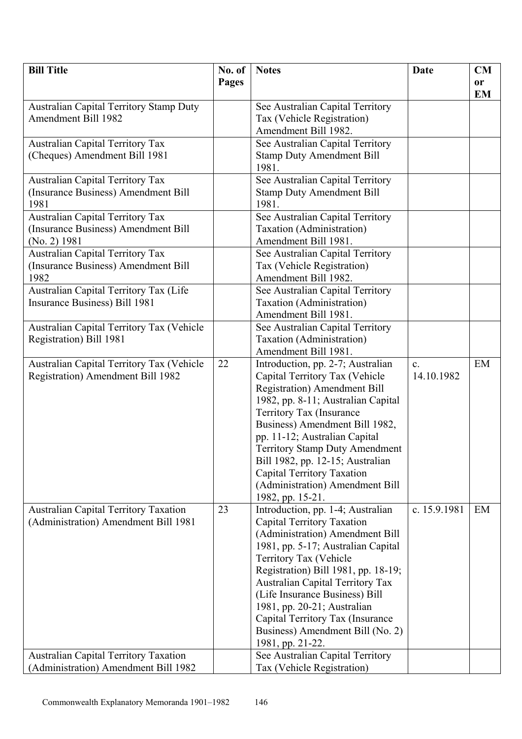| Bill Title | No. of Pages | Notes | Date | CM or EM |
|---|---|---|---|---|
| Australian Capital Territory Stamp Duty Amendment Bill 1982 | | See Australian Capital Territory Tax (Vehicle Registration) Amendment Bill 1982. | | |
| Australian Capital Territory Tax (Cheques) Amendment Bill 1981 | | See Australian Capital Territory Stamp Duty Amendment Bill 1981. | | |
| Australian Capital Territory Tax (Insurance Business) Amendment Bill 1981 | | See Australian Capital Territory Stamp Duty Amendment Bill 1981. | | |
| Australian Capital Territory Tax (Insurance Business) Amendment Bill (No. 2) 1981 | | See Australian Capital Territory Taxation (Administration) Amendment Bill 1981. | | |
| Australian Capital Territory Tax (Insurance Business) Amendment Bill 1982 | | See Australian Capital Territory Tax (Vehicle Registration) Amendment Bill 1982. | | |
| Australian Capital Territory Tax (Life Insurance Business) Bill 1981 | | See Australian Capital Territory Taxation (Administration) Amendment Bill 1981. | | |
| Australian Capital Territory Tax (Vehicle Registration) Bill 1981 | | See Australian Capital Territory Taxation (Administration) Amendment Bill 1981. | | |
| Australian Capital Territory Tax (Vehicle Registration) Amendment Bill 1982 | 22 | Introduction, pp. 2-7; Australian Capital Territory Tax (Vehicle Registration) Amendment Bill 1982, pp. 8-11; Australian Capital Territory Tax (Insurance Business) Amendment Bill 1982, pp. 11-12; Australian Capital Territory Stamp Duty Amendment Bill 1982, pp. 12-15; Australian Capital Territory Taxation (Administration) Amendment Bill 1982, pp. 15-21. | c. 14.10.1982 | EM |
| Australian Capital Territory Taxation (Administration) Amendment Bill 1981 | 23 | Introduction, pp. 1-4; Australian Capital Territory Taxation (Administration) Amendment Bill 1981, pp. 5-17; Australian Capital Territory Tax (Vehicle Registration) Bill 1981, pp. 18-19; Australian Capital Territory Tax (Life Insurance Business) Bill 1981, pp. 20-21; Australian Capital Territory Tax (Insurance Business) Amendment Bill (No. 2) 1981, pp. 21-22. | c. 15.9.1981 | EM |
| Australian Capital Territory Taxation (Administration) Amendment Bill 1982 | | See Australian Capital Territory Tax (Vehicle Registration) | | |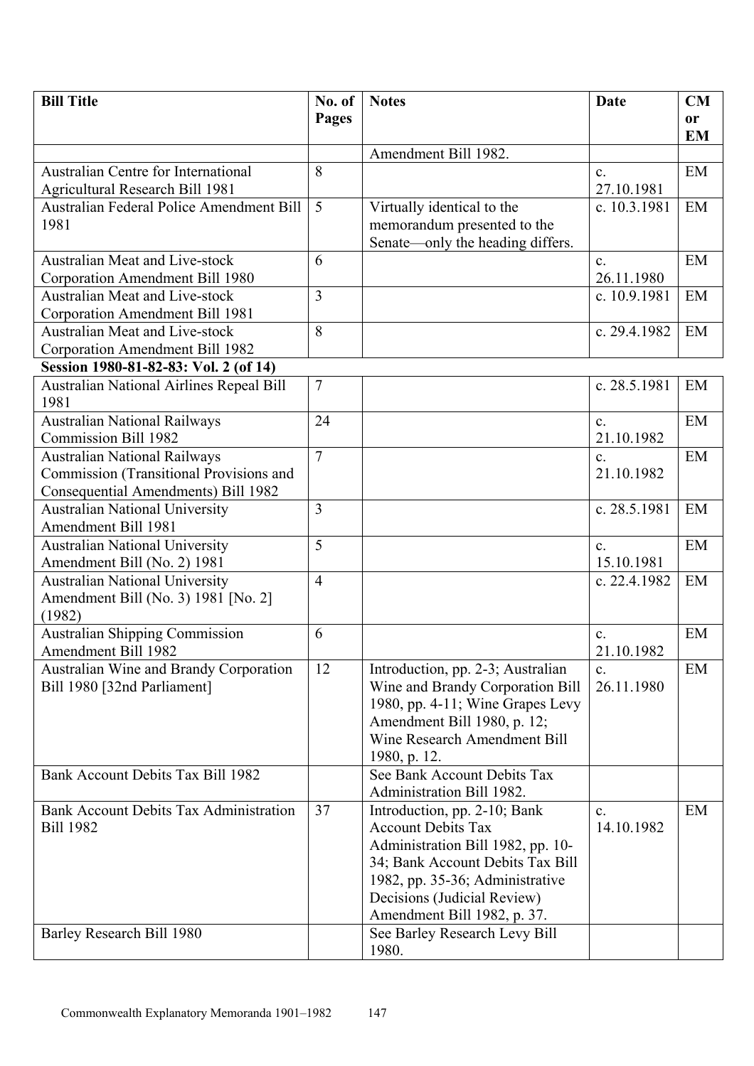| Bill Title | No. of Pages | Notes | Date | CM or EM |
|---|---|---|---|---|
| | | Amendment Bill 1982. | | |
| Australian Centre for International Agricultural Research Bill 1981 | 8 | | c. 27.10.1981 | EM |
| Australian Federal Police Amendment Bill 1981 | 5 | Virtually identical to the memorandum presented to the Senate—only the heading differs. | c. 10.3.1981 | EM |
| Australian Meat and Live-stock Corporation Amendment Bill 1980 | 6 | | c. 26.11.1980 | EM |
| Australian Meat and Live-stock Corporation Amendment Bill 1981 | 3 | | c. 10.9.1981 | EM |
| Australian Meat and Live-stock Corporation Amendment Bill 1982 | 8 | | c. 29.4.1982 | EM |
| **Session 1980-81-82-83: Vol. 2 (of 14)** | | | | |
| Australian National Airlines Repeal Bill 1981 | 7 | | c. 28.5.1981 | EM |
| Australian National Railways Commission Bill 1982 | 24 | | c. 21.10.1982 | EM |
| Australian National Railways Commission (Transitional Provisions and Consequential Amendments) Bill 1982 | 7 | | c. 21.10.1982 | EM |
| Australian National University Amendment Bill 1981 | 3 | | c. 28.5.1981 | EM |
| Australian National University Amendment Bill (No. 2) 1981 | 5 | | c. 15.10.1981 | EM |
| Australian National University Amendment Bill (No. 3) 1981 [No. 2] (1982) | 4 | | c. 22.4.1982 | EM |
| Australian Shipping Commission Amendment Bill 1982 | 6 | | c. 21.10.1982 | EM |
| Australian Wine and Brandy Corporation Bill 1980 [32nd Parliament] | 12 | Introduction, pp. 2-3; Australian Wine and Brandy Corporation Bill 1980, pp. 4-11; Wine Grapes Levy Amendment Bill 1980, p. 12; Wine Research Amendment Bill 1980, p. 12. | c. 26.11.1980 | EM |
| Bank Account Debits Tax Bill 1982 | | See Bank Account Debits Tax Administration Bill 1982. | | |
| Bank Account Debits Tax Administration Bill 1982 | 37 | Introduction, pp. 2-10; Bank Account Debits Tax Administration Bill 1982, pp. 10-34; Bank Account Debits Tax Bill 1982, pp. 35-36; Administrative Decisions (Judicial Review) Amendment Bill 1982, p. 37. | c. 14.10.1982 | EM |
| Barley Research Bill 1980 | | See Barley Research Levy Bill 1980. | | |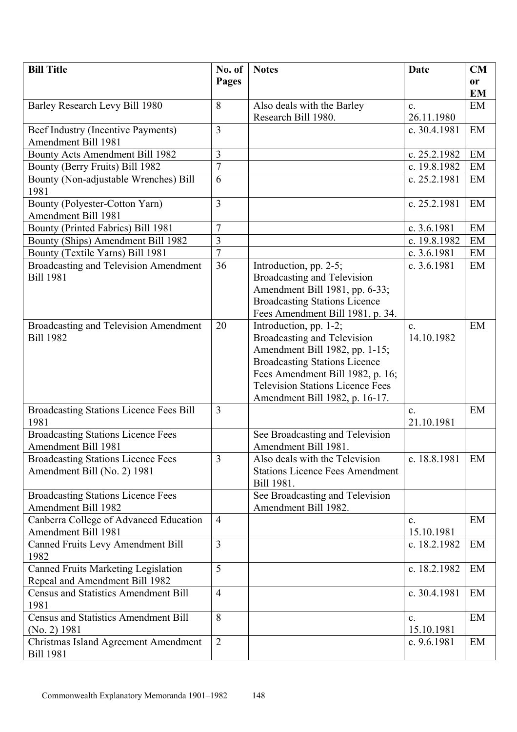| Bill Title | No. of Pages | Notes | Date | CM or EM |
|---|---|---|---|---|
| Barley Research Levy Bill 1980 | 8 | Also deals with the Barley Research Bill 1980. | c. 26.11.1980 | EM |
| Beef Industry (Incentive Payments) Amendment Bill 1981 | 3 | | c. 30.4.1981 | EM |
| Bounty Acts Amendment Bill 1982 | 3 | | c. 25.2.1982 | EM |
| Bounty (Berry Fruits) Bill 1982 | 7 | | c. 19.8.1982 | EM |
| Bounty (Non-adjustable Wrenches) Bill 1981 | 6 | | c. 25.2.1981 | EM |
| Bounty (Polyester-Cotton Yarn) Amendment Bill 1981 | 3 | | c. 25.2.1981 | EM |
| Bounty (Printed Fabrics) Bill 1981 | 7 | | c. 3.6.1981 | EM |
| Bounty (Ships) Amendment Bill 1982 | 3 | | c. 19.8.1982 | EM |
| Bounty (Textile Yarns) Bill 1981 | 7 | | c. 3.6.1981 | EM |
| Broadcasting and Television Amendment Bill 1981 | 36 | Introduction, pp. 2-5; Broadcasting and Television Amendment Bill 1981, pp. 6-33; Broadcasting Stations Licence Fees Amendment Bill 1981, p. 34. | c. 3.6.1981 | EM |
| Broadcasting and Television Amendment Bill 1982 | 20 | Introduction, pp. 1-2; Broadcasting and Television Amendment Bill 1982, pp. 1-15; Broadcasting Stations Licence Fees Amendment Bill 1982, p. 16; Television Stations Licence Fees Amendment Bill 1982, p. 16-17. | c. 14.10.1982 | EM |
| Broadcasting Stations Licence Fees Bill 1981 | 3 | | c. 21.10.1981 | EM |
| Broadcasting Stations Licence Fees Amendment Bill 1981 | | See Broadcasting and Television Amendment Bill 1981. | | |
| Broadcasting Stations Licence Fees Amendment Bill (No. 2) 1981 | 3 | Also deals with the Television Stations Licence Fees Amendment Bill 1981. | c. 18.8.1981 | EM |
| Broadcasting Stations Licence Fees Amendment Bill 1982 | | See Broadcasting and Television Amendment Bill 1982. | | |
| Canberra College of Advanced Education Amendment Bill 1981 | 4 | | c. 15.10.1981 | EM |
| Canned Fruits Levy Amendment Bill 1982 | 3 | | c. 18.2.1982 | EM |
| Canned Fruits Marketing Legislation Repeal and Amendment Bill 1982 | 5 | | c. 18.2.1982 | EM |
| Census and Statistics Amendment Bill 1981 | 4 | | c. 30.4.1981 | EM |
| Census and Statistics Amendment Bill (No. 2) 1981 | 8 | | c. 15.10.1981 | EM |
| Christmas Island Agreement Amendment Bill 1981 | 2 | | c. 9.6.1981 | EM |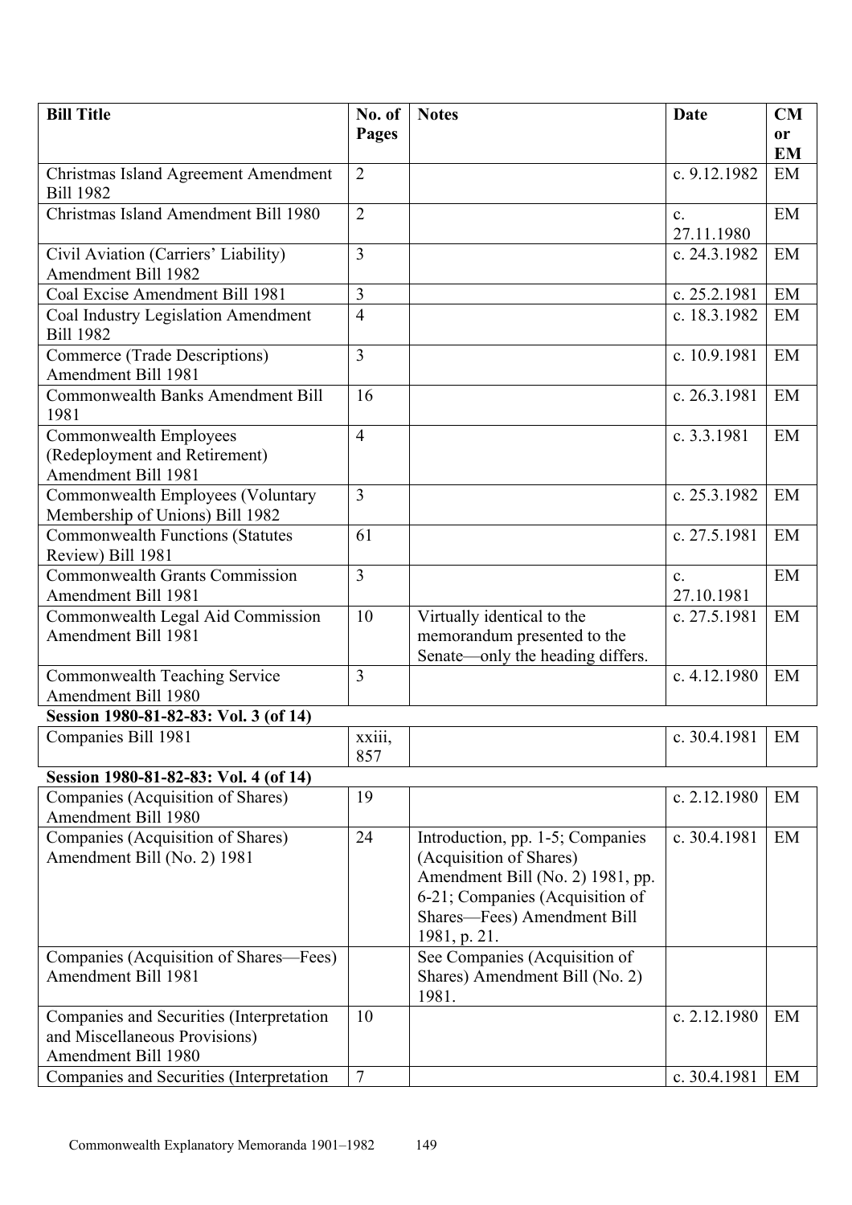| Bill Title | No. of Pages | Notes | Date | CM or EM |
|---|---|---|---|---|
| Christmas Island Agreement Amendment Bill 1982 | 2 | | c. 9.12.1982 | EM |
| Christmas Island Amendment Bill 1980 | 2 | | c. 27.11.1980 | EM |
| Civil Aviation (Carriers' Liability) Amendment Bill 1982 | 3 | | c. 24.3.1982 | EM |
| Coal Excise Amendment Bill 1981 | 3 | | c. 25.2.1981 | EM |
| Coal Industry Legislation Amendment Bill 1982 | 4 | | c. 18.3.1982 | EM |
| Commerce (Trade Descriptions) Amendment Bill 1981 | 3 | | c. 10.9.1981 | EM |
| Commonwealth Banks Amendment Bill 1981 | 16 | | c. 26.3.1981 | EM |
| Commonwealth Employees (Redeployment and Retirement) Amendment Bill 1981 | 4 | | c. 3.3.1981 | EM |
| Commonwealth Employees (Voluntary Membership of Unions) Bill 1982 | 3 | | c. 25.3.1982 | EM |
| Commonwealth Functions (Statutes Review) Bill 1981 | 61 | | c. 27.5.1981 | EM |
| Commonwealth Grants Commission Amendment Bill 1981 | 3 | | c. 27.10.1981 | EM |
| Commonwealth Legal Aid Commission Amendment Bill 1981 | 10 | Virtually identical to the memorandum presented to the Senate—only the heading differs. | c. 27.5.1981 | EM |
| Commonwealth Teaching Service Amendment Bill 1980 | 3 | | c. 4.12.1980 | EM |
| **Session 1980-81-82-83: Vol. 3 (of 14)** | | | | |
| Companies Bill 1981 | xxiii, 857 | | c. 30.4.1981 | EM |
| **Session 1980-81-82-83: Vol. 4 (of 14)** | | | | |
| Companies (Acquisition of Shares) Amendment Bill 1980 | 19 | | c. 2.12.1980 | EM |
| Companies (Acquisition of Shares) Amendment Bill (No. 2) 1981 | 24 | Introduction, pp. 1-5; Companies (Acquisition of Shares) Amendment Bill (No. 2) 1981, pp. 6-21; Companies (Acquisition of Shares—Fees) Amendment Bill 1981, p. 21. | c. 30.4.1981 | EM |
| Companies (Acquisition of Shares—Fees) Amendment Bill 1981 | | See Companies (Acquisition of Shares) Amendment Bill (No. 2) 1981. | | |
| Companies and Securities (Interpretation and Miscellaneous Provisions) Amendment Bill 1980 | 10 | | c. 2.12.1980 | EM |
| Companies and Securities (Interpretation | 7 | | c. 30.4.1981 | EM |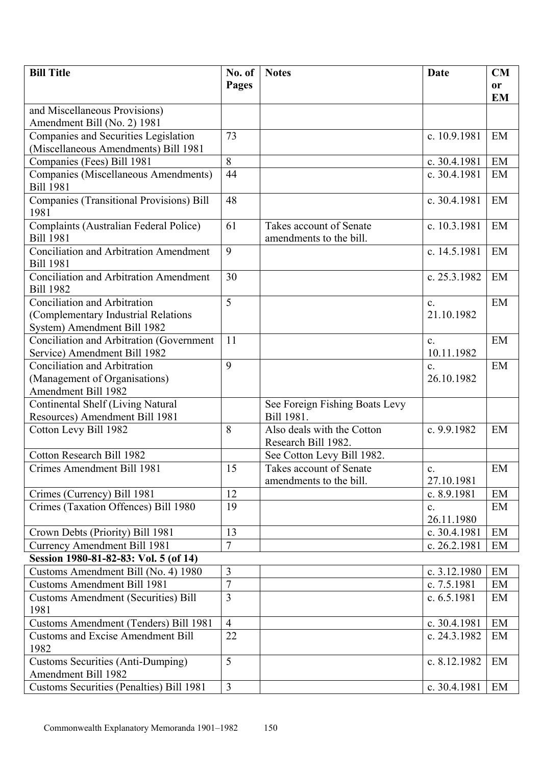| Bill Title | No. of Pages | Notes | Date | CM or EM |
|---|---|---|---|---|
| and Miscellaneous Provisions) Amendment Bill (No. 2) 1981 | | | | |
| Companies and Securities Legislation (Miscellaneous Amendments) Bill 1981 | 73 | | c. 10.9.1981 | EM |
| Companies (Fees) Bill 1981 | 8 | | c. 30.4.1981 | EM |
| Companies (Miscellaneous Amendments) Bill 1981 | 44 | | c. 30.4.1981 | EM |
| Companies (Transitional Provisions) Bill 1981 | 48 | | c. 30.4.1981 | EM |
| Complaints (Australian Federal Police) Bill 1981 | 61 | Takes account of Senate amendments to the bill. | c. 10.3.1981 | EM |
| Conciliation and Arbitration Amendment Bill 1981 | 9 | | c. 14.5.1981 | EM |
| Conciliation and Arbitration Amendment Bill 1982 | 30 | | c. 25.3.1982 | EM |
| Conciliation and Arbitration (Complementary Industrial Relations System) Amendment Bill 1982 | 5 | | c. 21.10.1982 | EM |
| Conciliation and Arbitration (Government Service) Amendment Bill 1982 | 11 | | c. 10.11.1982 | EM |
| Conciliation and Arbitration (Management of Organisations) Amendment Bill 1982 | 9 | | c. 26.10.1982 | EM |
| Continental Shelf (Living Natural Resources) Amendment Bill 1981 | | See Foreign Fishing Boats Levy Bill 1981. | | |
| Cotton Levy Bill 1982 | 8 | Also deals with the Cotton Research Bill 1982. | c. 9.9.1982 | EM |
| Cotton Research Bill 1982 | | See Cotton Levy Bill 1982. | | |
| Crimes Amendment Bill 1981 | 15 | Takes account of Senate amendments to the bill. | c. 27.10.1981 | EM |
| Crimes (Currency) Bill 1981 | 12 | | c. 8.9.1981 | EM |
| Crimes (Taxation Offences) Bill 1980 | 19 | | c. 26.11.1980 | EM |
| Crown Debts (Priority) Bill 1981 | 13 | | c. 30.4.1981 | EM |
| Currency Amendment Bill 1981 | 7 | | c. 26.2.1981 | EM |
| **Session 1980-81-82-83: Vol. 5 (of 14)** | | | | |
| Customs Amendment Bill (No. 4) 1980 | 3 | | c. 3.12.1980 | EM |
| Customs Amendment Bill 1981 | 7 | | c. 7.5.1981 | EM |
| Customs Amendment (Securities) Bill 1981 | 3 | | c. 6.5.1981 | EM |
| Customs Amendment (Tenders) Bill 1981 | 4 | | c. 30.4.1981 | EM |
| Customs and Excise Amendment Bill 1982 | 22 | | c. 24.3.1982 | EM |
| Customs Securities (Anti-Dumping) Amendment Bill 1982 | 5 | | c. 8.12.1982 | EM |
| Customs Securities (Penalties) Bill 1981 | 3 | | c. 30.4.1981 | EM |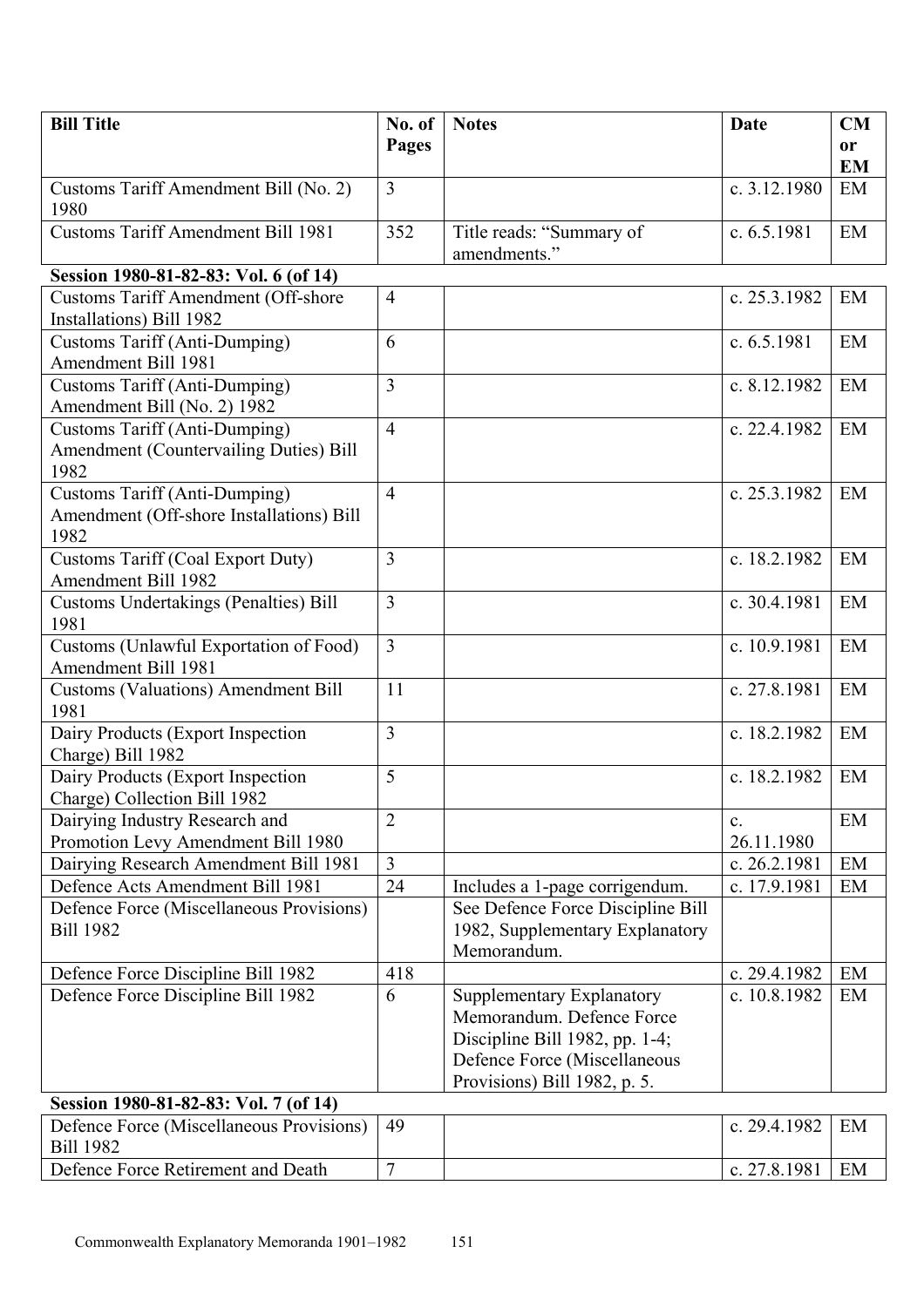| Bill Title | No. of Pages | Notes | Date | CM or EM |
|---|---|---|---|---|
| Customs Tariff Amendment Bill (No. 2) 1980 | 3 | | c. 3.12.1980 | EM |
| Customs Tariff Amendment Bill 1981 | 352 | Title reads: "Summary of amendments." | c. 6.5.1981 | EM |
| **Session 1980-81-82-83: Vol. 6 (of 14)** | | | | |
| Customs Tariff Amendment (Off-shore Installations) Bill 1982 | 4 | | c. 25.3.1982 | EM |
| Customs Tariff (Anti-Dumping) Amendment Bill 1981 | 6 | | c. 6.5.1981 | EM |
| Customs Tariff (Anti-Dumping) Amendment Bill (No. 2) 1982 | 3 | | c. 8.12.1982 | EM |
| Customs Tariff (Anti-Dumping) Amendment (Countervailing Duties) Bill 1982 | 4 | | c. 22.4.1982 | EM |
| Customs Tariff (Anti-Dumping) Amendment (Off-shore Installations) Bill 1982 | 4 | | c. 25.3.1982 | EM |
| Customs Tariff (Coal Export Duty) Amendment Bill 1982 | 3 | | c. 18.2.1982 | EM |
| Customs Undertakings (Penalties) Bill 1981 | 3 | | c. 30.4.1981 | EM |
| Customs (Unlawful Exportation of Food) Amendment Bill 1981 | 3 | | c. 10.9.1981 | EM |
| Customs (Valuations) Amendment Bill 1981 | 11 | | c. 27.8.1981 | EM |
| Dairy Products (Export Inspection Charge) Bill 1982 | 3 | | c. 18.2.1982 | EM |
| Dairy Products (Export Inspection Charge) Collection Bill 1982 | 5 | | c. 18.2.1982 | EM |
| Dairying Industry Research and Promotion Levy Amendment Bill 1980 | 2 | | c. 26.11.1980 | EM |
| Dairying Research Amendment Bill 1981 | 3 | | c. 26.2.1981 | EM |
| Defence Acts Amendment Bill 1981 | 24 | Includes a 1-page corrigendum. | c. 17.9.1981 | EM |
| Defence Force (Miscellaneous Provisions) Bill 1982 | | See Defence Force Discipline Bill 1982, Supplementary Explanatory Memorandum. | | |
| Defence Force Discipline Bill 1982 | 418 | | c. 29.4.1982 | EM |
| Defence Force Discipline Bill 1982 | 6 | Supplementary Explanatory Memorandum. Defence Force Discipline Bill 1982, pp. 1-4; Defence Force (Miscellaneous Provisions) Bill 1982, p. 5. | c. 10.8.1982 | EM |
| **Session 1980-81-82-83: Vol. 7 (of 14)** | | | | |
| Defence Force (Miscellaneous Provisions) Bill 1982 | 49 | | c. 29.4.1982 | EM |
| Defence Force Retirement and Death | 7 | | c. 27.8.1981 | EM |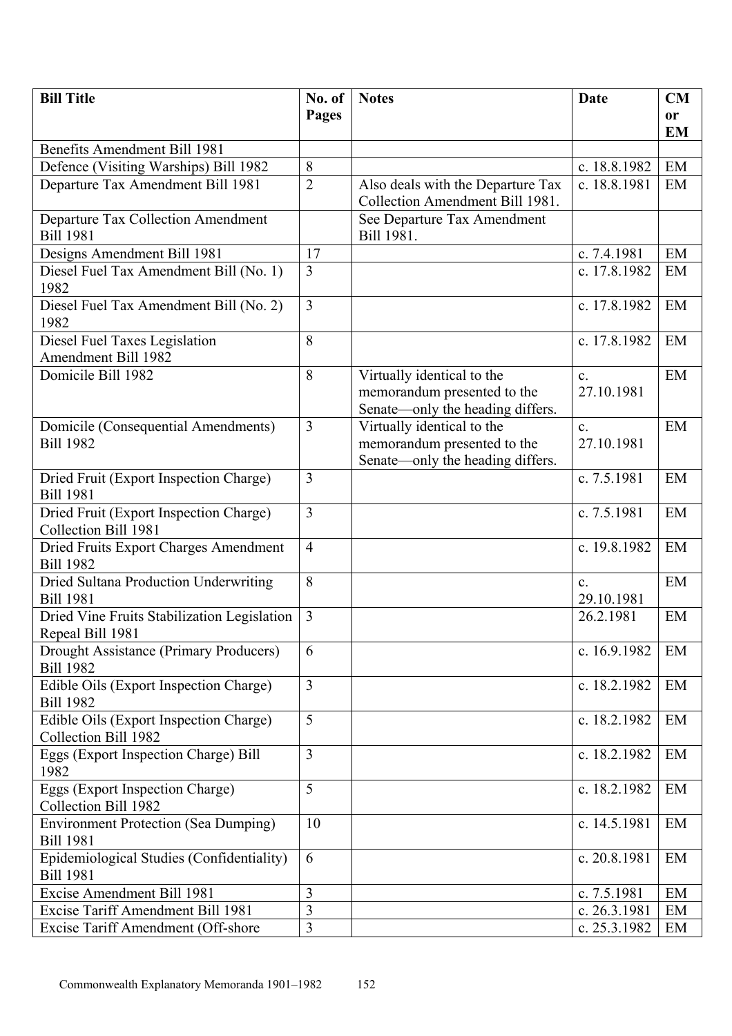| Bill Title | No. of Pages | Notes | Date | CM or EM |
|---|---|---|---|---|
| Benefits Amendment Bill 1981 | | | | |
| Defence (Visiting Warships) Bill 1982 | 8 | | c. 18.8.1982 | EM |
| Departure Tax Amendment Bill 1981 | 2 | Also deals with the Departure Tax Collection Amendment Bill 1981. | c. 18.8.1981 | EM |
| Departure Tax Collection Amendment Bill 1981 | | See Departure Tax Amendment Bill 1981. | | |
| Designs Amendment Bill 1981 | 17 | | c. 7.4.1981 | EM |
| Diesel Fuel Tax Amendment Bill (No. 1) 1982 | 3 | | c. 17.8.1982 | EM |
| Diesel Fuel Tax Amendment Bill (No. 2) 1982 | 3 | | c. 17.8.1982 | EM |
| Diesel Fuel Taxes Legislation Amendment Bill 1982 | 8 | | c. 17.8.1982 | EM |
| Domicile Bill 1982 | 8 | Virtually identical to the memorandum presented to the Senate—only the heading differs. | c. 27.10.1981 | EM |
| Domicile (Consequential Amendments) Bill 1982 | 3 | Virtually identical to the memorandum presented to the Senate—only the heading differs. | c. 27.10.1981 | EM |
| Dried Fruit (Export Inspection Charge) Bill 1981 | 3 | | c. 7.5.1981 | EM |
| Dried Fruit (Export Inspection Charge) Collection Bill 1981 | 3 | | c. 7.5.1981 | EM |
| Dried Fruits Export Charges Amendment Bill 1982 | 4 | | c. 19.8.1982 | EM |
| Dried Sultana Production Underwriting Bill 1981 | 8 | | c. 29.10.1981 | EM |
| Dried Vine Fruits Stabilization Legislation Repeal Bill 1981 | 3 | | 26.2.1981 | EM |
| Drought Assistance (Primary Producers) Bill 1982 | 6 | | c. 16.9.1982 | EM |
| Edible Oils (Export Inspection Charge) Bill 1982 | 3 | | c. 18.2.1982 | EM |
| Edible Oils (Export Inspection Charge) Collection Bill 1982 | 5 | | c. 18.2.1982 | EM |
| Eggs (Export Inspection Charge) Bill 1982 | 3 | | c. 18.2.1982 | EM |
| Eggs (Export Inspection Charge) Collection Bill 1982 | 5 | | c. 18.2.1982 | EM |
| Environment Protection (Sea Dumping) Bill 1981 | 10 | | c. 14.5.1981 | EM |
| Epidemiological Studies (Confidentiality) Bill 1981 | 6 | | c. 20.8.1981 | EM |
| Excise Amendment Bill 1981 | 3 | | c. 7.5.1981 | EM |
| Excise Tariff Amendment Bill 1981 | 3 | | c. 26.3.1981 | EM |
| Excise Tariff Amendment (Off-shore | 3 | | c. 25.3.1982 | EM |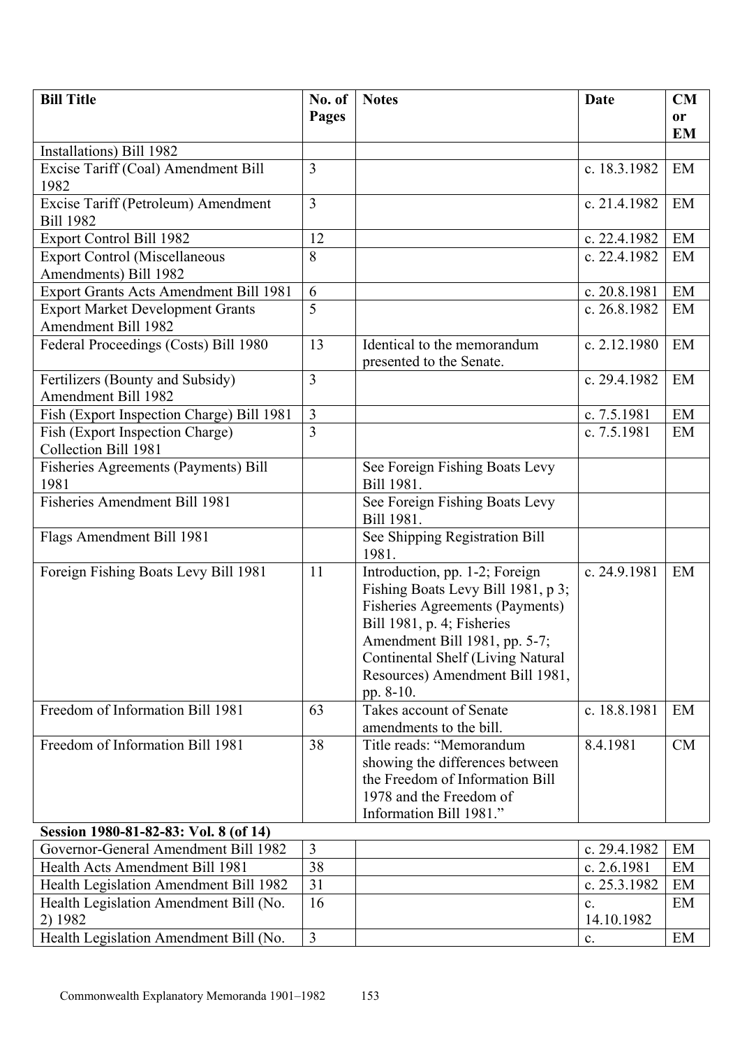| Bill Title | No. of Pages | Notes | Date | CM or EM |
|---|---|---|---|---|
| Installations) Bill 1982 | | | | |
| Excise Tariff (Coal) Amendment Bill 1982 | 3 | | c. 18.3.1982 | EM |
| Excise Tariff (Petroleum) Amendment Bill 1982 | 3 | | c. 21.4.1982 | EM |
| Export Control Bill 1982 | 12 | | c. 22.4.1982 | EM |
| Export Control (Miscellaneous Amendments) Bill 1982 | 8 | | c. 22.4.1982 | EM |
| Export Grants Acts Amendment Bill 1981 | 6 | | c. 20.8.1981 | EM |
| Export Market Development Grants Amendment Bill 1982 | 5 | | c. 26.8.1982 | EM |
| Federal Proceedings (Costs) Bill 1980 | 13 | Identical to the memorandum presented to the Senate. | c. 2.12.1980 | EM |
| Fertilizers (Bounty and Subsidy) Amendment Bill 1982 | 3 | | c. 29.4.1982 | EM |
| Fish (Export Inspection Charge) Bill 1981 | 3 | | c. 7.5.1981 | EM |
| Fish (Export Inspection Charge) Collection Bill 1981 | 3 | | c. 7.5.1981 | EM |
| Fisheries Agreements (Payments) Bill 1981 | | See Foreign Fishing Boats Levy Bill 1981. | | |
| Fisheries Amendment Bill 1981 | | See Foreign Fishing Boats Levy Bill 1981. | | |
| Flags Amendment Bill 1981 | | See Shipping Registration Bill 1981. | | |
| Foreign Fishing Boats Levy Bill 1981 | 11 | Introduction, pp. 1-2; Foreign Fishing Boats Levy Bill 1981, p 3; Fisheries Agreements (Payments) Bill 1981, p. 4; Fisheries Amendment Bill 1981, pp. 5-7; Continental Shelf (Living Natural Resources) Amendment Bill 1981, pp. 8-10. | c. 24.9.1981 | EM |
| Freedom of Information Bill 1981 | 63 | Takes account of Senate amendments to the bill. | c. 18.8.1981 | EM |
| Freedom of Information Bill 1981 | 38 | Title reads: "Memorandum showing the differences between the Freedom of Information Bill 1978 and the Freedom of Information Bill 1981." | 8.4.1981 | CM |
| **Session 1980-81-82-83: Vol. 8 (of 14)** | | | | |
| Governor-General Amendment Bill 1982 | 3 | | c. 29.4.1982 | EM |
| Health Acts Amendment Bill 1981 | 38 | | c. 2.6.1981 | EM |
| Health Legislation Amendment Bill 1982 | 31 | | c. 25.3.1982 | EM |
| Health Legislation Amendment Bill (No. 2) 1982 | 16 | | c. 14.10.1982 | EM |
| Health Legislation Amendment Bill (No. | 3 | | c. | EM |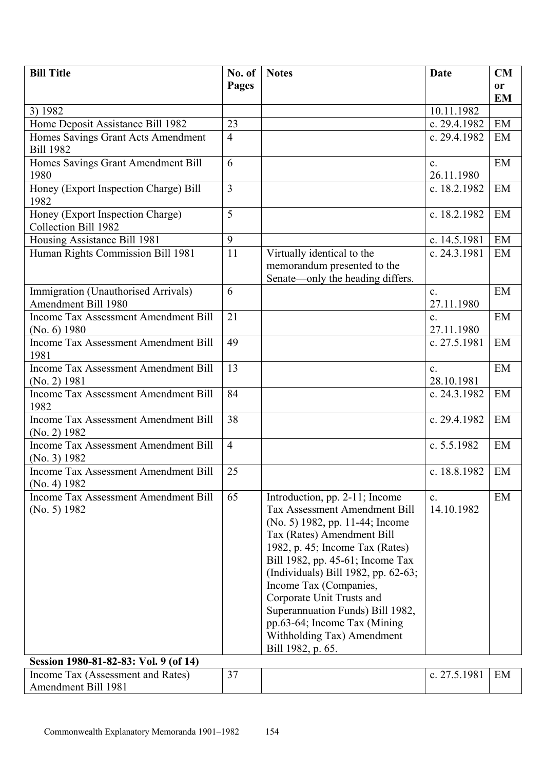| Bill Title | No. of Pages | Notes | Date | CM or EM |
|---|---|---|---|---|
| 3) 1982 | | | 10.11.1982 | |
| Home Deposit Assistance Bill 1982 | 23 | | c. 29.4.1982 | EM |
| Homes Savings Grant Acts Amendment Bill 1982 | 4 | | c. 29.4.1982 | EM |
| Homes Savings Grant Amendment Bill 1980 | 6 | | c. 26.11.1980 | EM |
| Honey (Export Inspection Charge) Bill 1982 | 3 | | c. 18.2.1982 | EM |
| Honey (Export Inspection Charge) Collection Bill 1982 | 5 | | c. 18.2.1982 | EM |
| Housing Assistance Bill 1981 | 9 | | c. 14.5.1981 | EM |
| Human Rights Commission Bill 1981 | 11 | Virtually identical to the memorandum presented to the Senate—only the heading differs. | c. 24.3.1981 | EM |
| Immigration (Unauthorised Arrivals) Amendment Bill 1980 | 6 | | c. 27.11.1980 | EM |
| Income Tax Assessment Amendment Bill (No. 6) 1980 | 21 | | c. 27.11.1980 | EM |
| Income Tax Assessment Amendment Bill 1981 | 49 | | c. 27.5.1981 | EM |
| Income Tax Assessment Amendment Bill (No. 2) 1981 | 13 | | c. 28.10.1981 | EM |
| Income Tax Assessment Amendment Bill 1982 | 84 | | c. 24.3.1982 | EM |
| Income Tax Assessment Amendment Bill (No. 2) 1982 | 38 | | c. 29.4.1982 | EM |
| Income Tax Assessment Amendment Bill (No. 3) 1982 | 4 | | c. 5.5.1982 | EM |
| Income Tax Assessment Amendment Bill (No. 4) 1982 | 25 | | c. 18.8.1982 | EM |
| Income Tax Assessment Amendment Bill (No. 5) 1982 | 65 | Introduction, pp. 2-11; Income Tax Assessment Amendment Bill (No. 5) 1982, pp. 11-44; Income Tax (Rates) Amendment Bill 1982, p. 45; Income Tax (Rates) Bill 1982, pp. 45-61; Income Tax (Individuals) Bill 1982, pp. 62-63; Income Tax (Companies, Corporate Unit Trusts and Superannuation Funds) Bill 1982, pp.63-64; Income Tax (Mining Withholding Tax) Amendment Bill 1982, p. 65. | c. 14.10.1982 | EM |
| **Session 1980-81-82-83: Vol. 9 (of 14)** | | | | |
| Income Tax (Assessment and Rates) Amendment Bill 1981 | 37 | | c. 27.5.1981 | EM |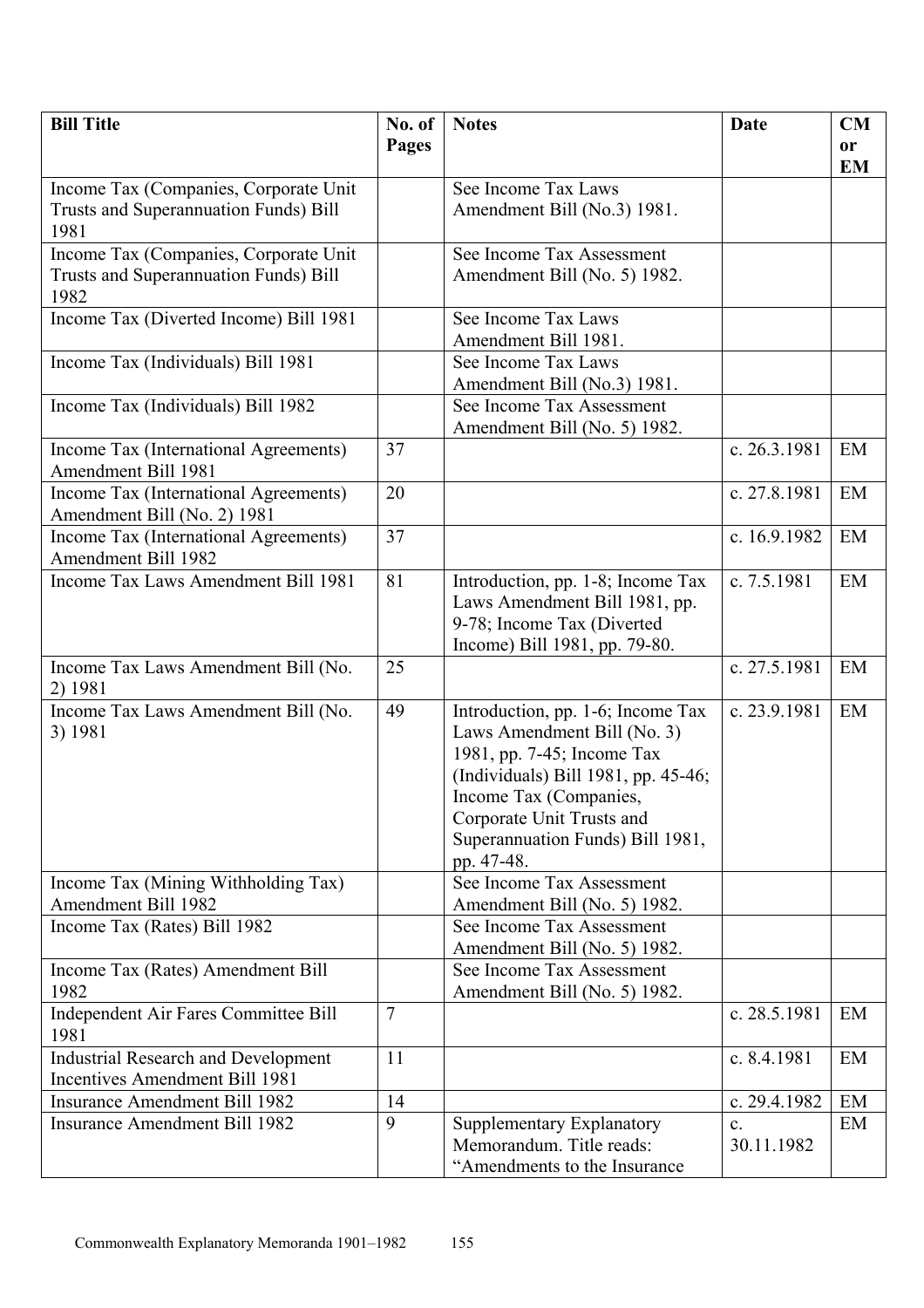| Bill Title | No. of Pages | Notes | Date | CM or EM |
|---|---|---|---|---|
| Income Tax (Companies, Corporate Unit Trusts and Superannuation Funds) Bill 1981 | | See Income Tax Laws Amendment Bill (No.3) 1981. | | |
| Income Tax (Companies, Corporate Unit Trusts and Superannuation Funds) Bill 1982 | | See Income Tax Assessment Amendment Bill (No. 5) 1982. | | |
| Income Tax (Diverted Income) Bill 1981 | | See Income Tax Laws Amendment Bill 1981. | | |
| Income Tax (Individuals) Bill 1981 | | See Income Tax Laws Amendment Bill (No.3) 1981. | | |
| Income Tax (Individuals) Bill 1982 | | See Income Tax Assessment Amendment Bill (No. 5) 1982. | | |
| Income Tax (International Agreements) Amendment Bill 1981 | 37 | | c. 26.3.1981 | EM |
| Income Tax (International Agreements) Amendment Bill (No. 2) 1981 | 20 | | c. 27.8.1981 | EM |
| Income Tax (International Agreements) Amendment Bill 1982 | 37 | | c. 16.9.1982 | EM |
| Income Tax Laws Amendment Bill 1981 | 81 | Introduction, pp. 1-8; Income Tax Laws Amendment Bill 1981, pp. 9-78; Income Tax (Diverted Income) Bill 1981, pp. 79-80. | c. 7.5.1981 | EM |
| Income Tax Laws Amendment Bill (No. 2) 1981 | 25 | | c. 27.5.1981 | EM |
| Income Tax Laws Amendment Bill (No. 3) 1981 | 49 | Introduction, pp. 1-6; Income Tax Laws Amendment Bill (No. 3) 1981, pp. 7-45; Income Tax (Individuals) Bill 1981, pp. 45-46; Income Tax (Companies, Corporate Unit Trusts and Superannuation Funds) Bill 1981, pp. 47-48. | c. 23.9.1981 | EM |
| Income Tax (Mining Withholding Tax) Amendment Bill 1982 | | See Income Tax Assessment Amendment Bill (No. 5) 1982. | | |
| Income Tax (Rates) Bill 1982 | | See Income Tax Assessment Amendment Bill (No. 5) 1982. | | |
| Income Tax (Rates) Amendment Bill 1982 | | See Income Tax Assessment Amendment Bill (No. 5) 1982. | | |
| Independent Air Fares Committee Bill 1981 | 7 | | c. 28.5.1981 | EM |
| Industrial Research and Development Incentives Amendment Bill 1981 | 11 | | c. 8.4.1981 | EM |
| Insurance Amendment Bill 1982 | 14 | | c. 29.4.1982 | EM |
| Insurance Amendment Bill 1982 | 9 | Supplementary Explanatory Memorandum. Title reads: "Amendments to the Insurance | c. 30.11.1982 | EM |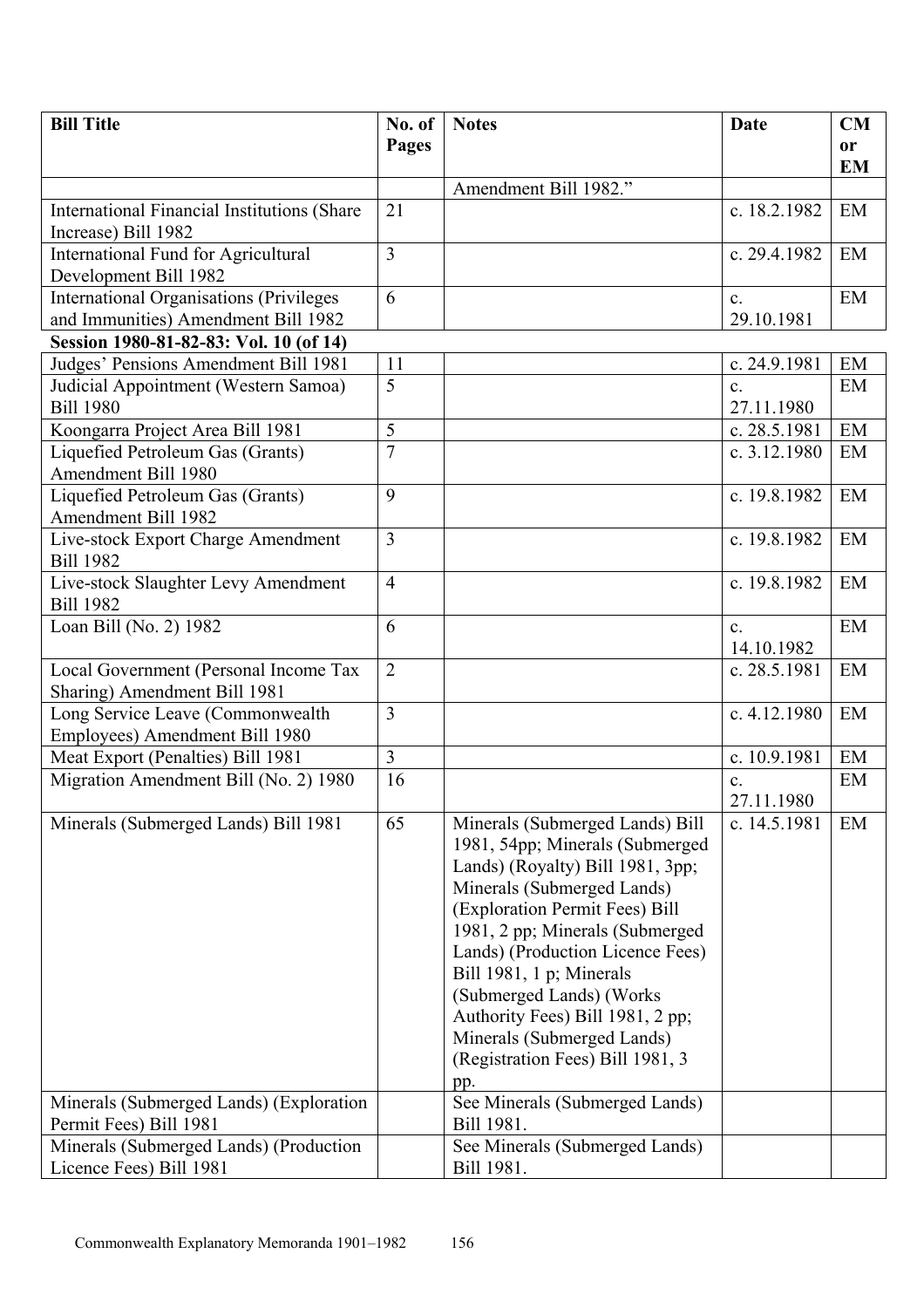| Bill Title | No. of Pages | Notes | Date | CM or EM |
|---|---|---|---|---|
| | | Amendment Bill 1982." | | |
| International Financial Institutions (Share Increase) Bill 1982 | 21 | | c. 18.2.1982 | EM |
| International Fund for Agricultural Development Bill 1982 | 3 | | c. 29.4.1982 | EM |
| International Organisations (Privileges and Immunities) Amendment Bill 1982 | 6 | | c. 29.10.1981 | EM |
| **Session 1980-81-82-83: Vol. 10 (of 14)** | | | | |
| Judges' Pensions Amendment Bill 1981 | 11 | | c. 24.9.1981 | EM |
| Judicial Appointment (Western Samoa) Bill 1980 | 5 | | c. 27.11.1980 | EM |
| Koongarra Project Area Bill 1981 | 5 | | c. 28.5.1981 | EM |
| Liquefied Petroleum Gas (Grants) Amendment Bill 1980 | 7 | | c. 3.12.1980 | EM |
| Liquefied Petroleum Gas (Grants) Amendment Bill 1982 | 9 | | c. 19.8.1982 | EM |
| Live-stock Export Charge Amendment Bill 1982 | 3 | | c. 19.8.1982 | EM |
| Live-stock Slaughter Levy Amendment Bill 1982 | 4 | | c. 19.8.1982 | EM |
| Loan Bill (No. 2) 1982 | 6 | | c. 14.10.1982 | EM |
| Local Government (Personal Income Tax Sharing) Amendment Bill 1981 | 2 | | c. 28.5.1981 | EM |
| Long Service Leave (Commonwealth Employees) Amendment Bill 1980 | 3 | | c. 4.12.1980 | EM |
| Meat Export (Penalties) Bill 1981 | 3 | | c. 10.9.1981 | EM |
| Migration Amendment Bill (No. 2) 1980 | 16 | | c. 27.11.1980 | EM |
| Minerals (Submerged Lands) Bill 1981 | 65 | Minerals (Submerged Lands) Bill 1981, 54pp; Minerals (Submerged Lands) (Royalty) Bill 1981, 3pp; Minerals (Submerged Lands) (Exploration Permit Fees) Bill 1981, 2 pp; Minerals (Submerged Lands) (Production Licence Fees) Bill 1981, 1 p; Minerals (Submerged Lands) (Works Authority Fees) Bill 1981, 2 pp; Minerals (Submerged Lands) (Registration Fees) Bill 1981, 3 pp. | c. 14.5.1981 | EM |
| Minerals (Submerged Lands) (Exploration Permit Fees) Bill 1981 | | See Minerals (Submerged Lands) Bill 1981. | | |
| Minerals (Submerged Lands) (Production Licence Fees) Bill 1981 | | See Minerals (Submerged Lands) Bill 1981. | | |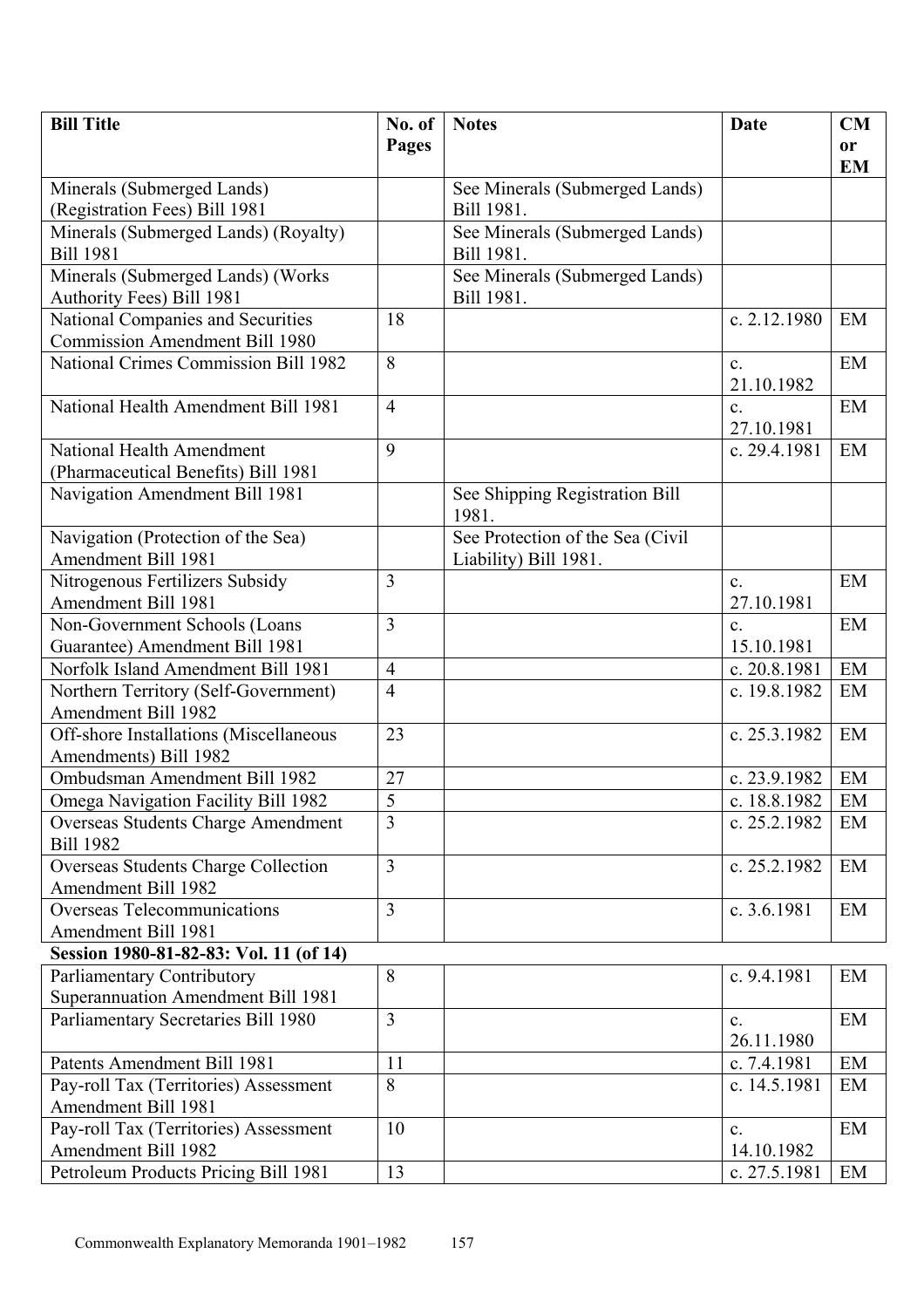| Bill Title | No. of Pages | Notes | Date | CM or EM |
|---|---|---|---|---|
| Minerals (Submerged Lands) (Registration Fees) Bill 1981 | | See Minerals (Submerged Lands) Bill 1981. | | |
| Minerals (Submerged Lands) (Royalty) Bill 1981 | | See Minerals (Submerged Lands) Bill 1981. | | |
| Minerals (Submerged Lands) (Works Authority Fees) Bill 1981 | | See Minerals (Submerged Lands) Bill 1981. | | |
| National Companies and Securities Commission Amendment Bill 1980 | 18 | | c. 2.12.1980 | EM |
| National Crimes Commission Bill 1982 | 8 | | c. 21.10.1982 | EM |
| National Health Amendment Bill 1981 | 4 | | c. 27.10.1981 | EM |
| National Health Amendment (Pharmaceutical Benefits) Bill 1981 | 9 | | c. 29.4.1981 | EM |
| Navigation Amendment Bill 1981 | | See Shipping Registration Bill 1981. | | |
| Navigation (Protection of the Sea) Amendment Bill 1981 | | See Protection of the Sea (Civil Liability) Bill 1981. | | |
| Nitrogenous Fertilizers Subsidy Amendment Bill 1981 | 3 | | c. 27.10.1981 | EM |
| Non-Government Schools (Loans Guarantee) Amendment Bill 1981 | 3 | | c. 15.10.1981 | EM |
| Norfolk Island Amendment Bill 1981 | 4 | | c. 20.8.1981 | EM |
| Northern Territory (Self-Government) Amendment Bill 1982 | 4 | | c. 19.8.1982 | EM |
| Off-shore Installations (Miscellaneous Amendments) Bill 1982 | 23 | | c. 25.3.1982 | EM |
| Ombudsman Amendment Bill 1982 | 27 | | c. 23.9.1982 | EM |
| Omega Navigation Facility Bill 1982 | 5 | | c. 18.8.1982 | EM |
| Overseas Students Charge Amendment Bill 1982 | 3 | | c. 25.2.1982 | EM |
| Overseas Students Charge Collection Amendment Bill 1982 | 3 | | c. 25.2.1982 | EM |
| Overseas Telecommunications Amendment Bill 1981 | 3 | | c. 3.6.1981 | EM |
| **Session 1980-81-82-83: Vol. 11 (of 14)** | | | | |
| Parliamentary Contributory Superannuation Amendment Bill 1981 | 8 | | c. 9.4.1981 | EM |
| Parliamentary Secretaries Bill 1980 | 3 | | c. 26.11.1980 | EM |
| Patents Amendment Bill 1981 | 11 | | c. 7.4.1981 | EM |
| Pay-roll Tax (Territories) Assessment Amendment Bill 1981 | 8 | | c. 14.5.1981 | EM |
| Pay-roll Tax (Territories) Assessment Amendment Bill 1982 | 10 | | c. 14.10.1982 | EM |
| Petroleum Products Pricing Bill 1981 | 13 | | c. 27.5.1981 | EM |

Commonwealth Explanatory Memoranda 1901–1982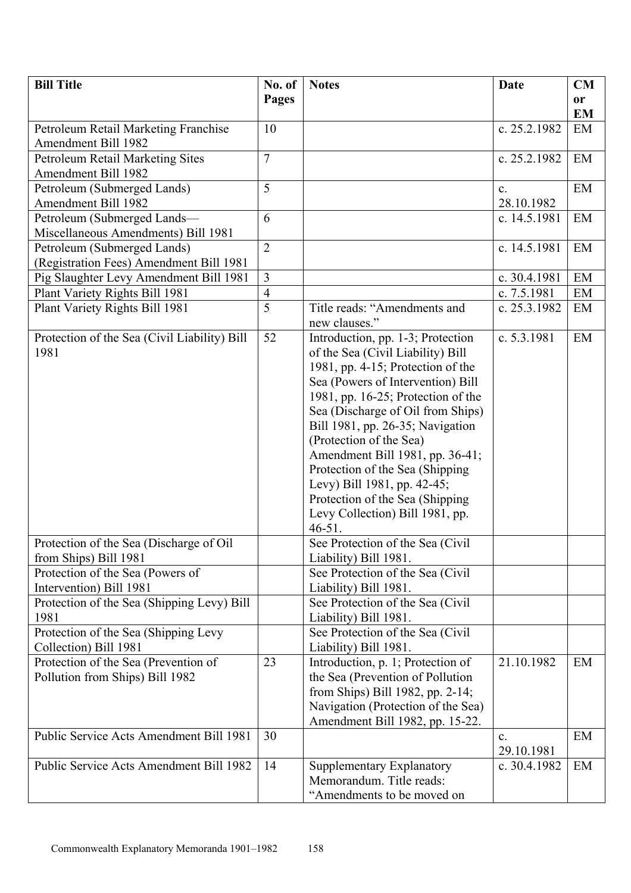| Bill Title | No. of Pages | Notes | Date | CM or EM |
|---|---|---|---|---|
| Petroleum Retail Marketing Franchise Amendment Bill 1982 | 10 | | c. 25.2.1982 | EM |
| Petroleum Retail Marketing Sites Amendment Bill 1982 | 7 | | c. 25.2.1982 | EM |
| Petroleum (Submerged Lands) Amendment Bill 1982 | 5 | | c. 28.10.1982 | EM |
| Petroleum (Submerged Lands—Miscellaneous Amendments) Bill 1981 | 6 | | c. 14.5.1981 | EM |
| Petroleum (Submerged Lands) (Registration Fees) Amendment Bill 1981 | 2 | | c. 14.5.1981 | EM |
| Pig Slaughter Levy Amendment Bill 1981 | 3 | | c. 30.4.1981 | EM |
| Plant Variety Rights Bill 1981 | 4 | | c. 7.5.1981 | EM |
| Plant Variety Rights Bill 1981 | 5 | Title reads: "Amendments and new clauses." | c. 25.3.1982 | EM |
| Protection of the Sea (Civil Liability) Bill 1981 | 52 | Introduction, pp. 1-3; Protection of the Sea (Civil Liability) Bill 1981, pp. 4-15; Protection of the Sea (Powers of Intervention) Bill 1981, pp. 16-25; Protection of the Sea (Discharge of Oil from Ships) Bill 1981, pp. 26-35; Navigation (Protection of the Sea) Amendment Bill 1981, pp. 36-41; Protection of the Sea (Shipping Levy) Bill 1981, pp. 42-45; Protection of the Sea (Shipping Levy Collection) Bill 1981, pp. 46-51. | c. 5.3.1981 | EM |
| Protection of the Sea (Discharge of Oil from Ships) Bill 1981 | | See Protection of the Sea (Civil Liability) Bill 1981. | | |
| Protection of the Sea (Powers of Intervention) Bill 1981 | | See Protection of the Sea (Civil Liability) Bill 1981. | | |
| Protection of the Sea (Shipping Levy) Bill 1981 | | See Protection of the Sea (Civil Liability) Bill 1981. | | |
| Protection of the Sea (Shipping Levy Collection) Bill 1981 | | See Protection of the Sea (Civil Liability) Bill 1981. | | |
| Protection of the Sea (Prevention of Pollution from Ships) Bill 1982 | 23 | Introduction, p. 1; Protection of the Sea (Prevention of Pollution from Ships) Bill 1982, pp. 2-14; Navigation (Protection of the Sea) Amendment Bill 1982, pp. 15-22. | 21.10.1982 | EM |
| Public Service Acts Amendment Bill 1981 | 30 | | c. 29.10.1981 | EM |
| Public Service Acts Amendment Bill 1982 | 14 | Supplementary Explanatory Memorandum. Title reads: "Amendments to be moved on | c. 30.4.1982 | EM |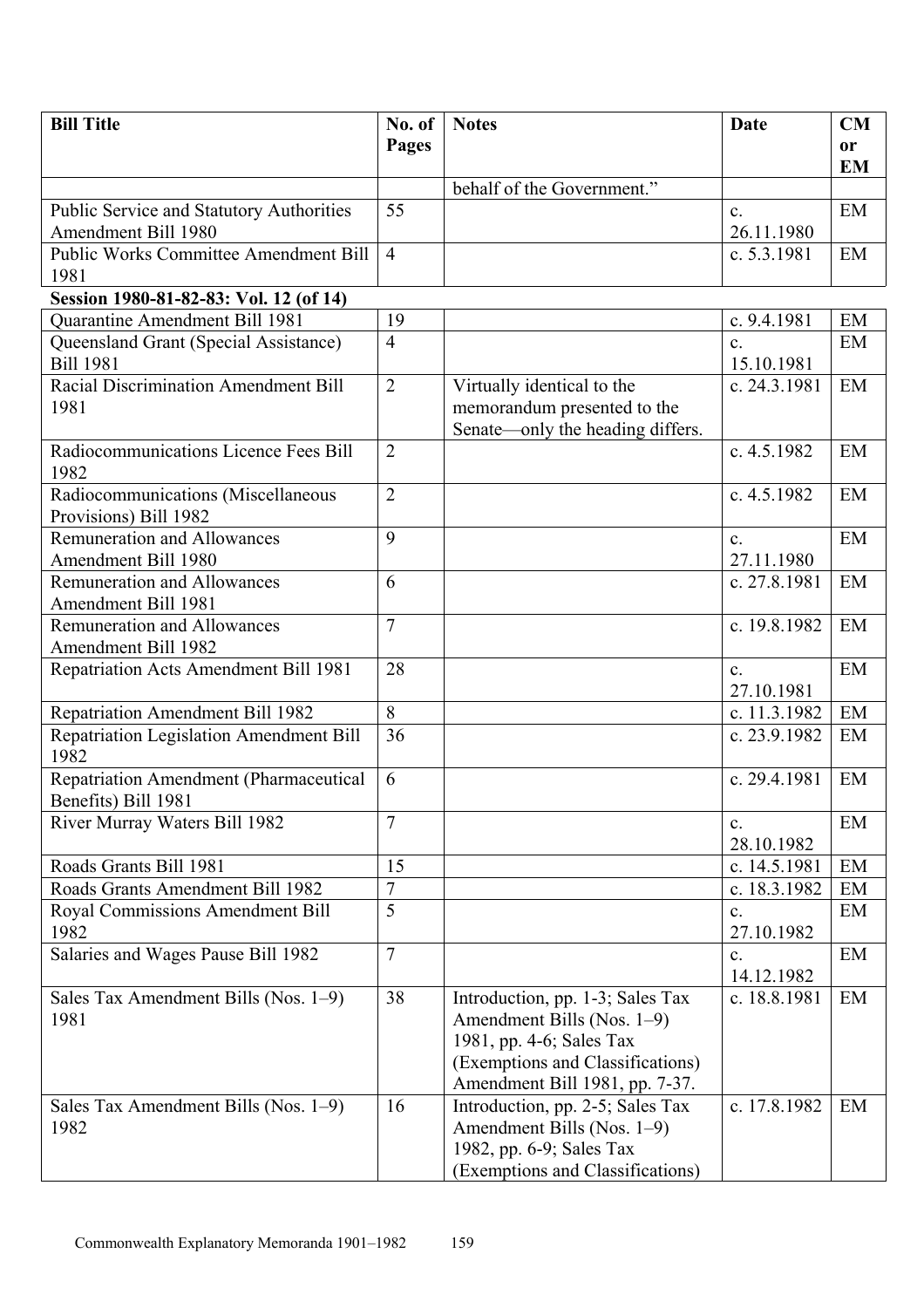| Bill Title | No. of Pages | Notes | Date | CM or EM |
|---|---|---|---|---|
| | | behalf of the Government." | | |
| Public Service and Statutory Authorities Amendment Bill 1980 | 55 | | c. 26.11.1980 | EM |
| Public Works Committee Amendment Bill 1981 | 4 | | c. 5.3.1981 | EM |
| **Session 1980-81-82-83: Vol. 12 (of 14)** | | | | |
| Quarantine Amendment Bill 1981 | 19 | | c. 9.4.1981 | EM |
| Queensland Grant (Special Assistance) Bill 1981 | 4 | | c. 15.10.1981 | EM |
| Racial Discrimination Amendment Bill 1981 | 2 | Virtually identical to the memorandum presented to the Senate—only the heading differs. | c. 24.3.1981 | EM |
| Radiocommunications Licence Fees Bill 1982 | 2 | | c. 4.5.1982 | EM |
| Radiocommunications (Miscellaneous Provisions) Bill 1982 | 2 | | c. 4.5.1982 | EM |
| Remuneration and Allowances Amendment Bill 1980 | 9 | | c. 27.11.1980 | EM |
| Remuneration and Allowances Amendment Bill 1981 | 6 | | c. 27.8.1981 | EM |
| Remuneration and Allowances Amendment Bill 1982 | 7 | | c. 19.8.1982 | EM |
| Repatriation Acts Amendment Bill 1981 | 28 | | c. 27.10.1981 | EM |
| Repatriation Amendment Bill 1982 | 8 | | c. 11.3.1982 | EM |
| Repatriation Legislation Amendment Bill 1982 | 36 | | c. 23.9.1982 | EM |
| Repatriation Amendment (Pharmaceutical Benefits) Bill 1981 | 6 | | c. 29.4.1981 | EM |
| River Murray Waters Bill 1982 | 7 | | c. 28.10.1982 | EM |
| Roads Grants Bill 1981 | 15 | | c. 14.5.1981 | EM |
| Roads Grants Amendment Bill 1982 | 7 | | c. 18.3.1982 | EM |
| Royal Commissions Amendment Bill 1982 | 5 | | c. 27.10.1982 | EM |
| Salaries and Wages Pause Bill 1982 | 7 | | c. 14.12.1982 | EM |
| Sales Tax Amendment Bills (Nos. 1–9) 1981 | 38 | Introduction, pp. 1-3; Sales Tax Amendment Bills (Nos. 1–9) 1981, pp. 4-6; Sales Tax (Exemptions and Classifications) Amendment Bill 1981, pp. 7-37. | c. 18.8.1981 | EM |
| Sales Tax Amendment Bills (Nos. 1–9) 1982 | 16 | Introduction, pp. 2-5; Sales Tax Amendment Bills (Nos. 1–9) 1982, pp. 6-9; Sales Tax (Exemptions and Classifications) | c. 17.8.1982 | EM |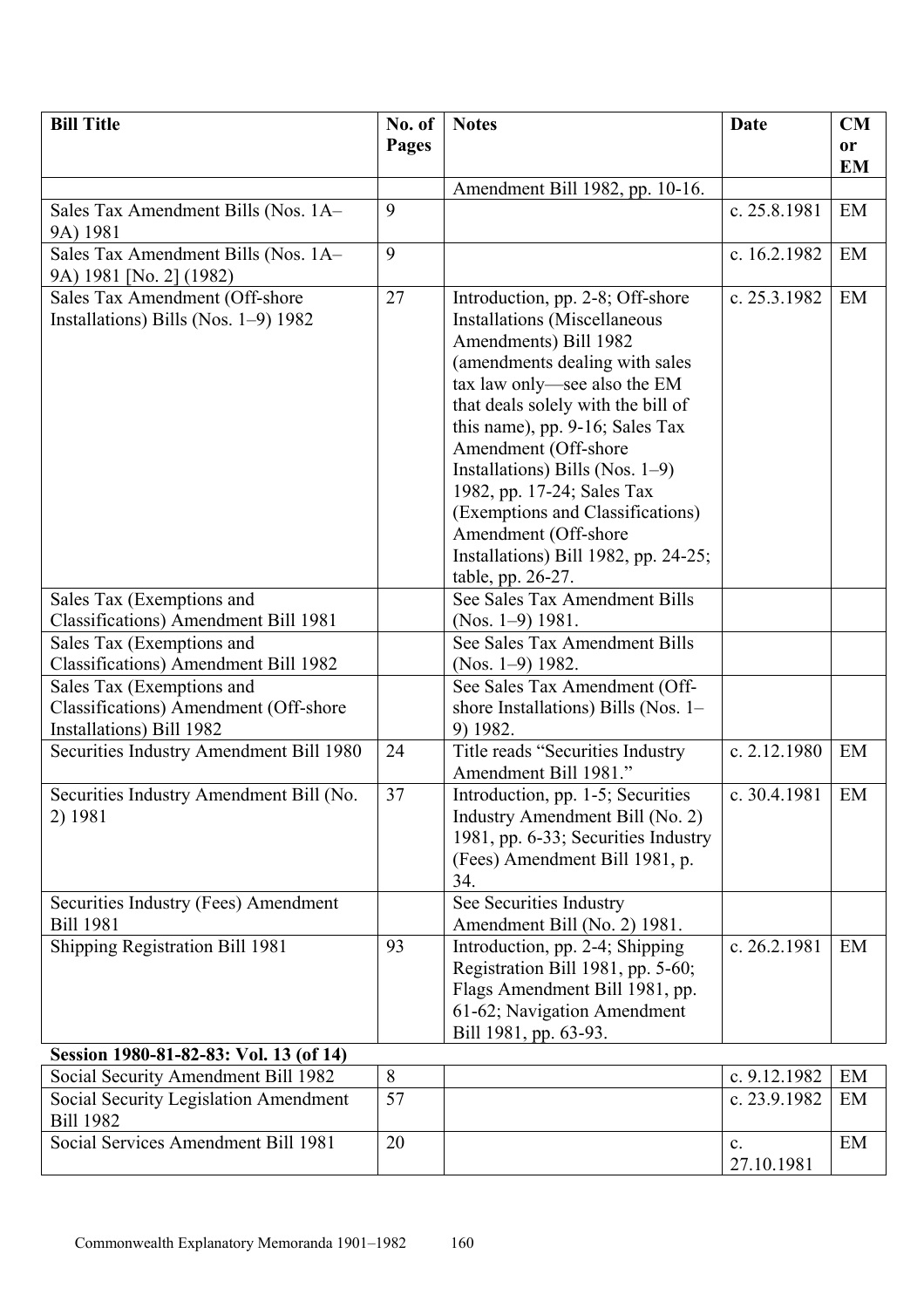| Bill Title | No. of Pages | Notes | Date | CM or EM |
|---|---|---|---|---|
| | | Amendment Bill 1982, pp. 10-16. | | |
| Sales Tax Amendment Bills (Nos. 1A–9A) 1981 | 9 | | c. 25.8.1981 | EM |
| Sales Tax Amendment Bills (Nos. 1A–9A) 1981 [No. 2] (1982) | 9 | | c. 16.2.1982 | EM |
| Sales Tax Amendment (Off-shore Installations) Bills (Nos. 1–9) 1982 | 27 | Introduction, pp. 2-8; Off-shore Installations (Miscellaneous Amendments) Bill 1982 (amendments dealing with sales tax law only—see also the EM that deals solely with the bill of this name), pp. 9-16; Sales Tax Amendment (Off-shore Installations) Bills (Nos. 1–9) 1982, pp. 17-24; Sales Tax (Exemptions and Classifications) Amendment (Off-shore Installations) Bill 1982, pp. 24-25; table, pp. 26-27. | c. 25.3.1982 | EM |
| Sales Tax (Exemptions and Classifications) Amendment Bill 1981 | | See Sales Tax Amendment Bills (Nos. 1–9) 1981. | | |
| Sales Tax (Exemptions and Classifications) Amendment Bill 1982 | | See Sales Tax Amendment Bills (Nos. 1–9) 1982. | | |
| Sales Tax (Exemptions and Classifications) Amendment (Off-shore Installations) Bill 1982 | | See Sales Tax Amendment (Off-shore Installations) Bills (Nos. 1–9) 1982. | | |
| Securities Industry Amendment Bill 1980 | 24 | Title reads "Securities Industry Amendment Bill 1981." | c. 2.12.1980 | EM |
| Securities Industry Amendment Bill (No. 2) 1981 | 37 | Introduction, pp. 1-5; Securities Industry Amendment Bill (No. 2) 1981, pp. 6-33; Securities Industry (Fees) Amendment Bill 1981, p. 34. | c. 30.4.1981 | EM |
| Securities Industry (Fees) Amendment Bill 1981 | | See Securities Industry Amendment Bill (No. 2) 1981. | | |
| Shipping Registration Bill 1981 | 93 | Introduction, pp. 2-4; Shipping Registration Bill 1981, pp. 5-60; Flags Amendment Bill 1981, pp. 61-62; Navigation Amendment Bill 1981, pp. 63-93. | c. 26.2.1981 | EM |
| **Session 1980-81-82-83: Vol. 13 (of 14)** | | | | |
| Social Security Amendment Bill 1982 | 8 | | c. 9.12.1982 | EM |
| Social Security Legislation Amendment Bill 1982 | 57 | | c. 23.9.1982 | EM |
| Social Services Amendment Bill 1981 | 20 | | c. 27.10.1981 | EM |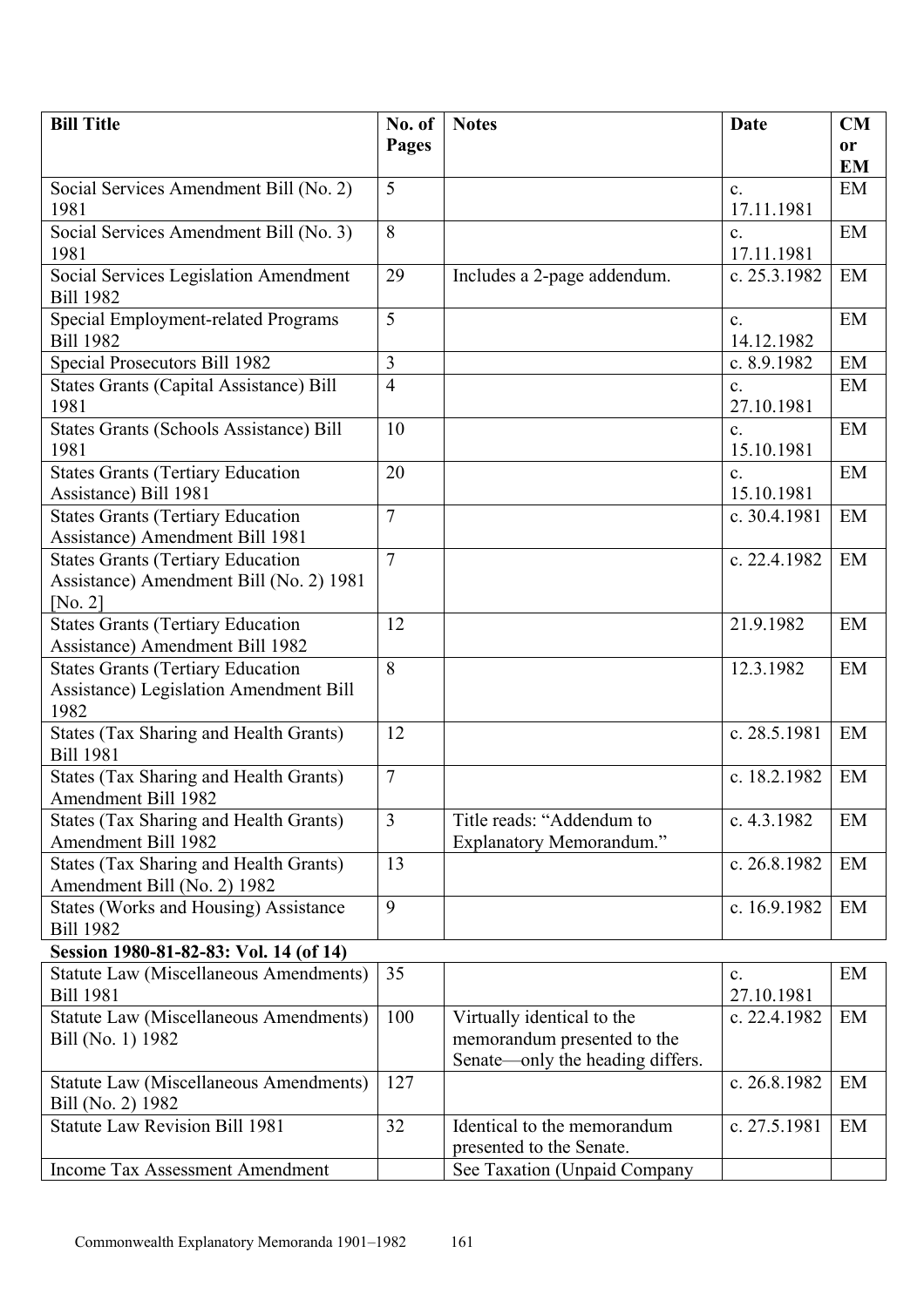| Bill Title | No. of Pages | Notes | Date | CM or EM |
|---|---|---|---|---|
| Social Services Amendment Bill (No. 2) 1981 | 5 | | c. 17.11.1981 | EM |
| Social Services Amendment Bill (No. 3) 1981 | 8 | | c. 17.11.1981 | EM |
| Social Services Legislation Amendment Bill 1982 | 29 | Includes a 2-page addendum. | c. 25.3.1982 | EM |
| Special Employment-related Programs Bill 1982 | 5 | | c. 14.12.1982 | EM |
| Special Prosecutors Bill 1982 | 3 | | c. 8.9.1982 | EM |
| States Grants (Capital Assistance) Bill 1981 | 4 | | c. 27.10.1981 | EM |
| States Grants (Schools Assistance) Bill 1981 | 10 | | c. 15.10.1981 | EM |
| States Grants (Tertiary Education Assistance) Bill 1981 | 20 | | c. 15.10.1981 | EM |
| States Grants (Tertiary Education Assistance) Amendment Bill 1981 | 7 | | c. 30.4.1981 | EM |
| States Grants (Tertiary Education Assistance) Amendment Bill (No. 2) 1981 [No. 2] | 7 | | c. 22.4.1982 | EM |
| States Grants (Tertiary Education Assistance) Amendment Bill 1982 | 12 | | 21.9.1982 | EM |
| States Grants (Tertiary Education Assistance) Legislation Amendment Bill 1982 | 8 | | 12.3.1982 | EM |
| States (Tax Sharing and Health Grants) Bill 1981 | 12 | | c. 28.5.1981 | EM |
| States (Tax Sharing and Health Grants) Amendment Bill 1982 | 7 | | c. 18.2.1982 | EM |
| States (Tax Sharing and Health Grants) Amendment Bill 1982 | 3 | Title reads: "Addendum to Explanatory Memorandum." | c. 4.3.1982 | EM |
| States (Tax Sharing and Health Grants) Amendment Bill (No. 2) 1982 | 13 | | c. 26.8.1982 | EM |
| States (Works and Housing) Assistance Bill 1982 | 9 | | c. 16.9.1982 | EM |
| **Session 1980-81-82-83: Vol. 14 (of 14)** | | | | |
| Statute Law (Miscellaneous Amendments) Bill 1981 | 35 | | c. 27.10.1981 | EM |
| Statute Law (Miscellaneous Amendments) Bill (No. 1) 1982 | 100 | Virtually identical to the memorandum presented to the Senate—only the heading differs. | c. 22.4.1982 | EM |
| Statute Law (Miscellaneous Amendments) Bill (No. 2) 1982 | 127 | | c. 26.8.1982 | EM |
| Statute Law Revision Bill 1981 | 32 | Identical to the memorandum presented to the Senate. | c. 27.5.1981 | EM |
| Income Tax Assessment Amendment | | See Taxation (Unpaid Company | | |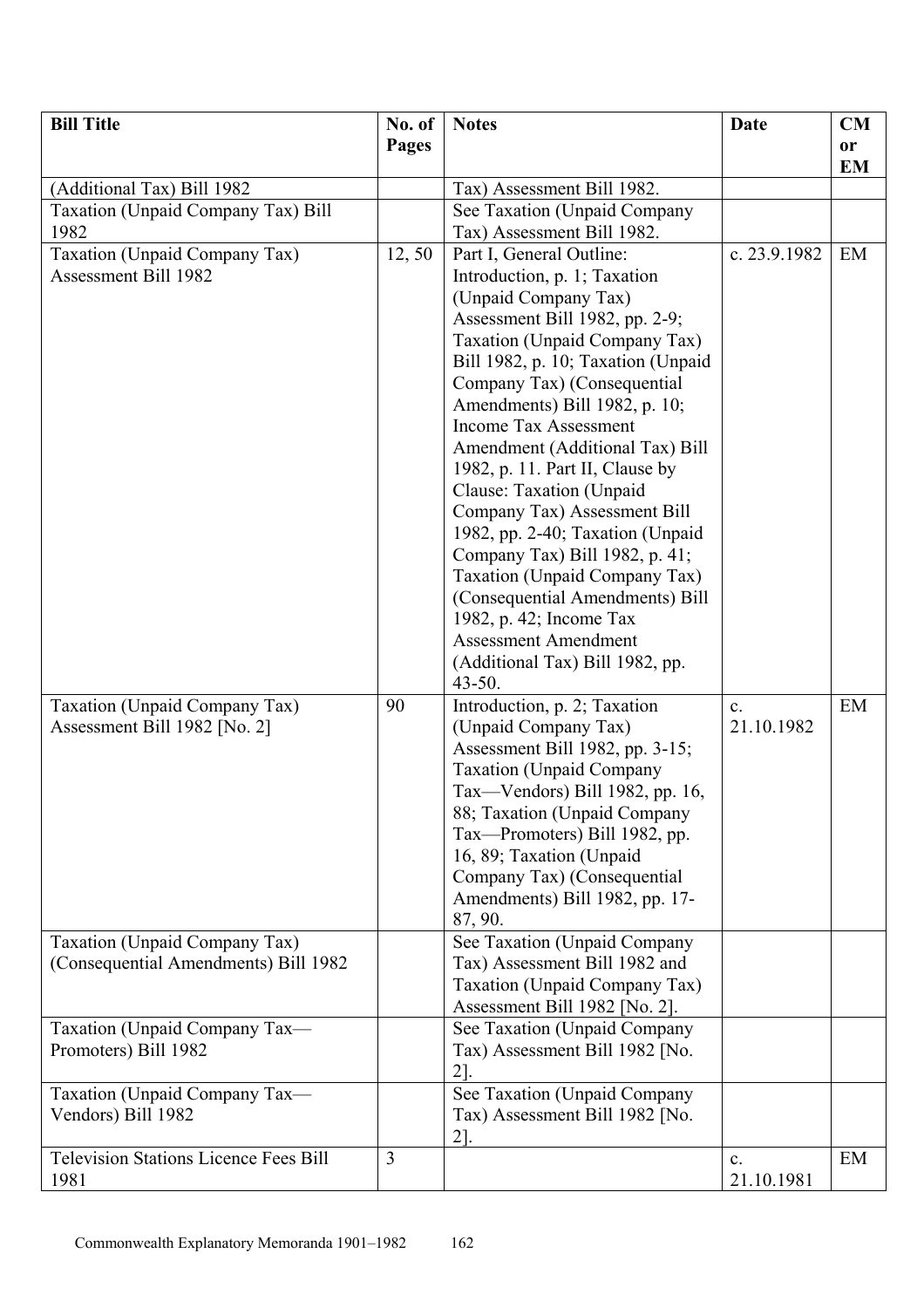| Bill Title | No. of Pages | Notes | Date | CM or EM |
|---|---|---|---|---|
| (Additional Tax) Bill 1982 | | Tax) Assessment Bill 1982. | | |
| Taxation (Unpaid Company Tax) Bill 1982 | | See Taxation (Unpaid Company Tax) Assessment Bill 1982. | | |
| Taxation (Unpaid Company Tax) Assessment Bill 1982 | 12, 50 | Part I, General Outline: Introduction, p. 1; Taxation (Unpaid Company Tax) Assessment Bill 1982, pp. 2-9; Taxation (Unpaid Company Tax) Bill 1982, p. 10; Taxation (Unpaid Company Tax) (Consequential Amendments) Bill 1982, p. 10; Income Tax Assessment Amendment (Additional Tax) Bill 1982, p. 11. Part II, Clause by Clause: Taxation (Unpaid Company Tax) Assessment Bill 1982, pp. 2-40; Taxation (Unpaid Company Tax) Bill 1982, p. 41; Taxation (Unpaid Company Tax) (Consequential Amendments) Bill 1982, p. 42; Income Tax Assessment Amendment (Additional Tax) Bill 1982, pp. 43-50. | c. 23.9.1982 | EM |
| Taxation (Unpaid Company Tax) Assessment Bill 1982 [No. 2] | 90 | Introduction, p. 2; Taxation (Unpaid Company Tax) Assessment Bill 1982, pp. 3-15; Taxation (Unpaid Company Tax—Vendors) Bill 1982, pp. 16, 88; Taxation (Unpaid Company Tax—Promoters) Bill 1982, pp. 16, 89; Taxation (Unpaid Company Tax) (Consequential Amendments) Bill 1982, pp. 17-87, 90. | c. 21.10.1982 | EM |
| Taxation (Unpaid Company Tax) (Consequential Amendments) Bill 1982 | | See Taxation (Unpaid Company Tax) Assessment Bill 1982 and Taxation (Unpaid Company Tax) Assessment Bill 1982 [No. 2]. | | |
| Taxation (Unpaid Company Tax—Promoters) Bill 1982 | | See Taxation (Unpaid Company Tax) Assessment Bill 1982 [No. 2]. | | |
| Taxation (Unpaid Company Tax—Vendors) Bill 1982 | | See Taxation (Unpaid Company Tax) Assessment Bill 1982 [No. 2]. | | |
| Television Stations Licence Fees Bill 1981 | 3 | | c. 21.10.1981 | EM |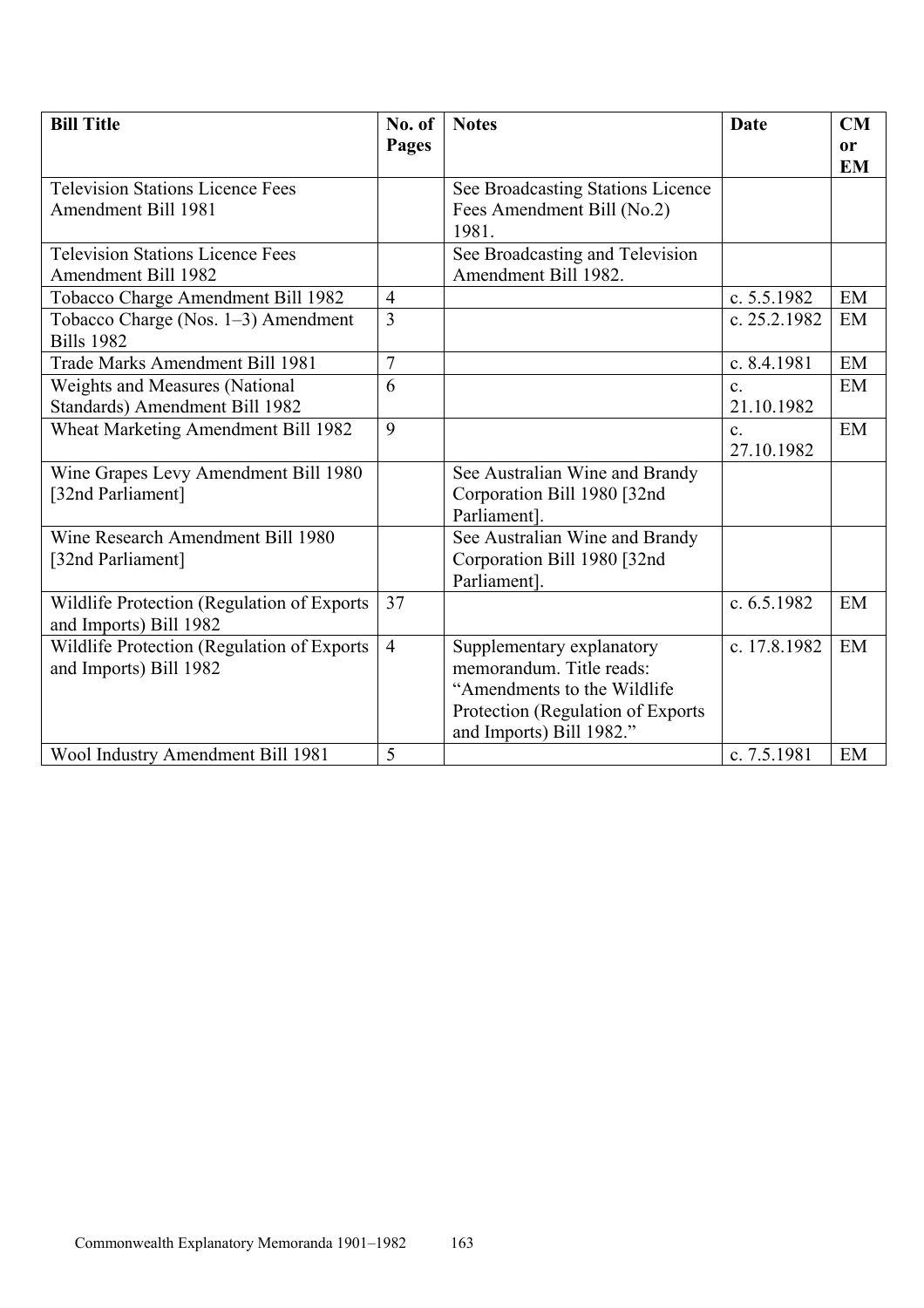| Bill Title | No. of Pages | Notes | Date | CM or EM |
|---|---|---|---|---|
| Television Stations Licence Fees Amendment Bill 1981 | | See Broadcasting Stations Licence Fees Amendment Bill (No.2) 1981. | | |
| Television Stations Licence Fees Amendment Bill 1982 | | See Broadcasting and Television Amendment Bill 1982. | | |
| Tobacco Charge Amendment Bill 1982 | 4 | | c. 5.5.1982 | EM |
| Tobacco Charge (Nos. 1–3) Amendment Bills 1982 | 3 | | c. 25.2.1982 | EM |
| Trade Marks Amendment Bill 1981 | 7 | | c. 8.4.1981 | EM |
| Weights and Measures (National Standards) Amendment Bill 1982 | 6 | | c. 21.10.1982 | EM |
| Wheat Marketing Amendment Bill 1982 | 9 | | c. 27.10.1982 | EM |
| Wine Grapes Levy Amendment Bill 1980 [32nd Parliament] | | See Australian Wine and Brandy Corporation Bill 1980 [32nd Parliament]. | | |
| Wine Research Amendment Bill 1980 [32nd Parliament] | | See Australian Wine and Brandy Corporation Bill 1980 [32nd Parliament]. | | |
| Wildlife Protection (Regulation of Exports and Imports) Bill 1982 | 37 | | c. 6.5.1982 | EM |
| Wildlife Protection (Regulation of Exports and Imports) Bill 1982 | 4 | Supplementary explanatory memorandum. Title reads: "Amendments to the Wildlife Protection (Regulation of Exports and Imports) Bill 1982." | c. 17.8.1982 | EM |
| Wool Industry Amendment Bill 1981 | 5 | | c. 7.5.1981 | EM |